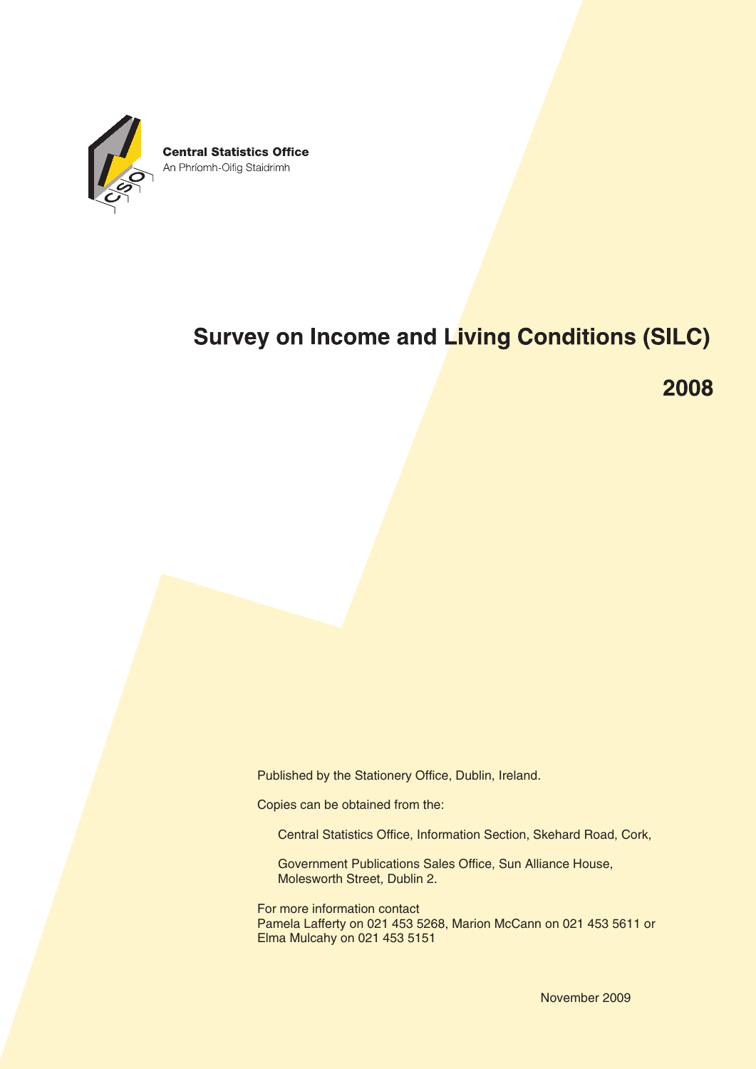**Central Statistics Office**
An Phríomh-Oifig Staidrimh

# Survey on Income and Living Conditions (SILC)

## 2008

Published by the Stationery Office, Dublin, Ireland.

Copies can be obtained from the:

Central Statistics Office, Information Section, Skehard Road, Cork,

Government Publications Sales Office, Sun Alliance House, Molesworth Street, Dublin 2.

For more information contact
Pamela Lafferty on 021 453 5268, Marion McCann on 021 453 5611 or Elma Mulcahy on 021 453 5151

November 2009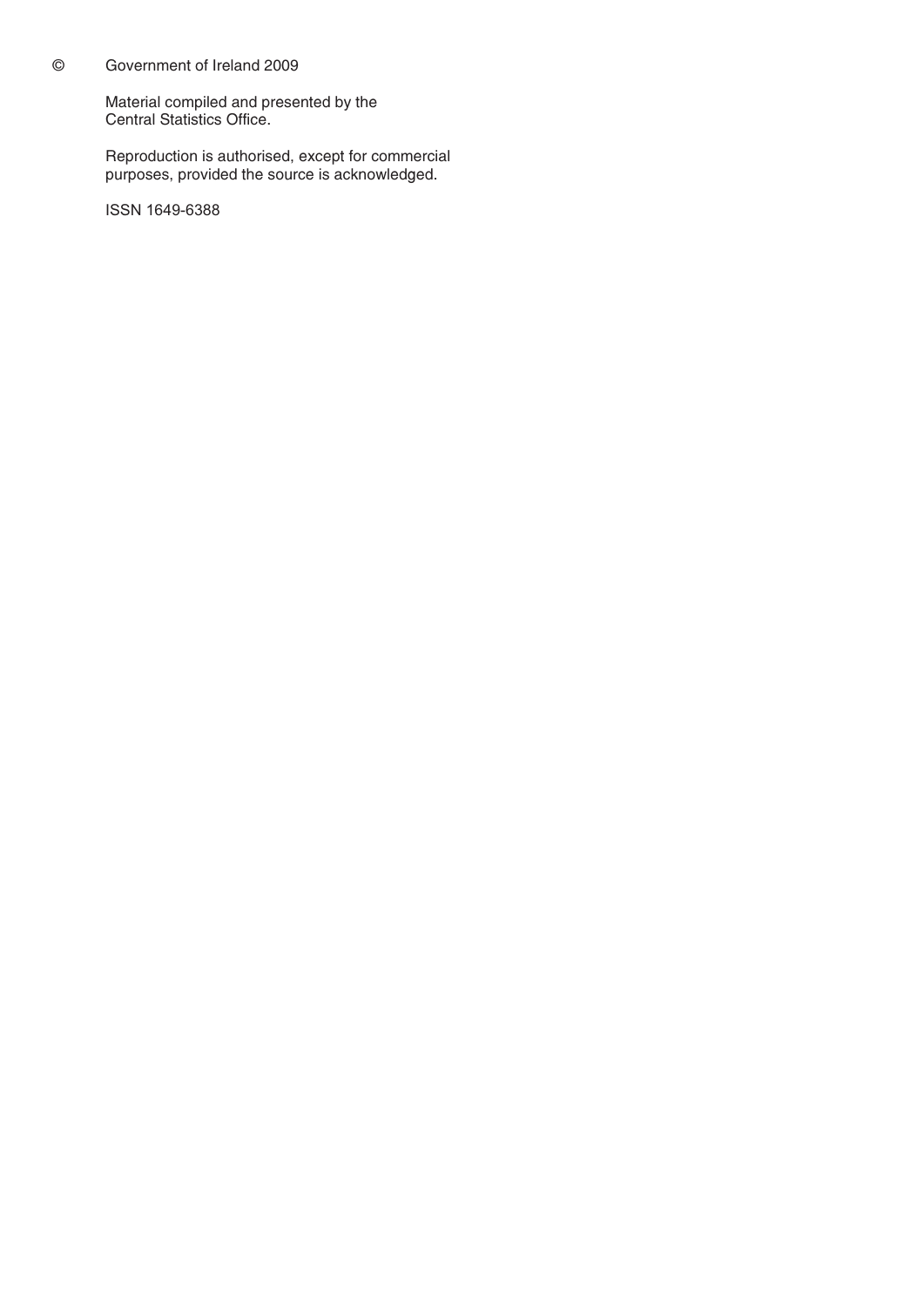© Government of Ireland 2009

Material compiled and presented by the Central Statistics Office.

Reproduction is authorised, except for commercial purposes, provided the source is acknowledged.

ISSN 1649-6388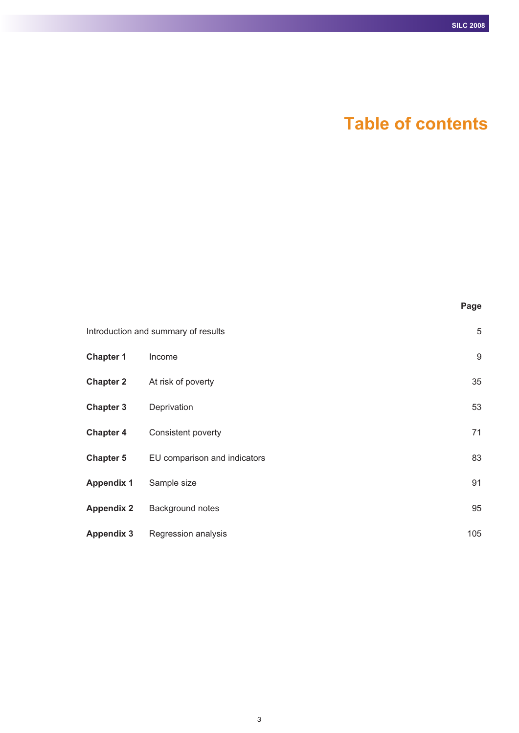# Table of contents

| | | Page |
|---|---|---|
| Introduction and summary of results | | 5 |
| **Chapter 1** | Income | 9 |
| **Chapter 2** | At risk of poverty | 35 |
| **Chapter 3** | Deprivation | 53 |
| **Chapter 4** | Consistent poverty | 71 |
| **Chapter 5** | EU comparison and indicators | 83 |
| **Appendix 1** | Sample size | 91 |
| **Appendix 2** | Background notes | 95 |
| **Appendix 3** | Regression analysis | 105 |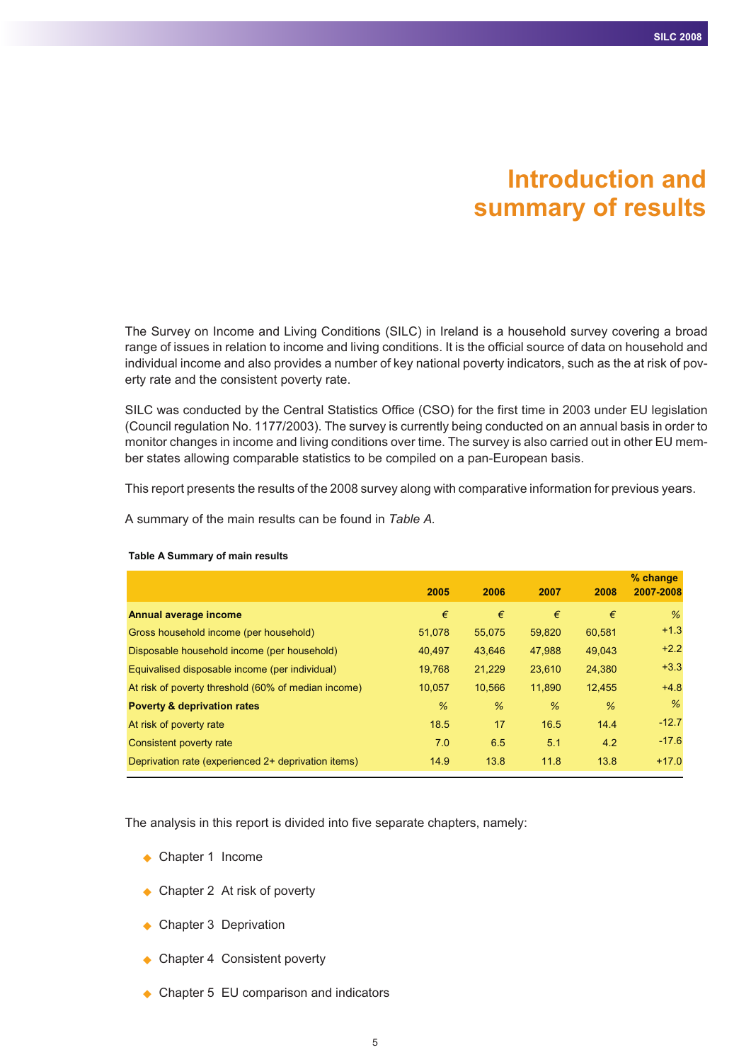# Introduction and summary of results

The Survey on Income and Living Conditions (SILC) in Ireland is a household survey covering a broad range of issues in relation to income and living conditions. It is the official source of data on household and individual income and also provides a number of key national poverty indicators, such as the at risk of poverty rate and the consistent poverty rate.

SILC was conducted by the Central Statistics Office (CSO) for the first time in 2003 under EU legislation (Council regulation No. 1177/2003). The survey is currently being conducted on an annual basis in order to monitor changes in income and living conditions over time. The survey is also carried out in other EU member states allowing comparable statistics to be compiled on a pan-European basis.

This report presents the results of the 2008 survey along with comparative information for previous years.

A summary of the main results can be found in *Table A.*

**Table A Summary of main results**

| | 2005 | 2006 | 2007 | 2008 | % change 2007-2008 |
|---|---|---|---|---|---|
| **Annual average income** | € | € | € | € | % |
| Gross household income (per household) | 51,078 | 55,075 | 59,820 | 60,581 | +1.3 |
| Disposable household income (per household) | 40,497 | 43,646 | 47,988 | 49,043 | +2.2 |
| Equivalised disposable income (per individual) | 19,768 | 21,229 | 23,610 | 24,380 | +3.3 |
| At risk of poverty threshold (60% of median income) | 10,057 | 10,566 | 11,890 | 12,455 | +4.8 |
| **Poverty & deprivation rates** | % | % | % | % | % |
| At risk of poverty rate | 18.5 | 17 | 16.5 | 14.4 | -12.7 |
| Consistent poverty rate | 7.0 | 6.5 | 5.1 | 4.2 | -17.6 |
| Deprivation rate (experienced 2+ deprivation items) | 14.9 | 13.8 | 11.8 | 13.8 | +17.0 |

The analysis in this report is divided into five separate chapters, namely:

- Chapter 1 Income
- Chapter 2 At risk of poverty
- Chapter 3 Deprivation
- Chapter 4 Consistent poverty
- Chapter 5 EU comparison and indicators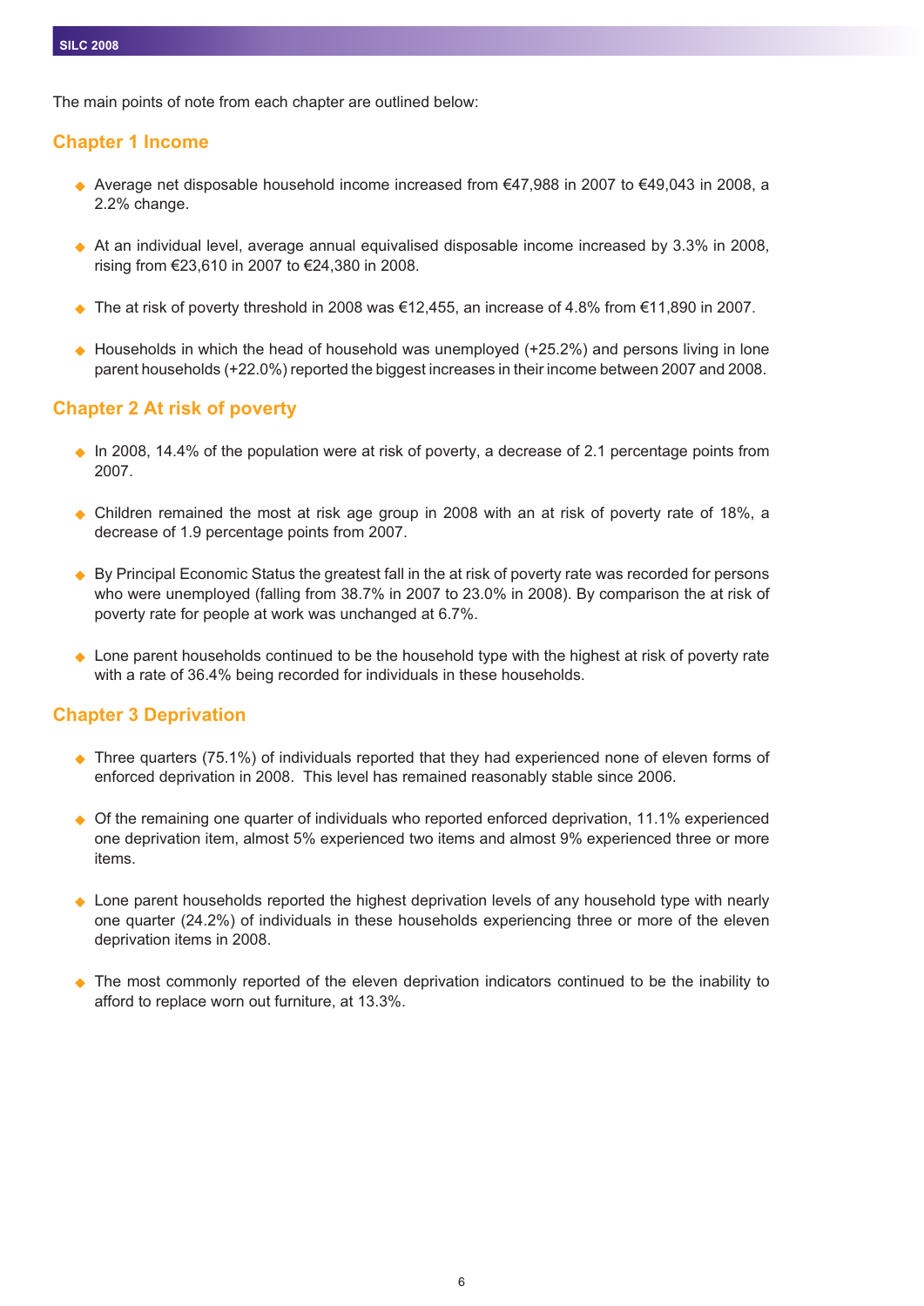The main points of note from each chapter are outlined below:

## Chapter 1 Income

- Average net disposable household income increased from €47,988 in 2007 to €49,043 in 2008, a 2.2% change.
- At an individual level, average annual equivalised disposable income increased by 3.3% in 2008, rising from €23,610 in 2007 to €24,380 in 2008.
- The at risk of poverty threshold in 2008 was €12,455, an increase of 4.8% from €11,890 in 2007.
- Households in which the head of household was unemployed (+25.2%) and persons living in lone parent households (+22.0%) reported the biggest increases in their income between 2007 and 2008.

## Chapter 2 At risk of poverty

- In 2008, 14.4% of the population were at risk of poverty, a decrease of 2.1 percentage points from 2007.
- Children remained the most at risk age group in 2008 with an at risk of poverty rate of 18%, a decrease of 1.9 percentage points from 2007.
- By Principal Economic Status the greatest fall in the at risk of poverty rate was recorded for persons who were unemployed (falling from 38.7% in 2007 to 23.0% in 2008). By comparison the at risk of poverty rate for people at work was unchanged at 6.7%.
- Lone parent households continued to be the household type with the highest at risk of poverty rate with a rate of 36.4% being recorded for individuals in these households.

## Chapter 3 Deprivation

- Three quarters (75.1%) of individuals reported that they had experienced none of eleven forms of enforced deprivation in 2008. This level has remained reasonably stable since 2006.
- Of the remaining one quarter of individuals who reported enforced deprivation, 11.1% experienced one deprivation item, almost 5% experienced two items and almost 9% experienced three or more items.
- Lone parent households reported the highest deprivation levels of any household type with nearly one quarter (24.2%) of individuals in these households experiencing three or more of the eleven deprivation items in 2008.
- The most commonly reported of the eleven deprivation indicators continued to be the inability to afford to replace worn out furniture, at 13.3%.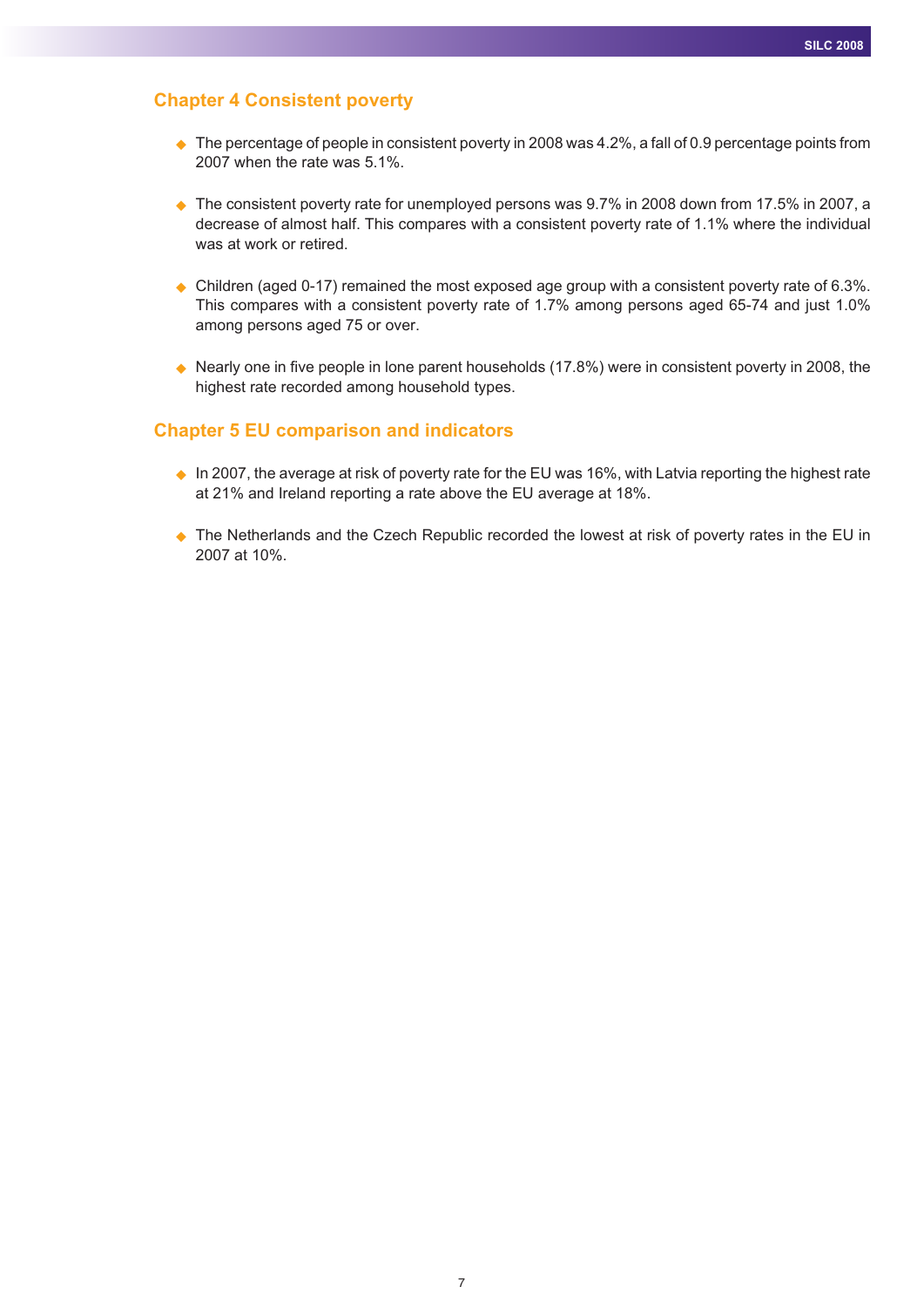## Chapter 4 Consistent poverty

- The percentage of people in consistent poverty in 2008 was 4.2%, a fall of 0.9 percentage points from 2007 when the rate was 5.1%.

- The consistent poverty rate for unemployed persons was 9.7% in 2008 down from 17.5% in 2007, a decrease of almost half. This compares with a consistent poverty rate of 1.1% where the individual was at work or retired.

- Children (aged 0-17) remained the most exposed age group with a consistent poverty rate of 6.3%. This compares with a consistent poverty rate of 1.7% among persons aged 65-74 and just 1.0% among persons aged 75 or over.

- Nearly one in five people in lone parent households (17.8%) were in consistent poverty in 2008, the highest rate recorded among household types.

## Chapter 5 EU comparison and indicators

- In 2007, the average at risk of poverty rate for the EU was 16%, with Latvia reporting the highest rate at 21% and Ireland reporting a rate above the EU average at 18%.

- The Netherlands and the Czech Republic recorded the lowest at risk of poverty rates in the EU in 2007 at 10%.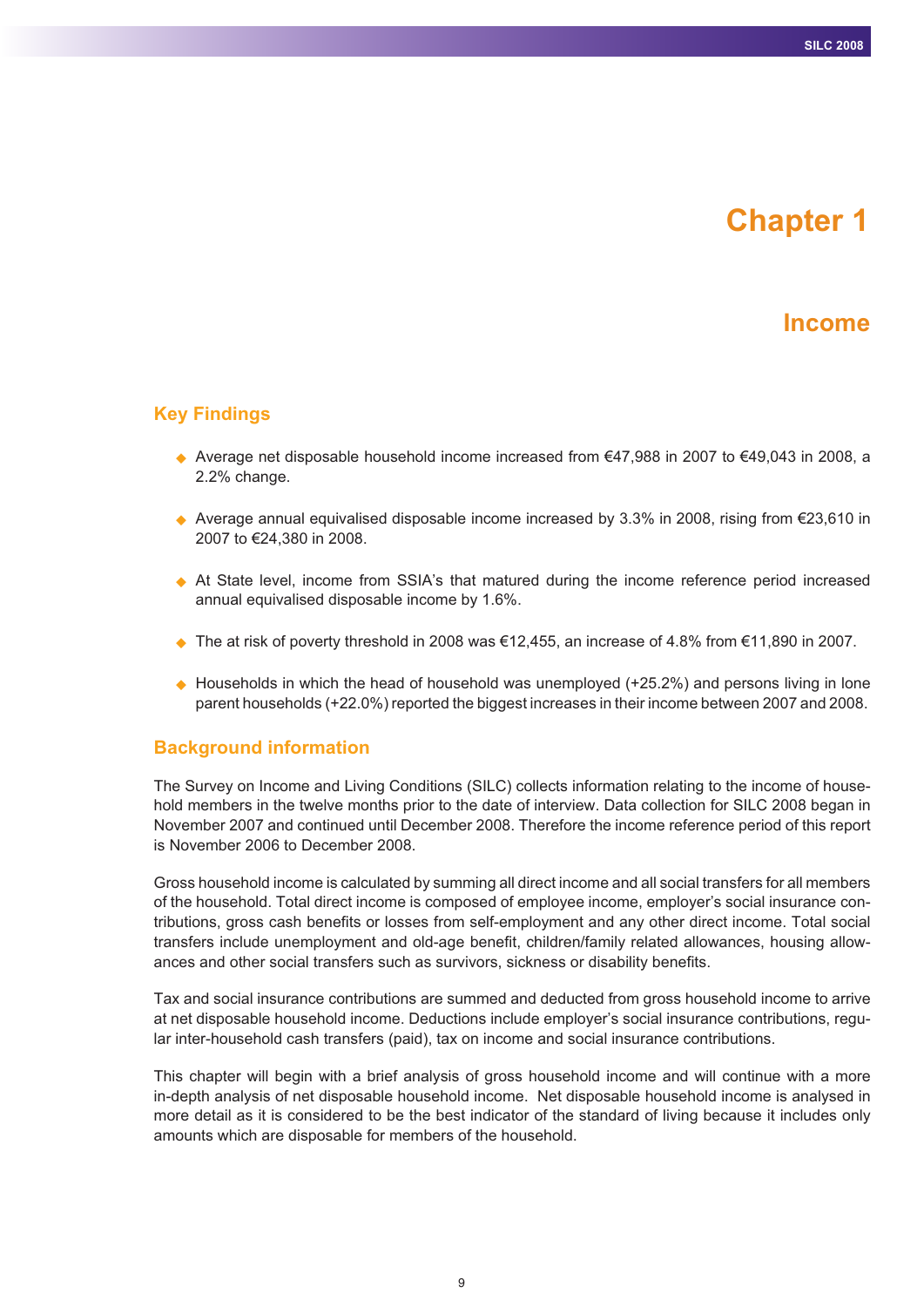# Chapter 1

## Income

### Key Findings

- Average net disposable household income increased from €47,988 in 2007 to €49,043 in 2008, a 2.2% change.
- Average annual equivalised disposable income increased by 3.3% in 2008, rising from €23,610 in 2007 to €24,380 in 2008.
- At State level, income from SSIA's that matured during the income reference period increased annual equivalised disposable income by 1.6%.
- The at risk of poverty threshold in 2008 was €12,455, an increase of 4.8% from €11,890 in 2007.
- Households in which the head of household was unemployed (+25.2%) and persons living in lone parent households (+22.0%) reported the biggest increases in their income between 2007 and 2008.

### Background information

The Survey on Income and Living Conditions (SILC) collects information relating to the income of household members in the twelve months prior to the date of interview. Data collection for SILC 2008 began in November 2007 and continued until December 2008. Therefore the income reference period of this report is November 2006 to December 2008.

Gross household income is calculated by summing all direct income and all social transfers for all members of the household. Total direct income is composed of employee income, employer's social insurance contributions, gross cash benefits or losses from self-employment and any other direct income. Total social transfers include unemployment and old-age benefit, children/family related allowances, housing allowances and other social transfers such as survivors, sickness or disability benefits.

Tax and social insurance contributions are summed and deducted from gross household income to arrive at net disposable household income. Deductions include employer's social insurance contributions, regular inter-household cash transfers (paid), tax on income and social insurance contributions.

This chapter will begin with a brief analysis of gross household income and will continue with a more in-depth analysis of net disposable household income. Net disposable household income is analysed in more detail as it is considered to be the best indicator of the standard of living because it includes only amounts which are disposable for members of the household.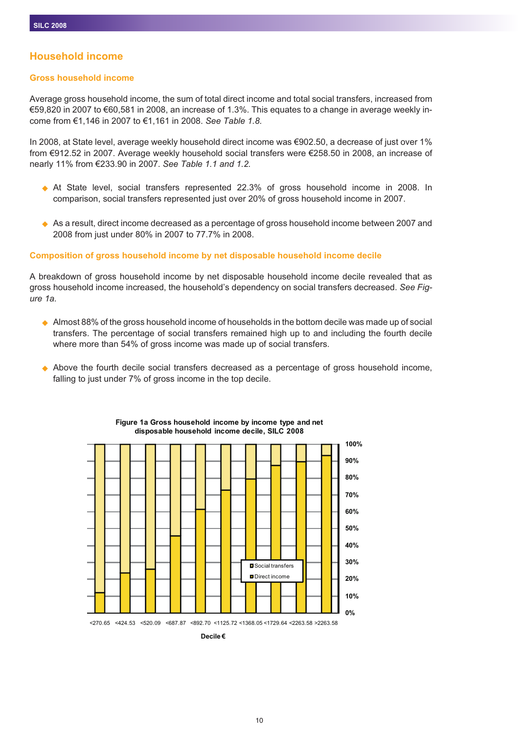# Household income

## Gross household income

Average gross household income, the sum of total direct income and total social transfers, increased from €59,820 in 2007 to €60,581 in 2008, an increase of 1.3%. This equates to a change in average weekly income from €1,146 in 2007 to €1,161 in 2008. *See Table 1.8.*

In 2008, at State level, average weekly household direct income was €902.50, a decrease of just over 1% from €912.52 in 2007. Average weekly household social transfers were €258.50 in 2008, an increase of nearly 11% from €233.90 in 2007. *See Table 1.1 and 1.2.*

- At State level, social transfers represented 22.3% of gross household income in 2008. In comparison, social transfers represented just over 20% of gross household income in 2007.
- As a result, direct income decreased as a percentage of gross household income between 2007 and 2008 from just under 80% in 2007 to 77.7% in 2008.

## Composition of gross household income by net disposable household income decile

A breakdown of gross household income by net disposable household income decile revealed that as gross household income increased, the household's dependency on social transfers decreased. *See Figure 1a.*

- Almost 88% of the gross household income of households in the bottom decile was made up of social transfers. The percentage of social transfers remained high up to and including the fourth decile where more than 54% of gross income was made up of social transfers.
- Above the fourth decile social transfers decreased as a percentage of gross household income, falling to just under 7% of gross income in the top decile.

**Figure 1a Gross household income by income type and net disposable household income decile, SILC 2008**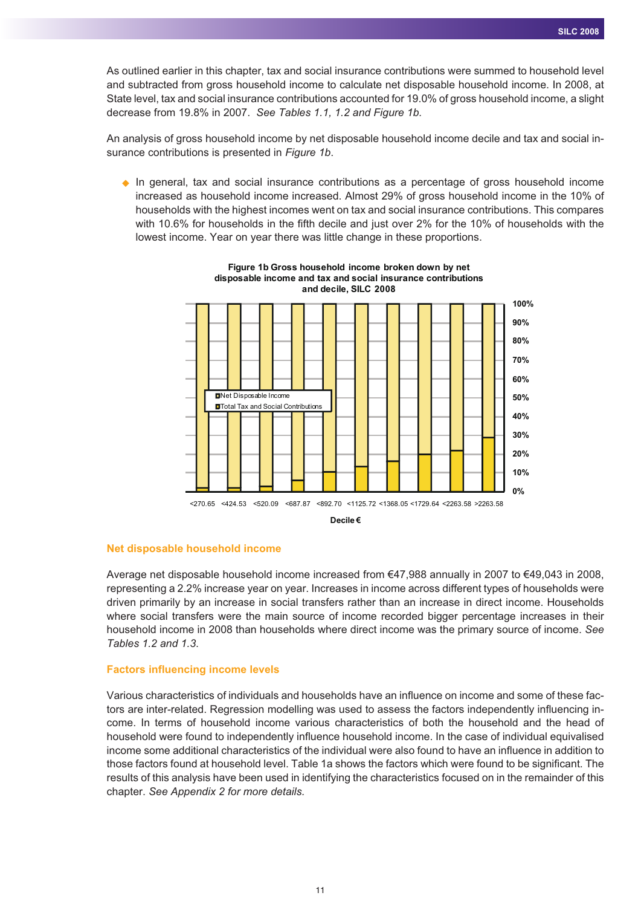As outlined earlier in this chapter, tax and social insurance contributions were summed to household level and subtracted from gross household income to calculate net disposable household income. In 2008, at State level, tax and social insurance contributions accounted for 19.0% of gross household income, a slight decrease from 19.8% in 2007. *See Tables 1.1, 1.2 and Figure 1b.*

An analysis of gross household income by net disposable household income decile and tax and social insurance contributions is presented in *Figure 1b*.

- In general, tax and social insurance contributions as a percentage of gross household income increased as household income increased. Almost 29% of gross household income in the 10% of households with the highest incomes went on tax and social insurance contributions. This compares with 10.6% for households in the fifth decile and just over 2% for the 10% of households with the lowest income. Year on year there was little change in these proportions.

**Figure 1b Gross household income broken down by net disposable income and tax and social insurance contributions and decile, SILC 2008**

Legend: Net Disposable Income; Total Tax and Social Contributions

Y-axis: 0%, 10%, 20%, 30%, 40%, 50%, 60%, 70%, 80%, 90%, 100%

X-axis (Decile €): <270.65, <424.53, <520.09, <687.87, <892.70, <1125.72, <1368.05, <1729.64, <2263.58, >2263.58

## Net disposable household income

Average net disposable household income increased from €47,988 annually in 2007 to €49,043 in 2008, representing a 2.2% increase year on year. Increases in income across different types of households were driven primarily by an increase in social transfers rather than an increase in direct income. Households where social transfers were the main source of income recorded bigger percentage increases in their household income in 2008 than households where direct income was the primary source of income. *See Tables 1.2 and 1.3.*

## Factors influencing income levels

Various characteristics of individuals and households have an influence on income and some of these factors are inter-related. Regression modelling was used to assess the factors independently influencing income. In terms of household income various characteristics of both the household and the head of household were found to independently influence household income. In the case of individual equivalised income some additional characteristics of the individual were also found to have an influence in addition to those factors found at household level. Table 1a shows the factors which were found to be significant. The results of this analysis have been used in identifying the characteristics focused on in the remainder of this chapter. *See Appendix 2 for more details.*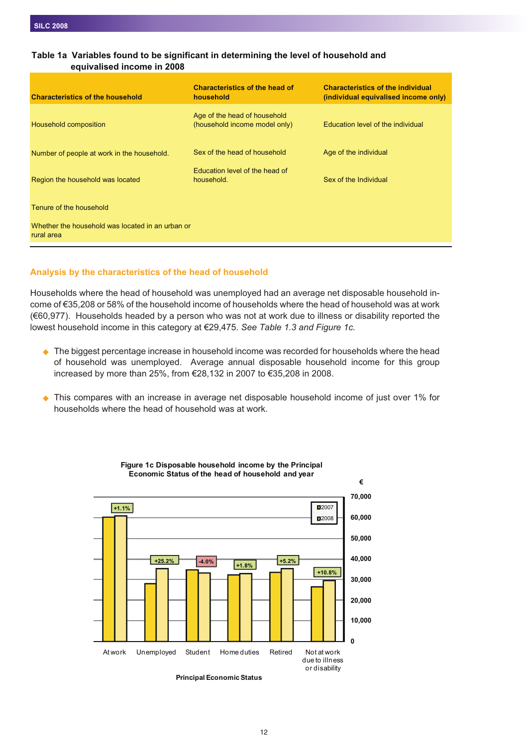**Table 1a Variables found to be significant in determining the level of household and equivalised income in 2008**

| Characteristics of the household | Characteristics of the head of household | Characteristics of the individual (individual equivalised income only) |
|---|---|---|
| Household composition | Age of the head of household (household income model only) | Education level of the individual |
| Number of people at work in the household. | Sex of the head of household | Age of the individual |
| Region the household was located | Education level of the head of household. | Sex of the Individual |
| Tenure of the household | | |
| Whether the household was located in an urban or rural area | | |

## Analysis by the characteristics of the head of household

Households where the head of household was unemployed had an average net disposable household income of €35,208 or 58% of the household income of households where the head of household was at work (€60,977). Households headed by a person who was not at work due to illness or disability reported the lowest household income in this category at €29,475. *See Table 1.3 and Figure 1c.*

- The biggest percentage increase in household income was recorded for households where the head of household was unemployed. Average annual disposable household income for this group increased by more than 25%, from €28,132 in 2007 to €35,208 in 2008.
- This compares with an increase in average net disposable household income of just over 1% for households where the head of household was at work.

**Figure 1c Disposable household income by the Principal Economic Status of the head of household and year**

| Principal Economic Status | Change 2007–2008 |
|---|---|
| At work | +1.1% |
| Unemployed | +25.2% |
| Student | -4.0% |
| Home duties | +1.8% |
| Retired | +5.2% |
| Not at work due to illness or disability | +10.8% |

Y-axis: € (0 – 70,000); Legend: 2007, 2008

Principal Economic Status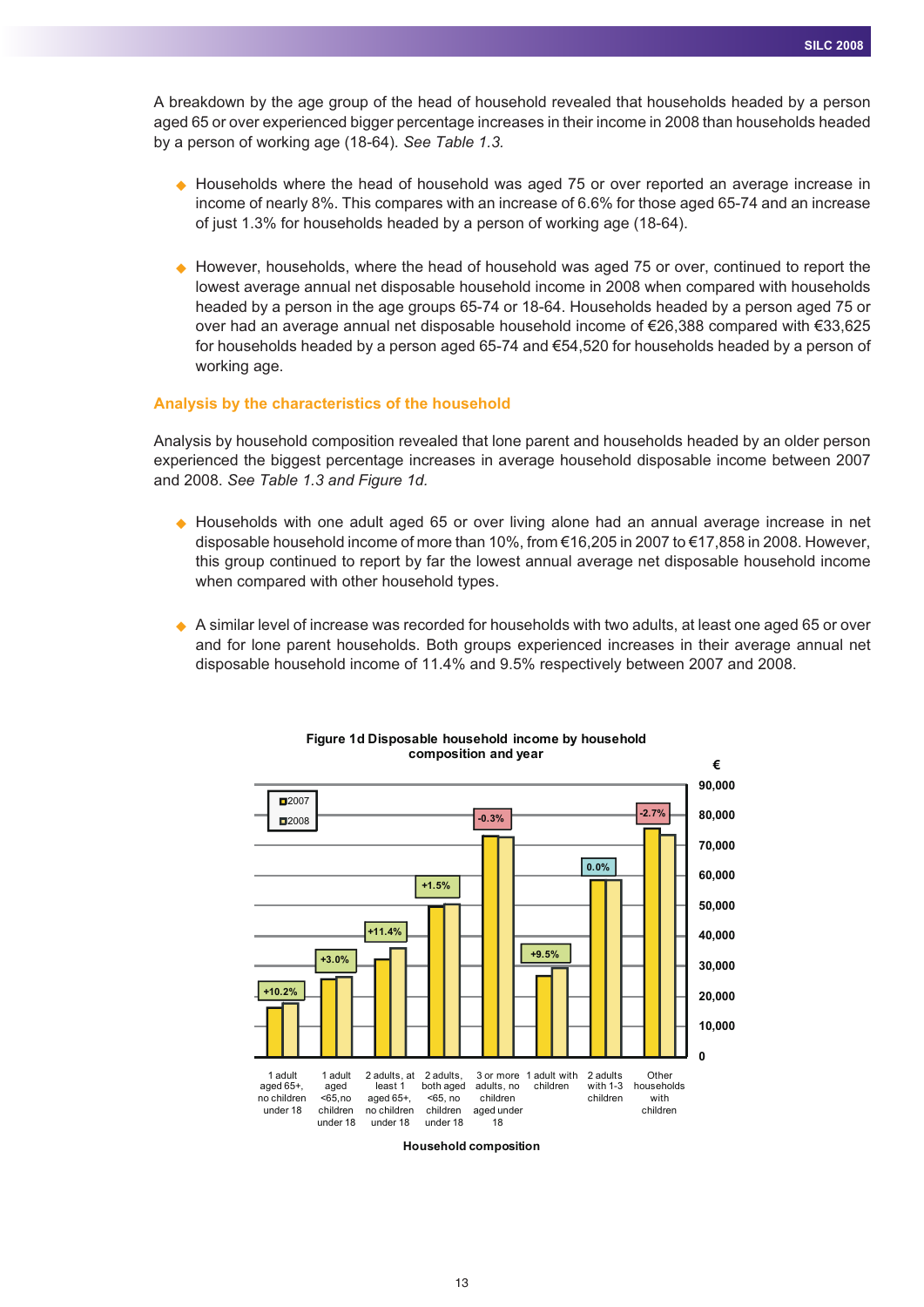A breakdown by the age group of the head of household revealed that households headed by a person aged 65 or over experienced bigger percentage increases in their income in 2008 than households headed by a person of working age (18-64). *See Table 1.3.*

- Households where the head of household was aged 75 or over reported an average increase in income of nearly 8%. This compares with an increase of 6.6% for those aged 65-74 and an increase of just 1.3% for households headed by a person of working age (18-64).

- However, households, where the head of household was aged 75 or over, continued to report the lowest average annual net disposable household income in 2008 when compared with households headed by a person in the age groups 65-74 or 18-64. Households headed by a person aged 75 or over had an average annual net disposable household income of €26,388 compared with €33,625 for households headed by a person aged 65-74 and €54,520 for households headed by a person of working age.

## Analysis by the characteristics of the household

Analysis by household composition revealed that lone parent and households headed by an older person experienced the biggest percentage increases in average household disposable income between 2007 and 2008. *See Table 1.3 and Figure 1d.*

- Households with one adult aged 65 or over living alone had an annual average increase in net disposable household income of more than 10%, from €16,205 in 2007 to €17,858 in 2008. However, this group continued to report by far the lowest annual average net disposable household income when compared with other household types.

- A similar level of increase was recorded for households with two adults, at least one aged 65 or over and for lone parent households. Both groups experienced increases in their average annual net disposable household income of 11.4% and 9.5% respectively between 2007 and 2008.

**Figure 1d Disposable household income by household composition and year**

| Household composition | % change 2007–2008 |
|---|---|
| 1 adult aged 65+, no children under 18 | +10.2% |
| 1 adult aged <65, no children under 18 | +3.0% |
| 2 adults, at least 1 aged 65+, no children under 18 | +11.4% |
| 2 adults, both aged <65, no children under 18 | +1.5% |
| 3 or more adults, no children aged under 18 | -0.3% |
| 1 adult with children | +9.5% |
| 2 adults with 1-3 children | 0.0% |
| Other households with children | -2.7% |

Legend: 2007, 2008. Y-axis: € (0 to 90,000). X-axis: Household composition.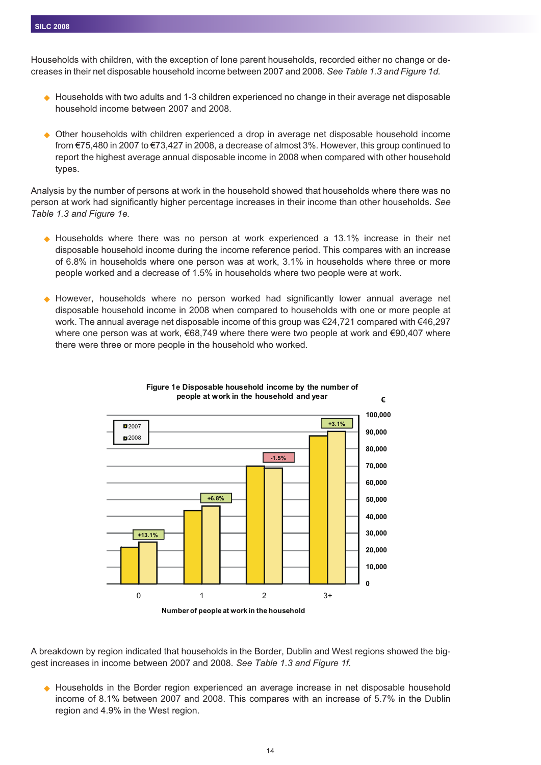Households with children, with the exception of lone parent households, recorded either no change or decreases in their net disposable household income between 2007 and 2008. *See Table 1.3 and Figure 1d.*

- Households with two adults and 1-3 children experienced no change in their average net disposable household income between 2007 and 2008.

- Other households with children experienced a drop in average net disposable household income from €75,480 in 2007 to €73,427 in 2008, a decrease of almost 3%. However, this group continued to report the highest average annual disposable income in 2008 when compared with other household types.

Analysis by the number of persons at work in the household showed that households where there was no person at work had significantly higher percentage increases in their income than other households. *See Table 1.3 and Figure 1e.*

- Households where there was no person at work experienced a 13.1% increase in their net disposable household income during the income reference period. This compares with an increase of 6.8% in households where one person was at work, 3.1% in households where three or more people worked and a decrease of 1.5% in households where two people were at work.

- However, households where no person worked had significantly lower annual average net disposable household income in 2008 when compared to households with one or more people at work. The annual average net disposable income of this group was €24,721 compared with €46,297 where one person was at work, €68,749 where there were two people at work and €90,407 where there were three or more people in the household who worked.

**Figure 1e Disposable household income by the number of people at work in the household and year**

A breakdown by region indicated that households in the Border, Dublin and West regions showed the biggest increases in income between 2007 and 2008. *See Table 1.3 and Figure 1f.*

- Households in the Border region experienced an average increase in net disposable household income of 8.1% between 2007 and 2008. This compares with an increase of 5.7% in the Dublin region and 4.9% in the West region.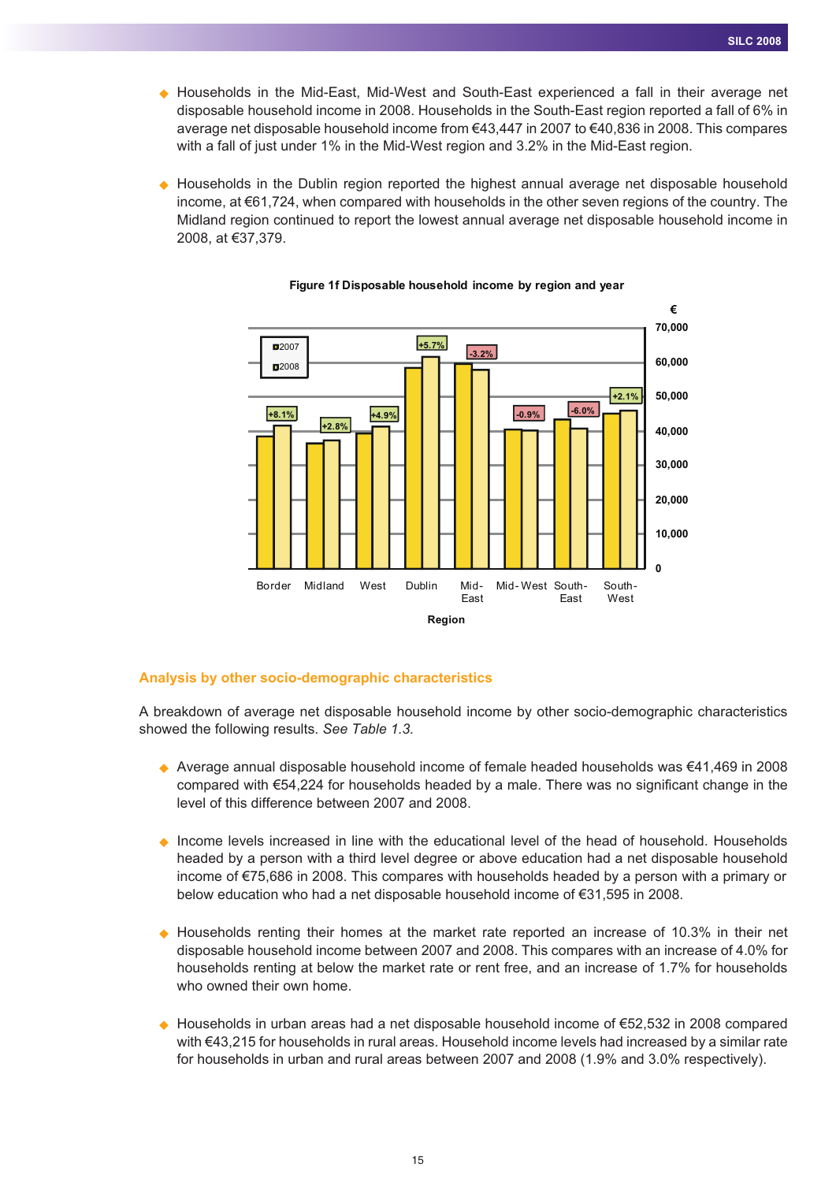- Households in the Mid-East, Mid-West and South-East experienced a fall in their average net disposable household income in 2008. Households in the South-East region reported a fall of 6% in average net disposable household income from €43,447 in 2007 to €40,836 in 2008. This compares with a fall of just under 1% in the Mid-West region and 3.2% in the Mid-East region.

- Households in the Dublin region reported the highest annual average net disposable household income, at €61,724, when compared with households in the other seven regions of the country. The Midland region continued to report the lowest annual average net disposable household income in 2008, at €37,379.

**Figure 1f Disposable household income by region and year**

| Region | Change 2007–2008 |
|---|---|
| Border | +8.1% |
| Midland | +2.8% |
| West | +4.9% |
| Dublin | +5.7% |
| Mid-East | -3.2% |
| Mid-West | -0.9% |
| South-East | -6.0% |
| South-West | +2.1% |

## Analysis by other socio-demographic characteristics

A breakdown of average net disposable household income by other socio-demographic characteristics showed the following results. *See Table 1.3.*

- Average annual disposable household income of female headed households was €41,469 in 2008 compared with €54,224 for households headed by a male. There was no significant change in the level of this difference between 2007 and 2008.

- Income levels increased in line with the educational level of the head of household. Households headed by a person with a third level degree or above education had a net disposable household income of €75,686 in 2008. This compares with households headed by a person with a primary or below education who had a net disposable household income of €31,595 in 2008.

- Households renting their homes at the market rate reported an increase of 10.3% in their net disposable household income between 2007 and 2008. This compares with an increase of 4.0% for households renting at below the market rate or rent free, and an increase of 1.7% for households who owned their own home.

- Households in urban areas had a net disposable household income of €52,532 in 2008 compared with €43,215 for households in rural areas. Household income levels had increased by a similar rate for households in urban and rural areas between 2007 and 2008 (1.9% and 3.0% respectively).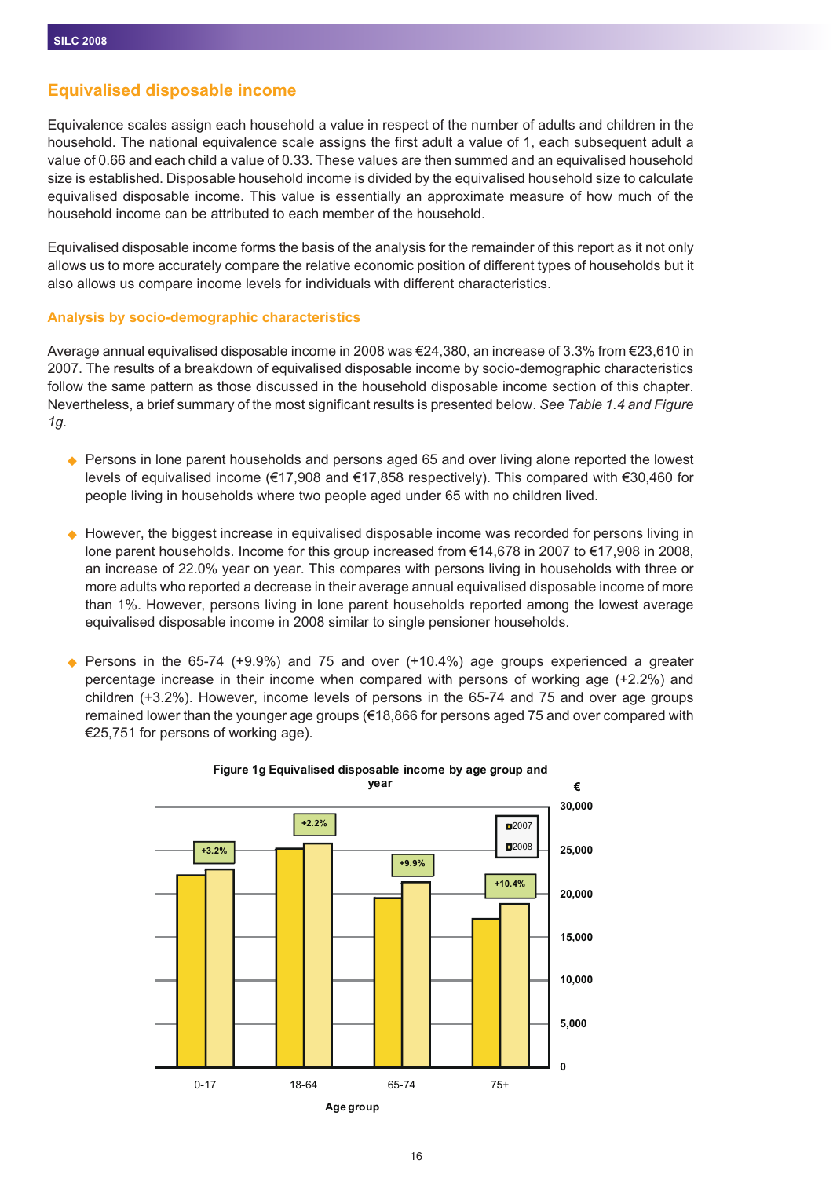## Equivalised disposable income

Equivalence scales assign each household a value in respect of the number of adults and children in the household. The national equivalence scale assigns the first adult a value of 1, each subsequent adult a value of 0.66 and each child a value of 0.33. These values are then summed and an equivalised household size is established. Disposable household income is divided by the equivalised household size to calculate equivalised disposable income. This value is essentially an approximate measure of how much of the household income can be attributed to each member of the household.

Equivalised disposable income forms the basis of the analysis for the remainder of this report as it not only allows us to more accurately compare the relative economic position of different types of households but it also allows us compare income levels for individuals with different characteristics.

### Analysis by socio-demographic characteristics

Average annual equivalised disposable income in 2008 was €24,380, an increase of 3.3% from €23,610 in 2007. The results of a breakdown of equivalised disposable income by socio-demographic characteristics follow the same pattern as those discussed in the household disposable income section of this chapter. Nevertheless, a brief summary of the most significant results is presented below. *See Table 1.4 and Figure 1g.*

- Persons in lone parent households and persons aged 65 and over living alone reported the lowest levels of equivalised income (€17,908 and €17,858 respectively). This compared with €30,460 for people living in households where two people aged under 65 with no children lived.

- However, the biggest increase in equivalised disposable income was recorded for persons living in lone parent households. Income for this group increased from €14,678 in 2007 to €17,908 in 2008, an increase of 22.0% year on year. This compares with persons living in households with three or more adults who reported a decrease in their average annual equivalised disposable income of more than 1%. However, persons living in lone parent households reported among the lowest average equivalised disposable income in 2008 similar to single pensioner households.

- Persons in the 65-74 (+9.9%) and 75 and over (+10.4%) age groups experienced a greater percentage increase in their income when compared with persons of working age (+2.2%) and children (+3.2%). However, income levels of persons in the 65-74 and 75 and over age groups remained lower than the younger age groups (€18,866 for persons aged 75 and over compared with €25,751 for persons of working age).

**Figure 1g Equivalised disposable income by age group and year**

| Age group | 2007 vs 2008 change |
|---|---|
| 0-17 | +3.2% |
| 18-64 | +2.2% |
| 65-74 | +9.9% |
| 75+ | +10.4% |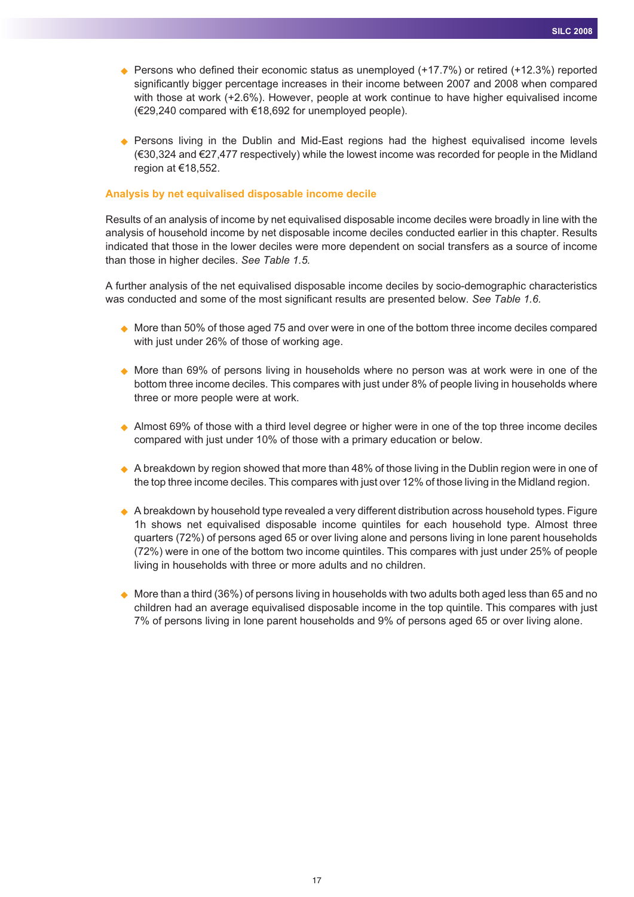- Persons who defined their economic status as unemployed (+17.7%) or retired (+12.3%) reported significantly bigger percentage increases in their income between 2007 and 2008 when compared with those at work (+2.6%). However, people at work continue to have higher equivalised income (€29,240 compared with €18,692 for unemployed people).

- Persons living in the Dublin and Mid-East regions had the highest equivalised income levels (€30,324 and €27,477 respectively) while the lowest income was recorded for people in the Midland region at €18,552.

### Analysis by net equivalised disposable income decile

Results of an analysis of income by net equivalised disposable income deciles were broadly in line with the analysis of household income by net disposable income deciles conducted earlier in this chapter. Results indicated that those in the lower deciles were more dependent on social transfers as a source of income than those in higher deciles. *See Table 1.5.*

A further analysis of the net equivalised disposable income deciles by socio-demographic characteristics was conducted and some of the most significant results are presented below. *See Table 1.6.*

- More than 50% of those aged 75 and over were in one of the bottom three income deciles compared with just under 26% of those of working age.

- More than 69% of persons living in households where no person was at work were in one of the bottom three income deciles. This compares with just under 8% of people living in households where three or more people were at work.

- Almost 69% of those with a third level degree or higher were in one of the top three income deciles compared with just under 10% of those with a primary education or below.

- A breakdown by region showed that more than 48% of those living in the Dublin region were in one of the top three income deciles. This compares with just over 12% of those living in the Midland region.

- A breakdown by household type revealed a very different distribution across household types. Figure 1h shows net equivalised disposable income quintiles for each household type. Almost three quarters (72%) of persons aged 65 or over living alone and persons living in lone parent households (72%) were in one of the bottom two income quintiles. This compares with just under 25% of people living in households with three or more adults and no children.

- More than a third (36%) of persons living in households with two adults both aged less than 65 and no children had an average equivalised disposable income in the top quintile. This compares with just 7% of persons living in lone parent households and 9% of persons aged 65 or over living alone.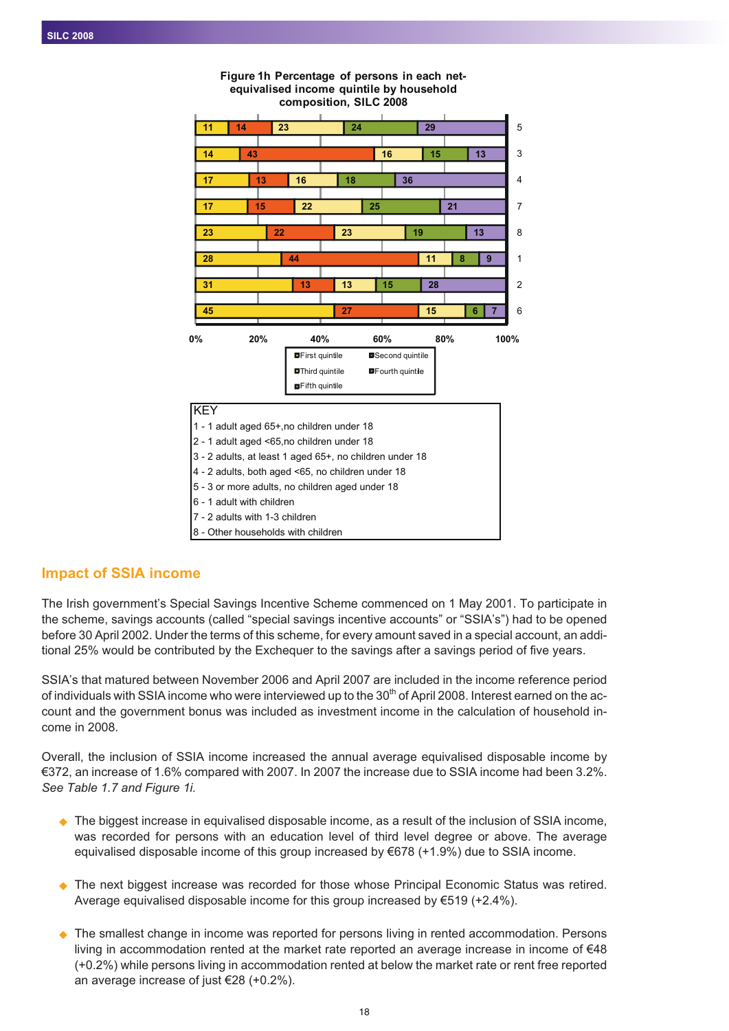**Figure 1h Percentage of persons in each net-equivalised income quintile by household composition, SILC 2008**

| Household composition | First quintile | Second quintile | Third quintile | Fourth quintile | Fifth quintile |
|---|---|---|---|---|---|
| 5 | 11 | 14 | 23 | 24 | 29 |
| 3 | 14 | 43 | 16 | 15 | 13 |
| 4 | 17 | 13 | 16 | 18 | 36 |
| 7 | 17 | 15 | 22 | 25 | 21 |
| 8 | 23 | 22 | 23 | 19 | 13 |
| 1 | 28 | 44 | 11 | 8 | 9 |
| 2 | 31 | 13 | 13 | 15 | 28 |
| 6 | 45 | 27 | 15 | 6 | 7 |

KEY
1 - 1 adult aged 65+,no children under 18
2 - 1 adult aged <65,no children under 18
3 - 2 adults, at least 1 aged 65+, no children under 18
4 - 2 adults, both aged <65, no children under 18
5 - 3 or more adults, no children aged under 18
6 - 1 adult with children
7 - 2 adults with 1-3 children
8 - Other households with children

## Impact of SSIA income

The Irish government's Special Savings Incentive Scheme commenced on 1 May 2001. To participate in the scheme, savings accounts (called "special savings incentive accounts" or "SSIA's") had to be opened before 30 April 2002. Under the terms of this scheme, for every amount saved in a special account, an additional 25% would be contributed by the Exchequer to the savings after a savings period of five years.

SSIA's that matured between November 2006 and April 2007 are included in the income reference period of individuals with SSIA income who were interviewed up to the 30th of April 2008. Interest earned on the account and the government bonus was included as investment income in the calculation of household income in 2008.

Overall, the inclusion of SSIA income increased the annual average equivalised disposable income by €372, an increase of 1.6% compared with 2007. In 2007 the increase due to SSIA income had been 3.2%. *See Table 1.7 and Figure 1i.*

- The biggest increase in equivalised disposable income, as a result of the inclusion of SSIA income, was recorded for persons with an education level of third level degree or above. The average equivalised disposable income of this group increased by €678 (+1.9%) due to SSIA income.

- The next biggest increase was recorded for those whose Principal Economic Status was retired. Average equivalised disposable income for this group increased by €519 (+2.4%).

- The smallest change in income was reported for persons living in rented accommodation. Persons living in accommodation rented at the market rate reported an average increase in income of €48 (+0.2%) while persons living in accommodation rented at below the market rate or rent free reported an average increase of just €28 (+0.2%).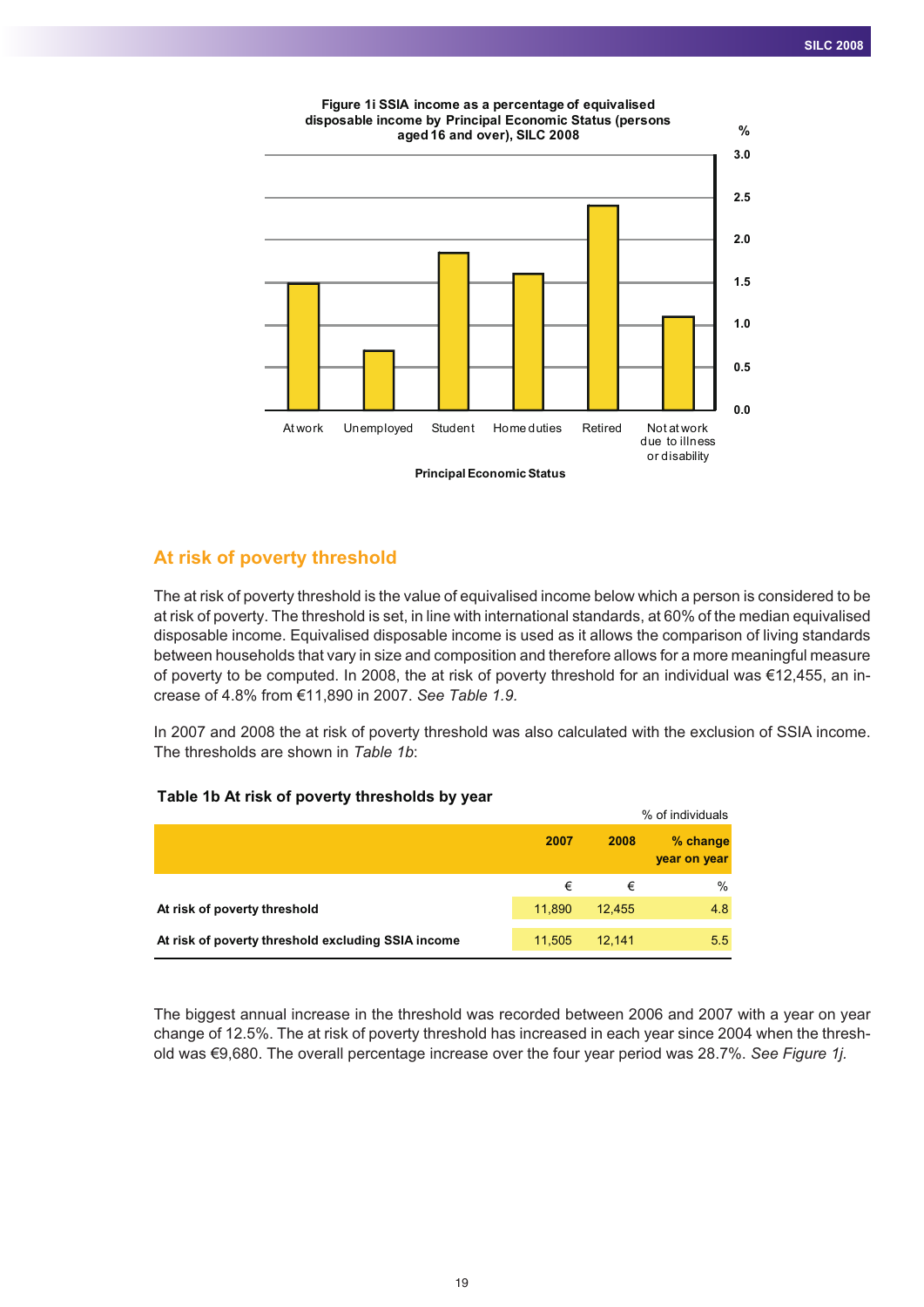**Figure 1i SSIA income as a percentage of equivalised disposable income by Principal Economic Status (persons aged 16 and over), SILC 2008**

## At risk of poverty threshold

The at risk of poverty threshold is the value of equivalised income below which a person is considered to be at risk of poverty. The threshold is set, in line with international standards, at 60% of the median equivalised disposable income. Equivalised disposable income is used as it allows the comparison of living standards between households that vary in size and composition and therefore allows for a more meaningful measure of poverty to be computed. In 2008, the at risk of poverty threshold for an individual was €12,455, an increase of 4.8% from €11,890 in 2007. *See Table 1.9.*

In 2007 and 2008 the at risk of poverty threshold was also calculated with the exclusion of SSIA income. The thresholds are shown in *Table 1b*:

**Table 1b At risk of poverty thresholds by year**

% of individuals

| | 2007 | 2008 | % change year on year |
|---|---|---|---|
| | € | € | % |
| **At risk of poverty threshold** | 11,890 | 12,455 | 4.8 |
| **At risk of poverty threshold excluding SSIA income** | 11,505 | 12,141 | 5.5 |

The biggest annual increase in the threshold was recorded between 2006 and 2007 with a year on year change of 12.5%. The at risk of poverty threshold has increased in each year since 2004 when the threshold was €9,680. The overall percentage increase over the four year period was 28.7%. *See Figure 1j.*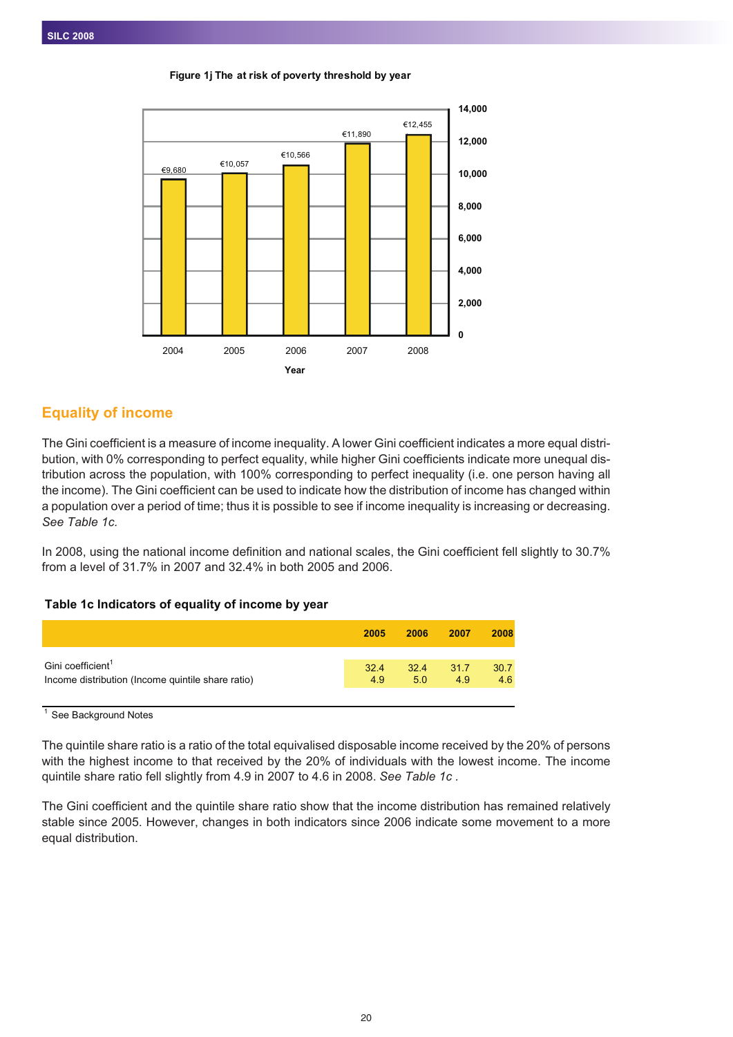**Figure 1j The at risk of poverty threshold by year**

| Year | Threshold |
|---|---|
| 2004 | €9,680 |
| 2005 | €10,057 |
| 2006 | €10,566 |
| 2007 | €11,890 |
| 2008 | €12,455 |

## Equality of income

The Gini coefficient is a measure of income inequality. A lower Gini coefficient indicates a more equal distribution, with 0% corresponding to perfect equality, while higher Gini coefficients indicate more unequal distribution across the population, with 100% corresponding to perfect inequality (i.e. one person having all the income). The Gini coefficient can be used to indicate how the distribution of income has changed within a population over a period of time; thus it is possible to see if income inequality is increasing or decreasing. *See Table 1c.*

In 2008, using the national income definition and national scales, the Gini coefficient fell slightly to 30.7% from a level of 31.7% in 2007 and 32.4% in both 2005 and 2006.

**Table 1c Indicators of equality of income by year**

| | 2005 | 2006 | 2007 | 2008 |
|---|---|---|---|---|
| Gini coefficient[1] | 32.4 | 32.4 | 31.7 | 30.7 |
| Income distribution (Income quintile share ratio) | 4.9 | 5.0 | 4.9 | 4.6 |

[1] See Background Notes

The quintile share ratio is a ratio of the total equivalised disposable income received by the 20% of persons with the highest income to that received by the 20% of individuals with the lowest income. The income quintile share ratio fell slightly from 4.9 in 2007 to 4.6 in 2008. *See Table 1c .*

The Gini coefficient and the quintile share ratio show that the income distribution has remained relatively stable since 2005. However, changes in both indicators since 2006 indicate some movement to a more equal distribution.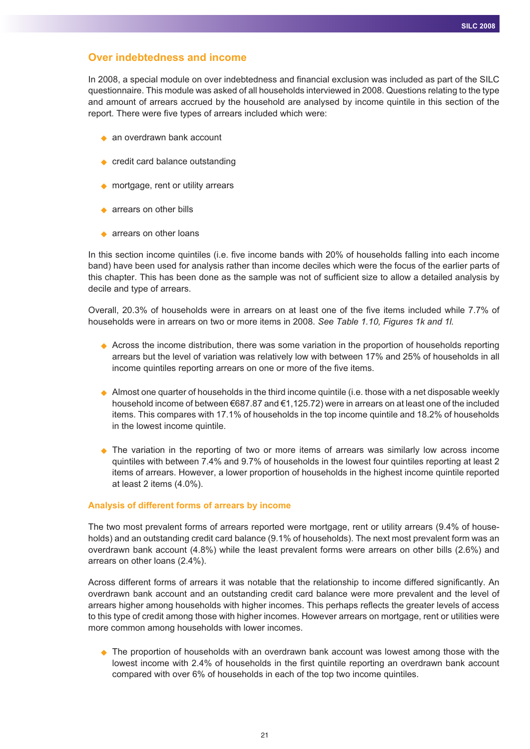## Over indebtedness and income

In 2008, a special module on over indebtedness and financial exclusion was included as part of the SILC questionnaire. This module was asked of all households interviewed in 2008. Questions relating to the type and amount of arrears accrued by the household are analysed by income quintile in this section of the report. There were five types of arrears included which were:

- an overdrawn bank account
- credit card balance outstanding
- mortgage, rent or utility arrears
- arrears on other bills
- arrears on other loans

In this section income quintiles (i.e. five income bands with 20% of households falling into each income band) have been used for analysis rather than income deciles which were the focus of the earlier parts of this chapter. This has been done as the sample was not of sufficient size to allow a detailed analysis by decile and type of arrears.

Overall, 20.3% of households were in arrears on at least one of the five items included while 7.7% of households were in arrears on two or more items in 2008. *See Table 1.10, Figures 1k and 1l.*

- Across the income distribution, there was some variation in the proportion of households reporting arrears but the level of variation was relatively low with between 17% and 25% of households in all income quintiles reporting arrears on one or more of the five items.
- Almost one quarter of households in the third income quintile (i.e. those with a net disposable weekly household income of between €687.87 and €1,125.72) were in arrears on at least one of the included items. This compares with 17.1% of households in the top income quintile and 18.2% of households in the lowest income quintile.
- The variation in the reporting of two or more items of arrears was similarly low across income quintiles with between 7.4% and 9.7% of households in the lowest four quintiles reporting at least 2 items of arrears. However, a lower proportion of households in the highest income quintile reported at least 2 items (4.0%).

### Analysis of different forms of arrears by income

The two most prevalent forms of arrears reported were mortgage, rent or utility arrears (9.4% of households) and an outstanding credit card balance (9.1% of households). The next most prevalent form was an overdrawn bank account (4.8%) while the least prevalent forms were arrears on other bills (2.6%) and arrears on other loans (2.4%).

Across different forms of arrears it was notable that the relationship to income differed significantly. An overdrawn bank account and an outstanding credit card balance were more prevalent and the level of arrears higher among households with higher incomes. This perhaps reflects the greater levels of access to this type of credit among those with higher incomes. However arrears on mortgage, rent or utilities were more common among households with lower incomes.

- The proportion of households with an overdrawn bank account was lowest among those with the lowest income with 2.4% of households in the first quintile reporting an overdrawn bank account compared with over 6% of households in each of the top two income quintiles.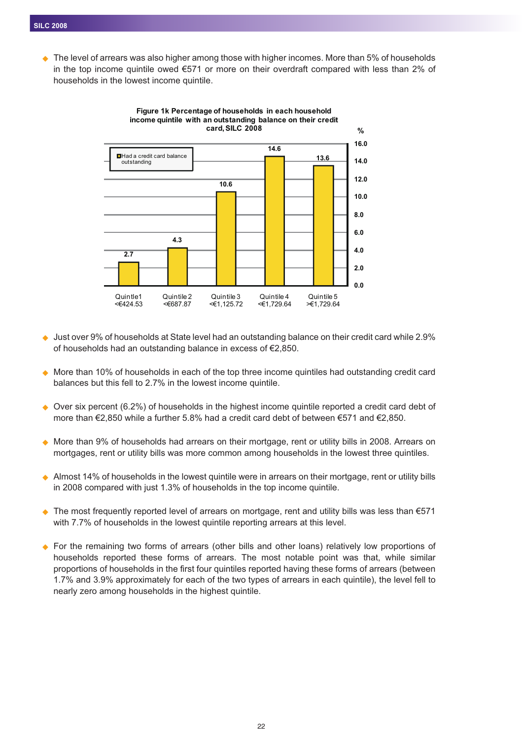- The level of arrears was also higher among those with higher incomes. More than 5% of households in the top income quintile owed €571 or more on their overdraft compared with less than 2% of households in the lowest income quintile.

**Figure 1k Percentage of households in each household income quintile with an outstanding balance on their credit card, SILC 2008**

| Household income quintile | Had a credit card balance outstanding (%) |
|---|---|
| Quintile 1 <€424.53 | 2.7 |
| Quintile 2 <€687.87 | 4.3 |
| Quintile 3 <€1,125.72 | 10.6 |
| Quintile 4 <€1,729.64 | 14.6 |
| Quintile 5 >€1,729.64 | 13.6 |

- Just over 9% of households at State level had an outstanding balance on their credit card while 2.9% of households had an outstanding balance in excess of €2,850.

- More than 10% of households in each of the top three income quintiles had outstanding credit card balances but this fell to 2.7% in the lowest income quintile.

- Over six percent (6.2%) of households in the highest income quintile reported a credit card debt of more than €2,850 while a further 5.8% had a credit card debt of between €571 and €2,850.

- More than 9% of households had arrears on their mortgage, rent or utility bills in 2008. Arrears on mortgages, rent or utility bills was more common among households in the lowest three quintiles.

- Almost 14% of households in the lowest quintile were in arrears on their mortgage, rent or utility bills in 2008 compared with just 1.3% of households in the top income quintile.

- The most frequently reported level of arrears on mortgage, rent and utility bills was less than €571 with 7.7% of households in the lowest quintile reporting arrears at this level.

- For the remaining two forms of arrears (other bills and other loans) relatively low proportions of households reported these forms of arrears. The most notable point was that, while similar proportions of households in the first four quintiles reported having these forms of arrears (between 1.7% and 3.9% approximately for each of the two types of arrears in each quintile), the level fell to nearly zero among households in the highest quintile.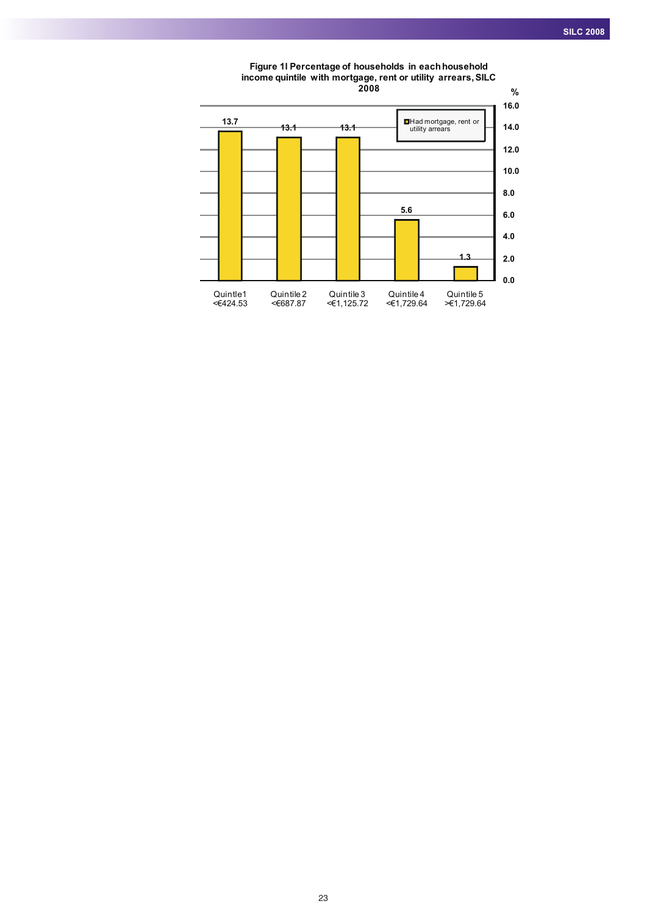**Figure 1l Percentage of households in each household income quintile with mortgage, rent or utility arrears, SILC 2008**

| Income quintile | Had mortgage, rent or utility arrears (%) |
|---|---|
| Quintile 1 <€424.53 | 13.7 |
| Quintile 2 <€687.87 | 13.1 |
| Quintile 3 <€1,125.72 | 13.1 |
| Quintile 4 <€1,729.64 | 5.6 |
| Quintile 5 >€1,729.64 | 1.3 |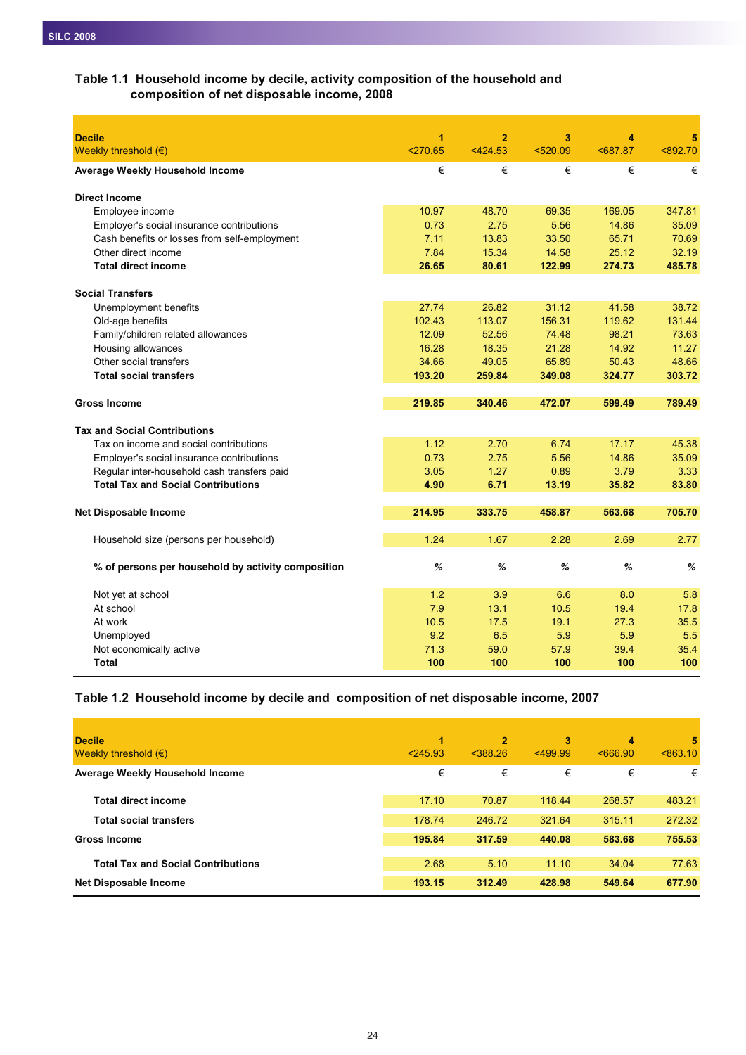### Table 1.1 Household income by decile, activity composition of the household and composition of net disposable income, 2008

| **Decile** | **1** | **2** | **3** | **4** | **5** |
|---|---|---|---|---|---|
| Weekly threshold (€) | <270.65 | <424.53 | <520.09 | <687.87 | <892.70 |
| **Average Weekly Household Income** | € | € | € | € | € |
| **Direct Income** | | | | | |
| Employee income | 10.97 | 48.70 | 69.35 | 169.05 | 347.81 |
| Employer's social insurance contributions | 0.73 | 2.75 | 5.56 | 14.86 | 35.09 |
| Cash benefits or losses from self-employment | 7.11 | 13.83 | 33.50 | 65.71 | 70.69 |
| Other direct income | 7.84 | 15.34 | 14.58 | 25.12 | 32.19 |
| **Total direct income** | **26.65** | **80.61** | **122.99** | **274.73** | **485.78** |
| **Social Transfers** | | | | | |
| Unemployment benefits | 27.74 | 26.82 | 31.12 | 41.58 | 38.72 |
| Old-age benefits | 102.43 | 113.07 | 156.31 | 119.62 | 131.44 |
| Family/children related allowances | 12.09 | 52.56 | 74.48 | 98.21 | 73.63 |
| Housing allowances | 16.28 | 18.35 | 21.28 | 14.92 | 11.27 |
| Other social transfers | 34.66 | 49.05 | 65.89 | 50.43 | 48.66 |
| **Total social transfers** | **193.20** | **259.84** | **349.08** | **324.77** | **303.72** |
| **Gross Income** | **219.85** | **340.46** | **472.07** | **599.49** | **789.49** |
| **Tax and Social Contributions** | | | | | |
| Tax on income and social contributions | 1.12 | 2.70 | 6.74 | 17.17 | 45.38 |
| Employer's social insurance contributions | 0.73 | 2.75 | 5.56 | 14.86 | 35.09 |
| Regular inter-household cash transfers paid | 3.05 | 1.27 | 0.89 | 3.79 | 3.33 |
| **Total Tax and Social Contributions** | **4.90** | **6.71** | **13.19** | **35.82** | **83.80** |
| **Net Disposable Income** | **214.95** | **333.75** | **458.87** | **563.68** | **705.70** |
| Household size (persons per household) | 1.24 | 1.67 | 2.28 | 2.69 | 2.77 |
| **% of persons per household by activity composition** | **%** | **%** | **%** | **%** | **%** |
| Not yet at school | 1.2 | 3.9 | 6.6 | 8.0 | 5.8 |
| At school | 7.9 | 13.1 | 10.5 | 19.4 | 17.8 |
| At work | 10.5 | 17.5 | 19.1 | 27.3 | 35.5 |
| Unemployed | 9.2 | 6.5 | 5.9 | 5.9 | 5.5 |
| Not economically active | 71.3 | 59.0 | 57.9 | 39.4 | 35.4 |
| **Total** | **100** | **100** | **100** | **100** | **100** |

### Table 1.2 Household income by decile and composition of net disposable income, 2007

| **Decile** | **1** | **2** | **3** | **4** | **5** |
|---|---|---|---|---|---|
| Weekly threshold (€) | <245.93 | <388.26 | <499.99 | <666.90 | <863.10 |
| **Average Weekly Household Income** | € | € | € | € | € |
| **Total direct income** | 17.10 | 70.87 | 118.44 | 268.57 | 483.21 |
| **Total social transfers** | 178.74 | 246.72 | 321.64 | 315.11 | 272.32 |
| **Gross Income** | **195.84** | **317.59** | **440.08** | **583.68** | **755.53** |
| **Total Tax and Social Contributions** | 2.68 | 5.10 | 11.10 | 34.04 | 77.63 |
| **Net Disposable Income** | **193.15** | **312.49** | **428.98** | **549.64** | **677.90** |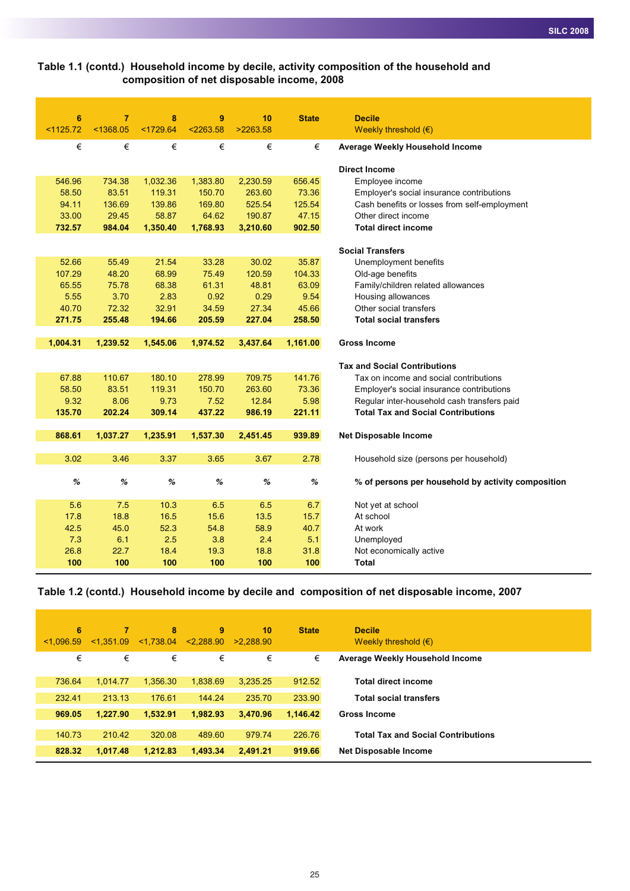**Table 1.1 (contd.) Household income by decile, activity composition of the household and composition of net disposable income, 2008**

| 6 | 7 | 8 | 9 | 10 | State | Decile |
|---|---|---|---|---|---|---|
| <1125.72 | <1368.05 | <1729.64 | <2263.58 | >2263.58 | | Weekly threshold (€) |
| € | € | € | € | € | € | **Average Weekly Household Income** |
| | | | | | | **Direct Income** |
| 546.96 | 734.38 | 1,032.36 | 1,383.80 | 2,230.59 | 656.45 | Employee income |
| 58.50 | 83.51 | 119.31 | 150.70 | 263.60 | 73.36 | Employer's social insurance contributions |
| 94.11 | 136.69 | 139.86 | 169.80 | 525.54 | 125.54 | Cash benefits or losses from self-employment |
| 33.00 | 29.45 | 58.87 | 64.62 | 190.87 | 47.15 | Other direct income |
| **732.57** | **984.04** | **1,350.40** | **1,768.93** | **3,210.60** | **902.50** | **Total direct income** |
| | | | | | | **Social Transfers** |
| 52.66 | 55.49 | 21.54 | 33.28 | 30.02 | 35.87 | Unemployment benefits |
| 107.29 | 48.20 | 68.99 | 75.49 | 120.59 | 104.33 | Old-age benefits |
| 65.55 | 75.78 | 68.38 | 61.31 | 48.81 | 63.09 | Family/children related allowances |
| 5.55 | 3.70 | 2.83 | 0.92 | 0.29 | 9.54 | Housing allowances |
| 40.70 | 72.32 | 32.91 | 34.59 | 27.34 | 45.66 | Other social transfers |
| **271.75** | **255.48** | **194.66** | **205.59** | **227.04** | **258.50** | **Total social transfers** |
| **1,004.31** | **1,239.52** | **1,545.06** | **1,974.52** | **3,437.64** | **1,161.00** | **Gross Income** |
| | | | | | | **Tax and Social Contributions** |
| 67.88 | 110.67 | 180.10 | 278.99 | 709.75 | 141.76 | Tax on income and social contributions |
| 58.50 | 83.51 | 119.31 | 150.70 | 263.60 | 73.36 | Employer's social insurance contributions |
| 9.32 | 8.06 | 9.73 | 7.52 | 12.84 | 5.98 | Regular inter-household cash transfers paid |
| **135.70** | **202.24** | **309.14** | **437.22** | **986.19** | **221.11** | **Total Tax and Social Contributions** |
| **868.61** | **1,037.27** | **1,235.91** | **1,537.30** | **2,451.45** | **939.89** | **Net Disposable Income** |
| 3.02 | 3.46 | 3.37 | 3.65 | 3.67 | 2.78 | Household size (persons per household) |
| % | % | % | % | % | % | **% of persons per household by activity composition** |
| 5.6 | 7.5 | 10.3 | 6.5 | 6.5 | 6.7 | Not yet at school |
| 17.8 | 18.8 | 16.5 | 15.6 | 13.5 | 15.7 | At school |
| 42.5 | 45.0 | 52.3 | 54.8 | 58.9 | 40.7 | At work |
| 7.3 | 6.1 | 2.5 | 3.8 | 2.4 | 5.1 | Unemployed |
| 26.8 | 22.7 | 18.4 | 19.3 | 18.8 | 31.8 | Not economically active |
| **100** | **100** | **100** | **100** | **100** | **100** | **Total** |

**Table 1.2 (contd.) Household income by decile and composition of net disposable income, 2007**

| 6 | 7 | 8 | 9 | 10 | State | Decile |
|---|---|---|---|---|---|---|
| <1,096.59 | <1,351.09 | <1,738.04 | <2,288.90 | >2,288.90 | | Weekly threshold (€) |
| € | € | € | € | € | € | **Average Weekly Household Income** |
| 736.64 | 1,014.77 | 1,356.30 | 1,838.69 | 3,235.25 | 912.52 | **Total direct income** |
| 232.41 | 213.13 | 176.61 | 144.24 | 235.70 | 233.90 | **Total social transfers** |
| **969.05** | **1,227.90** | **1,532.91** | **1,982.93** | **3,470.96** | **1,146.42** | **Gross Income** |
| 140.73 | 210.42 | 320.08 | 489.60 | 979.74 | 226.76 | **Total Tax and Social Contributions** |
| **828.32** | **1,017.48** | **1,212.83** | **1,493.34** | **2,491.21** | **919.66** | **Net Disposable Income** |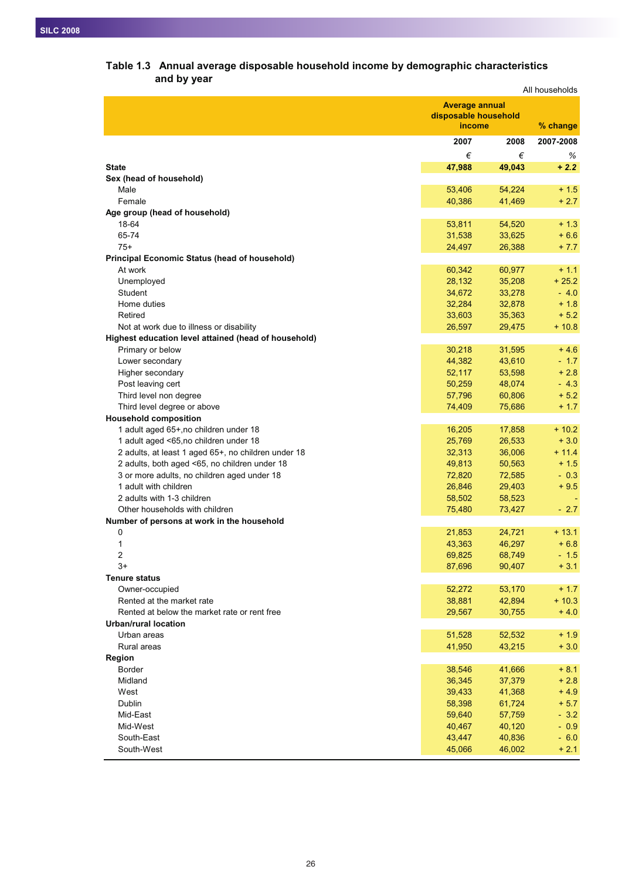## Table 1.3 Annual average disposable household income by demographic characteristics and by year

All households

| | Average annual disposable household income | | % change |
|---|---|---|---|
| | 2007 | 2008 | 2007-2008 |
| | € | € | % |
| **State** | **47,988** | **49,043** | **+ 2.2** |
| **Sex (head of household)** | | | |
| Male | 53,406 | 54,224 | + 1.5 |
| Female | 40,386 | 41,469 | + 2.7 |
| **Age group (head of household)** | | | |
| 18-64 | 53,811 | 54,520 | + 1.3 |
| 65-74 | 31,538 | 33,625 | + 6.6 |
| 75+ | 24,497 | 26,388 | + 7.7 |
| **Principal Economic Status (head of household)** | | | |
| At work | 60,342 | 60,977 | + 1.1 |
| Unemployed | 28,132 | 35,208 | + 25.2 |
| Student | 34,672 | 33,278 | - 4.0 |
| Home duties | 32,284 | 32,878 | + 1.8 |
| Retired | 33,603 | 35,363 | + 5.2 |
| Not at work due to illness or disability | 26,597 | 29,475 | + 10.8 |
| **Highest education level attained (head of household)** | | | |
| Primary or below | 30,218 | 31,595 | + 4.6 |
| Lower secondary | 44,382 | 43,610 | - 1.7 |
| Higher secondary | 52,117 | 53,598 | + 2.8 |
| Post leaving cert | 50,259 | 48,074 | - 4.3 |
| Third level non degree | 57,796 | 60,806 | + 5.2 |
| Third level degree or above | 74,409 | 75,686 | + 1.7 |
| **Household composition** | | | |
| 1 adult aged 65+,no children under 18 | 16,205 | 17,858 | + 10.2 |
| 1 adult aged <65,no children under 18 | 25,769 | 26,533 | + 3.0 |
| 2 adults, at least 1 aged 65+, no children under 18 | 32,313 | 36,006 | + 11.4 |
| 2 adults, both aged <65, no children under 18 | 49,813 | 50,563 | + 1.5 |
| 3 or more adults, no children aged under 18 | 72,820 | 72,585 | - 0.3 |
| 1 adult with children | 26,846 | 29,403 | + 9.5 |
| 2 adults with 1-3 children | 58,502 | 58,523 | - |
| Other households with children | 75,480 | 73,427 | - 2.7 |
| **Number of persons at work in the household** | | | |
| 0 | 21,853 | 24,721 | + 13.1 |
| 1 | 43,363 | 46,297 | + 6.8 |
| 2 | 69,825 | 68,749 | - 1.5 |
| 3+ | 87,696 | 90,407 | + 3.1 |
| **Tenure status** | | | |
| Owner-occupied | 52,272 | 53,170 | + 1.7 |
| Rented at the market rate | 38,881 | 42,894 | + 10.3 |
| Rented at below the market rate or rent free | 29,567 | 30,755 | + 4.0 |
| **Urban/rural location** | | | |
| Urban areas | 51,528 | 52,532 | + 1.9 |
| Rural areas | 41,950 | 43,215 | + 3.0 |
| **Region** | | | |
| Border | 38,546 | 41,666 | + 8.1 |
| Midland | 36,345 | 37,379 | + 2.8 |
| West | 39,433 | 41,368 | + 4.9 |
| Dublin | 58,398 | 61,724 | + 5.7 |
| Mid-East | 59,640 | 57,759 | - 3.2 |
| Mid-West | 40,467 | 40,120 | - 0.9 |
| South-East | 43,447 | 40,836 | - 6.0 |
| South-West | 45,066 | 46,002 | + 2.1 |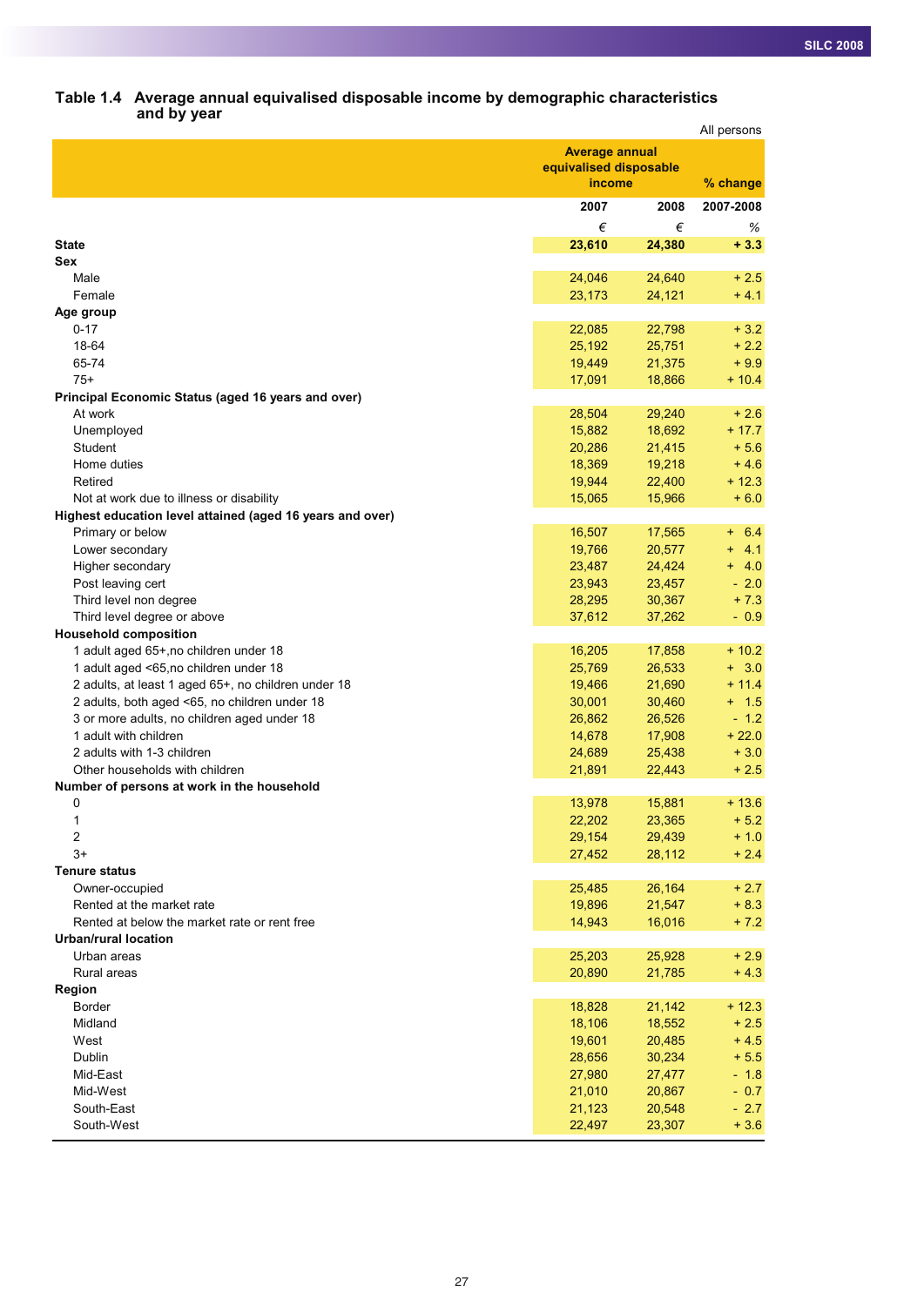## Table 1.4 Average annual equivalised disposable income by demographic characteristics and by year

All persons

| | Average annual equivalised disposable income | | % change |
|---|---|---|---|
| | 2007 | 2008 | 2007-2008 |
| | € | € | % |
| **State** | **23,610** | **24,380** | **+ 3.3** |
| **Sex** | | | |
| Male | 24,046 | 24,640 | + 2.5 |
| Female | 23,173 | 24,121 | + 4.1 |
| **Age group** | | | |
| 0-17 | 22,085 | 22,798 | + 3.2 |
| 18-64 | 25,192 | 25,751 | + 2.2 |
| 65-74 | 19,449 | 21,375 | + 9.9 |
| 75+ | 17,091 | 18,866 | + 10.4 |
| **Principal Economic Status (aged 16 years and over)** | | | |
| At work | 28,504 | 29,240 | + 2.6 |
| Unemployed | 15,882 | 18,692 | + 17.7 |
| Student | 20,286 | 21,415 | + 5.6 |
| Home duties | 18,369 | 19,218 | + 4.6 |
| Retired | 19,944 | 22,400 | + 12.3 |
| Not at work due to illness or disability | 15,065 | 15,966 | + 6.0 |
| **Highest education level attained (aged 16 years and over)** | | | |
| Primary or below | 16,507 | 17,565 | + 6.4 |
| Lower secondary | 19,766 | 20,577 | + 4.1 |
| Higher secondary | 23,487 | 24,424 | + 4.0 |
| Post leaving cert | 23,943 | 23,457 | - 2.0 |
| Third level non degree | 28,295 | 30,367 | + 7.3 |
| Third level degree or above | 37,612 | 37,262 | - 0.9 |
| **Household composition** | | | |
| 1 adult aged 65+,no children under 18 | 16,205 | 17,858 | + 10.2 |
| 1 adult aged <65,no children under 18 | 25,769 | 26,533 | + 3.0 |
| 2 adults, at least 1 aged 65+, no children under 18 | 19,466 | 21,690 | + 11.4 |
| 2 adults, both aged <65, no children under 18 | 30,001 | 30,460 | + 1.5 |
| 3 or more adults, no children aged under 18 | 26,862 | 26,526 | - 1.2 |
| 1 adult with children | 14,678 | 17,908 | + 22.0 |
| 2 adults with 1-3 children | 24,689 | 25,438 | + 3.0 |
| Other households with children | 21,891 | 22,443 | + 2.5 |
| **Number of persons at work in the household** | | | |
| 0 | 13,978 | 15,881 | + 13.6 |
| 1 | 22,202 | 23,365 | + 5.2 |
| 2 | 29,154 | 29,439 | + 1.0 |
| 3+ | 27,452 | 28,112 | + 2.4 |
| **Tenure status** | | | |
| Owner-occupied | 25,485 | 26,164 | + 2.7 |
| Rented at the market rate | 19,896 | 21,547 | + 8.3 |
| Rented at below the market rate or rent free | 14,943 | 16,016 | + 7.2 |
| **Urban/rural location** | | | |
| Urban areas | 25,203 | 25,928 | + 2.9 |
| Rural areas | 20,890 | 21,785 | + 4.3 |
| **Region** | | | |
| Border | 18,828 | 21,142 | + 12.3 |
| Midland | 18,106 | 18,552 | + 2.5 |
| West | 19,601 | 20,485 | + 4.5 |
| Dublin | 28,656 | 30,234 | + 5.5 |
| Mid-East | 27,980 | 27,477 | - 1.8 |
| Mid-West | 21,010 | 20,867 | - 0.7 |
| South-East | 21,123 | 20,548 | - 2.7 |
| South-West | 22,497 | 23,307 | + 3.6 |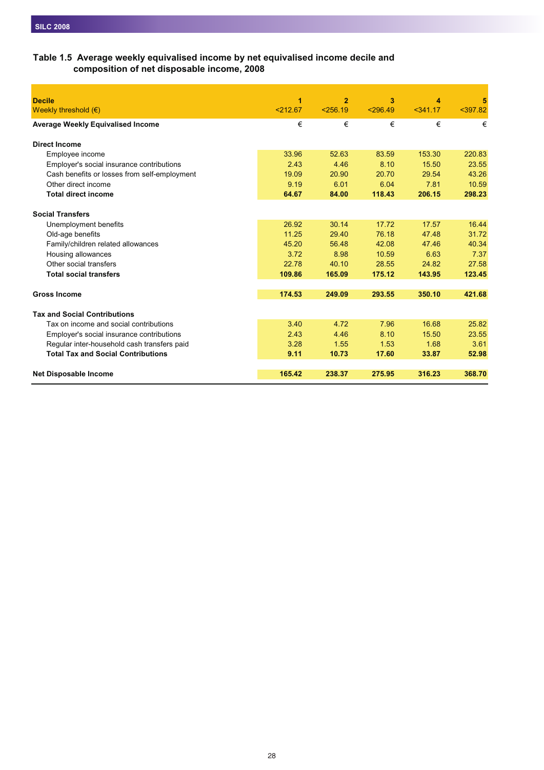## Table 1.5 Average weekly equivalised income by net equivalised income decile and composition of net disposable income, 2008

| Decile | 1 | 2 | 3 | 4 | 5 |
|---|---|---|---|---|---|
| Weekly threshold (€) | <212.67 | <256.19 | <296.49 | <341.17 | <397.82 |
| **Average Weekly Equivalised Income** | € | € | € | € | € |
| **Direct Income** | | | | | |
| Employee income | 33.96 | 52.63 | 83.59 | 153.30 | 220.83 |
| Employer's social insurance contributions | 2.43 | 4.46 | 8.10 | 15.50 | 23.55 |
| Cash benefits or losses from self-employment | 19.09 | 20.90 | 20.70 | 29.54 | 43.26 |
| Other direct income | 9.19 | 6.01 | 6.04 | 7.81 | 10.59 |
| **Total direct income** | **64.67** | **84.00** | **118.43** | **206.15** | **298.23** |
| **Social Transfers** | | | | | |
| Unemployment benefits | 26.92 | 30.14 | 17.72 | 17.57 | 16.44 |
| Old-age benefits | 11.25 | 29.40 | 76.18 | 47.48 | 31.72 |
| Family/children related allowances | 45.20 | 56.48 | 42.08 | 47.46 | 40.34 |
| Housing allowances | 3.72 | 8.98 | 10.59 | 6.63 | 7.37 |
| Other social transfers | 22.78 | 40.10 | 28.55 | 24.82 | 27.58 |
| **Total social transfers** | **109.86** | **165.09** | **175.12** | **143.95** | **123.45** |
| **Gross Income** | **174.53** | **249.09** | **293.55** | **350.10** | **421.68** |
| **Tax and Social Contributions** | | | | | |
| Tax on income and social contributions | 3.40 | 4.72 | 7.96 | 16.68 | 25.82 |
| Employer's social insurance contributions | 2.43 | 4.46 | 8.10 | 15.50 | 23.55 |
| Regular inter-household cash transfers paid | 3.28 | 1.55 | 1.53 | 1.68 | 3.61 |
| **Total Tax and Social Contributions** | **9.11** | **10.73** | **17.60** | **33.87** | **52.98** |
| **Net Disposable Income** | **165.42** | **238.37** | **275.95** | **316.23** | **368.70** |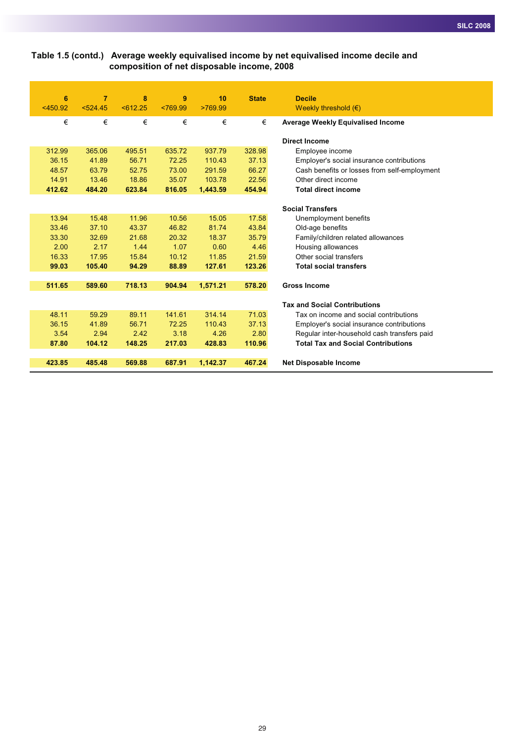## Table 1.5 (contd.) Average weekly equivalised income by net equivalised income decile and composition of net disposable income, 2008

| 6 | 7 | 8 | 9 | 10 | State | Decile |
|---|---|---|---|---|---|---|
| <450.92 | <524.45 | <612.25 | <769.99 | >769.99 | | Weekly threshold (€) |
| € | € | € | € | € | € | **Average Weekly Equivalised Income** |
| | | | | | | **Direct Income** |
| 312.99 | 365.06 | 495.51 | 635.72 | 937.79 | 328.98 | Employee income |
| 36.15 | 41.89 | 56.71 | 72.25 | 110.43 | 37.13 | Employer's social insurance contributions |
| 48.57 | 63.79 | 52.75 | 73.00 | 291.59 | 66.27 | Cash benefits or losses from self-employment |
| 14.91 | 13.46 | 18.86 | 35.07 | 103.78 | 22.56 | Other direct income |
| **412.62** | **484.20** | **623.84** | **816.05** | **1,443.59** | **454.94** | **Total direct income** |
| | | | | | | **Social Transfers** |
| 13.94 | 15.48 | 11.96 | 10.56 | 15.05 | 17.58 | Unemployment benefits |
| 33.46 | 37.10 | 43.37 | 46.82 | 81.74 | 43.84 | Old-age benefits |
| 33.30 | 32.69 | 21.68 | 20.32 | 18.37 | 35.79 | Family/children related allowances |
| 2.00 | 2.17 | 1.44 | 1.07 | 0.60 | 4.46 | Housing allowances |
| 16.33 | 17.95 | 15.84 | 10.12 | 11.85 | 21.59 | Other social transfers |
| **99.03** | **105.40** | **94.29** | **88.89** | **127.61** | **123.26** | **Total social transfers** |
| **511.65** | **589.60** | **718.13** | **904.94** | **1,571.21** | **578.20** | **Gross Income** |
| | | | | | | **Tax and Social Contributions** |
| 48.11 | 59.29 | 89.11 | 141.61 | 314.14 | 71.03 | Tax on income and social contributions |
| 36.15 | 41.89 | 56.71 | 72.25 | 110.43 | 37.13 | Employer's social insurance contributions |
| 3.54 | 2.94 | 2.42 | 3.18 | 4.26 | 2.80 | Regular inter-household cash transfers paid |
| **87.80** | **104.12** | **148.25** | **217.03** | **428.83** | **110.96** | **Total Tax and Social Contributions** |
| **423.85** | **485.48** | **569.88** | **687.91** | **1,142.37** | **467.24** | **Net Disposable Income** |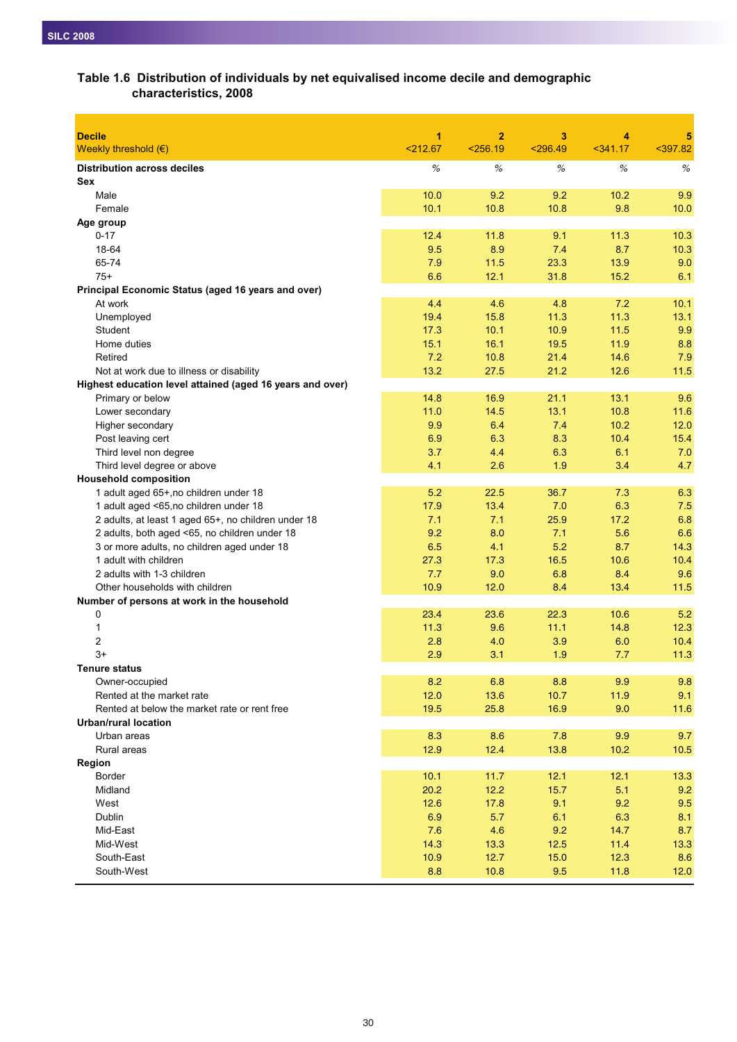### Table 1.6 Distribution of individuals by net equivalised income decile and demographic characteristics, 2008

| Decile<br>Weekly threshold (€) | 1<br><212.67 | 2<br><256.19 | 3<br><296.49 | 4<br><341.17 | 5<br><397.82 |
|---|---|---|---|---|---|
| **Distribution across deciles** | % | % | % | % | % |
| **Sex** | | | | | |
| Male | 10.0 | 9.2 | 9.2 | 10.2 | 9.9 |
| Female | 10.1 | 10.8 | 10.8 | 9.8 | 10.0 |
| **Age group** | | | | | |
| 0-17 | 12.4 | 11.8 | 9.1 | 11.3 | 10.3 |
| 18-64 | 9.5 | 8.9 | 7.4 | 8.7 | 10.3 |
| 65-74 | 7.9 | 11.5 | 23.3 | 13.9 | 9.0 |
| 75+ | 6.6 | 12.1 | 31.8 | 15.2 | 6.1 |
| **Principal Economic Status (aged 16 years and over)** | | | | | |
| At work | 4.4 | 4.6 | 4.8 | 7.2 | 10.1 |
| Unemployed | 19.4 | 15.8 | 11.3 | 11.3 | 13.1 |
| Student | 17.3 | 10.1 | 10.9 | 11.5 | 9.9 |
| Home duties | 15.1 | 16.1 | 19.5 | 11.9 | 8.8 |
| Retired | 7.2 | 10.8 | 21.4 | 14.6 | 7.9 |
| Not at work due to illness or disability | 13.2 | 27.5 | 21.2 | 12.6 | 11.5 |
| **Highest education level attained (aged 16 years and over)** | | | | | |
| Primary or below | 14.8 | 16.9 | 21.1 | 13.1 | 9.6 |
| Lower secondary | 11.0 | 14.5 | 13.1 | 10.8 | 11.6 |
| Higher secondary | 9.9 | 6.4 | 7.4 | 10.2 | 12.0 |
| Post leaving cert | 6.9 | 6.3 | 8.3 | 10.4 | 15.4 |
| Third level non degree | 3.7 | 4.4 | 6.3 | 6.1 | 7.0 |
| Third level degree or above | 4.1 | 2.6 | 1.9 | 3.4 | 4.7 |
| **Household composition** | | | | | |
| 1 adult aged 65+,no children under 18 | 5.2 | 22.5 | 36.7 | 7.3 | 6.3 |
| 1 adult aged <65,no children under 18 | 17.9 | 13.4 | 7.0 | 6.3 | 7.5 |
| 2 adults, at least 1 aged 65+, no children under 18 | 7.1 | 7.1 | 25.9 | 17.2 | 6.8 |
| 2 adults, both aged <65, no children under 18 | 9.2 | 8.0 | 7.1 | 5.6 | 6.6 |
| 3 or more adults, no children aged under 18 | 6.5 | 4.1 | 5.2 | 8.7 | 14.3 |
| 1 adult with children | 27.3 | 17.3 | 16.5 | 10.6 | 10.4 |
| 2 adults with 1-3 children | 7.7 | 9.0 | 6.8 | 8.4 | 9.6 |
| Other households with children | 10.9 | 12.0 | 8.4 | 13.4 | 11.5 |
| **Number of persons at work in the household** | | | | | |
| 0 | 23.4 | 23.6 | 22.3 | 10.6 | 5.2 |
| 1 | 11.3 | 9.6 | 11.1 | 14.8 | 12.3 |
| 2 | 2.8 | 4.0 | 3.9 | 6.0 | 10.4 |
| 3+ | 2.9 | 3.1 | 1.9 | 7.7 | 11.3 |
| **Tenure status** | | | | | |
| Owner-occupied | 8.2 | 6.8 | 8.8 | 9.9 | 9.8 |
| Rented at the market rate | 12.0 | 13.6 | 10.7 | 11.9 | 9.1 |
| Rented at below the market rate or rent free | 19.5 | 25.8 | 16.9 | 9.0 | 11.6 |
| **Urban/rural location** | | | | | |
| Urban areas | 8.3 | 8.6 | 7.8 | 9.9 | 9.7 |
| Rural areas | 12.9 | 12.4 | 13.8 | 10.2 | 10.5 |
| **Region** | | | | | |
| Border | 10.1 | 11.7 | 12.1 | 12.1 | 13.3 |
| Midland | 20.2 | 12.2 | 15.7 | 5.1 | 9.2 |
| West | 12.6 | 17.8 | 9.1 | 9.2 | 9.5 |
| Dublin | 6.9 | 5.7 | 6.1 | 6.3 | 8.1 |
| Mid-East | 7.6 | 4.6 | 9.2 | 14.7 | 8.7 |
| Mid-West | 14.3 | 13.3 | 12.5 | 11.4 | 13.3 |
| South-East | 10.9 | 12.7 | 15.0 | 12.3 | 8.6 |
| South-West | 8.8 | 10.8 | 9.5 | 11.8 | 12.0 |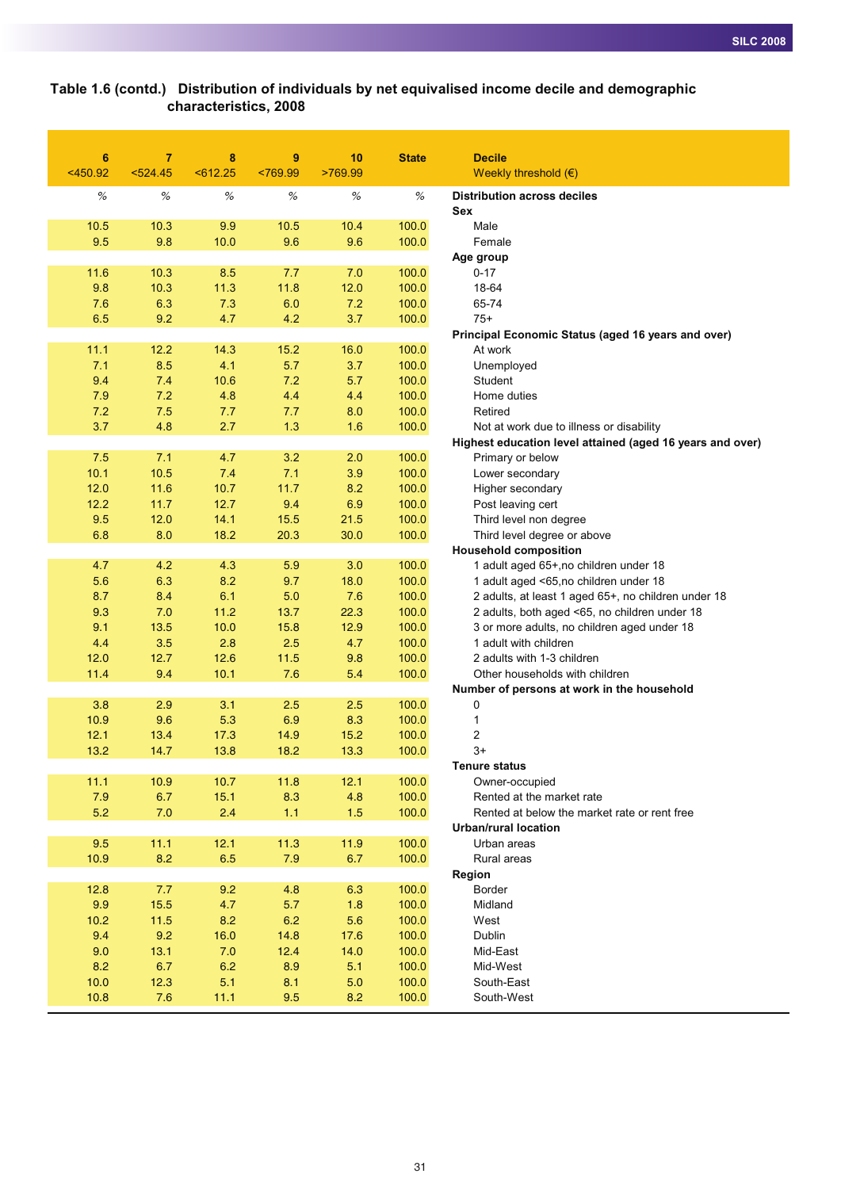### Table 1.6 (contd.) Distribution of individuals by net equivalised income decile and demographic characteristics, 2008

| 6<br><450.92 | 7<br><524.45 | 8<br><612.25 | 9<br><769.99 | 10<br>>769.99 | State | Decile<br>Weekly threshold (€) |
|---|---|---|---|---|---|---|
| % | % | % | % | % | % | **Distribution across deciles** |
| | | | | | | **Sex** |
| 10.5 | 10.3 | 9.9 | 10.5 | 10.4 | 100.0 | Male |
| 9.5 | 9.8 | 10.0 | 9.6 | 9.6 | 100.0 | Female |
| | | | | | | **Age group** |
| 11.6 | 10.3 | 8.5 | 7.7 | 7.0 | 100.0 | 0-17 |
| 9.8 | 10.3 | 11.3 | 11.8 | 12.0 | 100.0 | 18-64 |
| 7.6 | 6.3 | 7.3 | 6.0 | 7.2 | 100.0 | 65-74 |
| 6.5 | 9.2 | 4.7 | 4.2 | 3.7 | 100.0 | 75+ |
| | | | | | | **Principal Economic Status (aged 16 years and over)** |
| 11.1 | 12.2 | 14.3 | 15.2 | 16.0 | 100.0 | At work |
| 7.1 | 8.5 | 4.1 | 5.7 | 3.7 | 100.0 | Unemployed |
| 9.4 | 7.4 | 10.6 | 7.2 | 5.7 | 100.0 | Student |
| 7.9 | 7.2 | 4.8 | 4.4 | 4.4 | 100.0 | Home duties |
| 7.2 | 7.5 | 7.7 | 7.7 | 8.0 | 100.0 | Retired |
| 3.7 | 4.8 | 2.7 | 1.3 | 1.6 | 100.0 | Not at work due to illness or disability |
| | | | | | | **Highest education level attained (aged 16 years and over)** |
| 7.5 | 7.1 | 4.7 | 3.2 | 2.0 | 100.0 | Primary or below |
| 10.1 | 10.5 | 7.4 | 7.1 | 3.9 | 100.0 | Lower secondary |
| 12.0 | 11.6 | 10.7 | 11.7 | 8.2 | 100.0 | Higher secondary |
| 12.2 | 11.7 | 12.7 | 9.4 | 6.9 | 100.0 | Post leaving cert |
| 9.5 | 12.0 | 14.1 | 15.5 | 21.5 | 100.0 | Third level non degree |
| 6.8 | 8.0 | 18.2 | 20.3 | 30.0 | 100.0 | Third level degree or above |
| | | | | | | **Household composition** |
| 4.7 | 4.2 | 4.3 | 5.9 | 3.0 | 100.0 | 1 adult aged 65+,no children under 18 |
| 5.6 | 6.3 | 8.2 | 9.7 | 18.0 | 100.0 | 1 adult aged <65,no children under 18 |
| 8.7 | 8.4 | 6.1 | 5.0 | 7.6 | 100.0 | 2 adults, at least 1 aged 65+, no children under 18 |
| 9.3 | 7.0 | 11.2 | 13.7 | 22.3 | 100.0 | 2 adults, both aged <65, no children under 18 |
| 9.1 | 13.5 | 10.0 | 15.8 | 12.9 | 100.0 | 3 or more adults, no children aged under 18 |
| 4.4 | 3.5 | 2.8 | 2.5 | 4.7 | 100.0 | 1 adult with children |
| 12.0 | 12.7 | 12.6 | 11.5 | 9.8 | 100.0 | 2 adults with 1-3 children |
| 11.4 | 9.4 | 10.1 | 7.6 | 5.4 | 100.0 | Other households with children |
| | | | | | | **Number of persons at work in the household** |
| 3.8 | 2.9 | 3.1 | 2.5 | 2.5 | 100.0 | 0 |
| 10.9 | 9.6 | 5.3 | 6.9 | 8.3 | 100.0 | 1 |
| 12.1 | 13.4 | 17.3 | 14.9 | 15.2 | 100.0 | 2 |
| 13.2 | 14.7 | 13.8 | 18.2 | 13.3 | 100.0 | 3+ |
| | | | | | | **Tenure status** |
| 11.1 | 10.9 | 10.7 | 11.8 | 12.1 | 100.0 | Owner-occupied |
| 7.9 | 6.7 | 15.1 | 8.3 | 4.8 | 100.0 | Rented at the market rate |
| 5.2 | 7.0 | 2.4 | 1.1 | 1.5 | 100.0 | Rented at below the market rate or rent free |
| | | | | | | **Urban/rural location** |
| 9.5 | 11.1 | 12.1 | 11.3 | 11.9 | 100.0 | Urban areas |
| 10.9 | 8.2 | 6.5 | 7.9 | 6.7 | 100.0 | Rural areas |
| | | | | | | **Region** |
| 12.8 | 7.7 | 9.2 | 4.8 | 6.3 | 100.0 | Border |
| 9.9 | 15.5 | 4.7 | 5.7 | 1.8 | 100.0 | Midland |
| 10.2 | 11.5 | 8.2 | 6.2 | 5.6 | 100.0 | West |
| 9.4 | 9.2 | 16.0 | 14.8 | 17.6 | 100.0 | Dublin |
| 9.0 | 13.1 | 7.0 | 12.4 | 14.0 | 100.0 | Mid-East |
| 8.2 | 6.7 | 6.2 | 8.9 | 5.1 | 100.0 | Mid-West |
| 10.0 | 12.3 | 5.1 | 8.1 | 5.0 | 100.0 | South-East |
| 10.8 | 7.6 | 11.1 | 9.5 | 8.2 | 100.0 | South-West |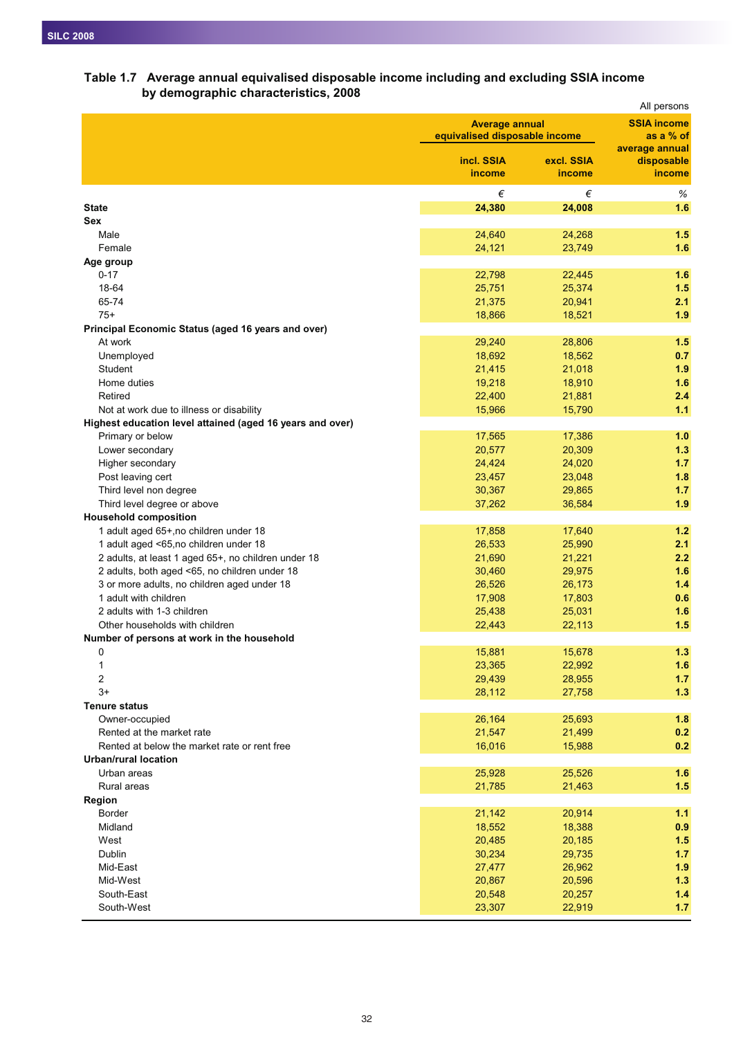### Table 1.7 Average annual equivalised disposable income including and excluding SSIA income by demographic characteristics, 2008

All persons

| | Average annual equivalised disposable income | | SSIA income as a % of average annual disposable income |
|---|---|---|---|
| | incl. SSIA income | excl. SSIA income | |
| | € | € | % |
| **State** | **24,380** | **24,008** | **1.6** |
| **Sex** | | | |
| Male | 24,640 | 24,268 | 1.5 |
| Female | 24,121 | 23,749 | 1.6 |
| **Age group** | | | |
| 0-17 | 22,798 | 22,445 | 1.6 |
| 18-64 | 25,751 | 25,374 | 1.5 |
| 65-74 | 21,375 | 20,941 | 2.1 |
| 75+ | 18,866 | 18,521 | 1.9 |
| **Principal Economic Status (aged 16 years and over)** | | | |
| At work | 29,240 | 28,806 | 1.5 |
| Unemployed | 18,692 | 18,562 | 0.7 |
| Student | 21,415 | 21,018 | 1.9 |
| Home duties | 19,218 | 18,910 | 1.6 |
| Retired | 22,400 | 21,881 | 2.4 |
| Not at work due to illness or disability | 15,966 | 15,790 | 1.1 |
| **Highest education level attained (aged 16 years and over)** | | | |
| Primary or below | 17,565 | 17,386 | 1.0 |
| Lower secondary | 20,577 | 20,309 | 1.3 |
| Higher secondary | 24,424 | 24,020 | 1.7 |
| Post leaving cert | 23,457 | 23,048 | 1.8 |
| Third level non degree | 30,367 | 29,865 | 1.7 |
| Third level degree or above | 37,262 | 36,584 | 1.9 |
| **Household composition** | | | |
| 1 adult aged 65+,no children under 18 | 17,858 | 17,640 | 1.2 |
| 1 adult aged <65,no children under 18 | 26,533 | 25,990 | 2.1 |
| 2 adults, at least 1 aged 65+, no children under 18 | 21,690 | 21,221 | 2.2 |
| 2 adults, both aged <65, no children under 18 | 30,460 | 29,975 | 1.6 |
| 3 or more adults, no children aged under 18 | 26,526 | 26,173 | 1.4 |
| 1 adult with children | 17,908 | 17,803 | 0.6 |
| 2 adults with 1-3 children | 25,438 | 25,031 | 1.6 |
| Other households with children | 22,443 | 22,113 | 1.5 |
| **Number of persons at work in the household** | | | |
| 0 | 15,881 | 15,678 | 1.3 |
| 1 | 23,365 | 22,992 | 1.6 |
| 2 | 29,439 | 28,955 | 1.7 |
| 3+ | 28,112 | 27,758 | 1.3 |
| **Tenure status** | | | |
| Owner-occupied | 26,164 | 25,693 | 1.8 |
| Rented at the market rate | 21,547 | 21,499 | 0.2 |
| Rented at below the market rate or rent free | 16,016 | 15,988 | 0.2 |
| **Urban/rural location** | | | |
| Urban areas | 25,928 | 25,526 | 1.6 |
| Rural areas | 21,785 | 21,463 | 1.5 |
| **Region** | | | |
| Border | 21,142 | 20,914 | 1.1 |
| Midland | 18,552 | 18,388 | 0.9 |
| West | 20,485 | 20,185 | 1.5 |
| Dublin | 30,234 | 29,735 | 1.7 |
| Mid-East | 27,477 | 26,962 | 1.9 |
| Mid-West | 20,867 | 20,596 | 1.3 |
| South-East | 20,548 | 20,257 | 1.4 |
| South-West | 23,307 | 22,919 | 1.7 |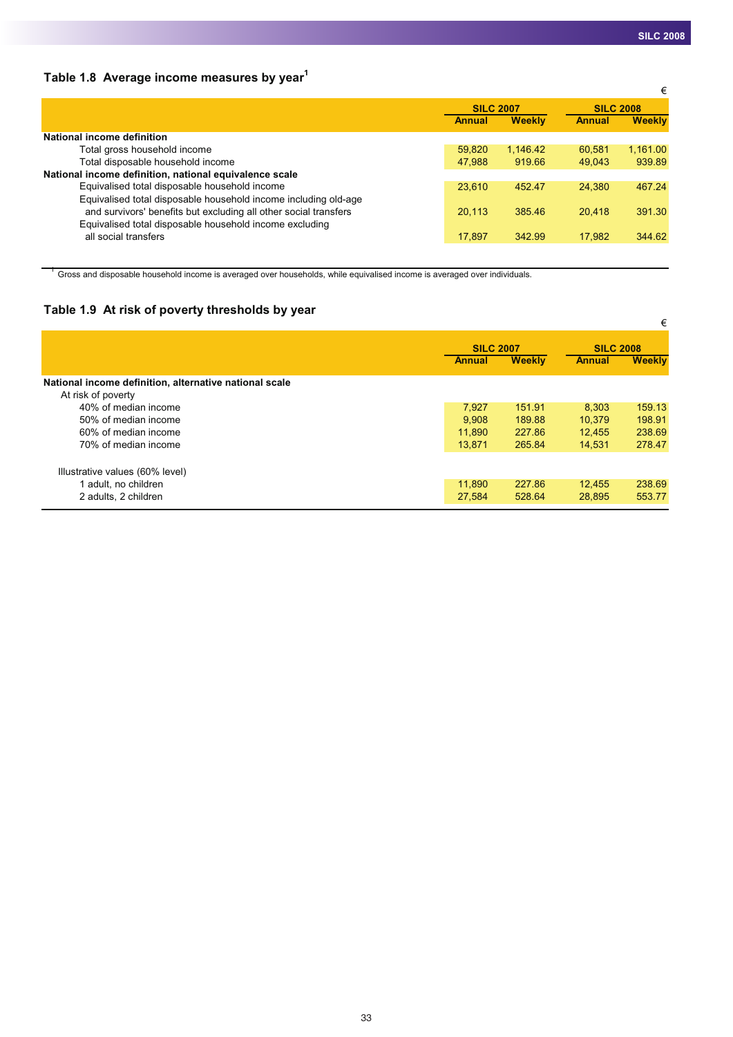### Table 1.8 Average income measures by year[1]

€

| | SILC 2007 | | SILC 2008 | |
|---|---|---|---|---|
| | Annual | Weekly | Annual | Weekly |
| **National income definition** | | | | |
| Total gross household income | 59,820 | 1,146.42 | 60,581 | 1,161.00 |
| Total disposable household income | 47,988 | 919.66 | 49,043 | 939.89 |
| **National income definition, national equivalence scale** | | | | |
| Equivalised total disposable household income | 23,610 | 452.47 | 24,380 | 467.24 |
| Equivalised total disposable household income including old-age and survivors' benefits but excluding all other social transfers | 20,113 | 385.46 | 20,418 | 391.30 |
| Equivalised total disposable household income excluding all social transfers | 17,897 | 342.99 | 17,982 | 344.62 |

[1] Gross and disposable household income is averaged over households, while equivalised income is averaged over individuals.

### Table 1.9 At risk of poverty thresholds by year

€

| | SILC 2007 | | SILC 2008 | |
|---|---|---|---|---|
| | Annual | Weekly | Annual | Weekly |
| **National income definition, alternative national scale** | | | | |
| At risk of poverty | | | | |
| 40% of median income | 7,927 | 151.91 | 8,303 | 159.13 |
| 50% of median income | 9,908 | 189.88 | 10,379 | 198.91 |
| 60% of median income | 11,890 | 227.86 | 12,455 | 238.69 |
| 70% of median income | 13,871 | 265.84 | 14,531 | 278.47 |
| Illustrative values (60% level) | | | | |
| 1 adult, no children | 11,890 | 227.86 | 12,455 | 238.69 |
| 2 adults, 2 children | 27,584 | 528.64 | 28,895 | 553.77 |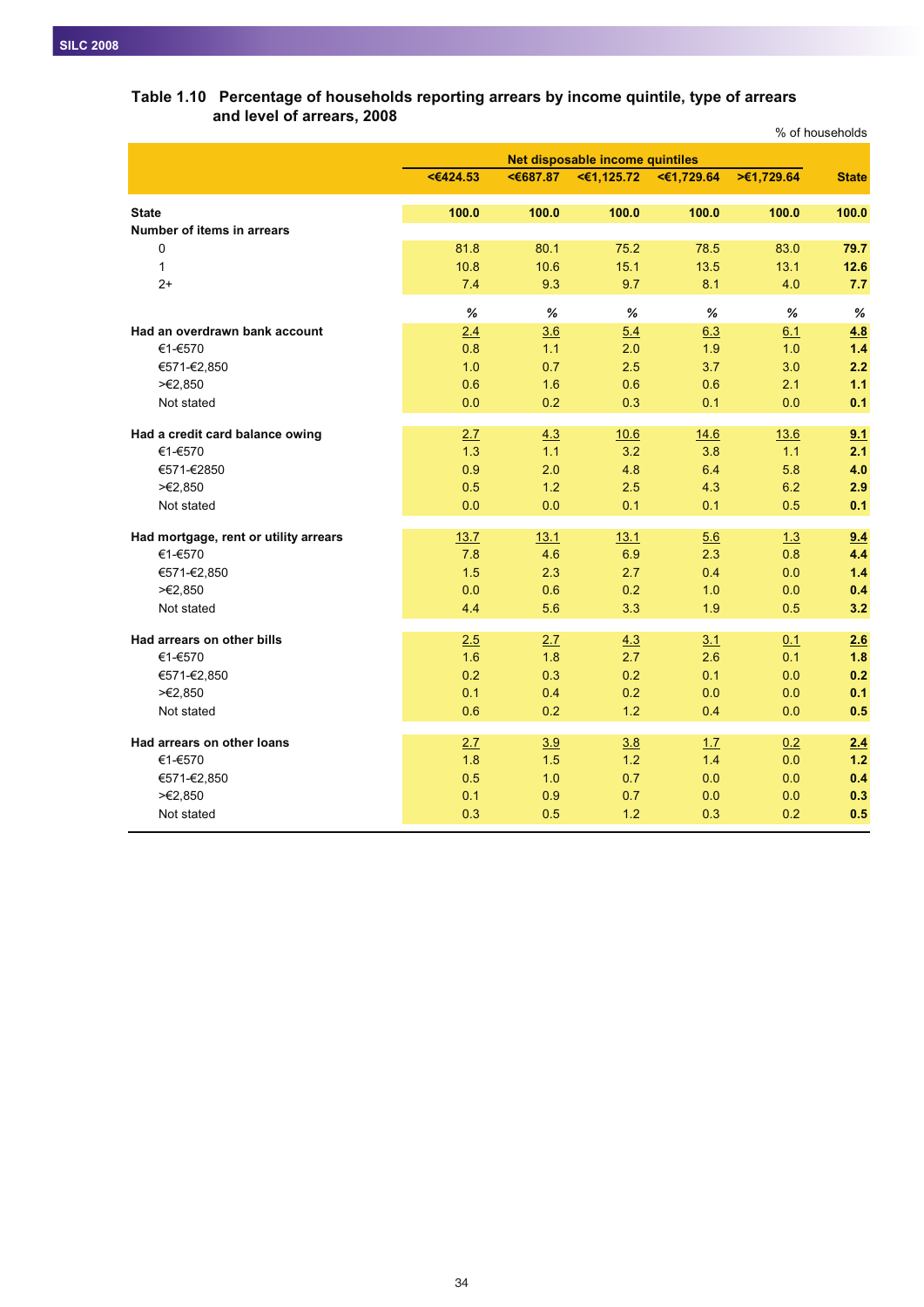## Table 1.10 Percentage of households reporting arrears by income quintile, type of arrears and level of arrears, 2008

% of households

| | Net disposable income quintiles | | | | | State |
|---|---|---|---|---|---|---|
| | <€424.53 | <€687.87 | <€1,125.72 | <€1,729.64 | >€1,729.64 | |
| **State** | 100.0 | 100.0 | 100.0 | 100.0 | 100.0 | **100.0** |
| **Number of items in arrears** | | | | | | |
| 0 | 81.8 | 80.1 | 75.2 | 78.5 | 83.0 | **79.7** |
| 1 | 10.8 | 10.6 | 15.1 | 13.5 | 13.1 | **12.6** |
| 2+ | 7.4 | 9.3 | 9.7 | 8.1 | 4.0 | **7.7** |
| | % | % | % | % | % | % |
| **Had an overdrawn bank account** | 2.4 | 3.6 | 5.4 | 6.3 | 6.1 | **4.8** |
| €1-€570 | 0.8 | 1.1 | 2.0 | 1.9 | 1.0 | **1.4** |
| €571-€2,850 | 1.0 | 0.7 | 2.5 | 3.7 | 3.0 | **2.2** |
| >€2,850 | 0.6 | 1.6 | 0.6 | 0.6 | 2.1 | **1.1** |
| Not stated | 0.0 | 0.2 | 0.3 | 0.1 | 0.0 | **0.1** |
| **Had a credit card balance owing** | 2.7 | 4.3 | 10.6 | 14.6 | 13.6 | **9.1** |
| €1-€570 | 1.3 | 1.1 | 3.2 | 3.8 | 1.1 | **2.1** |
| €571-€2850 | 0.9 | 2.0 | 4.8 | 6.4 | 5.8 | **4.0** |
| >€2,850 | 0.5 | 1.2 | 2.5 | 4.3 | 6.2 | **2.9** |
| Not stated | 0.0 | 0.0 | 0.1 | 0.1 | 0.5 | **0.1** |
| **Had mortgage, rent or utility arrears** | 13.7 | 13.1 | 13.1 | 5.6 | 1.3 | **9.4** |
| €1-€570 | 7.8 | 4.6 | 6.9 | 2.3 | 0.8 | **4.4** |
| €571-€2,850 | 1.5 | 2.3 | 2.7 | 0.4 | 0.0 | **1.4** |
| >€2,850 | 0.0 | 0.6 | 0.2 | 1.0 | 0.0 | **0.4** |
| Not stated | 4.4 | 5.6 | 3.3 | 1.9 | 0.5 | **3.2** |
| **Had arrears on other bills** | 2.5 | 2.7 | 4.3 | 3.1 | 0.1 | **2.6** |
| €1-€570 | 1.6 | 1.8 | 2.7 | 2.6 | 0.1 | **1.8** |
| €571-€2,850 | 0.2 | 0.3 | 0.2 | 0.1 | 0.0 | **0.2** |
| >€2,850 | 0.1 | 0.4 | 0.2 | 0.0 | 0.0 | **0.1** |
| Not stated | 0.6 | 0.2 | 1.2 | 0.4 | 0.0 | **0.5** |
| **Had arrears on other loans** | 2.7 | 3.9 | 3.8 | 1.7 | 0.2 | **2.4** |
| €1-€570 | 1.8 | 1.5 | 1.2 | 1.4 | 0.0 | **1.2** |
| €571-€2,850 | 0.5 | 1.0 | 0.7 | 0.0 | 0.0 | **0.4** |
| >€2,850 | 0.1 | 0.9 | 0.7 | 0.0 | 0.0 | **0.3** |
| Not stated | 0.3 | 0.5 | 1.2 | 0.3 | 0.2 | **0.5** |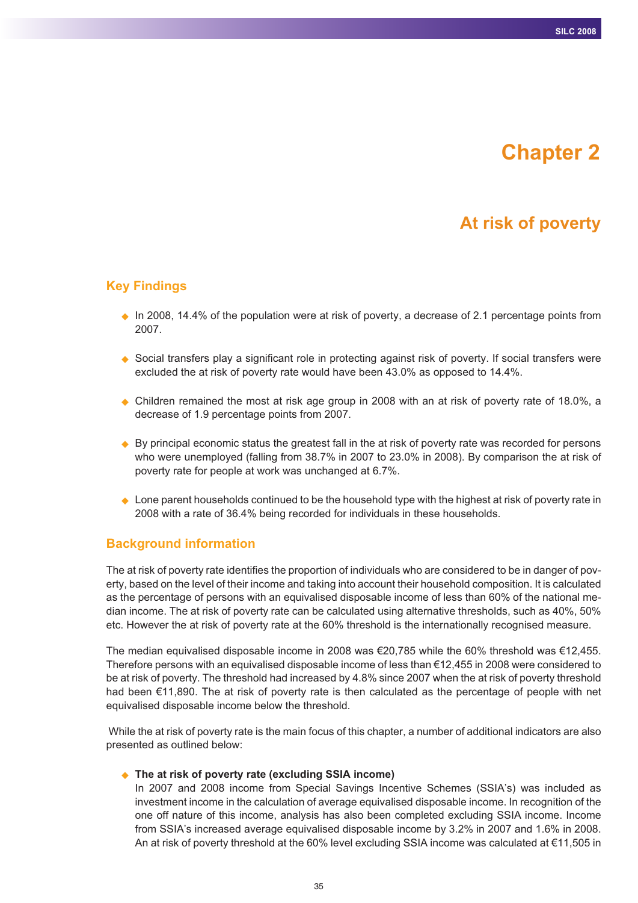# Chapter 2

## At risk of poverty

### Key Findings

- In 2008, 14.4% of the population were at risk of poverty, a decrease of 2.1 percentage points from 2007.
- Social transfers play a significant role in protecting against risk of poverty. If social transfers were excluded the at risk of poverty rate would have been 43.0% as opposed to 14.4%.
- Children remained the most at risk age group in 2008 with an at risk of poverty rate of 18.0%, a decrease of 1.9 percentage points from 2007.
- By principal economic status the greatest fall in the at risk of poverty rate was recorded for persons who were unemployed (falling from 38.7% in 2007 to 23.0% in 2008). By comparison the at risk of poverty rate for people at work was unchanged at 6.7%.
- Lone parent households continued to be the household type with the highest at risk of poverty rate in 2008 with a rate of 36.4% being recorded for individuals in these households.

### Background information

The at risk of poverty rate identifies the proportion of individuals who are considered to be in danger of poverty, based on the level of their income and taking into account their household composition. It is calculated as the percentage of persons with an equivalised disposable income of less than 60% of the national median income. The at risk of poverty rate can be calculated using alternative thresholds, such as 40%, 50% etc. However the at risk of poverty rate at the 60% threshold is the internationally recognised measure.

The median equivalised disposable income in 2008 was €20,785 while the 60% threshold was €12,455. Therefore persons with an equivalised disposable income of less than €12,455 in 2008 were considered to be at risk of poverty. The threshold had increased by 4.8% since 2007 when the at risk of poverty threshold had been €11,890. The at risk of poverty rate is then calculated as the percentage of people with net equivalised disposable income below the threshold.

While the at risk of poverty rate is the main focus of this chapter, a number of additional indicators are also presented as outlined below:

- **The at risk of poverty rate (excluding SSIA income)**
  In 2007 and 2008 income from Special Savings Incentive Schemes (SSIA's) was included as investment income in the calculation of average equivalised disposable income. In recognition of the one off nature of this income, analysis has also been completed excluding SSIA income. Income from SSIA's increased average equivalised disposable income by 3.2% in 2007 and 1.6% in 2008. An at risk of poverty threshold at the 60% level excluding SSIA income was calculated at €11,505 in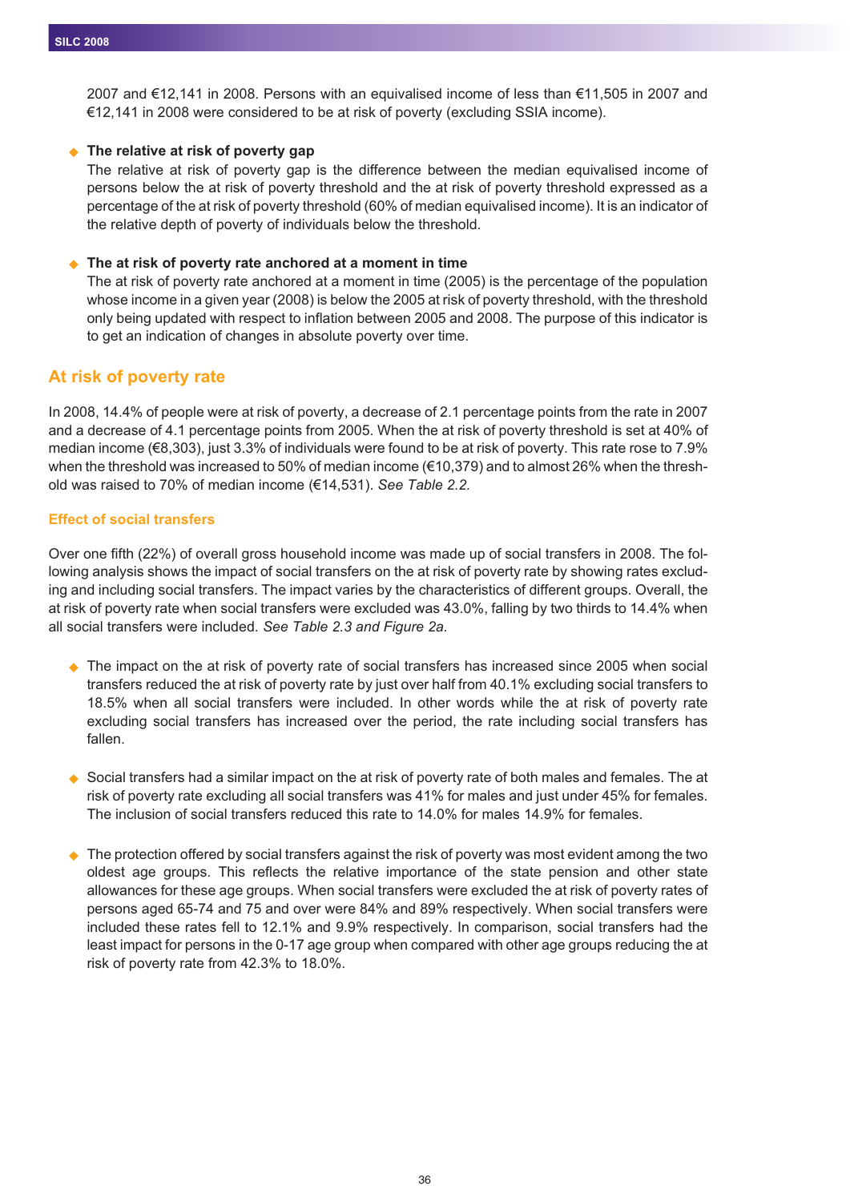2007 and €12,141 in 2008. Persons with an equivalised income of less than €11,505 in 2007 and €12,141 in 2008 were considered to be at risk of poverty (excluding SSIA income).

- **The relative at risk of poverty gap**
  The relative at risk of poverty gap is the difference between the median equivalised income of persons below the at risk of poverty threshold and the at risk of poverty threshold expressed as a percentage of the at risk of poverty threshold (60% of median equivalised income). It is an indicator of the relative depth of poverty of individuals below the threshold.

- **The at risk of poverty rate anchored at a moment in time**
  The at risk of poverty rate anchored at a moment in time (2005) is the percentage of the population whose income in a given year (2008) is below the 2005 at risk of poverty threshold, with the threshold only being updated with respect to inflation between 2005 and 2008. The purpose of this indicator is to get an indication of changes in absolute poverty over time.

## At risk of poverty rate

In 2008, 14.4% of people were at risk of poverty, a decrease of 2.1 percentage points from the rate in 2007 and a decrease of 4.1 percentage points from 2005. When the at risk of poverty threshold is set at 40% of median income (€8,303), just 3.3% of individuals were found to be at risk of poverty. This rate rose to 7.9% when the threshold was increased to 50% of median income (€10,379) and to almost 26% when the threshold was raised to 70% of median income (€14,531). *See Table 2.2.*

### Effect of social transfers

Over one fifth (22%) of overall gross household income was made up of social transfers in 2008. The following analysis shows the impact of social transfers on the at risk of poverty rate by showing rates excluding and including social transfers. The impact varies by the characteristics of different groups. Overall, the at risk of poverty rate when social transfers were excluded was 43.0%, falling by two thirds to 14.4% when all social transfers were included. *See Table 2.3 and Figure 2a.*

- The impact on the at risk of poverty rate of social transfers has increased since 2005 when social transfers reduced the at risk of poverty rate by just over half from 40.1% excluding social transfers to 18.5% when all social transfers were included. In other words while the at risk of poverty rate excluding social transfers has increased over the period, the rate including social transfers has fallen.

- Social transfers had a similar impact on the at risk of poverty rate of both males and females. The at risk of poverty rate excluding all social transfers was 41% for males and just under 45% for females. The inclusion of social transfers reduced this rate to 14.0% for males 14.9% for females.

- The protection offered by social transfers against the risk of poverty was most evident among the two oldest age groups. This reflects the relative importance of the state pension and other state allowances for these age groups. When social transfers were excluded the at risk of poverty rates of persons aged 65-74 and 75 and over were 84% and 89% respectively. When social transfers were included these rates fell to 12.1% and 9.9% respectively. In comparison, social transfers had the least impact for persons in the 0-17 age group when compared with other age groups reducing the at risk of poverty rate from 42.3% to 18.0%.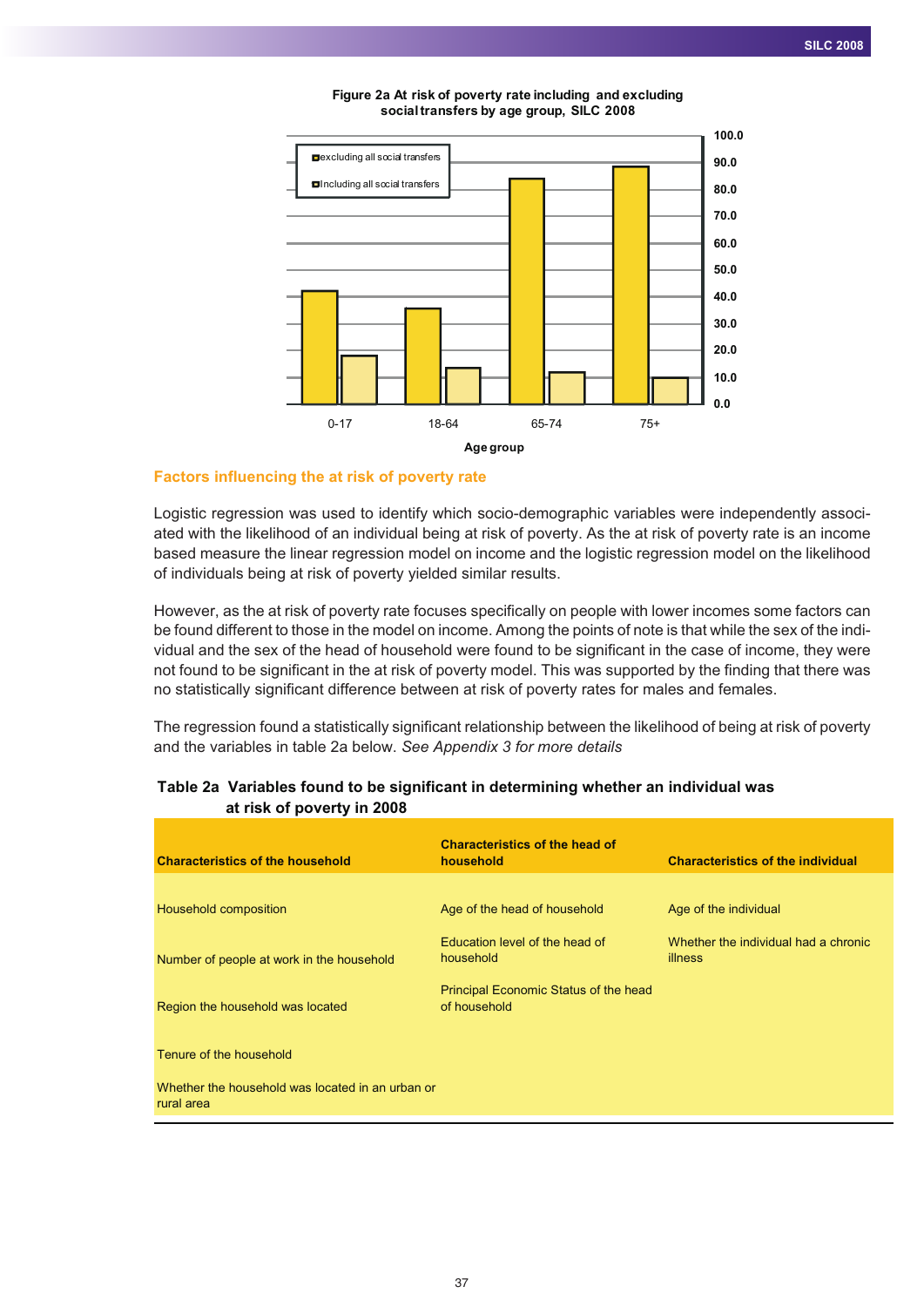**Figure 2a At risk of poverty rate including and excluding social transfers by age group, SILC 2008**

### Factors influencing the at risk of poverty rate

Logistic regression was used to identify which socio-demographic variables were independently associated with the likelihood of an individual being at risk of poverty. As the at risk of poverty rate is an income based measure the linear regression model on income and the logistic regression model on the likelihood of individuals being at risk of poverty yielded similar results.

However, as the at risk of poverty rate focuses specifically on people with lower incomes some factors can be found different to those in the model on income. Among the points of note is that while the sex of the individual and the sex of the head of household were found to be significant in the case of income, they were not found to be significant in the at risk of poverty model. This was supported by the finding that there was no statistically significant difference between at risk of poverty rates for males and females.

The regression found a statistically significant relationship between the likelihood of being at risk of poverty and the variables in table 2a below. *See Appendix 3 for more details*

**Table 2a Variables found to be significant in determining whether an individual was at risk of poverty in 2008**

| Characteristics of the household | Characteristics of the head of household | Characteristics of the individual |
|---|---|---|
| Household composition | Age of the head of household | Age of the individual |
| Number of people at work in the household | Education level of the head of household | Whether the individual had a chronic illness |
| Region the household was located | Principal Economic Status of the head of household | |
| Tenure of the household | | |
| Whether the household was located in an urban or rural area | | |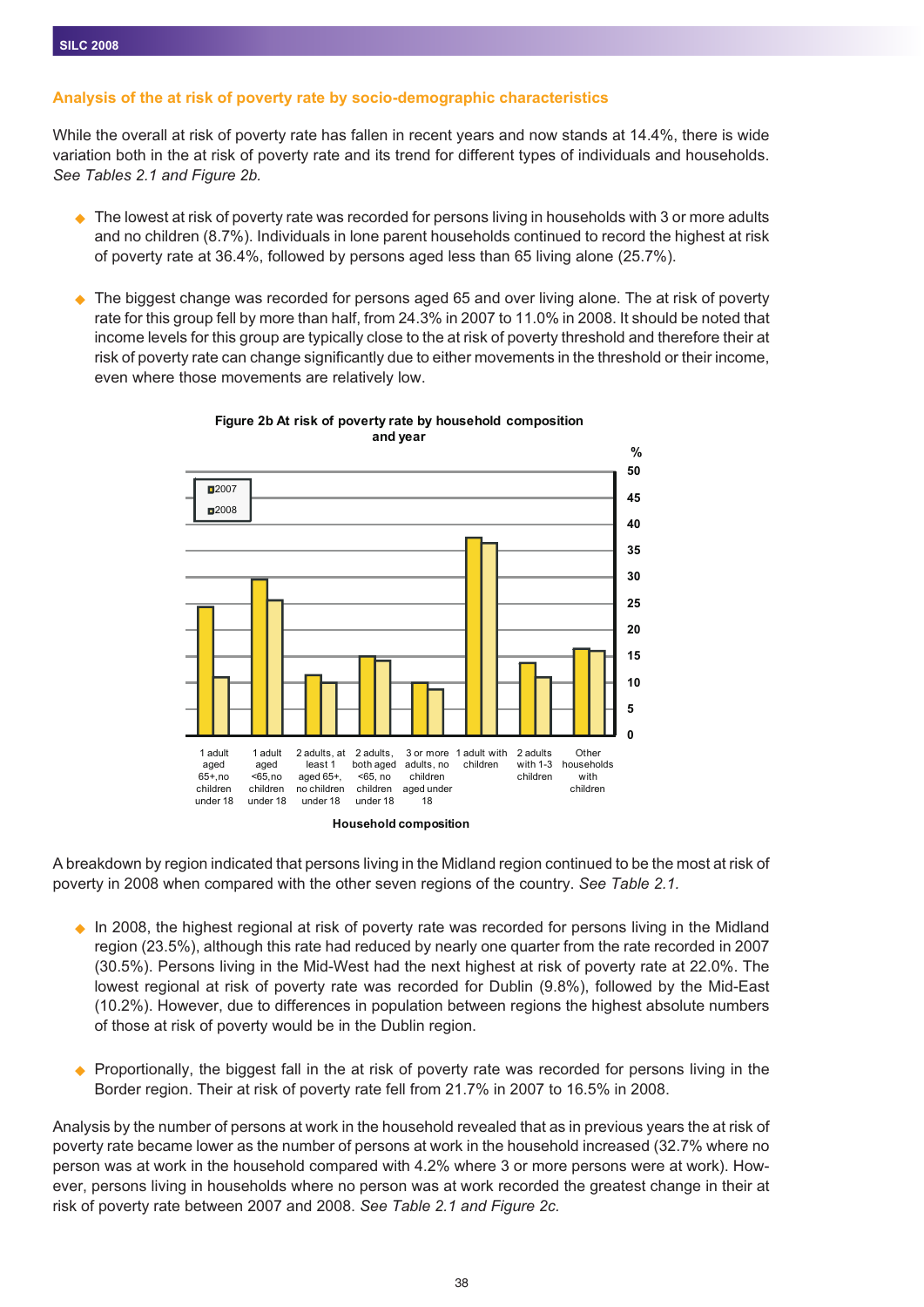### Analysis of the at risk of poverty rate by socio-demographic characteristics

While the overall at risk of poverty rate has fallen in recent years and now stands at 14.4%, there is wide variation both in the at risk of poverty rate and its trend for different types of individuals and households. *See Tables 2.1 and Figure 2b.*

- The lowest at risk of poverty rate was recorded for persons living in households with 3 or more adults and no children (8.7%). Individuals in lone parent households continued to record the highest at risk of poverty rate at 36.4%, followed by persons aged less than 65 living alone (25.7%).

- The biggest change was recorded for persons aged 65 and over living alone. The at risk of poverty rate for this group fell by more than half, from 24.3% in 2007 to 11.0% in 2008. It should be noted that income levels for this group are typically close to the at risk of poverty threshold and therefore their at risk of poverty rate can change significantly due to either movements in the threshold or their income, even where those movements are relatively low.

**Figure 2b At risk of poverty rate by household composition and year**

A breakdown by region indicated that persons living in the Midland region continued to be the most at risk of poverty in 2008 when compared with the other seven regions of the country. *See Table 2.1.*

- In 2008, the highest regional at risk of poverty rate was recorded for persons living in the Midland region (23.5%), although this rate had reduced by nearly one quarter from the rate recorded in 2007 (30.5%). Persons living in the Mid-West had the next highest at risk of poverty rate at 22.0%. The lowest regional at risk of poverty rate was recorded for Dublin (9.8%), followed by the Mid-East (10.2%). However, due to differences in population between regions the highest absolute numbers of those at risk of poverty would be in the Dublin region.

- Proportionally, the biggest fall in the at risk of poverty rate was recorded for persons living in the Border region. Their at risk of poverty rate fell from 21.7% in 2007 to 16.5% in 2008.

Analysis by the number of persons at work in the household revealed that as in previous years the at risk of poverty rate became lower as the number of persons at work in the household increased (32.7% where no person was at work in the household compared with 4.2% where 3 or more persons were at work). However, persons living in households where no person was at work recorded the greatest change in their at risk of poverty rate between 2007 and 2008. *See Table 2.1 and Figure 2c.*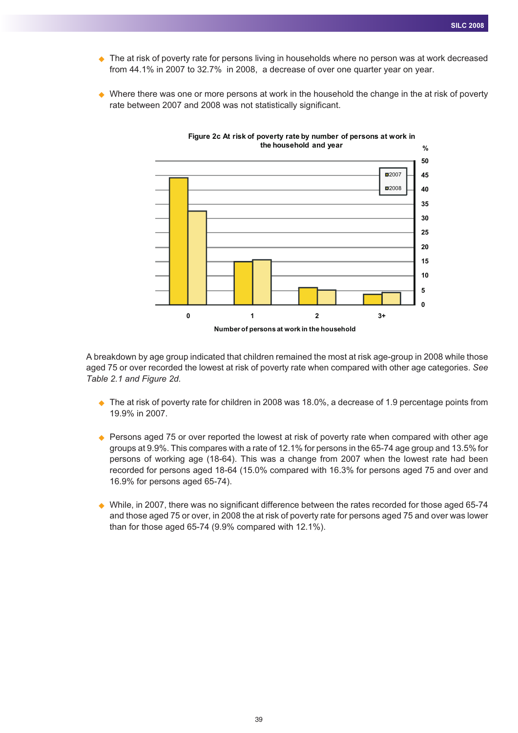- The at risk of poverty rate for persons living in households where no person was at work decreased from 44.1% in 2007 to 32.7% in 2008, a decrease of over one quarter year on year.

- Where there was one or more persons at work in the household the change in the at risk of poverty rate between 2007 and 2008 was not statistically significant.

**Figure 2c At risk of poverty rate by number of persons at work in the household and year**

A breakdown by age group indicated that children remained the most at risk age-group in 2008 while those aged 75 or over recorded the lowest at risk of poverty rate when compared with other age categories. *See Table 2.1 and Figure 2d.*

- The at risk of poverty rate for children in 2008 was 18.0%, a decrease of 1.9 percentage points from 19.9% in 2007.

- Persons aged 75 or over reported the lowest at risk of poverty rate when compared with other age groups at 9.9%. This compares with a rate of 12.1% for persons in the 65-74 age group and 13.5% for persons of working age (18-64). This was a change from 2007 when the lowest rate had been recorded for persons aged 18-64 (15.0% compared with 16.3% for persons aged 75 and over and 16.9% for persons aged 65-74).

- While, in 2007, there was no significant difference between the rates recorded for those aged 65-74 and those aged 75 or over, in 2008 the at risk of poverty rate for persons aged 75 and over was lower than for those aged 65-74 (9.9% compared with 12.1%).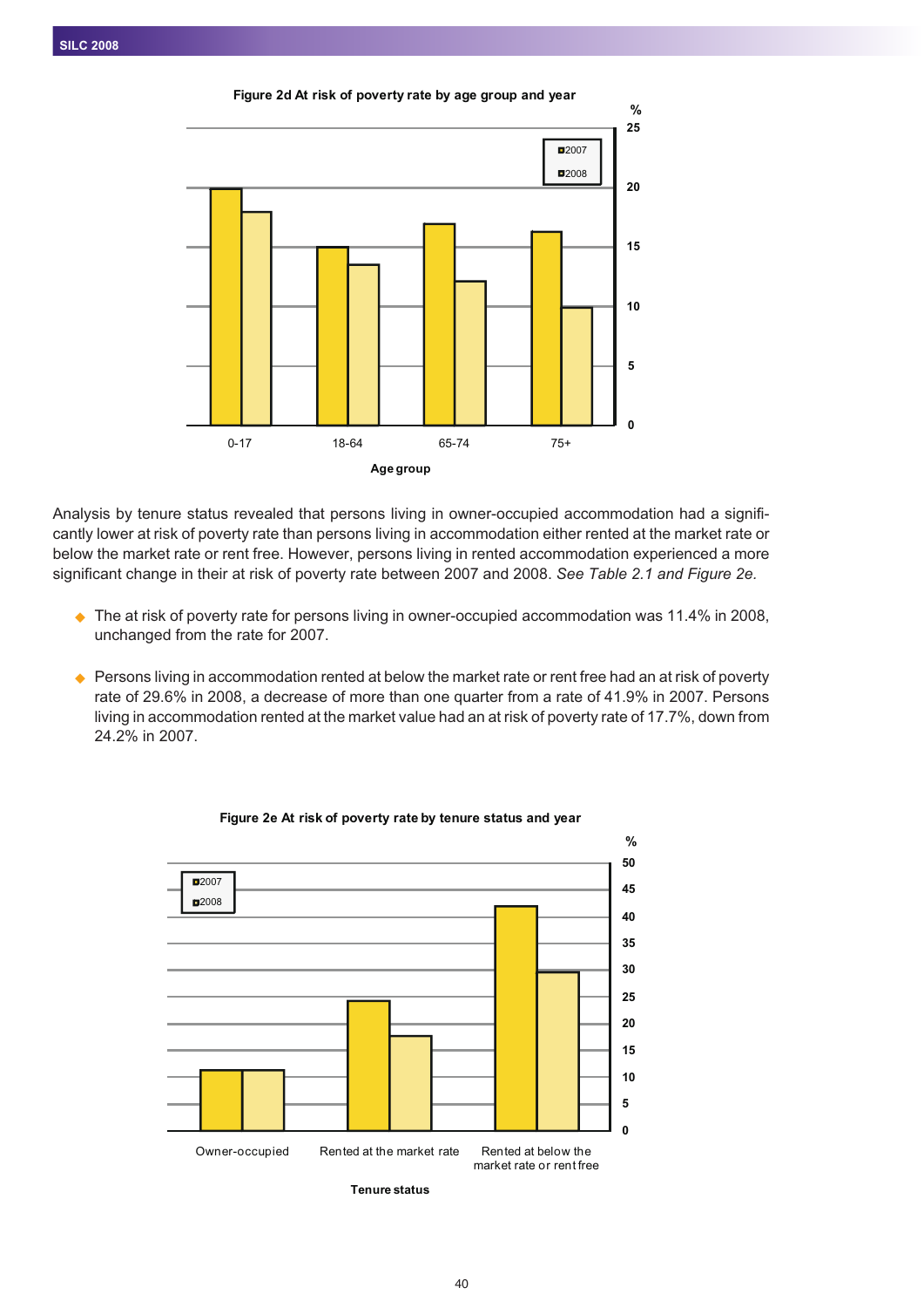**Figure 2d At risk of poverty rate by age group and year**

Analysis by tenure status revealed that persons living in owner-occupied accommodation had a significantly lower at risk of poverty rate than persons living in accommodation either rented at the market rate or below the market rate or rent free. However, persons living in rented accommodation experienced a more significant change in their at risk of poverty rate between 2007 and 2008. *See Table 2.1 and Figure 2e.*

- The at risk of poverty rate for persons living in owner-occupied accommodation was 11.4% in 2008, unchanged from the rate for 2007.
- Persons living in accommodation rented at below the market rate or rent free had an at risk of poverty rate of 29.6% in 2008, a decrease of more than one quarter from a rate of 41.9% in 2007. Persons living in accommodation rented at the market value had an at risk of poverty rate of 17.7%, down from 24.2% in 2007.

**Figure 2e At risk of poverty rate by tenure status and year**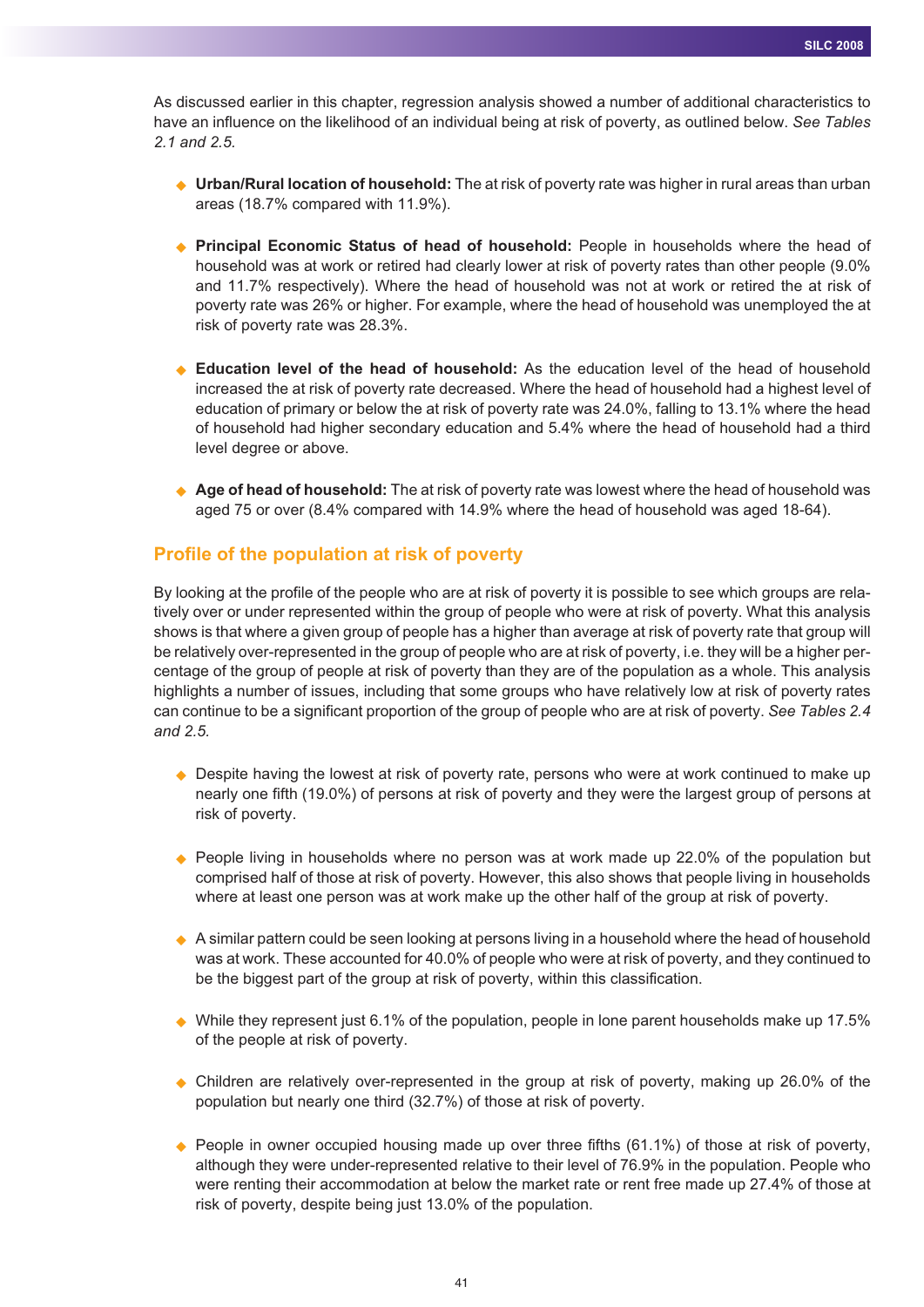As discussed earlier in this chapter, regression analysis showed a number of additional characteristics to have an influence on the likelihood of an individual being at risk of poverty, as outlined below. *See Tables 2.1 and 2.5.*

- **Urban/Rural location of household:** The at risk of poverty rate was higher in rural areas than urban areas (18.7% compared with 11.9%).

- **Principal Economic Status of head of household:** People in households where the head of household was at work or retired had clearly lower at risk of poverty rates than other people (9.0% and 11.7% respectively). Where the head of household was not at work or retired the at risk of poverty rate was 26% or higher. For example, where the head of household was unemployed the at risk of poverty rate was 28.3%.

- **Education level of the head of household:** As the education level of the head of household increased the at risk of poverty rate decreased. Where the head of household had a highest level of education of primary or below the at risk of poverty rate was 24.0%, falling to 13.1% where the head of household had higher secondary education and 5.4% where the head of household had a third level degree or above.

- **Age of head of household:** The at risk of poverty rate was lowest where the head of household was aged 75 or over (8.4% compared with 14.9% where the head of household was aged 18-64).

## Profile of the population at risk of poverty

By looking at the profile of the people who are at risk of poverty it is possible to see which groups are relatively over or under represented within the group of people who were at risk of poverty. What this analysis shows is that where a given group of people has a higher than average at risk of poverty rate that group will be relatively over-represented in the group of people who are at risk of poverty, i.e. they will be a higher percentage of the group of people at risk of poverty than they are of the population as a whole. This analysis highlights a number of issues, including that some groups who have relatively low at risk of poverty rates can continue to be a significant proportion of the group of people who are at risk of poverty. *See Tables 2.4 and 2.5.*

- Despite having the lowest at risk of poverty rate, persons who were at work continued to make up nearly one fifth (19.0%) of persons at risk of poverty and they were the largest group of persons at risk of poverty.

- People living in households where no person was at work made up 22.0% of the population but comprised half of those at risk of poverty. However, this also shows that people living in households where at least one person was at work make up the other half of the group at risk of poverty.

- A similar pattern could be seen looking at persons living in a household where the head of household was at work. These accounted for 40.0% of people who were at risk of poverty, and they continued to be the biggest part of the group at risk of poverty, within this classification.

- While they represent just 6.1% of the population, people in lone parent households make up 17.5% of the people at risk of poverty.

- Children are relatively over-represented in the group at risk of poverty, making up 26.0% of the population but nearly one third (32.7%) of those at risk of poverty.

- People in owner occupied housing made up over three fifths (61.1%) of those at risk of poverty, although they were under-represented relative to their level of 76.9% in the population. People who were renting their accommodation at below the market rate or rent free made up 27.4% of those at risk of poverty, despite being just 13.0% of the population.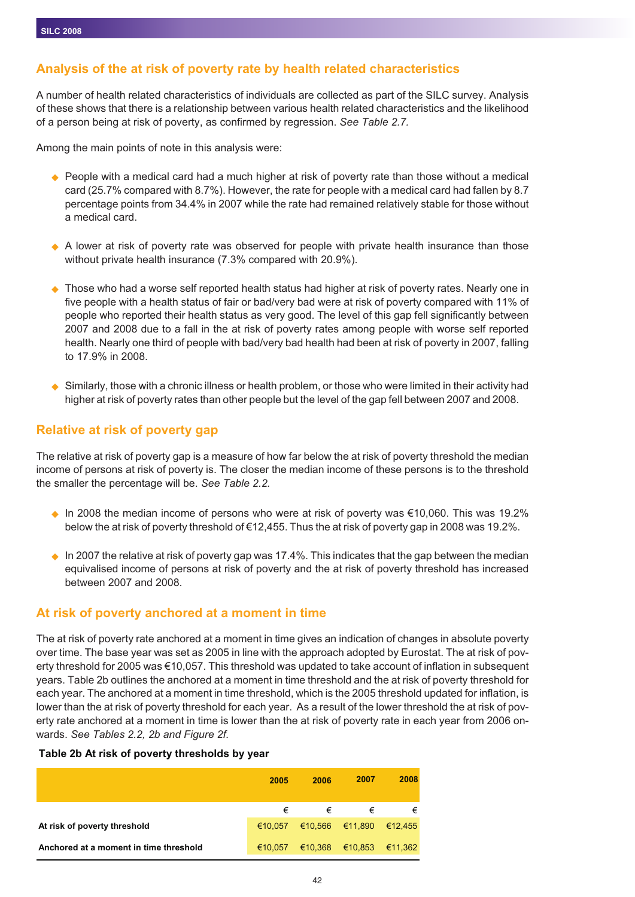## Analysis of the at risk of poverty rate by health related characteristics

A number of health related characteristics of individuals are collected as part of the SILC survey. Analysis of these shows that there is a relationship between various health related characteristics and the likelihood of a person being at risk of poverty, as confirmed by regression. *See Table 2.7.*

Among the main points of note in this analysis were:

- People with a medical card had a much higher at risk of poverty rate than those without a medical card (25.7% compared with 8.7%). However, the rate for people with a medical card had fallen by 8.7 percentage points from 34.4% in 2007 while the rate had remained relatively stable for those without a medical card.

- A lower at risk of poverty rate was observed for people with private health insurance than those without private health insurance (7.3% compared with 20.9%).

- Those who had a worse self reported health status had higher at risk of poverty rates. Nearly one in five people with a health status of fair or bad/very bad were at risk of poverty compared with 11% of people who reported their health status as very good. The level of this gap fell significantly between 2007 and 2008 due to a fall in the at risk of poverty rates among people with worse self reported health. Nearly one third of people with bad/very bad health had been at risk of poverty in 2007, falling to 17.9% in 2008.

- Similarly, those with a chronic illness or health problem, or those who were limited in their activity had higher at risk of poverty rates than other people but the level of the gap fell between 2007 and 2008.

## Relative at risk of poverty gap

The relative at risk of poverty gap is a measure of how far below the at risk of poverty threshold the median income of persons at risk of poverty is. The closer the median income of these persons is to the threshold the smaller the percentage will be. *See Table 2.2.*

- In 2008 the median income of persons who were at risk of poverty was €10,060. This was 19.2% below the at risk of poverty threshold of €12,455. Thus the at risk of poverty gap in 2008 was 19.2%.

- In 2007 the relative at risk of poverty gap was 17.4%. This indicates that the gap between the median equivalised income of persons at risk of poverty and the at risk of poverty threshold has increased between 2007 and 2008.

## At risk of poverty anchored at a moment in time

The at risk of poverty rate anchored at a moment in time gives an indication of changes in absolute poverty over time. The base year was set as 2005 in line with the approach adopted by Eurostat. The at risk of poverty threshold for 2005 was €10,057. This threshold was updated to take account of inflation in subsequent years. Table 2b outlines the anchored at a moment in time threshold and the at risk of poverty threshold for each year. The anchored at a moment in time threshold, which is the 2005 threshold updated for inflation, is lower than the at risk of poverty threshold for each year. As a result of the lower threshold the at risk of poverty rate anchored at a moment in time is lower than the at risk of poverty rate in each year from 2006 onwards. *See Tables 2.2, 2b and Figure 2f.*

**Table 2b At risk of poverty thresholds by year**

| | 2005 | 2006 | 2007 | 2008 |
|---|---|---|---|---|
| | € | € | € | € |
| **At risk of poverty threshold** | €10,057 | €10,566 | €11,890 | €12,455 |
| **Anchored at a moment in time threshold** | €10,057 | €10,368 | €10,853 | €11,362 |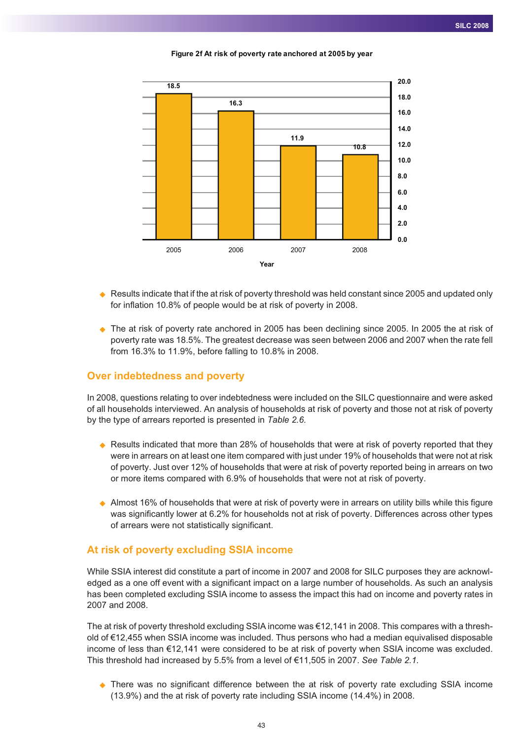**Figure 2f At risk of poverty rate anchored at 2005 by year**

| Year | At risk of poverty rate |
|---|---|
| 2005 | 18.5 |
| 2006 | 16.3 |
| 2007 | 11.9 |
| 2008 | 10.8 |

- Results indicate that if the at risk of poverty threshold was held constant since 2005 and updated only for inflation 10.8% of people would be at risk of poverty in 2008.

- The at risk of poverty rate anchored in 2005 has been declining since 2005. In 2005 the at risk of poverty rate was 18.5%. The greatest decrease was seen between 2006 and 2007 when the rate fell from 16.3% to 11.9%, before falling to 10.8% in 2008.

## Over indebtedness and poverty

In 2008, questions relating to over indebtedness were included on the SILC questionnaire and were asked of all households interviewed. An analysis of households at risk of poverty and those not at risk of poverty by the type of arrears reported is presented in *Table 2.6.*

- Results indicated that more than 28% of households that were at risk of poverty reported that they were in arrears on at least one item compared with just under 19% of households that were not at risk of poverty. Just over 12% of households that were at risk of poverty reported being in arrears on two or more items compared with 6.9% of households that were not at risk of poverty.

- Almost 16% of households that were at risk of poverty were in arrears on utility bills while this figure was significantly lower at 6.2% for households not at risk of poverty. Differences across other types of arrears were not statistically significant.

## At risk of poverty excluding SSIA income

While SSIA interest did constitute a part of income in 2007 and 2008 for SILC purposes they are acknowledged as a one off event with a significant impact on a large number of households. As such an analysis has been completed excluding SSIA income to assess the impact this had on income and poverty rates in 2007 and 2008.

The at risk of poverty threshold excluding SSIA income was €12,141 in 2008. This compares with a threshold of €12,455 when SSIA income was included. Thus persons who had a median equivalised disposable income of less than €12,141 were considered to be at risk of poverty when SSIA income was excluded. This threshold had increased by 5.5% from a level of €11,505 in 2007. *See Table 2.1.*

- There was no significant difference between the at risk of poverty rate excluding SSIA income (13.9%) and the at risk of poverty rate including SSIA income (14.4%) in 2008.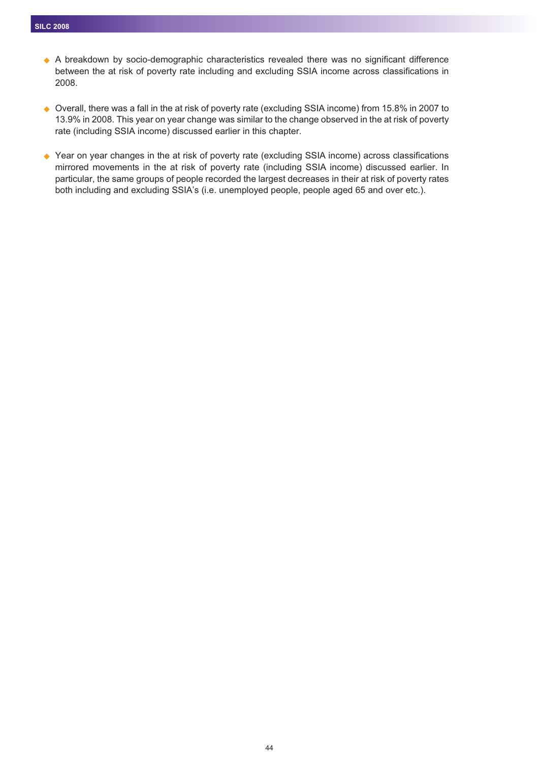- A breakdown by socio-demographic characteristics revealed there was no significant difference between the at risk of poverty rate including and excluding SSIA income across classifications in 2008.

- Overall, there was a fall in the at risk of poverty rate (excluding SSIA income) from 15.8% in 2007 to 13.9% in 2008. This year on year change was similar to the change observed in the at risk of poverty rate (including SSIA income) discussed earlier in this chapter.

- Year on year changes in the at risk of poverty rate (excluding SSIA income) across classifications mirrored movements in the at risk of poverty rate (including SSIA income) discussed earlier. In particular, the same groups of people recorded the largest decreases in their at risk of poverty rates both including and excluding SSIA's (i.e. unemployed people, people aged 65 and over etc.).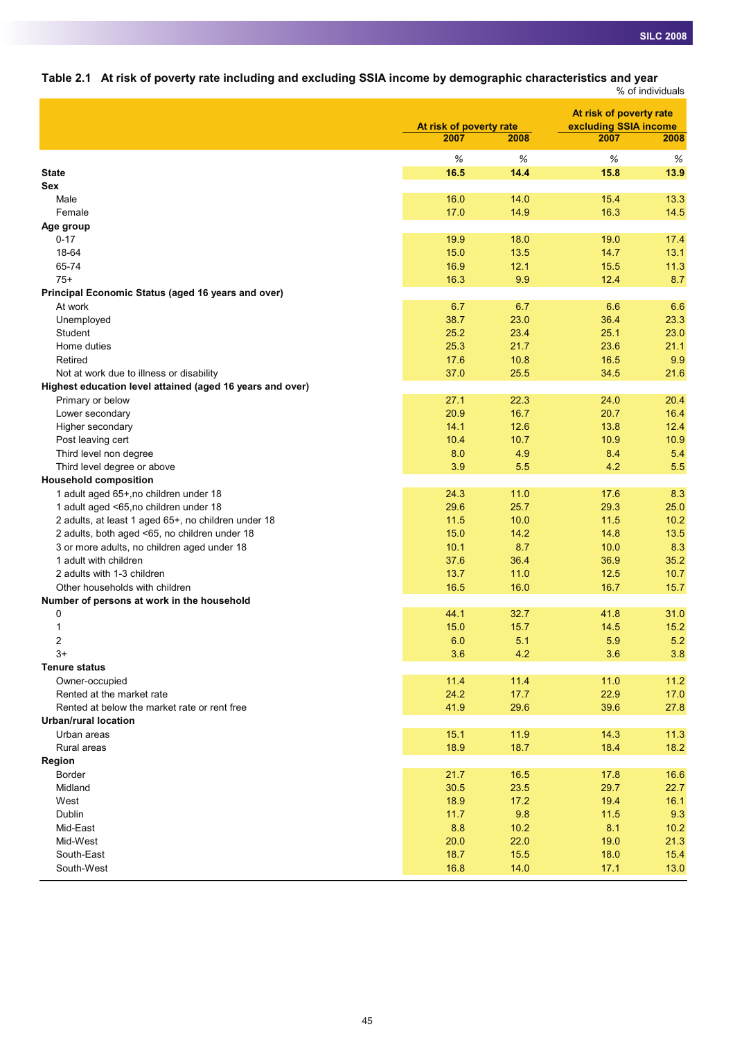## Table 2.1 At risk of poverty rate including and excluding SSIA income by demographic characteristics and year

% of individuals

| | At risk of poverty rate | | At risk of poverty rate excluding SSIA income | |
|---|---|---|---|---|
| | 2007 | 2008 | 2007 | 2008 |
| | % | % | % | % |
| **State** | **16.5** | **14.4** | **15.8** | **13.9** |
| **Sex** | | | | |
| Male | 16.0 | 14.0 | 15.4 | 13.3 |
| Female | 17.0 | 14.9 | 16.3 | 14.5 |
| **Age group** | | | | |
| 0-17 | 19.9 | 18.0 | 19.0 | 17.4 |
| 18-64 | 15.0 | 13.5 | 14.7 | 13.1 |
| 65-74 | 16.9 | 12.1 | 15.5 | 11.3 |
| 75+ | 16.3 | 9.9 | 12.4 | 8.7 |
| **Principal Economic Status (aged 16 years and over)** | | | | |
| At work | 6.7 | 6.7 | 6.6 | 6.6 |
| Unemployed | 38.7 | 23.0 | 36.4 | 23.3 |
| Student | 25.2 | 23.4 | 25.1 | 23.0 |
| Home duties | 25.3 | 21.7 | 23.6 | 21.1 |
| Retired | 17.6 | 10.8 | 16.5 | 9.9 |
| Not at work due to illness or disability | 37.0 | 25.5 | 34.5 | 21.6 |
| **Highest education level attained (aged 16 years and over)** | | | | |
| Primary or below | 27.1 | 22.3 | 24.0 | 20.4 |
| Lower secondary | 20.9 | 16.7 | 20.7 | 16.4 |
| Higher secondary | 14.1 | 12.6 | 13.8 | 12.4 |
| Post leaving cert | 10.4 | 10.7 | 10.9 | 10.9 |
| Third level non degree | 8.0 | 4.9 | 8.4 | 5.4 |
| Third level degree or above | 3.9 | 5.5 | 4.2 | 5.5 |
| **Household composition** | | | | |
| 1 adult aged 65+,no children under 18 | 24.3 | 11.0 | 17.6 | 8.3 |
| 1 adult aged <65,no children under 18 | 29.6 | 25.7 | 29.3 | 25.0 |
| 2 adults, at least 1 aged 65+, no children under 18 | 11.5 | 10.0 | 11.5 | 10.2 |
| 2 adults, both aged <65, no children under 18 | 15.0 | 14.2 | 14.8 | 13.5 |
| 3 or more adults, no children aged under 18 | 10.1 | 8.7 | 10.0 | 8.3 |
| 1 adult with children | 37.6 | 36.4 | 36.9 | 35.2 |
| 2 adults with 1-3 children | 13.7 | 11.0 | 12.5 | 10.7 |
| Other households with children | 16.5 | 16.0 | 16.7 | 15.7 |
| **Number of persons at work in the household** | | | | |
| 0 | 44.1 | 32.7 | 41.8 | 31.0 |
| 1 | 15.0 | 15.7 | 14.5 | 15.2 |
| 2 | 6.0 | 5.1 | 5.9 | 5.2 |
| 3+ | 3.6 | 4.2 | 3.6 | 3.8 |
| **Tenure status** | | | | |
| Owner-occupied | 11.4 | 11.4 | 11.0 | 11.2 |
| Rented at the market rate | 24.2 | 17.7 | 22.9 | 17.0 |
| Rented at below the market rate or rent free | 41.9 | 29.6 | 39.6 | 27.8 |
| **Urban/rural location** | | | | |
| Urban areas | 15.1 | 11.9 | 14.3 | 11.3 |
| Rural areas | 18.9 | 18.7 | 18.4 | 18.2 |
| **Region** | | | | |
| Border | 21.7 | 16.5 | 17.8 | 16.6 |
| Midland | 30.5 | 23.5 | 29.7 | 22.7 |
| West | 18.9 | 17.2 | 19.4 | 16.1 |
| Dublin | 11.7 | 9.8 | 11.5 | 9.3 |
| Mid-East | 8.8 | 10.2 | 8.1 | 10.2 |
| Mid-West | 20.0 | 22.0 | 19.0 | 21.3 |
| South-East | 18.7 | 15.5 | 18.0 | 15.4 |
| South-West | 16.8 | 14.0 | 17.1 | 13.0 |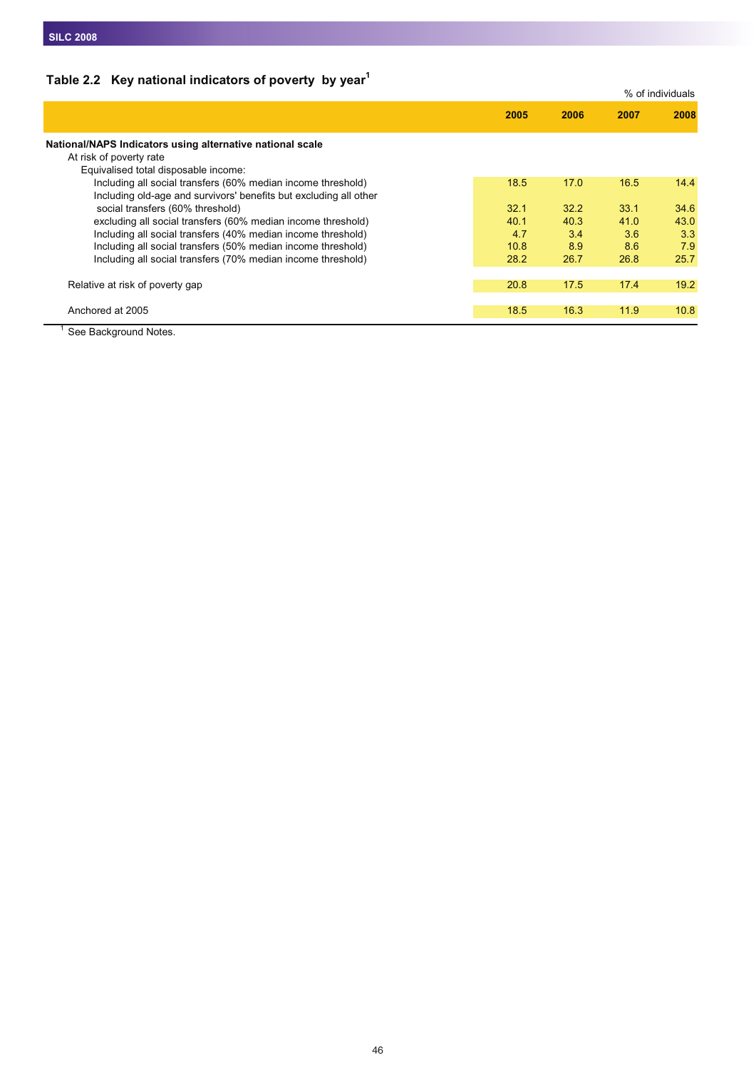## Table 2.2 Key national indicators of poverty by year[1]

% of individuals

| | 2005 | 2006 | 2007 | 2008 |
|---|---|---|---|---|
| **National/NAPS Indicators using alternative national scale** | | | | |
| At risk of poverty rate | | | | |
| Equivalised total disposable income: | | | | |
| Including all social transfers (60% median income threshold) | 18.5 | 17.0 | 16.5 | 14.4 |
| Including old-age and survivors' benefits but excluding all other social transfers (60% threshold) | 32.1 | 32.2 | 33.1 | 34.6 |
| excluding all social transfers (60% median income threshold) | 40.1 | 40.3 | 41.0 | 43.0 |
| Including all social transfers (40% median income threshold) | 4.7 | 3.4 | 3.6 | 3.3 |
| Including all social transfers (50% median income threshold) | 10.8 | 8.9 | 8.6 | 7.9 |
| Including all social transfers (70% median income threshold) | 28.2 | 26.7 | 26.8 | 25.7 |
| Relative at risk of poverty gap | 20.8 | 17.5 | 17.4 | 19.2 |
| Anchored at 2005 | 18.5 | 16.3 | 11.9 | 10.8 |

[1] See Background Notes.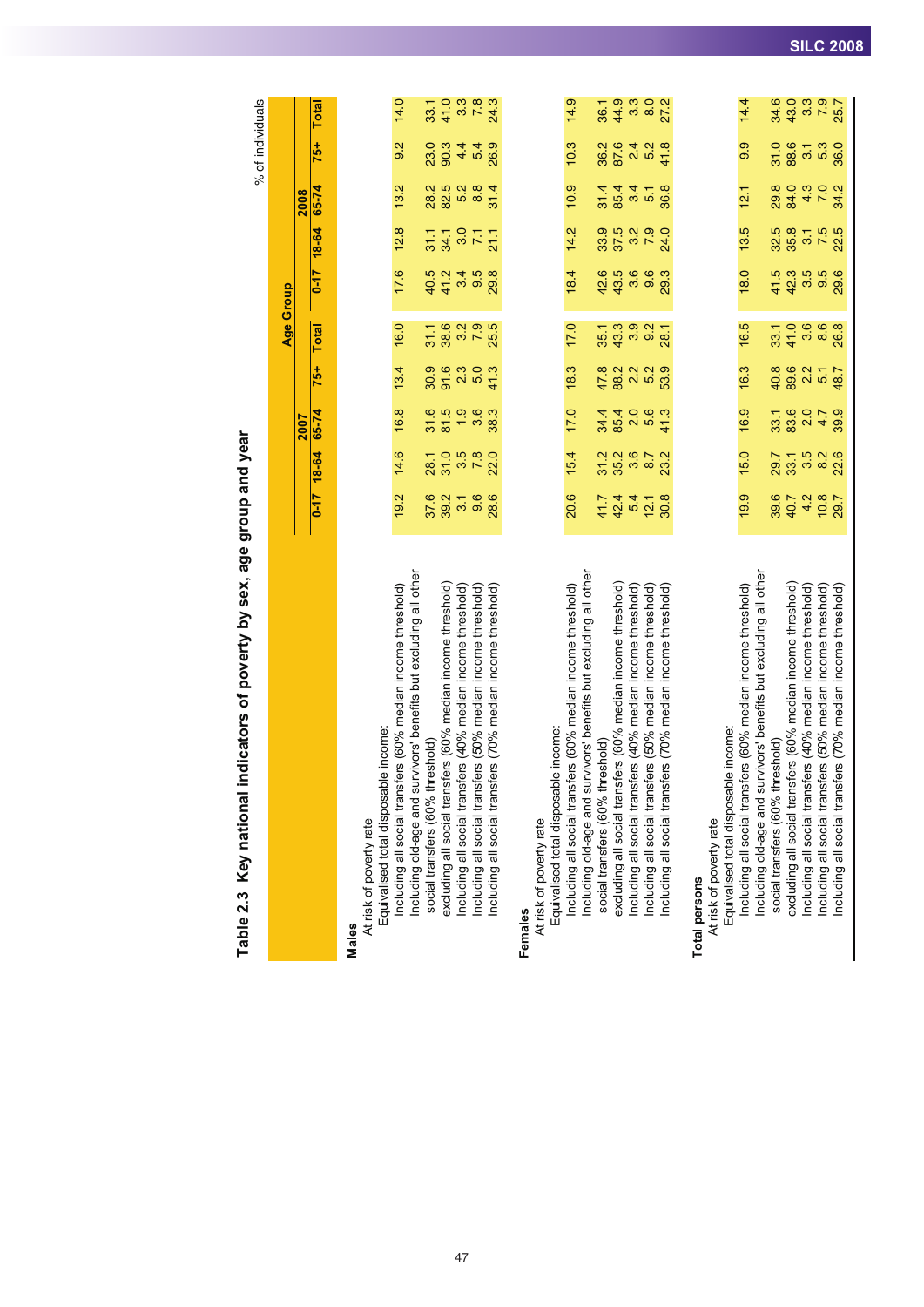## Table 2.3 Key national indicators of poverty by sex, age group and year

% of individuals

| | Age Group | | | | | | | | | |
|---|---|---|---|---|---|---|---|---|---|---|
| | 2007 | | | | | 2008 | | | | |
| | 0-17 | 18-64 | 65-74 | 75+ | Total | 0-17 | 18-64 | 65-74 | 75+ | Total |
| **Males** | | | | | | | | | | |
| At risk of poverty rate | | | | | | | | | | |
| Equivalised total disposable income: | | | | | | | | | | |
| Including all social transfers (60% median income threshold) | 19.2 | 14.6 | 16.8 | 13.4 | 16.0 | 17.6 | 12.8 | 13.2 | 9.2 | 14.0 |
| Including old-age and survivors' benefits but excluding all other social transfers (60% threshold) | 37.6 | 28.1 | 31.6 | 30.9 | 31.1 | 40.5 | 31.1 | 28.2 | 23.0 | 33.1 |
| excluding all social transfers (60% median income threshold) | 39.2 | 31.0 | 81.5 | 91.6 | 38.6 | 41.2 | 34.1 | 82.5 | 90.3 | 41.0 |
| Including all social transfers (40% median income threshold) | 3.1 | 3.5 | 1.9 | 2.3 | 3.2 | 3.4 | 3.0 | 5.2 | 4.4 | 3.3 |
| Including all social transfers (50% median income threshold) | 9.6 | 7.8 | 3.6 | 5.0 | 7.9 | 9.5 | 7.1 | 8.8 | 5.4 | 7.8 |
| Including all social transfers (70% median income threshold) | 28.6 | 22.0 | 38.3 | 41.3 | 25.5 | 29.8 | 21.1 | 31.4 | 26.9 | 24.3 |
| **Females** | | | | | | | | | | |
| At risk of poverty rate | | | | | | | | | | |
| Equivalised total disposable income: | | | | | | | | | | |
| Including all social transfers (60% median income threshold) | 20.6 | 15.4 | 17.0 | 18.3 | 17.0 | 18.4 | 14.2 | 10.9 | 10.3 | 14.9 |
| Including old-age and survivors' benefits but excluding all other social transfers (60% threshold) | 41.7 | 31.2 | 34.4 | 47.8 | 35.1 | 42.6 | 33.9 | 31.4 | 36.2 | 36.1 |
| excluding all social transfers (60% median income threshold) | 42.4 | 35.2 | 85.4 | 88.2 | 43.3 | 43.5 | 37.5 | 85.4 | 87.6 | 44.9 |
| Including all social transfers (40% median income threshold) | 5.4 | 3.6 | 2.0 | 2.2 | 3.9 | 3.6 | 3.2 | 3.4 | 2.4 | 3.3 |
| Including all social transfers (50% median income threshold) | 12.1 | 8.7 | 5.6 | 5.2 | 9.2 | 9.6 | 7.9 | 5.1 | 5.2 | 8.0 |
| Including all social transfers (70% median income threshold) | 30.8 | 23.2 | 41.3 | 53.9 | 28.1 | 29.3 | 24.0 | 36.8 | 41.8 | 27.2 |
| **Total persons** | | | | | | | | | | |
| At risk of poverty rate | | | | | | | | | | |
| Equivalised total disposable income: | | | | | | | | | | |
| Including all social transfers (60% median income threshold) | 19.9 | 15.0 | 16.9 | 16.3 | 16.5 | 18.0 | 13.5 | 12.1 | 9.9 | 14.4 |
| Including old-age and survivors' benefits but excluding all other social transfers (60% threshold) | 39.6 | 29.7 | 33.1 | 40.8 | 33.1 | 41.5 | 32.5 | 29.8 | 31.0 | 34.6 |
| excluding all social transfers (60% median income threshold) | 40.7 | 33.1 | 83.6 | 89.6 | 41.0 | 42.3 | 35.8 | 84.0 | 88.6 | 43.0 |
| Including all social transfers (40% median income threshold) | 4.2 | 3.5 | 2.0 | 2.2 | 3.6 | 3.5 | 3.1 | 4.3 | 3.1 | 3.3 |
| Including all social transfers (50% median income threshold) | 10.8 | 8.2 | 4.7 | 5.1 | 8.6 | 9.5 | 7.5 | 7.0 | 5.3 | 7.9 |
| Including all social transfers (70% median income threshold) | 29.7 | 22.6 | 39.9 | 48.7 | 26.8 | 29.6 | 22.5 | 34.2 | 36.0 | 25.7 |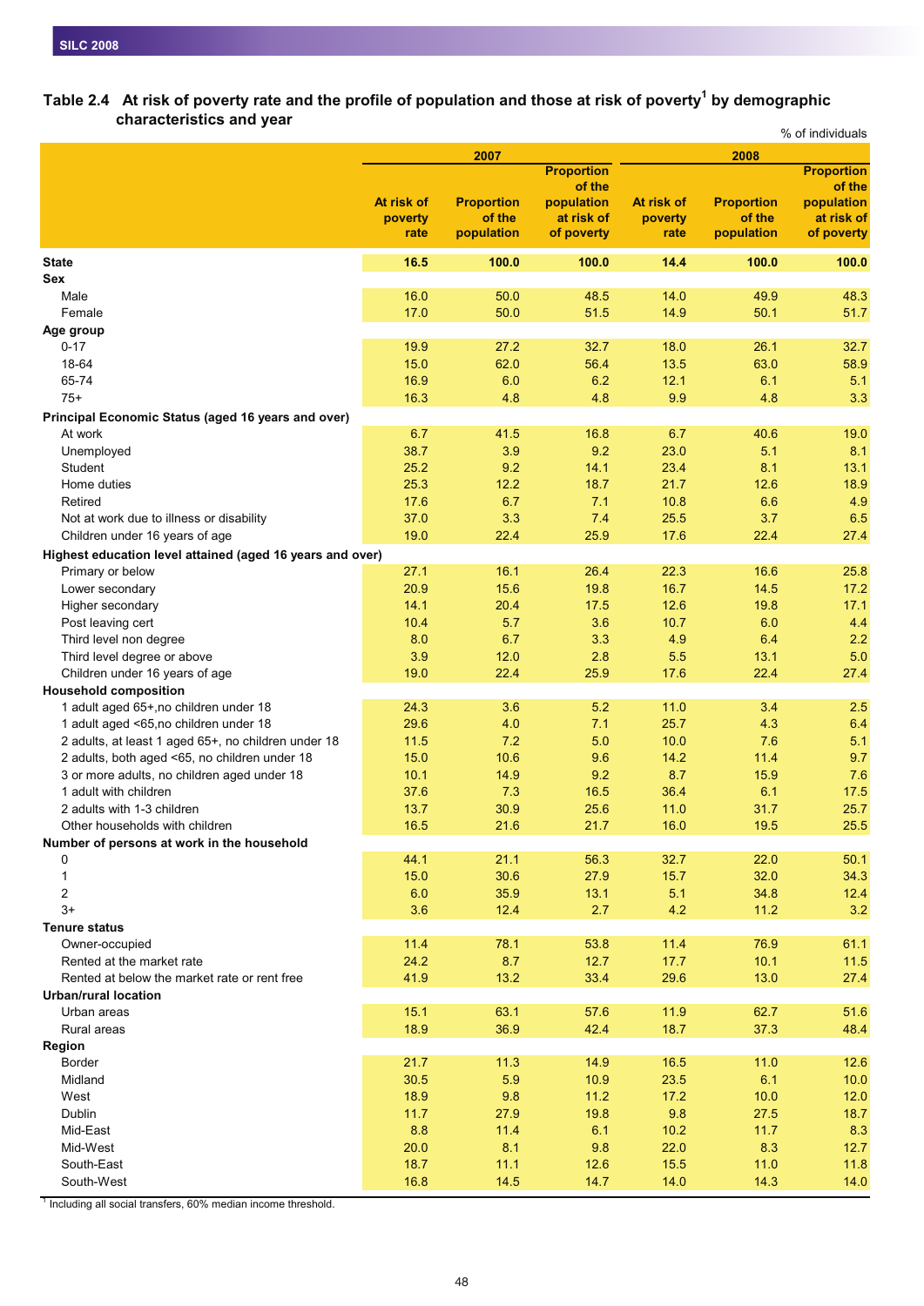## Table 2.4 At risk of poverty rate and the profile of population and those at risk of poverty[1] by demographic characteristics and year

% of individuals

| | 2007 | | | 2008 | | |
|---|---|---|---|---|---|---|
| | At risk of poverty rate | Proportion of the population | Proportion of the population at risk of poverty | At risk of poverty rate | Proportion of the population | Proportion of the population at risk of poverty |
| **State** | **16.5** | **100.0** | **100.0** | **14.4** | **100.0** | **100.0** |
| **Sex** | | | | | | |
| Male | 16.0 | 50.0 | 48.5 | 14.0 | 49.9 | 48.3 |
| Female | 17.0 | 50.0 | 51.5 | 14.9 | 50.1 | 51.7 |
| **Age group** | | | | | | |
| 0-17 | 19.9 | 27.2 | 32.7 | 18.0 | 26.1 | 32.7 |
| 18-64 | 15.0 | 62.0 | 56.4 | 13.5 | 63.0 | 58.9 |
| 65-74 | 16.9 | 6.0 | 6.2 | 12.1 | 6.1 | 5.1 |
| 75+ | 16.3 | 4.8 | 4.8 | 9.9 | 4.8 | 3.3 |
| **Principal Economic Status (aged 16 years and over)** | | | | | | |
| At work | 6.7 | 41.5 | 16.8 | 6.7 | 40.6 | 19.0 |
| Unemployed | 38.7 | 3.9 | 9.2 | 23.0 | 5.1 | 8.1 |
| Student | 25.2 | 9.2 | 14.1 | 23.4 | 8.1 | 13.1 |
| Home duties | 25.3 | 12.2 | 18.7 | 21.7 | 12.6 | 18.9 |
| Retired | 17.6 | 6.7 | 7.1 | 10.8 | 6.6 | 4.9 |
| Not at work due to illness or disability | 37.0 | 3.3 | 7.4 | 25.5 | 3.7 | 6.5 |
| Children under 16 years of age | 19.0 | 22.4 | 25.9 | 17.6 | 22.4 | 27.4 |
| **Highest education level attained (aged 16 years and over)** | | | | | | |
| Primary or below | 27.1 | 16.1 | 26.4 | 22.3 | 16.6 | 25.8 |
| Lower secondary | 20.9 | 15.6 | 19.8 | 16.7 | 14.5 | 17.2 |
| Higher secondary | 14.1 | 20.4 | 17.5 | 12.6 | 19.8 | 17.1 |
| Post leaving cert | 10.4 | 5.7 | 3.6 | 10.7 | 6.0 | 4.4 |
| Third level non degree | 8.0 | 6.7 | 3.3 | 4.9 | 6.4 | 2.2 |
| Third level degree or above | 3.9 | 12.0 | 2.8 | 5.5 | 13.1 | 5.0 |
| Children under 16 years of age | 19.0 | 22.4 | 25.9 | 17.6 | 22.4 | 27.4 |
| **Household composition** | | | | | | |
| 1 adult aged 65+,no children under 18 | 24.3 | 3.6 | 5.2 | 11.0 | 3.4 | 2.5 |
| 1 adult aged <65,no children under 18 | 29.6 | 4.0 | 7.1 | 25.7 | 4.3 | 6.4 |
| 2 adults, at least 1 aged 65+, no children under 18 | 11.5 | 7.2 | 5.0 | 10.0 | 7.6 | 5.1 |
| 2 adults, both aged <65, no children under 18 | 15.0 | 10.6 | 9.6 | 14.2 | 11.4 | 9.7 |
| 3 or more adults, no children aged under 18 | 10.1 | 14.9 | 9.2 | 8.7 | 15.9 | 7.6 |
| 1 adult with children | 37.6 | 7.3 | 16.5 | 36.4 | 6.1 | 17.5 |
| 2 adults with 1-3 children | 13.7 | 30.9 | 25.6 | 11.0 | 31.7 | 25.7 |
| Other households with children | 16.5 | 21.6 | 21.7 | 16.0 | 19.5 | 25.5 |
| **Number of persons at work in the household** | | | | | | |
| 0 | 44.1 | 21.1 | 56.3 | 32.7 | 22.0 | 50.1 |
| 1 | 15.0 | 30.6 | 27.9 | 15.7 | 32.0 | 34.3 |
| 2 | 6.0 | 35.9 | 13.1 | 5.1 | 34.8 | 12.4 |
| 3+ | 3.6 | 12.4 | 2.7 | 4.2 | 11.2 | 3.2 |
| **Tenure status** | | | | | | |
| Owner-occupied | 11.4 | 78.1 | 53.8 | 11.4 | 76.9 | 61.1 |
| Rented at the market rate | 24.2 | 8.7 | 12.7 | 17.7 | 10.1 | 11.5 |
| Rented at below the market rate or rent free | 41.9 | 13.2 | 33.4 | 29.6 | 13.0 | 27.4 |
| **Urban/rural location** | | | | | | |
| Urban areas | 15.1 | 63.1 | 57.6 | 11.9 | 62.7 | 51.6 |
| Rural areas | 18.9 | 36.9 | 42.4 | 18.7 | 37.3 | 48.4 |
| **Region** | | | | | | |
| Border | 21.7 | 11.3 | 14.9 | 16.5 | 11.0 | 12.6 |
| Midland | 30.5 | 5.9 | 10.9 | 23.5 | 6.1 | 10.0 |
| West | 18.9 | 9.8 | 11.2 | 17.2 | 10.0 | 12.0 |
| Dublin | 11.7 | 27.9 | 19.8 | 9.8 | 27.5 | 18.7 |
| Mid-East | 8.8 | 11.4 | 6.1 | 10.2 | 11.7 | 8.3 |
| Mid-West | 20.0 | 8.1 | 9.8 | 22.0 | 8.3 | 12.7 |
| South-East | 18.7 | 11.1 | 12.6 | 15.5 | 11.0 | 11.8 |
| South-West | 16.8 | 14.5 | 14.7 | 14.0 | 14.3 | 14.0 |

[1] Including all social transfers, 60% median income threshold.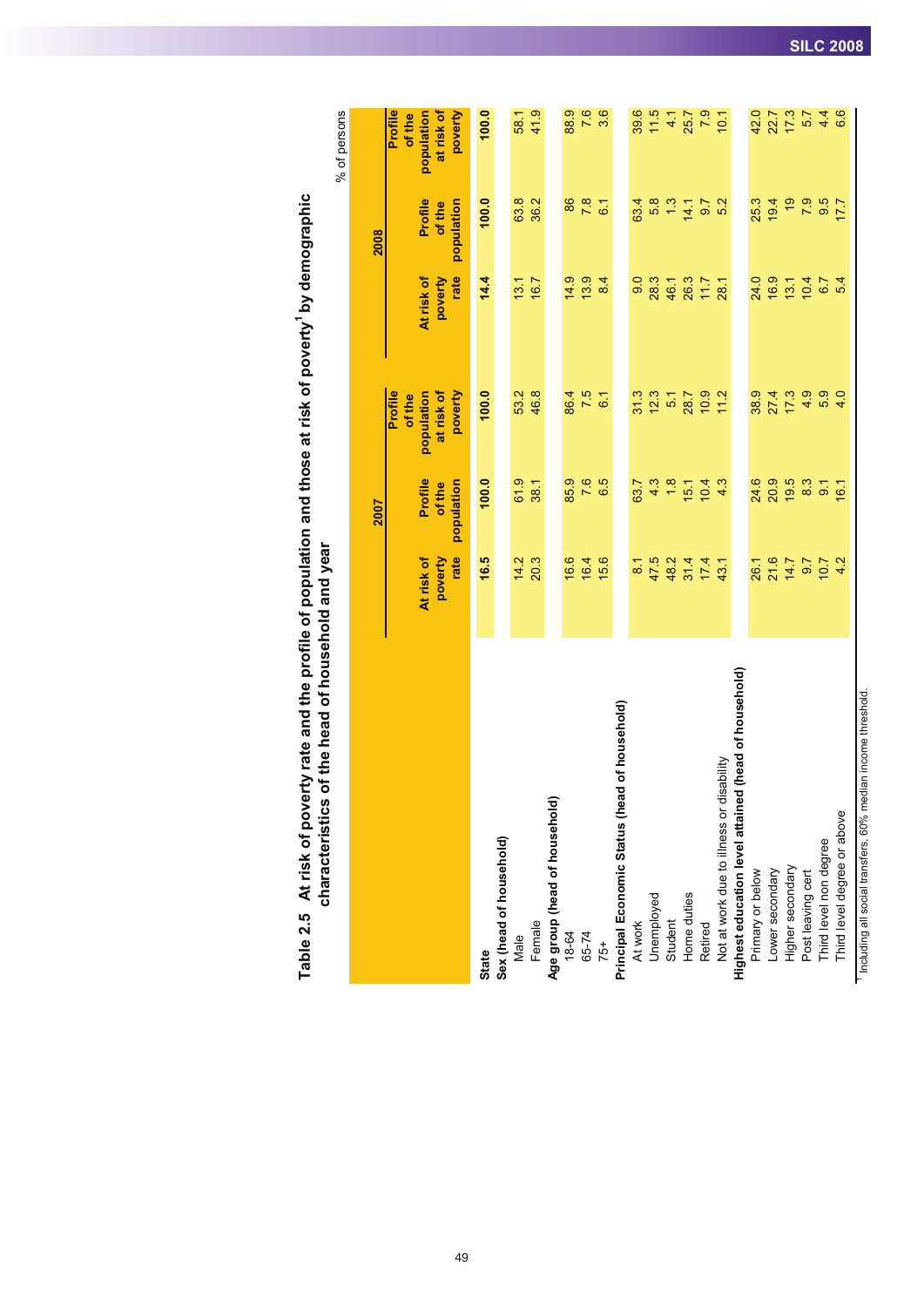# Table 2.5 At risk of poverty rate and the profile of population and those at risk of poverty[1] by demographic characteristics of the head of household and year

% of persons

| | 2007 | | | 2008 | | |
|---|---|---|---|---|---|---|
| | At risk of poverty rate | Profile of the population | Profile of the population at risk of poverty | At risk of poverty rate | Profile of the population | Profile of the population at risk of poverty |
| **State** | **16.5** | **100.0** | **100.0** | **14.4** | **100.0** | **100.0** |
| **Sex (head of household)** | | | | | | |
| Male | 14.2 | 61.9 | 53.2 | 13.1 | 63.8 | 58.1 |
| Female | 20.3 | 38.1 | 46.8 | 16.7 | 36.2 | 41.9 |
| **Age group (head of household)** | | | | | | |
| 18-64 | 16.6 | 85.9 | 86.4 | 14.9 | 86 | 88.9 |
| 65-74 | 16.4 | 7.6 | 7.5 | 13.9 | 7.8 | 7.6 |
| 75+ | 15.6 | 6.5 | 6.1 | 8.4 | 6.1 | 3.6 |
| **Principal Economic Status (head of household)** | | | | | | |
| At work | 8.1 | 63.7 | 31.3 | 9.0 | 63.4 | 39.6 |
| Unemployed | 47.5 | 4.3 | 12.3 | 28.3 | 5.8 | 11.5 |
| Student | 48.2 | 1.8 | 5.1 | 46.1 | 1.3 | 4.1 |
| Home duties | 31.4 | 15.1 | 28.7 | 26.3 | 14.1 | 25.7 |
| Retired | 17.4 | 10.4 | 10.9 | 11.7 | 9.7 | 7.9 |
| Not at work due to illness or disability | 43.1 | 4.3 | 11.2 | 28.1 | 5.2 | 10.1 |
| **Highest education level attained (head of household)** | | | | | | |
| Primary or below | 26.1 | 24.6 | 38.9 | 24.0 | 25.3 | 42.0 |
| Lower secondary | 21.6 | 20.9 | 27.4 | 16.9 | 19.4 | 22.7 |
| Higher secondary | 14.7 | 19.5 | 17.3 | 13.1 | 19 | 17.3 |
| Post leaving cert | 9.7 | 8.3 | 4.9 | 10.4 | 7.9 | 5.7 |
| Third level non degree | 10.7 | 9.1 | 5.9 | 6.7 | 9.5 | 4.4 |
| Third level degree or above | 4.2 | 16.1 | 4.0 | 5.4 | 17.7 | 6.6 |

[1] Including all social transfers, 60% median income threshold.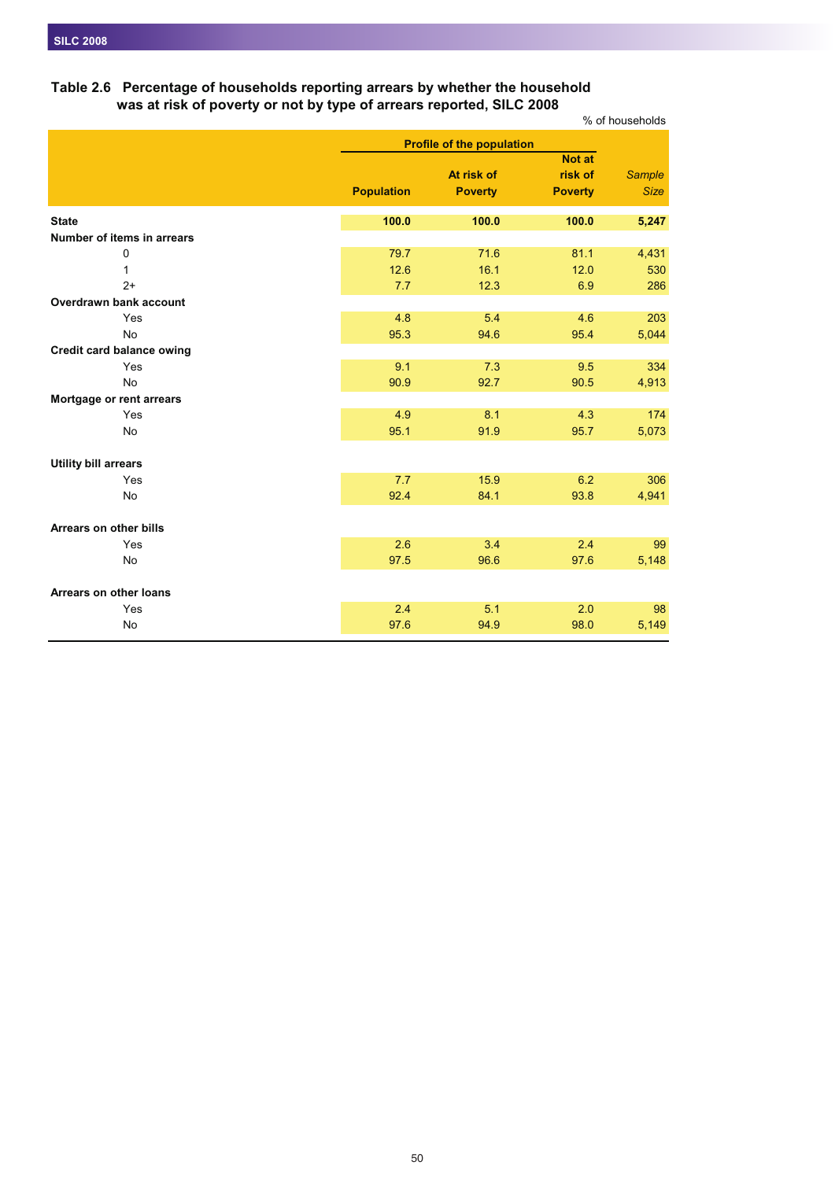### Table 2.6 Percentage of households reporting arrears by whether the household was at risk of poverty or not by type of arrears reported, SILC 2008

% of households

| | Profile of the population | | | |
|---|---|---|---|---|
| | Population | At risk of Poverty | Not at risk of Poverty | *Sample Size* |
| **State** | **100.0** | **100.0** | **100.0** | **5,247** |
| **Number of items in arrears** | | | | |
| 0 | 79.7 | 71.6 | 81.1 | 4,431 |
| 1 | 12.6 | 16.1 | 12.0 | 530 |
| 2+ | 7.7 | 12.3 | 6.9 | 286 |
| **Overdrawn bank account** | | | | |
| Yes | 4.8 | 5.4 | 4.6 | 203 |
| No | 95.3 | 94.6 | 95.4 | 5,044 |
| **Credit card balance owing** | | | | |
| Yes | 9.1 | 7.3 | 9.5 | 334 |
| No | 90.9 | 92.7 | 90.5 | 4,913 |
| **Mortgage or rent arrears** | | | | |
| Yes | 4.9 | 8.1 | 4.3 | 174 |
| No | 95.1 | 91.9 | 95.7 | 5,073 |
| **Utility bill arrears** | | | | |
| Yes | 7.7 | 15.9 | 6.2 | 306 |
| No | 92.4 | 84.1 | 93.8 | 4,941 |
| **Arrears on other bills** | | | | |
| Yes | 2.6 | 3.4 | 2.4 | 99 |
| No | 97.5 | 96.6 | 97.6 | 5,148 |
| **Arrears on other loans** | | | | |
| Yes | 2.4 | 5.1 | 2.0 | 98 |
| No | 97.6 | 94.9 | 98.0 | 5,149 |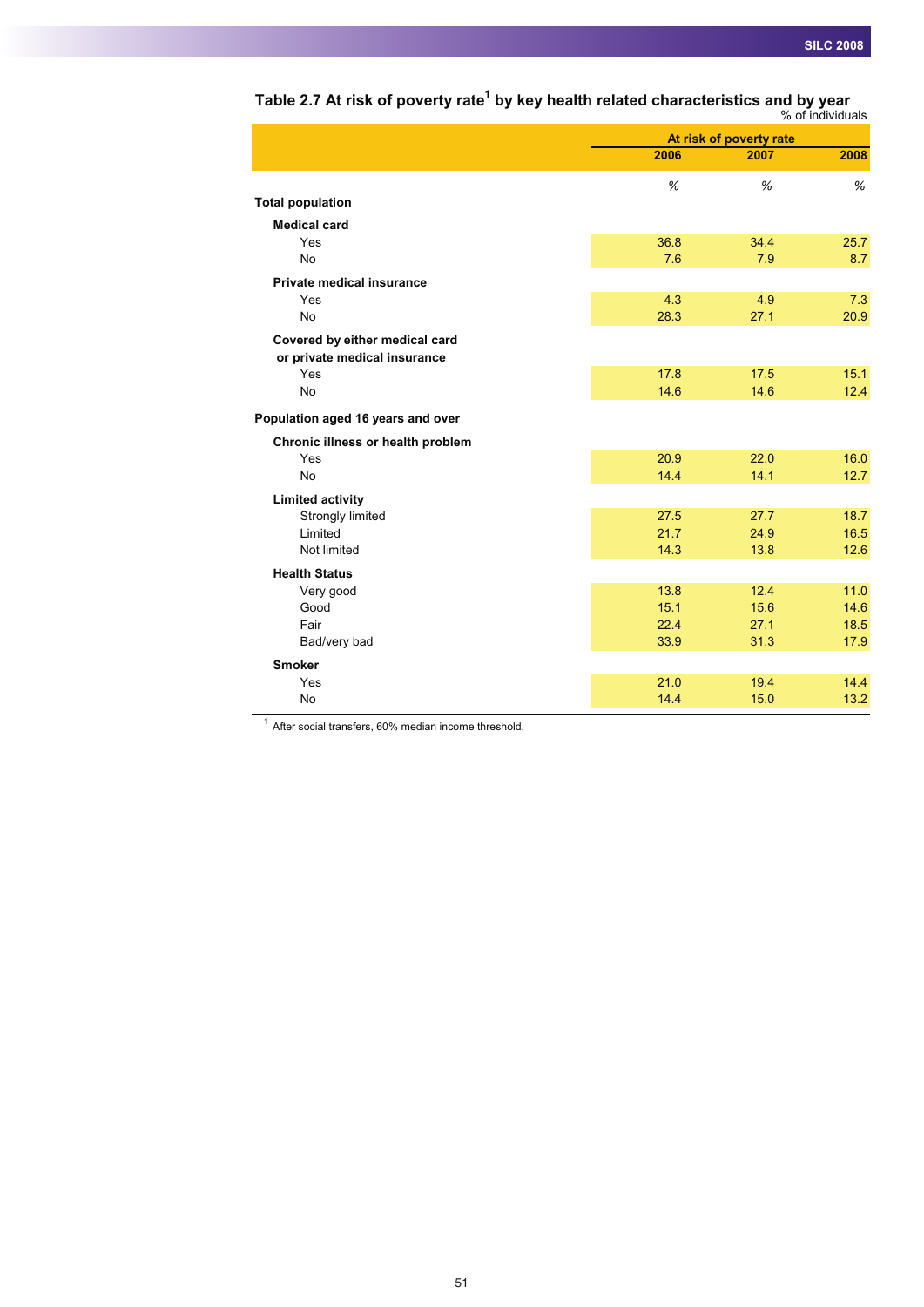## Table 2.7 At risk of poverty rate[1] by key health related characteristics and by year

% of individuals

| | At risk of poverty rate | | |
|---|---|---|---|
| | 2006 | 2007 | 2008 |
| | % | % | % |
| **Total population** | | | |
| **Medical card** | | | |
| Yes | 36.8 | 34.4 | 25.7 |
| No | 7.6 | 7.9 | 8.7 |
| **Private medical insurance** | | | |
| Yes | 4.3 | 4.9 | 7.3 |
| No | 28.3 | 27.1 | 20.9 |
| **Covered by either medical card or private medical insurance** | | | |
| Yes | 17.8 | 17.5 | 15.1 |
| No | 14.6 | 14.6 | 12.4 |
| **Population aged 16 years and over** | | | |
| **Chronic illness or health problem** | | | |
| Yes | 20.9 | 22.0 | 16.0 |
| No | 14.4 | 14.1 | 12.7 |
| **Limited activity** | | | |
| Strongly limited | 27.5 | 27.7 | 18.7 |
| Limited | 21.7 | 24.9 | 16.5 |
| Not limited | 14.3 | 13.8 | 12.6 |
| **Health Status** | | | |
| Very good | 13.8 | 12.4 | 11.0 |
| Good | 15.1 | 15.6 | 14.6 |
| Fair | 22.4 | 27.1 | 18.5 |
| Bad/very bad | 33.9 | 31.3 | 17.9 |
| **Smoker** | | | |
| Yes | 21.0 | 19.4 | 14.4 |
| No | 14.4 | 15.0 | 13.2 |

[1] After social transfers, 60% median income threshold.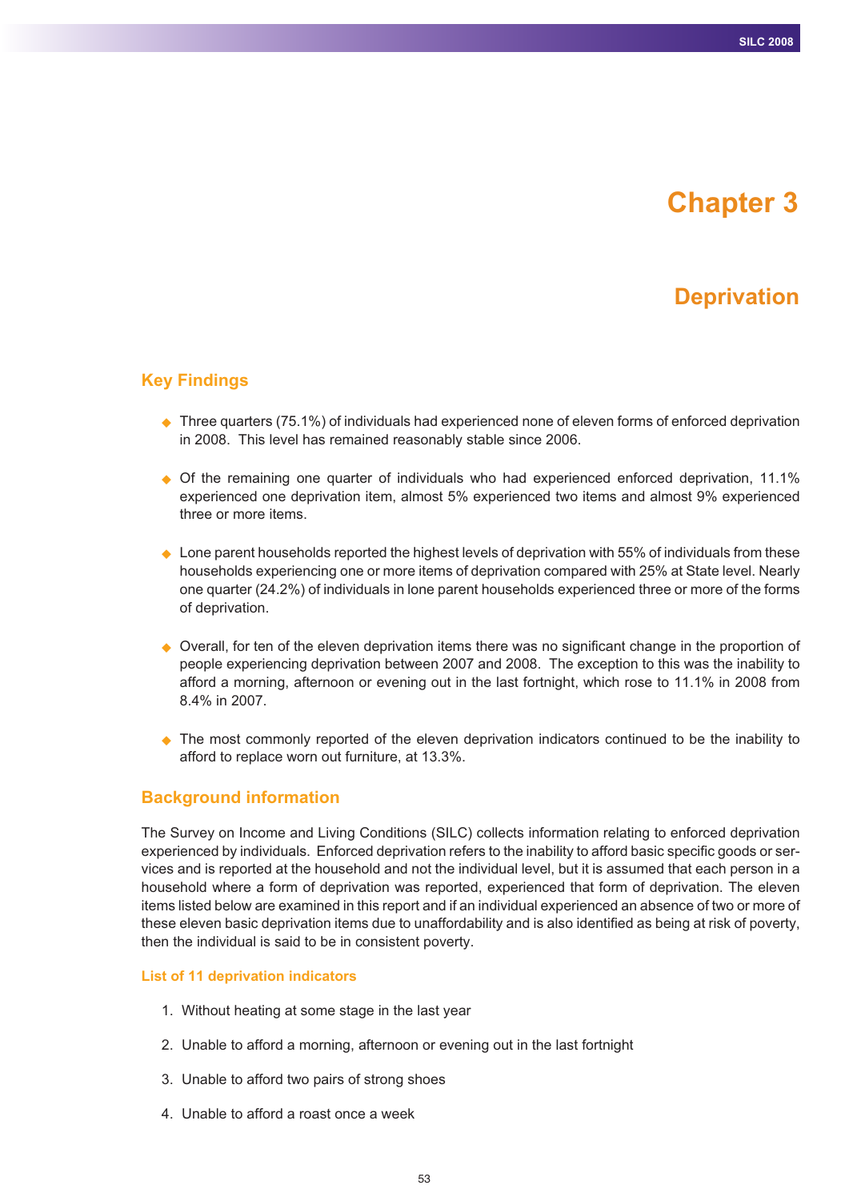# Chapter 3

# Deprivation

## Key Findings

- Three quarters (75.1%) of individuals had experienced none of eleven forms of enforced deprivation in 2008. This level has remained reasonably stable since 2006.
- Of the remaining one quarter of individuals who had experienced enforced deprivation, 11.1% experienced one deprivation item, almost 5% experienced two items and almost 9% experienced three or more items.
- Lone parent households reported the highest levels of deprivation with 55% of individuals from these households experiencing one or more items of deprivation compared with 25% at State level. Nearly one quarter (24.2%) of individuals in lone parent households experienced three or more of the forms of deprivation.
- Overall, for ten of the eleven deprivation items there was no significant change in the proportion of people experiencing deprivation between 2007 and 2008. The exception to this was the inability to afford a morning, afternoon or evening out in the last fortnight, which rose to 11.1% in 2008 from 8.4% in 2007.
- The most commonly reported of the eleven deprivation indicators continued to be the inability to afford to replace worn out furniture, at 13.3%.

## Background information

The Survey on Income and Living Conditions (SILC) collects information relating to enforced deprivation experienced by individuals. Enforced deprivation refers to the inability to afford basic specific goods or services and is reported at the household and not the individual level, but it is assumed that each person in a household where a form of deprivation was reported, experienced that form of deprivation. The eleven items listed below are examined in this report and if an individual experienced an absence of two or more of these eleven basic deprivation items due to unaffordability and is also identified as being at risk of poverty, then the individual is said to be in consistent poverty.

### List of 11 deprivation indicators

1. Without heating at some stage in the last year
2. Unable to afford a morning, afternoon or evening out in the last fortnight
3. Unable to afford two pairs of strong shoes
4. Unable to afford a roast once a week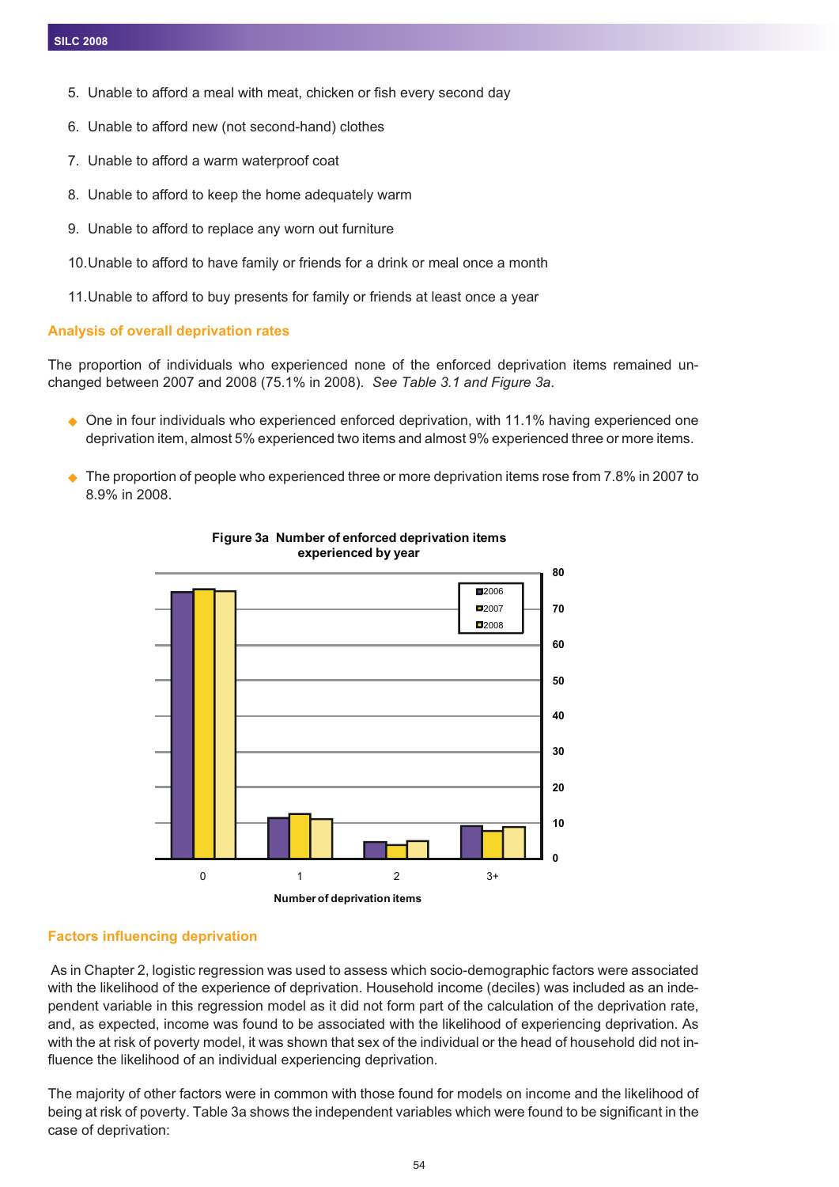5. Unable to afford a meal with meat, chicken or fish every second day

6. Unable to afford new (not second-hand) clothes

7. Unable to afford a warm waterproof coat

8. Unable to afford to keep the home adequately warm

9. Unable to afford to replace any worn out furniture

10. Unable to afford to have family or friends for a drink or meal once a month

11. Unable to afford to buy presents for family or friends at least once a year

## Analysis of overall deprivation rates

The proportion of individuals who experienced none of the enforced deprivation items remained unchanged between 2007 and 2008 (75.1% in 2008). *See Table 3.1 and Figure 3a.*

- One in four individuals who experienced enforced deprivation, with 11.1% having experienced one deprivation item, almost 5% experienced two items and almost 9% experienced three or more items.

- The proportion of people who experienced three or more deprivation items rose from 7.8% in 2007 to 8.9% in 2008.

**Figure 3a Number of enforced deprivation items experienced by year**

## Factors influencing deprivation

As in Chapter 2, logistic regression was used to assess which socio-demographic factors were associated with the likelihood of the experience of deprivation. Household income (deciles) was included as an independent variable in this regression model as it did not form part of the calculation of the deprivation rate, and, as expected, income was found to be associated with the likelihood of experiencing deprivation. As with the at risk of poverty model, it was shown that sex of the individual or the head of household did not influence the likelihood of an individual experiencing deprivation.

The majority of other factors were in common with those found for models on income and the likelihood of being at risk of poverty. Table 3a shows the independent variables which were found to be significant in the case of deprivation: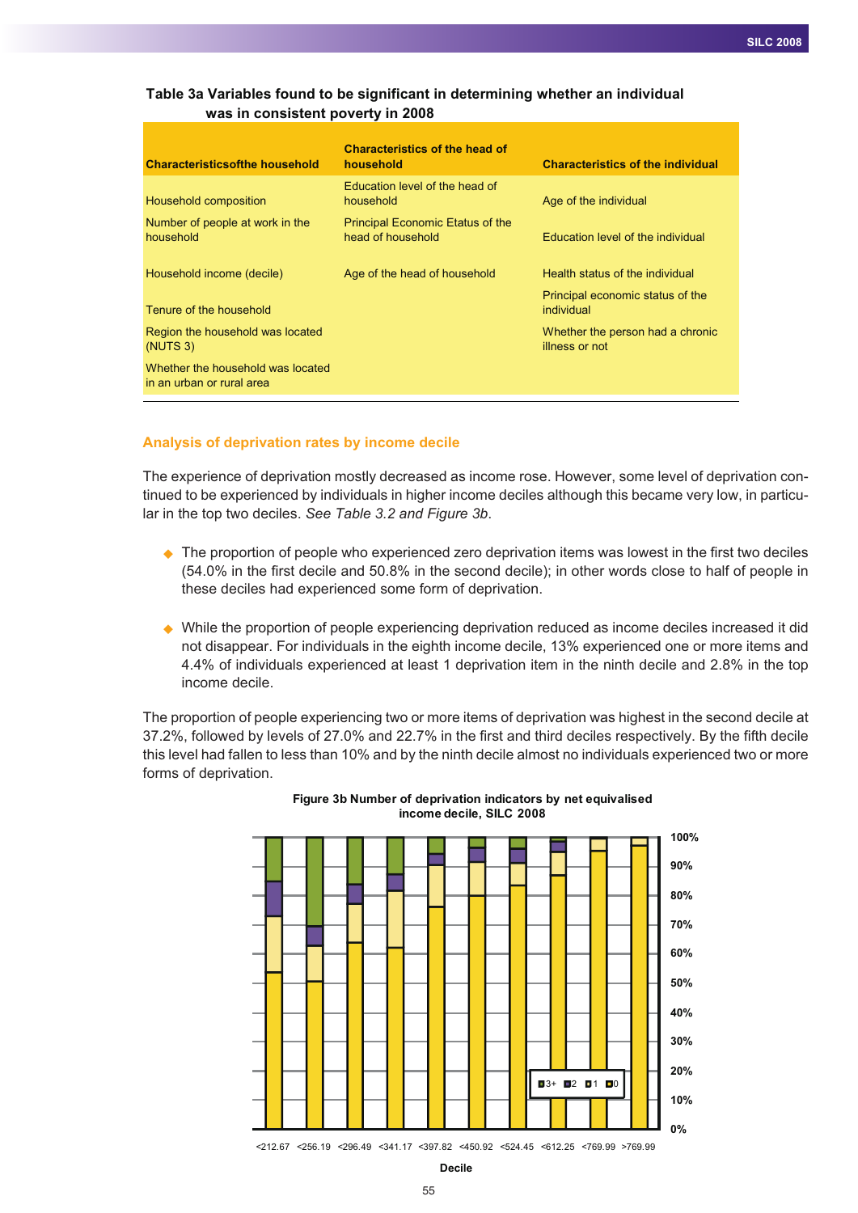**Table 3a Variables found to be significant in determining whether an individual was in consistent poverty in 2008**

| Characteristicsofthe household | Characteristics of the head of household | Characteristics of the individual |
|---|---|---|
| Household composition | Education level of the head of household | Age of the individual |
| Number of people at work in the household | Principal Economic Etatus of the head of household | Education level of the individual |
| Household income (decile) | Age of the head of household | Health status of the individual |
| Tenure of the household | | Principal economic status of the individual |
| Region the household was located (NUTS 3) | | Whether the person had a chronic illness or not |
| Whether the household was located in an urban or rural area | | |

## Analysis of deprivation rates by income decile

The experience of deprivation mostly decreased as income rose. However, some level of deprivation continued to be experienced by individuals in higher income deciles although this became very low, in particular in the top two deciles. *See Table 3.2 and Figure 3b*.

- The proportion of people who experienced zero deprivation items was lowest in the first two deciles (54.0% in the first decile and 50.8% in the second decile); in other words close to half of people in these deciles had experienced some form of deprivation.
- While the proportion of people experiencing deprivation reduced as income deciles increased it did not disappear. For individuals in the eighth income decile, 13% experienced one or more items and 4.4% of individuals experienced at least 1 deprivation item in the ninth decile and 2.8% in the top income decile.

The proportion of people experiencing two or more items of deprivation was highest in the second decile at 37.2%, followed by levels of 27.0% and 22.7% in the first and third deciles respectively. By the fifth decile this level had fallen to less than 10% and by the ninth decile almost no individuals experienced two or more forms of deprivation.

**Figure 3b Number of deprivation indicators by net equivalised income decile, SILC 2008**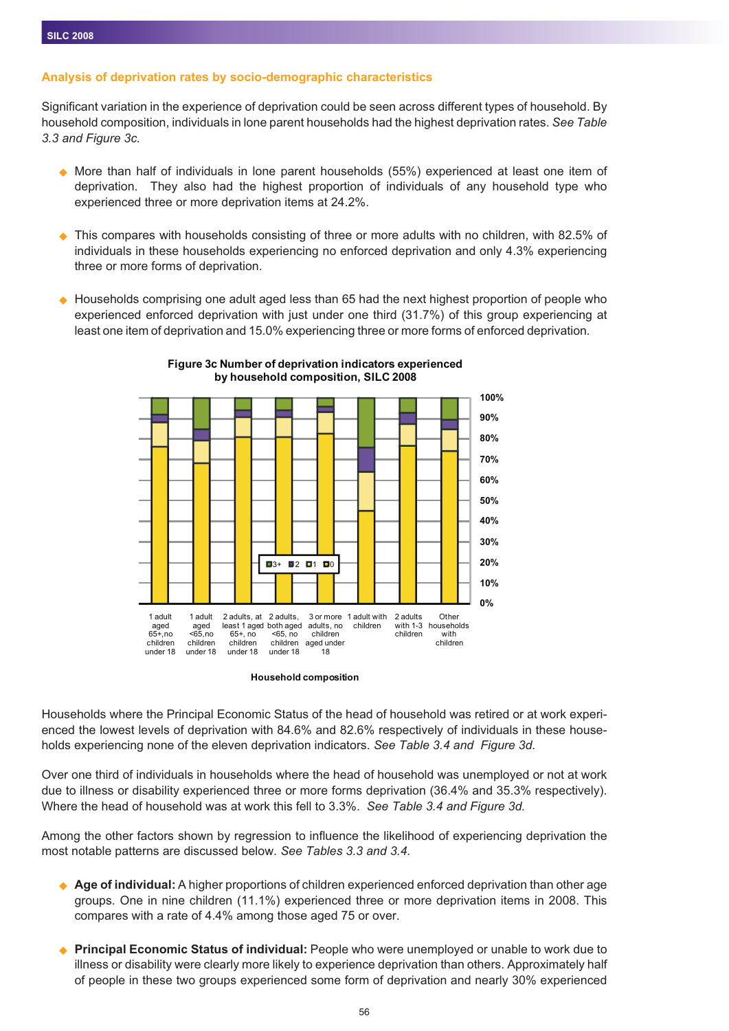### Analysis of deprivation rates by socio-demographic characteristics

Significant variation in the experience of deprivation could be seen across different types of household. By household composition, individuals in lone parent households had the highest deprivation rates. *See Table 3.3 and Figure 3c.*

- More than half of individuals in lone parent households (55%) experienced at least one item of deprivation. They also had the highest proportion of individuals of any household type who experienced three or more deprivation items at 24.2%.

- This compares with households consisting of three or more adults with no children, with 82.5% of individuals in these households experiencing no enforced deprivation and only 4.3% experiencing three or more forms of deprivation.

- Households comprising one adult aged less than 65 had the next highest proportion of people who experienced enforced deprivation with just under one third (31.7%) of this group experiencing at least one item of deprivation and 15.0% experiencing three or more forms of enforced deprivation.

**Figure 3c Number of deprivation indicators experienced by household composition, SILC 2008**

Legend: 3+, 2, 1, 0

Y-axis: 0%, 10%, 20%, 30%, 40%, 50%, 60%, 70%, 80%, 90%, 100%

X-axis categories: 1 adult aged 65+,no children under 18; 1 adult aged <65,no children under 18; 2 adults, at least 1 aged 65+, no children under 18; 2 adults, both aged <65, no children under 18; 3 or more adults, no children aged under 18; 1 adult with children; 2 adults with 1-3 children; Other households with children

Household composition

Households where the Principal Economic Status of the head of household was retired or at work experienced the lowest levels of deprivation with 84.6% and 82.6% respectively of individuals in these households experiencing none of the eleven deprivation indicators. *See Table 3.4 and Figure 3d.*

Over one third of individuals in households where the head of household was unemployed or not at work due to illness or disability experienced three or more forms deprivation (36.4% and 35.3% respectively). Where the head of household was at work this fell to 3.3%. *See Table 3.4 and Figure 3d.*

Among the other factors shown by regression to influence the likelihood of experiencing deprivation the most notable patterns are discussed below. *See Tables 3.3 and 3.4.*

- **Age of individual:** A higher proportions of children experienced enforced deprivation than other age groups. One in nine children (11.1%) experienced three or more deprivation items in 2008. This compares with a rate of 4.4% among those aged 75 or over.

- **Principal Economic Status of individual:** People who were unemployed or unable to work due to illness or disability were clearly more likely to experience deprivation than others. Approximately half of people in these two groups experienced some form of deprivation and nearly 30% experienced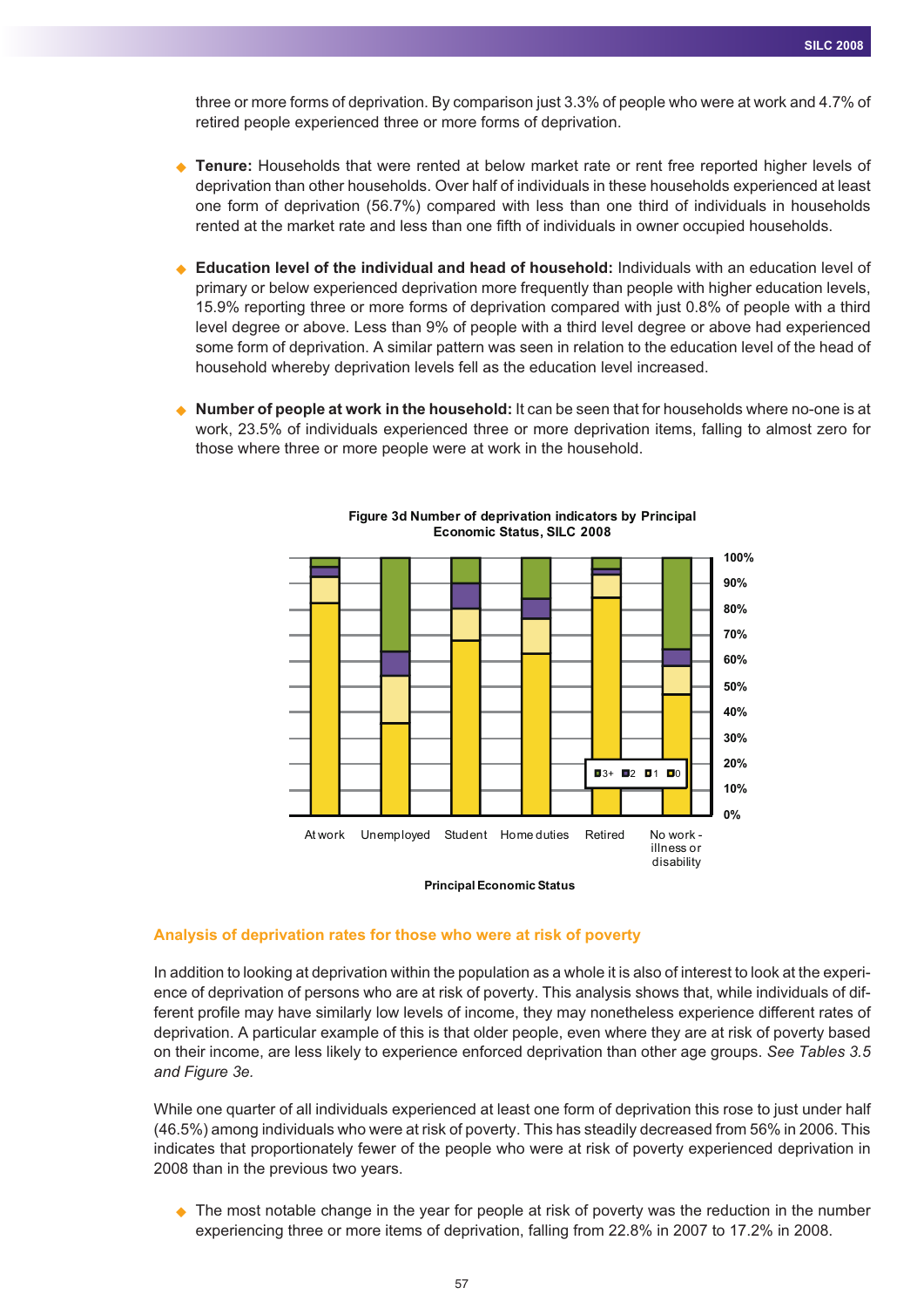three or more forms of deprivation. By comparison just 3.3% of people who were at work and 4.7% of retired people experienced three or more forms of deprivation.

- **Tenure:** Households that were rented at below market rate or rent free reported higher levels of deprivation than other households. Over half of individuals in these households experienced at least one form of deprivation (56.7%) compared with less than one third of individuals in households rented at the market rate and less than one fifth of individuals in owner occupied households.

- **Education level of the individual and head of household:** Individuals with an education level of primary or below experienced deprivation more frequently than people with higher education levels, 15.9% reporting three or more forms of deprivation compared with just 0.8% of people with a third level degree or above. Less than 9% of people with a third level degree or above had experienced some form of deprivation. A similar pattern was seen in relation to the education level of the head of household whereby deprivation levels fell as the education level increased.

- **Number of people at work in the household:** It can be seen that for households where no-one is at work, 23.5% of individuals experienced three or more deprivation items, falling to almost zero for those where three or more people were at work in the household.

**Figure 3d Number of deprivation indicators by Principal Economic Status, SILC 2008**

## Analysis of deprivation rates for those who were at risk of poverty

In addition to looking at deprivation within the population as a whole it is also of interest to look at the experience of deprivation of persons who are at risk of poverty. This analysis shows that, while individuals of different profile may have similarly low levels of income, they may nonetheless experience different rates of deprivation. A particular example of this is that older people, even where they are at risk of poverty based on their income, are less likely to experience enforced deprivation than other age groups. *See Tables 3.5 and Figure 3e.*

While one quarter of all individuals experienced at least one form of deprivation this rose to just under half (46.5%) among individuals who were at risk of poverty. This has steadily decreased from 56% in 2006. This indicates that proportionately fewer of the people who were at risk of poverty experienced deprivation in 2008 than in the previous two years.

- The most notable change in the year for people at risk of poverty was the reduction in the number experiencing three or more items of deprivation, falling from 22.8% in 2007 to 17.2% in 2008.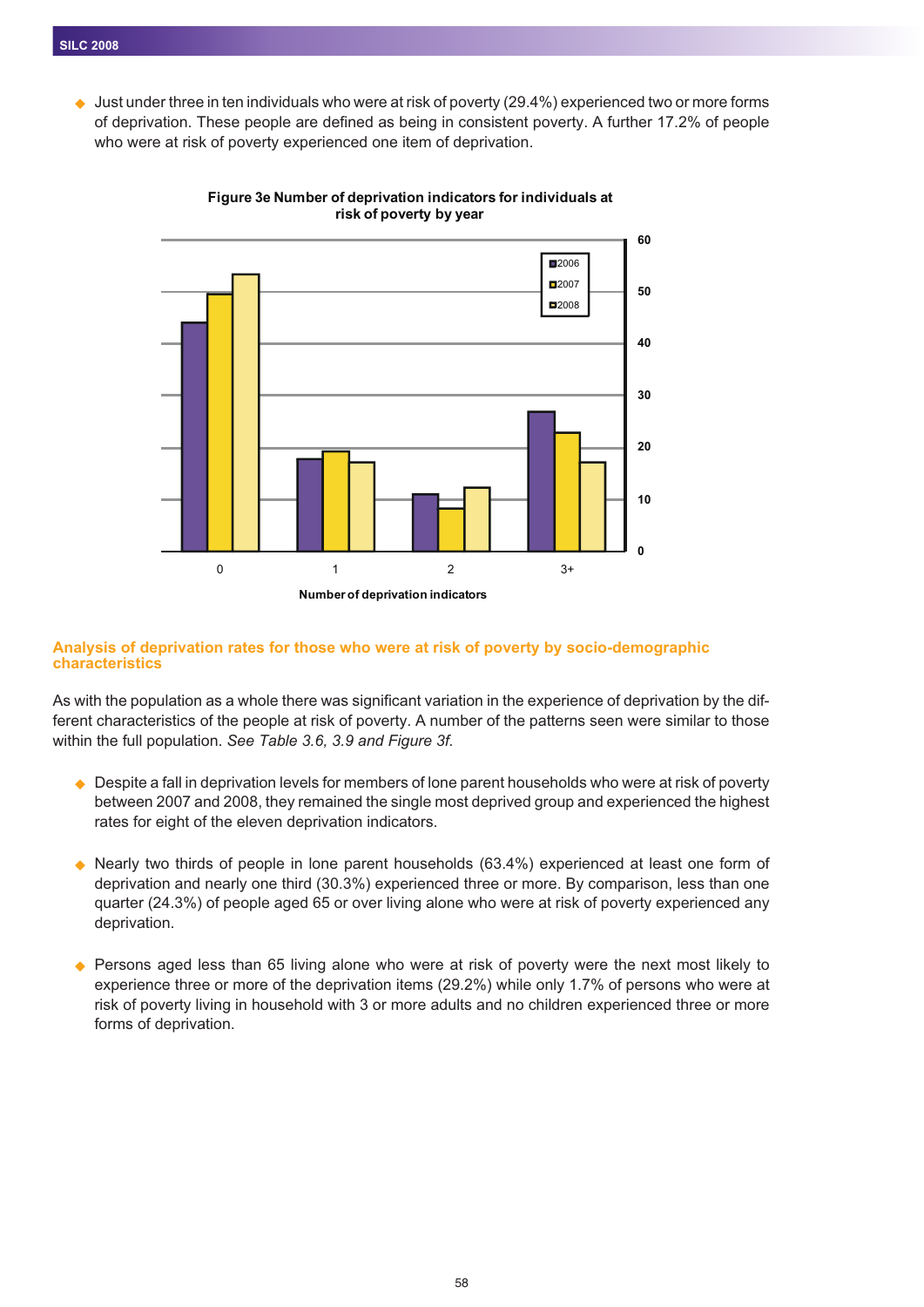- Just under three in ten individuals who were at risk of poverty (29.4%) experienced two or more forms of deprivation. These people are defined as being in consistent poverty. A further 17.2% of people who were at risk of poverty experienced one item of deprivation.

**Figure 3e Number of deprivation indicators for individuals at risk of poverty by year**

## Analysis of deprivation rates for those who were at risk of poverty by socio-demographic characteristics

As with the population as a whole there was significant variation in the experience of deprivation by the different characteristics of the people at risk of poverty. A number of the patterns seen were similar to those within the full population. *See Table 3.6, 3.9 and Figure 3f.*

- Despite a fall in deprivation levels for members of lone parent households who were at risk of poverty between 2007 and 2008, they remained the single most deprived group and experienced the highest rates for eight of the eleven deprivation indicators.

- Nearly two thirds of people in lone parent households (63.4%) experienced at least one form of deprivation and nearly one third (30.3%) experienced three or more. By comparison, less than one quarter (24.3%) of people aged 65 or over living alone who were at risk of poverty experienced any deprivation.

- Persons aged less than 65 living alone who were at risk of poverty were the next most likely to experience three or more of the deprivation items (29.2%) while only 1.7% of persons who were at risk of poverty living in household with 3 or more adults and no children experienced three or more forms of deprivation.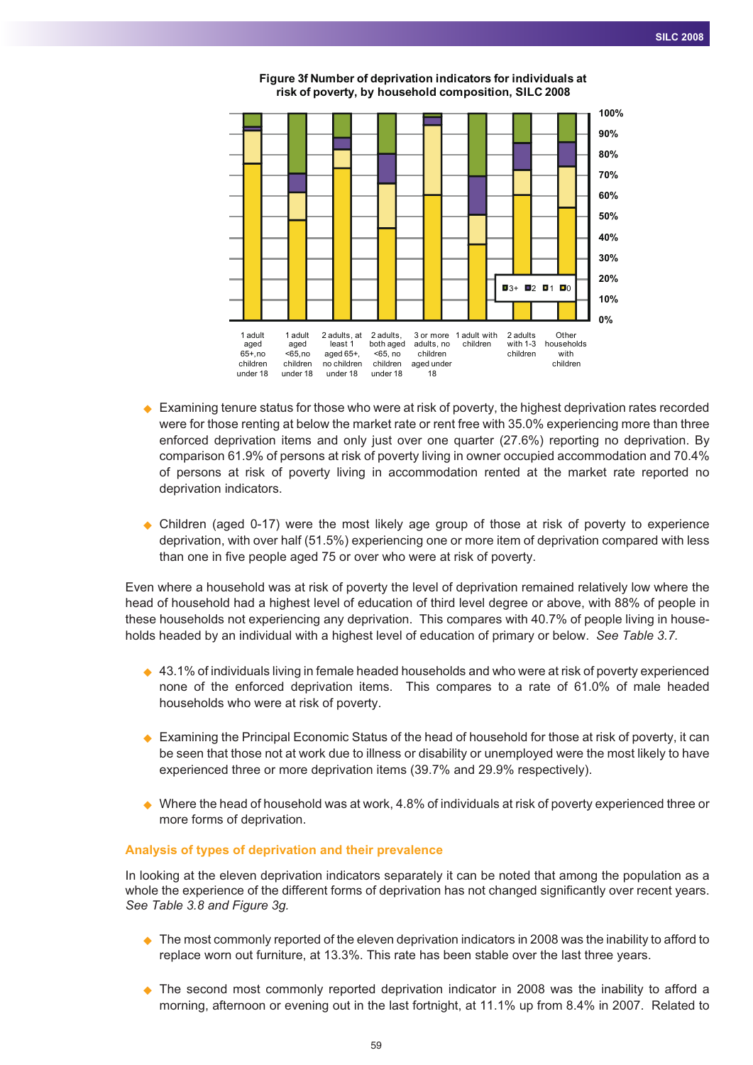**Figure 3f Number of deprivation indicators for individuals at risk of poverty, by household composition, SILC 2008**

- Examining tenure status for those who were at risk of poverty, the highest deprivation rates recorded were for those renting at below the market rate or rent free with 35.0% experiencing more than three enforced deprivation items and only just over one quarter (27.6%) reporting no deprivation. By comparison 61.9% of persons at risk of poverty living in owner occupied accommodation and 70.4% of persons at risk of poverty living in accommodation rented at the market rate reported no deprivation indicators.

- Children (aged 0-17) were the most likely age group of those at risk of poverty to experience deprivation, with over half (51.5%) experiencing one or more item of deprivation compared with less than one in five people aged 75 or over who were at risk of poverty.

Even where a household was at risk of poverty the level of deprivation remained relatively low where the head of household had a highest level of education of third level degree or above, with 88% of people in these households not experiencing any deprivation. This compares with 40.7% of people living in households headed by an individual with a highest level of education of primary or below. *See Table 3.7.*

- 43.1% of individuals living in female headed households and who were at risk of poverty experienced none of the enforced deprivation items. This compares to a rate of 61.0% of male headed households who were at risk of poverty.

- Examining the Principal Economic Status of the head of household for those at risk of poverty, it can be seen that those not at work due to illness or disability or unemployed were the most likely to have experienced three or more deprivation items (39.7% and 29.9% respectively).

- Where the head of household was at work, 4.8% of individuals at risk of poverty experienced three or more forms of deprivation.

### Analysis of types of deprivation and their prevalence

In looking at the eleven deprivation indicators separately it can be noted that among the population as a whole the experience of the different forms of deprivation has not changed significantly over recent years. *See Table 3.8 and Figure 3g.*

- The most commonly reported of the eleven deprivation indicators in 2008 was the inability to afford to replace worn out furniture, at 13.3%. This rate has been stable over the last three years.

- The second most commonly reported deprivation indicator in 2008 was the inability to afford a morning, afternoon or evening out in the last fortnight, at 11.1% up from 8.4% in 2007. Related to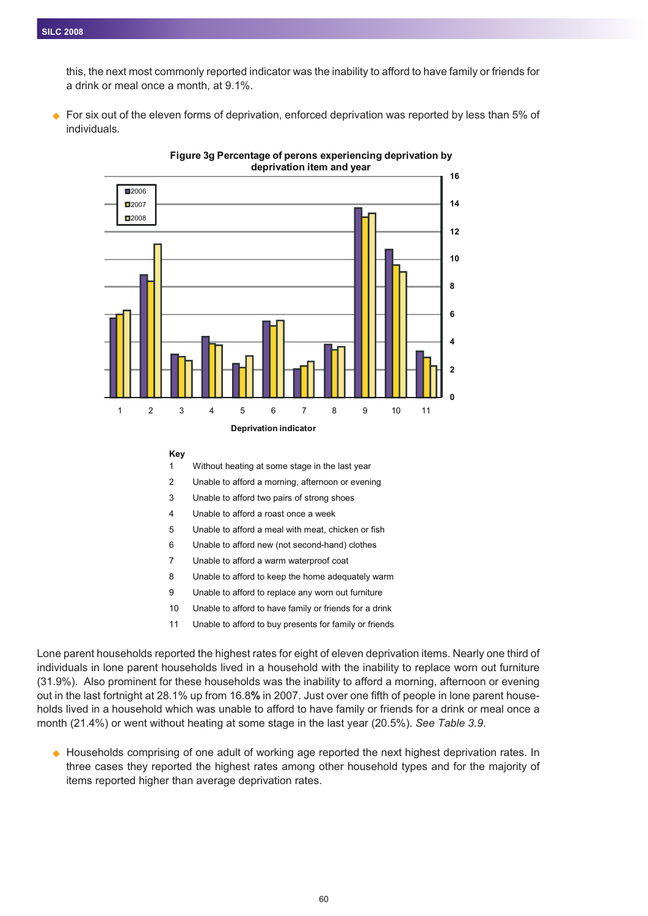this, the next most commonly reported indicator was the inability to afford to have family or friends for a drink or meal once a month, at 9.1%.

- For six out of the eleven forms of deprivation, enforced deprivation was reported by less than 5% of individuals.

**Figure 3g Percentage of perons experiencing deprivation by deprivation item and year**

**Key**

| | |
|---|---|
| 1 | Without heating at some stage in the last year |
| 2 | Unable to afford a morning, afternoon or evening |
| 3 | Unable to afford two pairs of strong shoes |
| 4 | Unable to afford a roast once a week |
| 5 | Unable to afford a meal with meat, chicken or fish |
| 6 | Unable to afford new (not second-hand) clothes |
| 7 | Unable to afford a warm waterproof coat |
| 8 | Unable to afford to keep the home adequately warm |
| 9 | Unable to afford to replace any worn out furniture |
| 10 | Unable to afford to have family or friends for a drink |
| 11 | Unable to afford to buy presents for family or friends |

Lone parent households reported the highest rates for eight of eleven deprivation items. Nearly one third of individuals in lone parent households lived in a household with the inability to replace worn out furniture (31.9%). Also prominent for these households was the inability to afford a morning, afternoon or evening out in the last fortnight at 28.1% up from 16.8**%** in 2007. Just over one fifth of people in lone parent households lived in a household which was unable to afford to have family or friends for a drink or meal once a month (21.4%) or went without heating at some stage in the last year (20.5%). *See Table 3.9.*

- Households comprising of one adult of working age reported the next highest deprivation rates. In three cases they reported the highest rates among other household types and for the majority of items reported higher than average deprivation rates.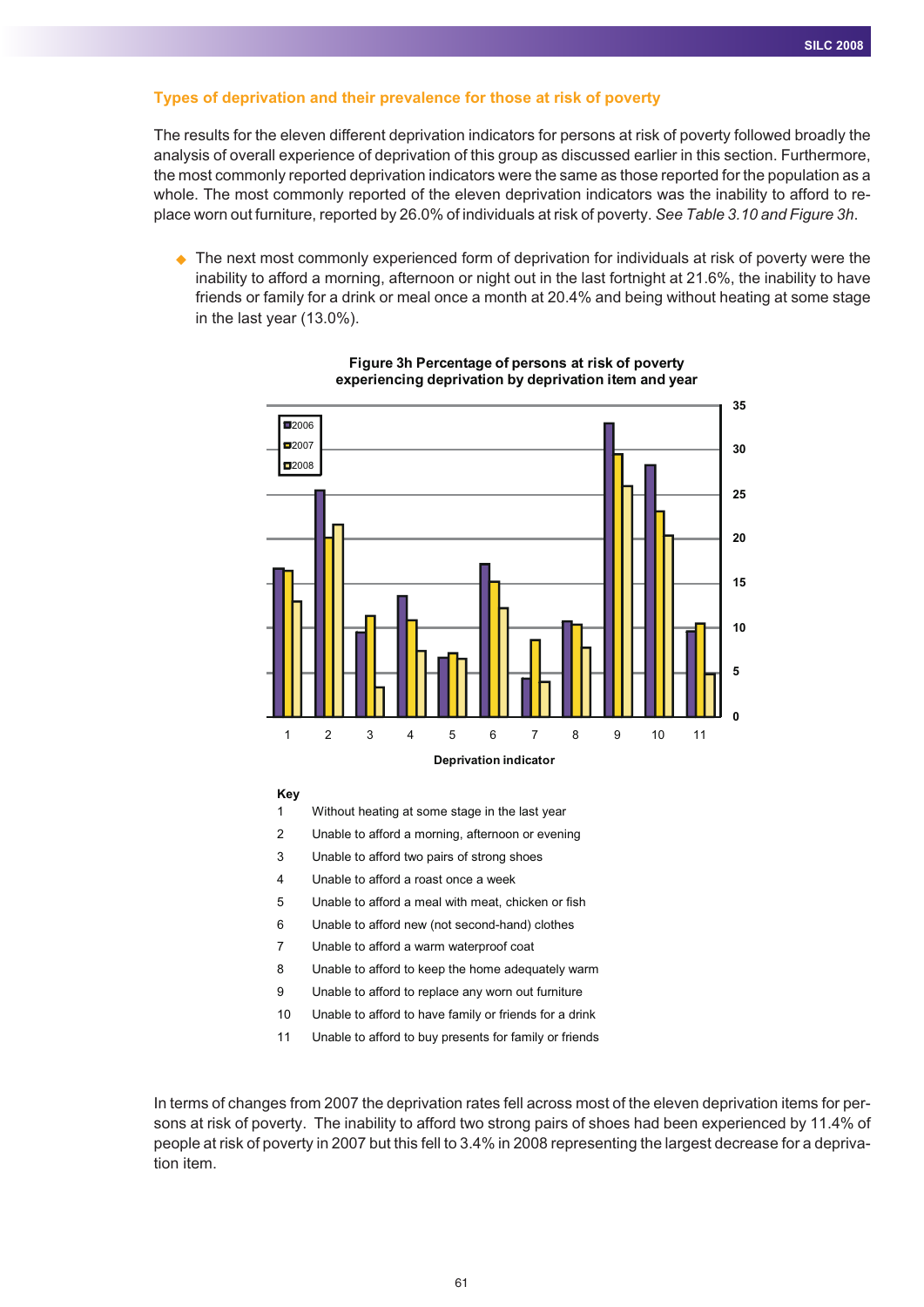### Types of deprivation and their prevalence for those at risk of poverty

The results for the eleven different deprivation indicators for persons at risk of poverty followed broadly the analysis of overall experience of deprivation of this group as discussed earlier in this section. Furthermore, the most commonly reported deprivation indicators were the same as those reported for the population as a whole. The most commonly reported of the eleven deprivation indicators was the inability to afford to replace worn out furniture, reported by 26.0% of individuals at risk of poverty. *See Table 3.10 and Figure 3h*.

- The next most commonly experienced form of deprivation for individuals at risk of poverty were the inability to afford a morning, afternoon or night out in the last fortnight at 21.6%, the inability to have friends or family for a drink or meal once a month at 20.4% and being without heating at some stage in the last year (13.0%).

**Figure 3h Percentage of persons at risk of poverty experiencing deprivation by deprivation item and year**

Deprivation indicator

**Key**

1 Without heating at some stage in the last year
2 Unable to afford a morning, afternoon or evening
3 Unable to afford two pairs of strong shoes
4 Unable to afford a roast once a week
5 Unable to afford a meal with meat, chicken or fish
6 Unable to afford new (not second-hand) clothes
7 Unable to afford a warm waterproof coat
8 Unable to afford to keep the home adequately warm
9 Unable to afford to replace any worn out furniture
10 Unable to afford to have family or friends for a drink
11 Unable to afford to buy presents for family or friends

In terms of changes from 2007 the deprivation rates fell across most of the eleven deprivation items for persons at risk of poverty. The inability to afford two strong pairs of shoes had been experienced by 11.4% of people at risk of poverty in 2007 but this fell to 3.4% in 2008 representing the largest decrease for a deprivation item.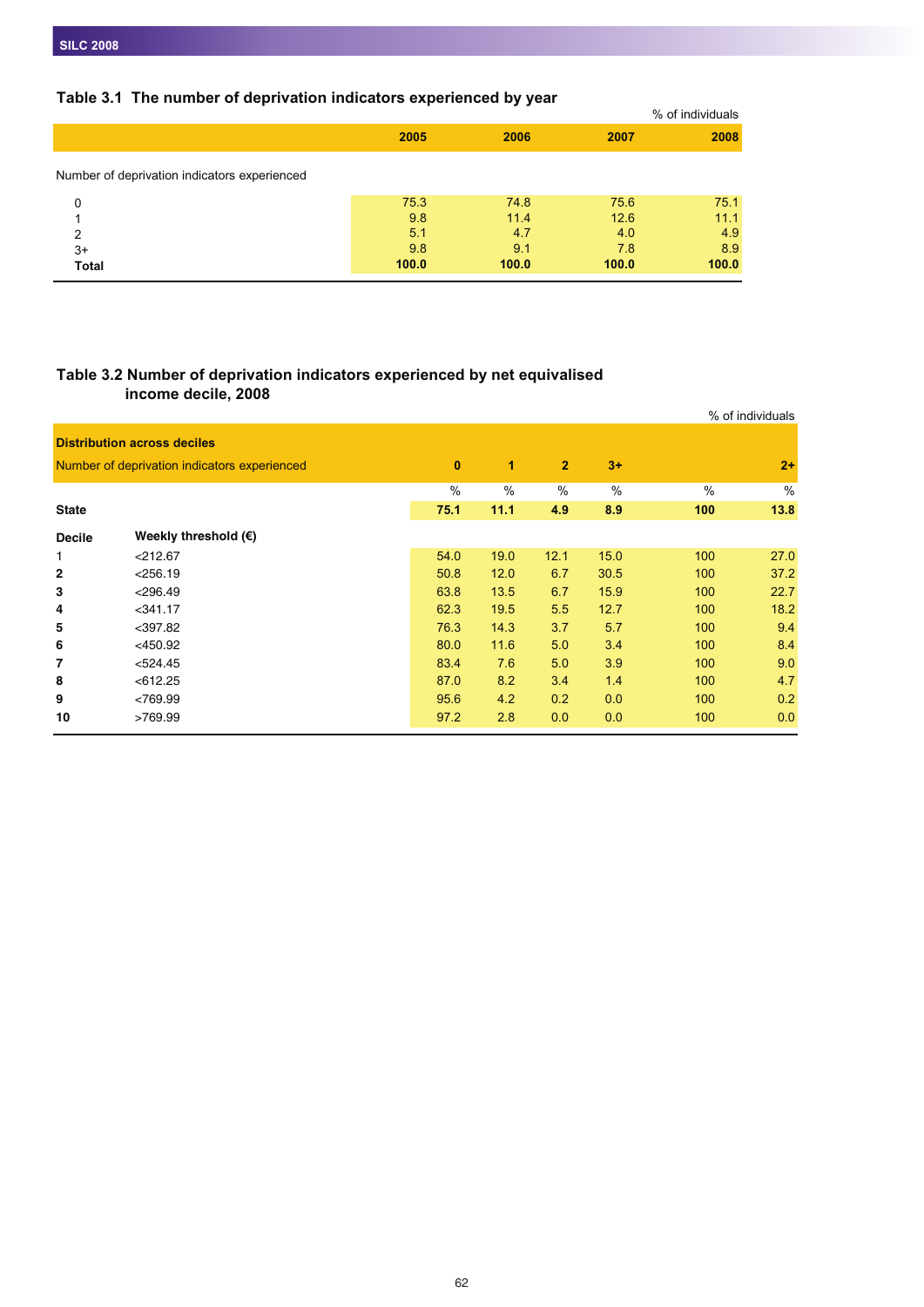### Table 3.1 The number of deprivation indicators experienced by year

% of individuals

| | 2005 | 2006 | 2007 | 2008 |
|---|---|---|---|---|
| Number of deprivation indicators experienced | | | | |
| 0 | 75.3 | 74.8 | 75.6 | 75.1 |
| 1 | 9.8 | 11.4 | 12.6 | 11.1 |
| 2 | 5.1 | 4.7 | 4.0 | 4.9 |
| 3+ | 9.8 | 9.1 | 7.8 | 8.9 |
| **Total** | **100.0** | **100.0** | **100.0** | **100.0** |

### Table 3.2 Number of deprivation indicators experienced by net equivalised income decile, 2008

% of individuals

| **Distribution across deciles** | | | | | | | |
|---|---|---|---|---|---|---|---|
| Number of deprivation indicators experienced | | **0** | **1** | **2** | **3+** | | **2+** |
| | | % | % | % | % | % | % |
| **State** | | **75.1** | **11.1** | **4.9** | **8.9** | **100** | **13.8** |
| **Decile** | **Weekly threshold (€)** | | | | | | |
| 1 | <212.67 | 54.0 | 19.0 | 12.1 | 15.0 | 100 | 27.0 |
| **2** | <256.19 | 50.8 | 12.0 | 6.7 | 30.5 | 100 | 37.2 |
| **3** | <296.49 | 63.8 | 13.5 | 6.7 | 15.9 | 100 | 22.7 |
| **4** | <341.17 | 62.3 | 19.5 | 5.5 | 12.7 | 100 | 18.2 |
| **5** | <397.82 | 76.3 | 14.3 | 3.7 | 5.7 | 100 | 9.4 |
| **6** | <450.92 | 80.0 | 11.6 | 5.0 | 3.4 | 100 | 8.4 |
| **7** | <524.45 | 83.4 | 7.6 | 5.0 | 3.9 | 100 | 9.0 |
| **8** | <612.25 | 87.0 | 8.2 | 3.4 | 1.4 | 100 | 4.7 |
| **9** | <769.99 | 95.6 | 4.2 | 0.2 | 0.0 | 100 | 0.2 |
| **10** | >769.99 | 97.2 | 2.8 | 0.0 | 0.0 | 100 | 0.0 |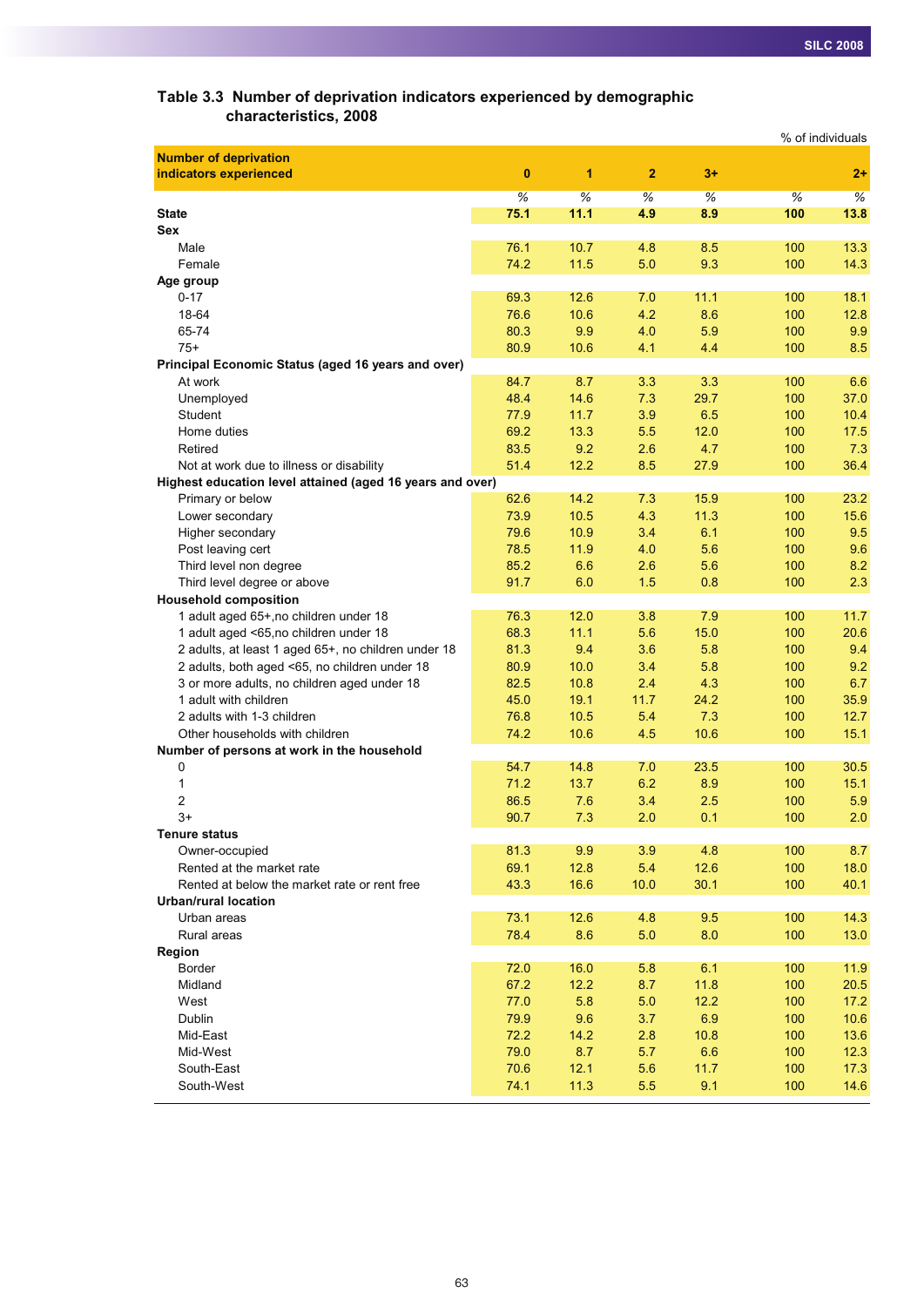### Table 3.3 Number of deprivation indicators experienced by demographic characteristics, 2008

% of individuals

| Number of deprivation indicators experienced | 0 | 1 | 2 | 3+ | | 2+ |
|---|---|---|---|---|---|---|
| | % | % | % | % | % | % |
| **State** | **75.1** | **11.1** | **4.9** | **8.9** | **100** | **13.8** |
| **Sex** | | | | | | |
| Male | 76.1 | 10.7 | 4.8 | 8.5 | 100 | 13.3 |
| Female | 74.2 | 11.5 | 5.0 | 9.3 | 100 | 14.3 |
| **Age group** | | | | | | |
| 0-17 | 69.3 | 12.6 | 7.0 | 11.1 | 100 | 18.1 |
| 18-64 | 76.6 | 10.6 | 4.2 | 8.6 | 100 | 12.8 |
| 65-74 | 80.3 | 9.9 | 4.0 | 5.9 | 100 | 9.9 |
| 75+ | 80.9 | 10.6 | 4.1 | 4.4 | 100 | 8.5 |
| **Principal Economic Status (aged 16 years and over)** | | | | | | |
| At work | 84.7 | 8.7 | 3.3 | 3.3 | 100 | 6.6 |
| Unemployed | 48.4 | 14.6 | 7.3 | 29.7 | 100 | 37.0 |
| Student | 77.9 | 11.7 | 3.9 | 6.5 | 100 | 10.4 |
| Home duties | 69.2 | 13.3 | 5.5 | 12.0 | 100 | 17.5 |
| Retired | 83.5 | 9.2 | 2.6 | 4.7 | 100 | 7.3 |
| Not at work due to illness or disability | 51.4 | 12.2 | 8.5 | 27.9 | 100 | 36.4 |
| **Highest education level attained (aged 16 years and over)** | | | | | | |
| Primary or below | 62.6 | 14.2 | 7.3 | 15.9 | 100 | 23.2 |
| Lower secondary | 73.9 | 10.5 | 4.3 | 11.3 | 100 | 15.6 |
| Higher secondary | 79.6 | 10.9 | 3.4 | 6.1 | 100 | 9.5 |
| Post leaving cert | 78.5 | 11.9 | 4.0 | 5.6 | 100 | 9.6 |
| Third level non degree | 85.2 | 6.6 | 2.6 | 5.6 | 100 | 8.2 |
| Third level degree or above | 91.7 | 6.0 | 1.5 | 0.8 | 100 | 2.3 |
| **Household composition** | | | | | | |
| 1 adult aged 65+,no children under 18 | 76.3 | 12.0 | 3.8 | 7.9 | 100 | 11.7 |
| 1 adult aged <65,no children under 18 | 68.3 | 11.1 | 5.6 | 15.0 | 100 | 20.6 |
| 2 adults, at least 1 aged 65+, no children under 18 | 81.3 | 9.4 | 3.6 | 5.8 | 100 | 9.4 |
| 2 adults, both aged <65, no children under 18 | 80.9 | 10.0 | 3.4 | 5.8 | 100 | 9.2 |
| 3 or more adults, no children aged under 18 | 82.5 | 10.8 | 2.4 | 4.3 | 100 | 6.7 |
| 1 adult with children | 45.0 | 19.1 | 11.7 | 24.2 | 100 | 35.9 |
| 2 adults with 1-3 children | 76.8 | 10.5 | 5.4 | 7.3 | 100 | 12.7 |
| Other households with children | 74.2 | 10.6 | 4.5 | 10.6 | 100 | 15.1 |
| **Number of persons at work in the household** | | | | | | |
| 0 | 54.7 | 14.8 | 7.0 | 23.5 | 100 | 30.5 |
| 1 | 71.2 | 13.7 | 6.2 | 8.9 | 100 | 15.1 |
| 2 | 86.5 | 7.6 | 3.4 | 2.5 | 100 | 5.9 |
| 3+ | 90.7 | 7.3 | 2.0 | 0.1 | 100 | 2.0 |
| **Tenure status** | | | | | | |
| Owner-occupied | 81.3 | 9.9 | 3.9 | 4.8 | 100 | 8.7 |
| Rented at the market rate | 69.1 | 12.8 | 5.4 | 12.6 | 100 | 18.0 |
| Rented at below the market rate or rent free | 43.3 | 16.6 | 10.0 | 30.1 | 100 | 40.1 |
| **Urban/rural location** | | | | | | |
| Urban areas | 73.1 | 12.6 | 4.8 | 9.5 | 100 | 14.3 |
| Rural areas | 78.4 | 8.6 | 5.0 | 8.0 | 100 | 13.0 |
| **Region** | | | | | | |
| Border | 72.0 | 16.0 | 5.8 | 6.1 | 100 | 11.9 |
| Midland | 67.2 | 12.2 | 8.7 | 11.8 | 100 | 20.5 |
| West | 77.0 | 5.8 | 5.0 | 12.2 | 100 | 17.2 |
| Dublin | 79.9 | 9.6 | 3.7 | 6.9 | 100 | 10.6 |
| Mid-East | 72.2 | 14.2 | 2.8 | 10.8 | 100 | 13.6 |
| Mid-West | 79.0 | 8.7 | 5.7 | 6.6 | 100 | 12.3 |
| South-East | 70.6 | 12.1 | 5.6 | 11.7 | 100 | 17.3 |
| South-West | 74.1 | 11.3 | 5.5 | 9.1 | 100 | 14.6 |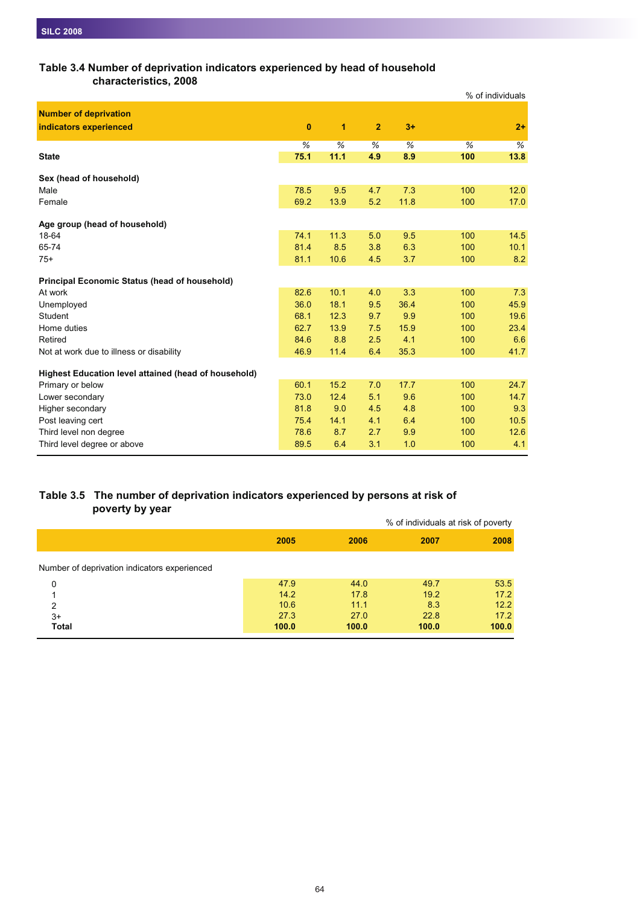### Table 3.4 Number of deprivation indicators experienced by head of household characteristics, 2008

% of individuals

| Number of deprivation indicators experienced | 0 | 1 | 2 | 3+ | | 2+ |
|---|---|---|---|---|---|---|
| | % | % | % | % | % | % |
| **State** | **75.1** | **11.1** | **4.9** | **8.9** | **100** | **13.8** |
| **Sex (head of household)** | | | | | | |
| Male | 78.5 | 9.5 | 4.7 | 7.3 | 100 | 12.0 |
| Female | 69.2 | 13.9 | 5.2 | 11.8 | 100 | 17.0 |
| **Age group (head of household)** | | | | | | |
| 18-64 | 74.1 | 11.3 | 5.0 | 9.5 | 100 | 14.5 |
| 65-74 | 81.4 | 8.5 | 3.8 | 6.3 | 100 | 10.1 |
| 75+ | 81.1 | 10.6 | 4.5 | 3.7 | 100 | 8.2 |
| **Principal Economic Status (head of household)** | | | | | | |
| At work | 82.6 | 10.1 | 4.0 | 3.3 | 100 | 7.3 |
| Unemployed | 36.0 | 18.1 | 9.5 | 36.4 | 100 | 45.9 |
| Student | 68.1 | 12.3 | 9.7 | 9.9 | 100 | 19.6 |
| Home duties | 62.7 | 13.9 | 7.5 | 15.9 | 100 | 23.4 |
| Retired | 84.6 | 8.8 | 2.5 | 4.1 | 100 | 6.6 |
| Not at work due to illness or disability | 46.9 | 11.4 | 6.4 | 35.3 | 100 | 41.7 |
| **Highest Education level attained (head of household)** | | | | | | |
| Primary or below | 60.1 | 15.2 | 7.0 | 17.7 | 100 | 24.7 |
| Lower secondary | 73.0 | 12.4 | 5.1 | 9.6 | 100 | 14.7 |
| Higher secondary | 81.8 | 9.0 | 4.5 | 4.8 | 100 | 9.3 |
| Post leaving cert | 75.4 | 14.1 | 4.1 | 6.4 | 100 | 10.5 |
| Third level non degree | 78.6 | 8.7 | 2.7 | 9.9 | 100 | 12.6 |
| Third level degree or above | 89.5 | 6.4 | 3.1 | 1.0 | 100 | 4.1 |

### Table 3.5 The number of deprivation indicators experienced by persons at risk of poverty by year

% of individuals at risk of poverty

| | 2005 | 2006 | 2007 | 2008 |
|---|---|---|---|---|
| Number of deprivation indicators experienced | | | | |
| 0 | 47.9 | 44.0 | 49.7 | 53.5 |
| 1 | 14.2 | 17.8 | 19.2 | 17.2 |
| 2 | 10.6 | 11.1 | 8.3 | 12.2 |
| 3+ | 27.3 | 27.0 | 22.8 | 17.2 |
| **Total** | **100.0** | **100.0** | **100.0** | **100.0** |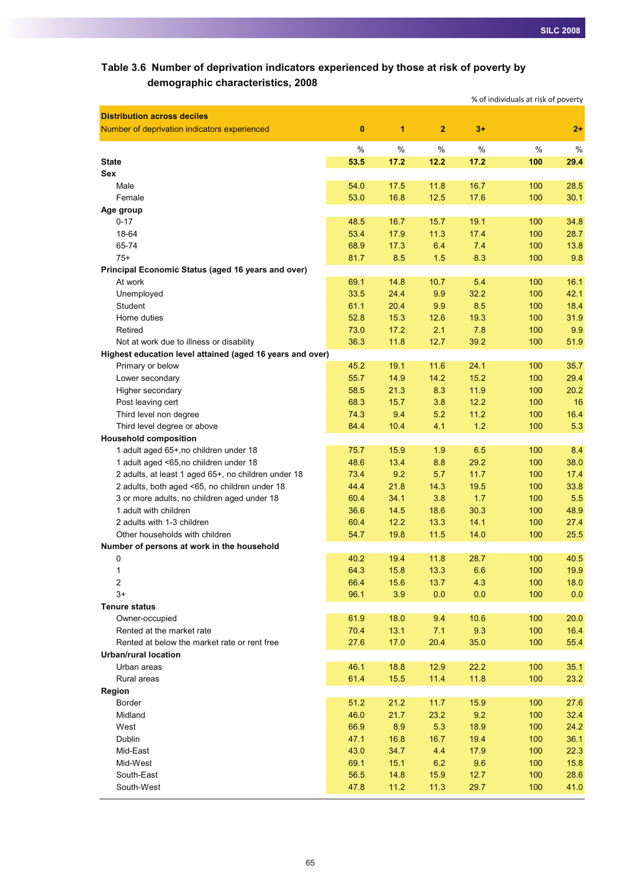### Table 3.6 Number of deprivation indicators experienced by those at risk of poverty by demographic characteristics, 2008

% of individuals at risk of poverty

| **Distribution across deciles**<br>Number of deprivation indicators experienced | **0** | **1** | **2** | **3+** | | **2+** |
|---|---|---|---|---|---|---|
| | % | % | % | % | % | % |
| **State** | **53.5** | **17.2** | **12.2** | **17.2** | **100** | **29.4** |
| **Sex** | | | | | | |
| Male | 54.0 | 17.5 | 11.8 | 16.7 | 100 | 28.5 |
| Female | 53.0 | 16.8 | 12.5 | 17.6 | 100 | 30.1 |
| **Age group** | | | | | | |
| 0-17 | 48.5 | 16.7 | 15.7 | 19.1 | 100 | 34.8 |
| 18-64 | 53.4 | 17.9 | 11.3 | 17.4 | 100 | 28.7 |
| 65-74 | 68.9 | 17.3 | 6.4 | 7.4 | 100 | 13.8 |
| 75+ | 81.7 | 8.5 | 1.5 | 8.3 | 100 | 9.8 |
| **Principal Economic Status (aged 16 years and over)** | | | | | | |
| At work | 69.1 | 14.8 | 10.7 | 5.4 | 100 | 16.1 |
| Unemployed | 33.5 | 24.4 | 9.9 | 32.2 | 100 | 42.1 |
| Student | 61.1 | 20.4 | 9.9 | 8.5 | 100 | 18.4 |
| Home duties | 52.8 | 15.3 | 12.6 | 19.3 | 100 | 31.9 |
| Retired | 73.0 | 17.2 | 2.1 | 7.8 | 100 | 9.9 |
| Not at work due to illness or disability | 36.3 | 11.8 | 12.7 | 39.2 | 100 | 51.9 |
| **Highest education level attained (aged 16 years and over)** | | | | | | |
| Primary or below | 45.2 | 19.1 | 11.6 | 24.1 | 100 | 35.7 |
| Lower secondary | 55.7 | 14.9 | 14.2 | 15.2 | 100 | 29.4 |
| Higher secondary | 58.5 | 21.3 | 8.3 | 11.9 | 100 | 20.2 |
| Post leaving cert | 68.3 | 15.7 | 3.8 | 12.2 | 100 | 16 |
| Third level non degree | 74.3 | 9.4 | 5.2 | 11.2 | 100 | 16.4 |
| Third level degree or above | 84.4 | 10.4 | 4.1 | 1.2 | 100 | 5.3 |
| **Household composition** | | | | | | |
| 1 adult aged 65+,no children under 18 | 75.7 | 15.9 | 1.9 | 6.5 | 100 | 8.4 |
| 1 adult aged <65,no children under 18 | 48.6 | 13.4 | 8.8 | 29.2 | 100 | 38.0 |
| 2 adults, at least 1 aged 65+, no children under 18 | 73.4 | 9.2 | 5.7 | 11.7 | 100 | 17.4 |
| 2 adults, both aged <65, no children under 18 | 44.4 | 21.8 | 14.3 | 19.5 | 100 | 33.8 |
| 3 or more adults, no children aged under 18 | 60.4 | 34.1 | 3.8 | 1.7 | 100 | 5.5 |
| 1 adult with children | 36.6 | 14.5 | 18.6 | 30.3 | 100 | 48.9 |
| 2 adults with 1-3 children | 60.4 | 12.2 | 13.3 | 14.1 | 100 | 27.4 |
| Other households with children | 54.7 | 19.8 | 11.5 | 14.0 | 100 | 25.5 |
| **Number of persons at work in the household** | | | | | | |
| 0 | 40.2 | 19.4 | 11.8 | 28.7 | 100 | 40.5 |
| 1 | 64.3 | 15.8 | 13.3 | 6.6 | 100 | 19.9 |
| 2 | 66.4 | 15.6 | 13.7 | 4.3 | 100 | 18.0 |
| 3+ | 96.1 | 3.9 | 0.0 | 0.0 | 100 | 0.0 |
| **Tenure status** | | | | | | |
| Owner-occupied | 61.9 | 18.0 | 9.4 | 10.6 | 100 | 20.0 |
| Rented at the market rate | 70.4 | 13.1 | 7.1 | 9.3 | 100 | 16.4 |
| Rented at below the market rate or rent free | 27.6 | 17.0 | 20.4 | 35.0 | 100 | 55.4 |
| **Urban/rural location** | | | | | | |
| Urban areas | 46.1 | 18.8 | 12.9 | 22.2 | 100 | 35.1 |
| Rural areas | 61.4 | 15.5 | 11.4 | 11.8 | 100 | 23.2 |
| **Region** | | | | | | |
| Border | 51.2 | 21.2 | 11.7 | 15.9 | 100 | 27.6 |
| Midland | 46.0 | 21.7 | 23.2 | 9.2 | 100 | 32.4 |
| West | 66.9 | 8.9 | 5.3 | 18.9 | 100 | 24.2 |
| Dublin | 47.1 | 16.8 | 16.7 | 19.4 | 100 | 36.1 |
| Mid-East | 43.0 | 34.7 | 4.4 | 17.9 | 100 | 22.3 |
| Mid-West | 69.1 | 15.1 | 6.2 | 9.6 | 100 | 15.8 |
| South-East | 56.5 | 14.8 | 15.9 | 12.7 | 100 | 28.6 |
| South-West | 47.8 | 11.2 | 11.3 | 29.7 | 100 | 41.0 |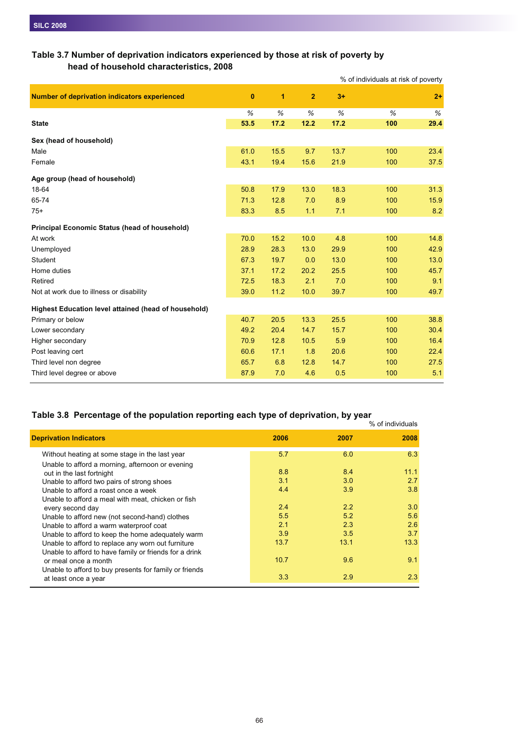### Table 3.7 Number of deprivation indicators experienced by those at risk of poverty by head of household characteristics, 2008

% of individuals at risk of poverty

| Number of deprivation indicators experienced | 0 | 1 | 2 | 3+ | | 2+ |
|---|---|---|---|---|---|---|
| | % | % | % | % | % | % |
| **State** | **53.5** | **17.2** | **12.2** | **17.2** | **100** | **29.4** |
| **Sex (head of household)** | | | | | | |
| Male | 61.0 | 15.5 | 9.7 | 13.7 | 100 | 23.4 |
| Female | 43.1 | 19.4 | 15.6 | 21.9 | 100 | 37.5 |
| **Age group (head of household)** | | | | | | |
| 18-64 | 50.8 | 17.9 | 13.0 | 18.3 | 100 | 31.3 |
| 65-74 | 71.3 | 12.8 | 7.0 | 8.9 | 100 | 15.9 |
| 75+ | 83.3 | 8.5 | 1.1 | 7.1 | 100 | 8.2 |
| **Principal Economic Status (head of household)** | | | | | | |
| At work | 70.0 | 15.2 | 10.0 | 4.8 | 100 | 14.8 |
| Unemployed | 28.9 | 28.3 | 13.0 | 29.9 | 100 | 42.9 |
| Student | 67.3 | 19.7 | 0.0 | 13.0 | 100 | 13.0 |
| Home duties | 37.1 | 17.2 | 20.2 | 25.5 | 100 | 45.7 |
| Retired | 72.5 | 18.3 | 2.1 | 7.0 | 100 | 9.1 |
| Not at work due to illness or disability | 39.0 | 11.2 | 10.0 | 39.7 | 100 | 49.7 |
| **Highest Education level attained (head of household)** | | | | | | |
| Primary or below | 40.7 | 20.5 | 13.3 | 25.5 | 100 | 38.8 |
| Lower secondary | 49.2 | 20.4 | 14.7 | 15.7 | 100 | 30.4 |
| Higher secondary | 70.9 | 12.8 | 10.5 | 5.9 | 100 | 16.4 |
| Post leaving cert | 60.6 | 17.1 | 1.8 | 20.6 | 100 | 22.4 |
| Third level non degree | 65.7 | 6.8 | 12.8 | 14.7 | 100 | 27.5 |
| Third level degree or above | 87.9 | 7.0 | 4.6 | 0.5 | 100 | 5.1 |

### Table 3.8 Percentage of the population reporting each type of deprivation, by year

% of individuals

| Deprivation Indicators | 2006 | 2007 | 2008 |
|---|---|---|---|
| Without heating at some stage in the last year | 5.7 | 6.0 | 6.3 |
| Unable to afford a morning, afternoon or evening out in the last fortnight | 8.8 | 8.4 | 11.1 |
| Unable to afford two pairs of strong shoes | 3.1 | 3.0 | 2.7 |
| Unable to afford a roast once a week | 4.4 | 3.9 | 3.8 |
| Unable to afford a meal with meat, chicken or fish every second day | 2.4 | 2.2 | 3.0 |
| Unable to afford new (not second-hand) clothes | 5.5 | 5.2 | 5.6 |
| Unable to afford a warm waterproof coat | 2.1 | 2.3 | 2.6 |
| Unable to afford to keep the home adequately warm | 3.9 | 3.5 | 3.7 |
| Unable to afford to replace any worn out furniture | 13.7 | 13.1 | 13.3 |
| Unable to afford to have family or friends for a drink or meal once a month | 10.7 | 9.6 | 9.1 |
| Unable to afford to buy presents for family or friends at least once a year | 3.3 | 2.9 | 2.3 |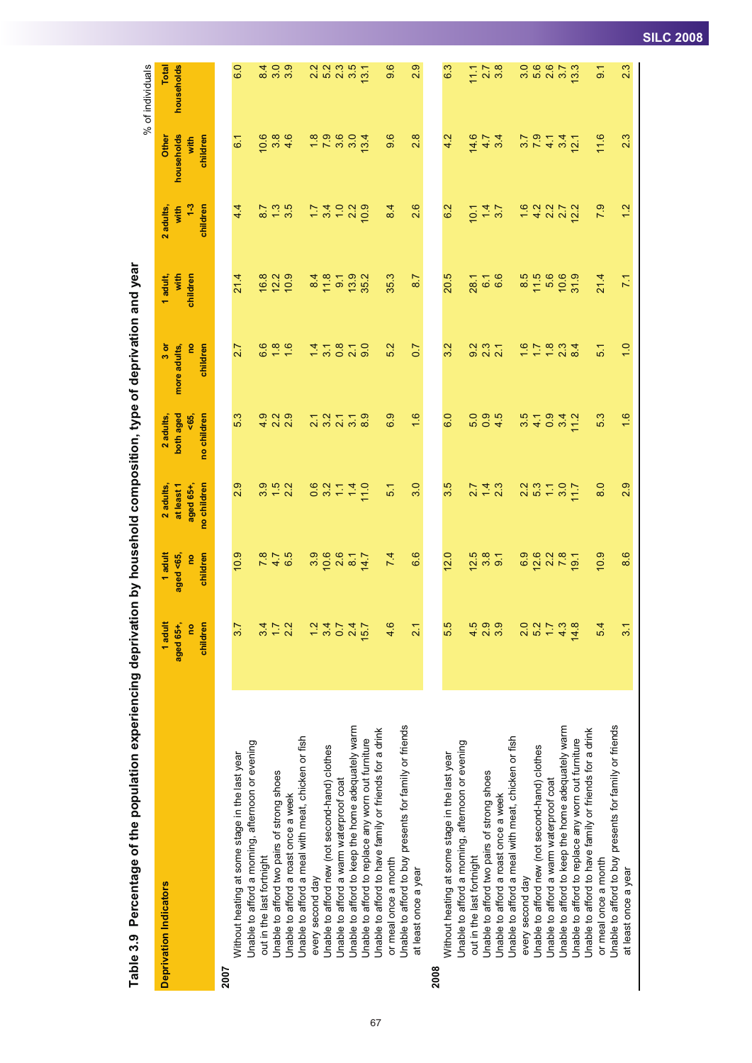# Table 3.9 Percentage of the population experiencing deprivation by household composition, type of deprivation and year

% of individuals

| Deprivation Indicators | 1 adult aged 65+, no children | 1 adult aged <65, no children | 2 adults, at least 1 aged 65+, no children | 2 adults, both aged <65, no children | 3 or more adults, no children | 1 adult, with children | 2 adults, with 1-3 children | Other households with children | Total households |
|---|---|---|---|---|---|---|---|---|---|
| **2007** | | | | | | | | | |
| Without heating at some stage in the last year | 3.7 | 10.9 | 2.9 | 5.3 | 2.7 | 21.4 | 4.4 | 6.1 | 6.0 |
| Unable to afford a morning, afternoon or evening out in the last fortnight | 3.4 | 7.8 | 3.9 | 4.9 | 6.6 | 16.8 | 8.7 | 10.6 | 8.4 |
| Unable to afford two pairs of strong shoes | 1.7 | 4.7 | 1.5 | 2.2 | 1.8 | 12.2 | 1.3 | 3.8 | 3.0 |
| Unable to afford a roast once a week | 2.2 | 6.5 | 2.2 | 2.9 | 1.6 | 10.9 | 3.5 | 4.6 | 3.9 |
| Unable to afford a meal with meat, chicken or fish every second day | 1.2 | 3.9 | 0.6 | 2.1 | 1.4 | 8.4 | 1.7 | 1.8 | 2.2 |
| Unable to afford new (not second-hand) clothes | 3.4 | 10.6 | 3.2 | 3.2 | 3.1 | 11.8 | 3.4 | 7.9 | 5.2 |
| Unable to afford a warm waterproof coat | 0.7 | 2.6 | 1.1 | 2.1 | 0.8 | 9.1 | 1.0 | 3.6 | 2.3 |
| Unable to afford to keep the home adequately warm | 2.4 | 8.1 | 1.4 | 3.1 | 2.1 | 13.9 | 2.2 | 3.0 | 3.5 |
| Unable to afford to replace any worn out furniture | 15.7 | 14.7 | 11.0 | 8.9 | 9.0 | 35.2 | 10.9 | 13.4 | 13.1 |
| Unable to afford to have family or friends for a drink or meal once a month | 4.6 | 7.4 | 5.1 | 6.9 | 5.2 | 35.3 | 8.4 | 9.6 | 9.6 |
| Unable to afford to buy presents for family or friends at least once a year | 2.1 | 6.6 | 3.0 | 1.6 | 0.7 | 8.7 | 2.6 | 2.8 | 2.9 |
| **2008** | | | | | | | | | |
| Without heating at some stage in the last year | 5.5 | 12.0 | 3.5 | 6.0 | 3.2 | 20.5 | 6.2 | 4.2 | 6.3 |
| Unable to afford a morning, afternoon or evening out in the last fortnight | 4.5 | 12.5 | 2.7 | 5.0 | 9.2 | 28.1 | 10.1 | 14.6 | 11.1 |
| Unable to afford two pairs of strong shoes | 2.9 | 3.8 | 1.4 | 0.9 | 2.3 | 6.1 | 1.4 | 4.7 | 2.7 |
| Unable to afford a roast once a week | 3.9 | 9.1 | 2.3 | 4.5 | 2.1 | 6.6 | 3.7 | 3.4 | 3.8 |
| Unable to afford a meal with meat, chicken or fish every second day | 2.0 | 6.9 | 2.2 | 3.5 | 1.6 | 8.5 | 1.6 | 3.7 | 3.0 |
| Unable to afford new (not second-hand) clothes | 5.2 | 12.6 | 5.3 | 4.1 | 1.7 | 11.5 | 4.2 | 7.9 | 5.6 |
| Unable to afford a warm waterproof coat | 1.7 | 2.2 | 1.1 | 0.9 | 1.8 | 5.6 | 2.2 | 4.1 | 2.6 |
| Unable to afford to keep the home adequately warm | 4.3 | 7.8 | 3.0 | 3.4 | 2.3 | 10.6 | 2.7 | 3.4 | 3.7 |
| Unable to afford to replace any worn out furniture | 14.8 | 19.1 | 11.7 | 11.2 | 8.4 | 31.9 | 12.2 | 12.1 | 13.3 |
| Unable to afford to have family or friends for a drink or meal once a month | 5.4 | 10.9 | 8.0 | 5.3 | 5.1 | 21.4 | 7.9 | 11.6 | 9.1 |
| Unable to afford to buy presents for family or friends at least once a year | 3.1 | 8.6 | 2.9 | 1.6 | 1.0 | 7.1 | 1.2 | 2.3 | 2.3 |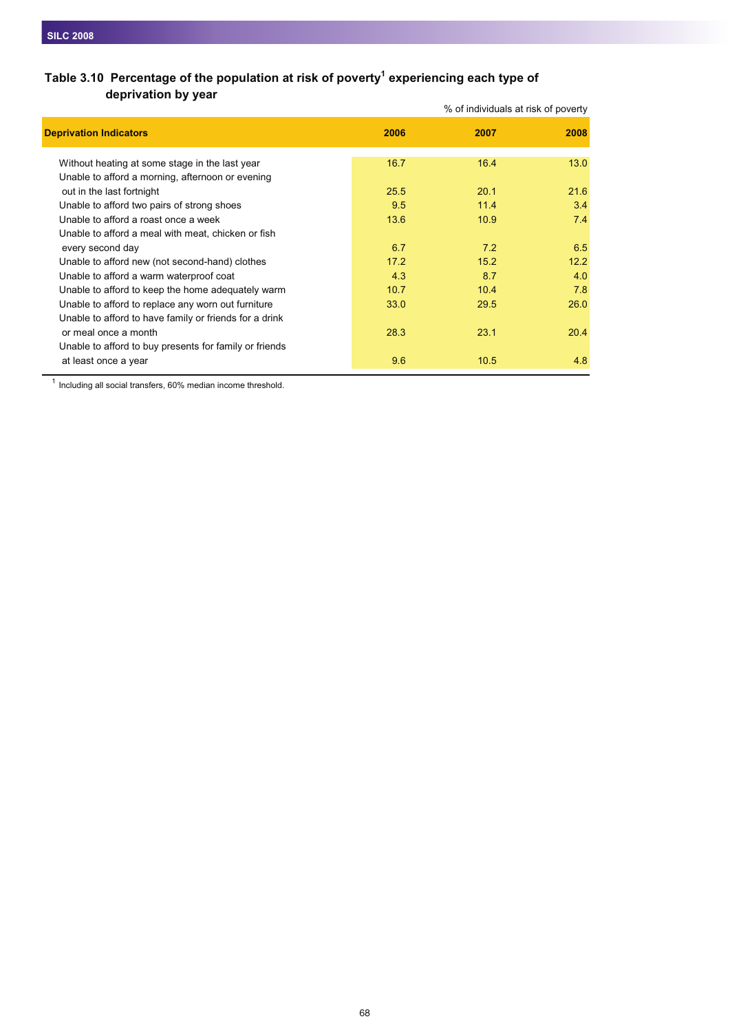### Table 3.10 Percentage of the population at risk of poverty[1] experiencing each type of deprivation by year

% of individuals at risk of poverty

| Deprivation Indicators | 2006 | 2007 | 2008 |
|---|---|---|---|
| Without heating at some stage in the last year | 16.7 | 16.4 | 13.0 |
| Unable to afford a morning, afternoon or evening out in the last fortnight | 25.5 | 20.1 | 21.6 |
| Unable to afford two pairs of strong shoes | 9.5 | 11.4 | 3.4 |
| Unable to afford a roast once a week | 13.6 | 10.9 | 7.4 |
| Unable to afford a meal with meat, chicken or fish every second day | 6.7 | 7.2 | 6.5 |
| Unable to afford new (not second-hand) clothes | 17.2 | 15.2 | 12.2 |
| Unable to afford a warm waterproof coat | 4.3 | 8.7 | 4.0 |
| Unable to afford to keep the home adequately warm | 10.7 | 10.4 | 7.8 |
| Unable to afford to replace any worn out furniture | 33.0 | 29.5 | 26.0 |
| Unable to afford to have family or friends for a drink or meal once a month | 28.3 | 23.1 | 20.4 |
| Unable to afford to buy presents for family or friends at least once a year | 9.6 | 10.5 | 4.8 |

[1] Including all social transfers, 60% median income threshold.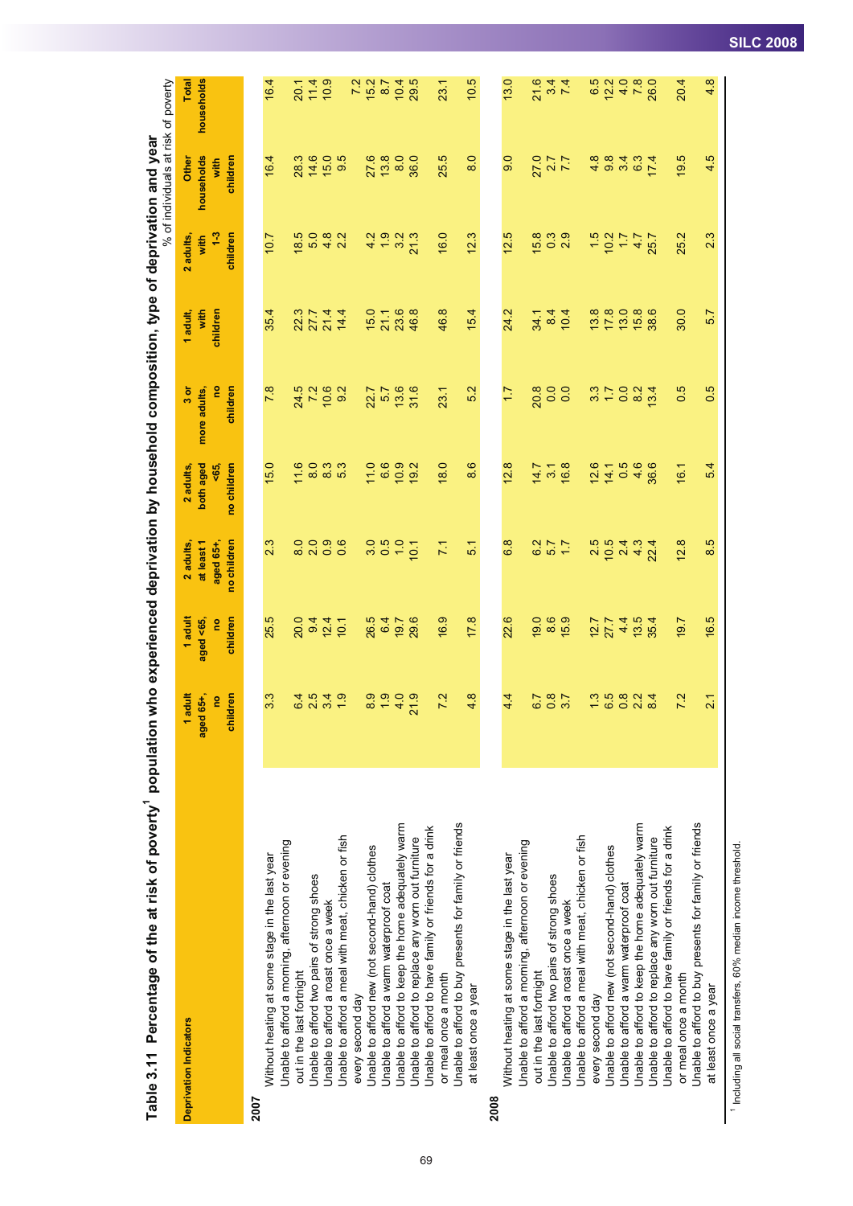## Table 3.11 Percentage of the at risk of poverty[1] population who experienced deprivation by household composition, type of deprivation and year

% of individuals at risk of poverty

| Deprivation Indicators | 1 adult aged 65+, no children | 1 adult aged <65, no children | 2 adults, at least 1 aged 65+, no children | 2 adults, both aged <65, no children | 3 or more adults, no children | 1 adult, with children | 2 adults, with 1-3 children | Other households with children | Total households |
|---|---|---|---|---|---|---|---|---|---|
| **2007** | | | | | | | | | |
| Without heating at some stage in the last year | 3.3 | 25.5 | 2.3 | 15.0 | 7.8 | 35.4 | 10.7 | 16.4 | 16.4 |
| Unable to afford a morning, afternoon or evening out in the last fortnight | 6.4 | 20.0 | 8.0 | 11.6 | 24.5 | 22.3 | 18.5 | 28.3 | 20.1 |
| Unable to afford two pairs of strong shoes | 2.5 | 9.4 | 2.0 | 8.0 | 7.2 | 27.7 | 5.0 | 14.6 | 11.4 |
| Unable to afford a roast once a week | 3.4 | 12.4 | 0.9 | 8.3 | 10.6 | 21.4 | 4.8 | 15.0 | 10.9 |
| Unable to afford a meal with meat, chicken or fish every second day | 1.9 | 10.1 | 0.6 | 5.3 | 9.2 | 14.4 | 2.2 | 9.5 | 7.2 |
| Unable to afford new (not second-hand) clothes | 8.9 | 26.5 | 3.0 | 11.0 | 22.7 | 15.0 | 4.2 | 27.6 | 15.2 |
| Unable to afford a warm waterproof coat | 1.9 | 6.4 | 0.5 | 6.6 | 5.7 | 21.1 | 1.9 | 13.8 | 8.7 |
| Unable to afford to keep the home adequately warm | 4.0 | 19.7 | 1.0 | 10.9 | 13.6 | 23.6 | 3.2 | 8.0 | 10.4 |
| Unable to afford to replace any worn out furniture | 21.9 | 29.6 | 10.1 | 19.2 | 31.6 | 46.8 | 21.3 | 36.0 | 29.5 |
| Unable to afford to have family or friends for a drink or meal once a month | 7.2 | 16.9 | 7.1 | 18.0 | 23.1 | 46.8 | 16.0 | 25.5 | 23.1 |
| Unable to afford to buy presents for family or friends at least once a year | 4.8 | 17.8 | 5.1 | 8.6 | 5.2 | 15.4 | 12.3 | 8.0 | 10.5 |
| **2008** | | | | | | | | | |
| Without heating at some stage in the last year | 4.4 | 22.6 | 6.8 | 12.8 | 1.7 | 24.2 | 12.5 | 9.0 | 13.0 |
| Unable to afford a morning, afternoon or evening out in the last fortnight | 6.7 | 19.0 | 6.2 | 14.7 | 20.8 | 34.1 | 15.8 | 27.0 | 21.6 |
| Unable to afford two pairs of strong shoes | 0.8 | 8.6 | 5.7 | 3.1 | 0.0 | 8.4 | 0.3 | 2.7 | 3.4 |
| Unable to afford a roast once a week | 3.7 | 15.9 | 1.7 | 16.8 | 0.0 | 10.4 | 2.9 | 7.7 | 7.4 |
| Unable to afford a meal with meat, chicken or fish every second day | 1.3 | 12.7 | 2.5 | 12.6 | 3.3 | 13.8 | 1.5 | 4.8 | 6.5 |
| Unable to afford new (not second-hand) clothes | 6.5 | 27.7 | 10.5 | 14.1 | 1.7 | 17.8 | 10.2 | 9.8 | 12.2 |
| Unable to afford a warm waterproof coat | 0.8 | 4.4 | 2.4 | 0.5 | 0.0 | 13.0 | 1.7 | 3.4 | 4.0 |
| Unable to afford to keep the home adequately warm | 2.2 | 13.5 | 4.3 | 4.6 | 8.2 | 15.8 | 4.7 | 6.3 | 7.8 |
| Unable to afford to replace any worn out furniture | 8.4 | 35.4 | 22.4 | 36.6 | 13.4 | 38.6 | 25.7 | 17.4 | 26.0 |
| Unable to afford to have family or friends for a drink or meal once a month | 7.2 | 19.7 | 12.8 | 16.1 | 0.5 | 30.0 | 25.2 | 19.5 | 20.4 |
| Unable to afford to buy presents for family or friends at least once a year | 2.1 | 16.5 | 8.5 | 5.4 | 0.5 | 5.7 | 2.3 | 4.5 | 4.8 |

[1] Including all social transfers, 60% median income threshold.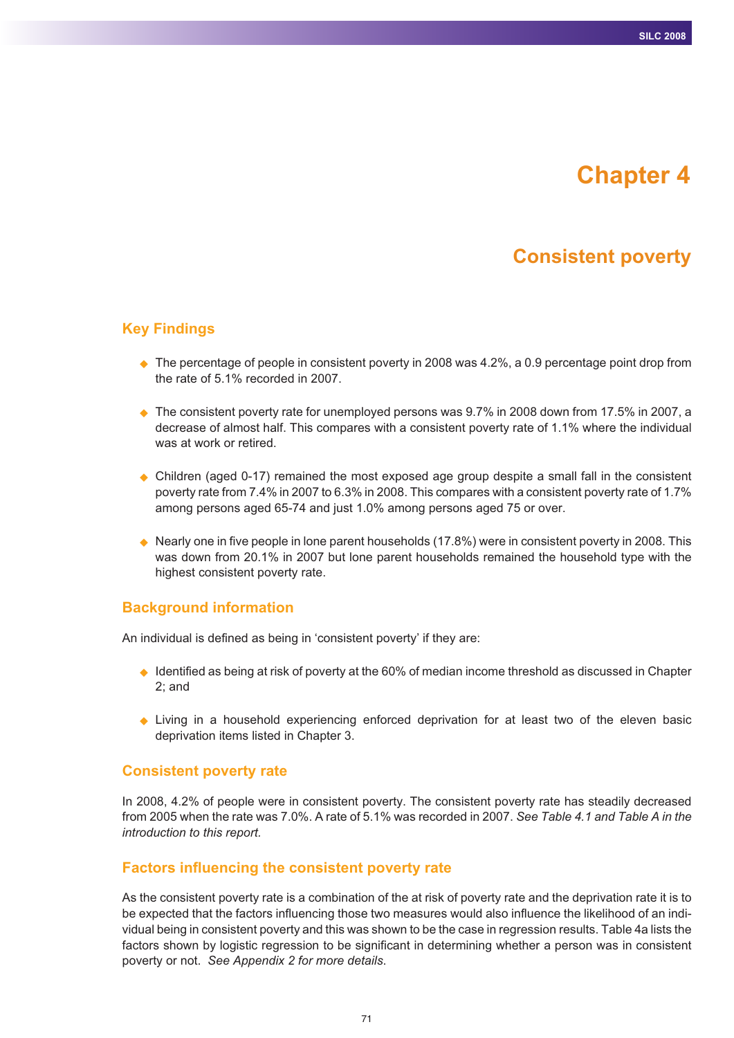# Chapter 4

## Consistent poverty

### Key Findings

- The percentage of people in consistent poverty in 2008 was 4.2%, a 0.9 percentage point drop from the rate of 5.1% recorded in 2007.
- The consistent poverty rate for unemployed persons was 9.7% in 2008 down from 17.5% in 2007, a decrease of almost half. This compares with a consistent poverty rate of 1.1% where the individual was at work or retired.
- Children (aged 0-17) remained the most exposed age group despite a small fall in the consistent poverty rate from 7.4% in 2007 to 6.3% in 2008. This compares with a consistent poverty rate of 1.7% among persons aged 65-74 and just 1.0% among persons aged 75 or over.
- Nearly one in five people in lone parent households (17.8%) were in consistent poverty in 2008. This was down from 20.1% in 2007 but lone parent households remained the household type with the highest consistent poverty rate.

### Background information

An individual is defined as being in 'consistent poverty' if they are:

- Identified as being at risk of poverty at the 60% of median income threshold as discussed in Chapter 2; and
- Living in a household experiencing enforced deprivation for at least two of the eleven basic deprivation items listed in Chapter 3.

### Consistent poverty rate

In 2008, 4.2% of people were in consistent poverty. The consistent poverty rate has steadily decreased from 2005 when the rate was 7.0%. A rate of 5.1% was recorded in 2007. *See Table 4.1 and Table A in the introduction to this report.*

### Factors influencing the consistent poverty rate

As the consistent poverty rate is a combination of the at risk of poverty rate and the deprivation rate it is to be expected that the factors influencing those two measures would also influence the likelihood of an individual being in consistent poverty and this was shown to be the case in regression results. Table 4a lists the factors shown by logistic regression to be significant in determining whether a person was in consistent poverty or not. *See Appendix 2 for more details.*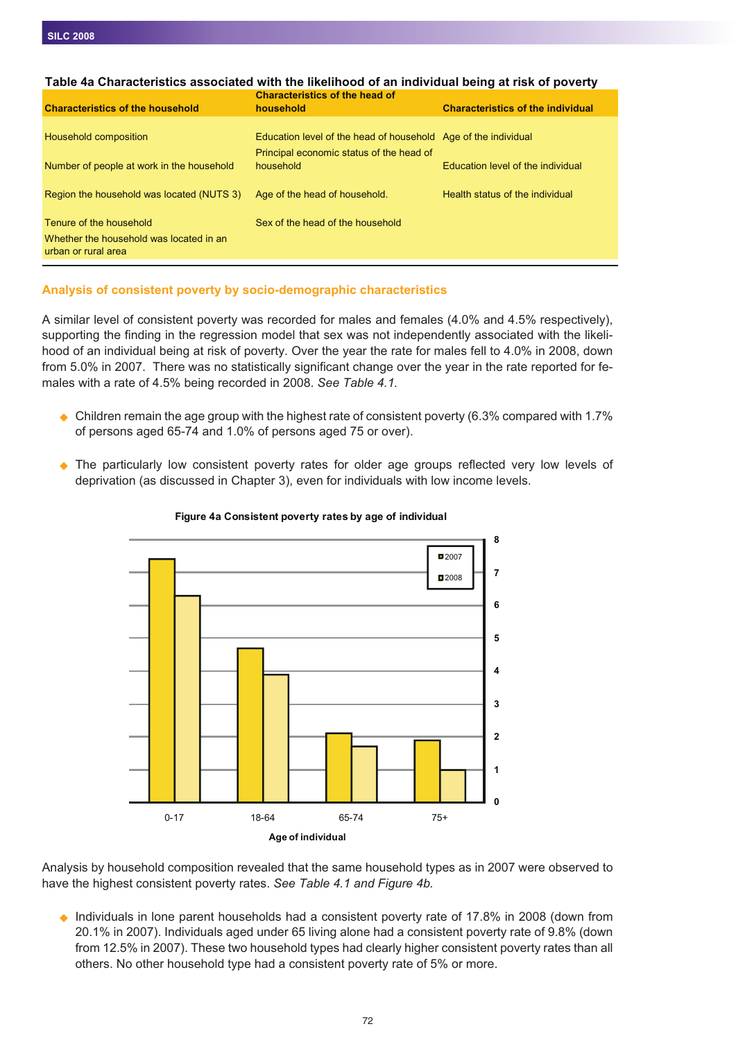**Table 4a Characteristics associated with the likelihood of an individual being at risk of poverty**

| Characteristics of the household | Characteristics of the head of household | Characteristics of the individual |
|---|---|---|
| Household composition | Education level of the head of household | Age of the individual |
| Number of people at work in the household | Principal economic status of the head of household | Education level of the individual |
| Region the household was located (NUTS 3) | Age of the head of household. | Health status of the individual |
| Tenure of the household | Sex of the head of the household | |
| Whether the household was located in an urban or rural area | | |

## Analysis of consistent poverty by socio-demographic characteristics

A similar level of consistent poverty was recorded for males and females (4.0% and 4.5% respectively), supporting the finding in the regression model that sex was not independently associated with the likelihood of an individual being at risk of poverty. Over the year the rate for males fell to 4.0% in 2008, down from 5.0% in 2007. There was no statistically significant change over the year in the rate reported for females with a rate of 4.5% being recorded in 2008. *See Table 4.1.*

- Children remain the age group with the highest rate of consistent poverty (6.3% compared with 1.7% of persons aged 65-74 and 1.0% of persons aged 75 or over).
- The particularly low consistent poverty rates for older age groups reflected very low levels of deprivation (as discussed in Chapter 3), even for individuals with low income levels.

**Figure 4a Consistent poverty rates by age of individual**

Analysis by household composition revealed that the same household types as in 2007 were observed to have the highest consistent poverty rates. *See Table 4.1 and Figure 4b.*

- Individuals in lone parent households had a consistent poverty rate of 17.8% in 2008 (down from 20.1% in 2007). Individuals aged under 65 living alone had a consistent poverty rate of 9.8% (down from 12.5% in 2007). These two household types had clearly higher consistent poverty rates than all others. No other household type had a consistent poverty rate of 5% or more.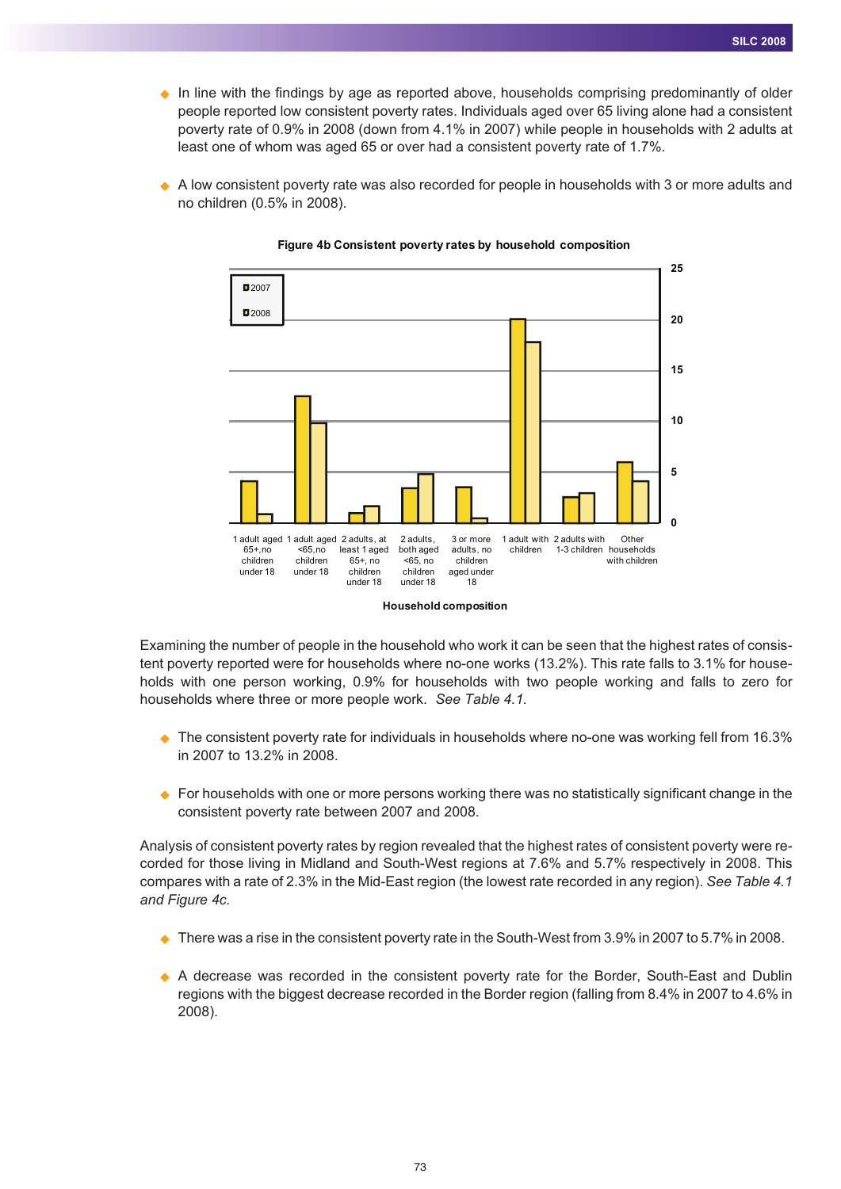- In line with the findings by age as reported above, households comprising predominantly of older people reported low consistent poverty rates. Individuals aged over 65 living alone had a consistent poverty rate of 0.9% in 2008 (down from 4.1% in 2007) while people in households with 2 adults at least one of whom was aged 65 or over had a consistent poverty rate of 1.7%.

- A low consistent poverty rate was also recorded for people in households with 3 or more adults and no children (0.5% in 2008).

**Figure 4b Consistent poverty rates by household composition**

Examining the number of people in the household who work it can be seen that the highest rates of consistent poverty reported were for households where no-one works (13.2%). This rate falls to 3.1% for households with one person working, 0.9% for households with two people working and falls to zero for households where three or more people work. *See Table 4.1.*

- The consistent poverty rate for individuals in households where no-one was working fell from 16.3% in 2007 to 13.2% in 2008.

- For households with one or more persons working there was no statistically significant change in the consistent poverty rate between 2007 and 2008.

Analysis of consistent poverty rates by region revealed that the highest rates of consistent poverty were recorded for those living in Midland and South-West regions at 7.6% and 5.7% respectively in 2008. This compares with a rate of 2.3% in the Mid-East region (the lowest rate recorded in any region). *See Table 4.1 and Figure 4c.*

- There was a rise in the consistent poverty rate in the South-West from 3.9% in 2007 to 5.7% in 2008.

- A decrease was recorded in the consistent poverty rate for the Border, South-East and Dublin regions with the biggest decrease recorded in the Border region (falling from 8.4% in 2007 to 4.6% in 2008).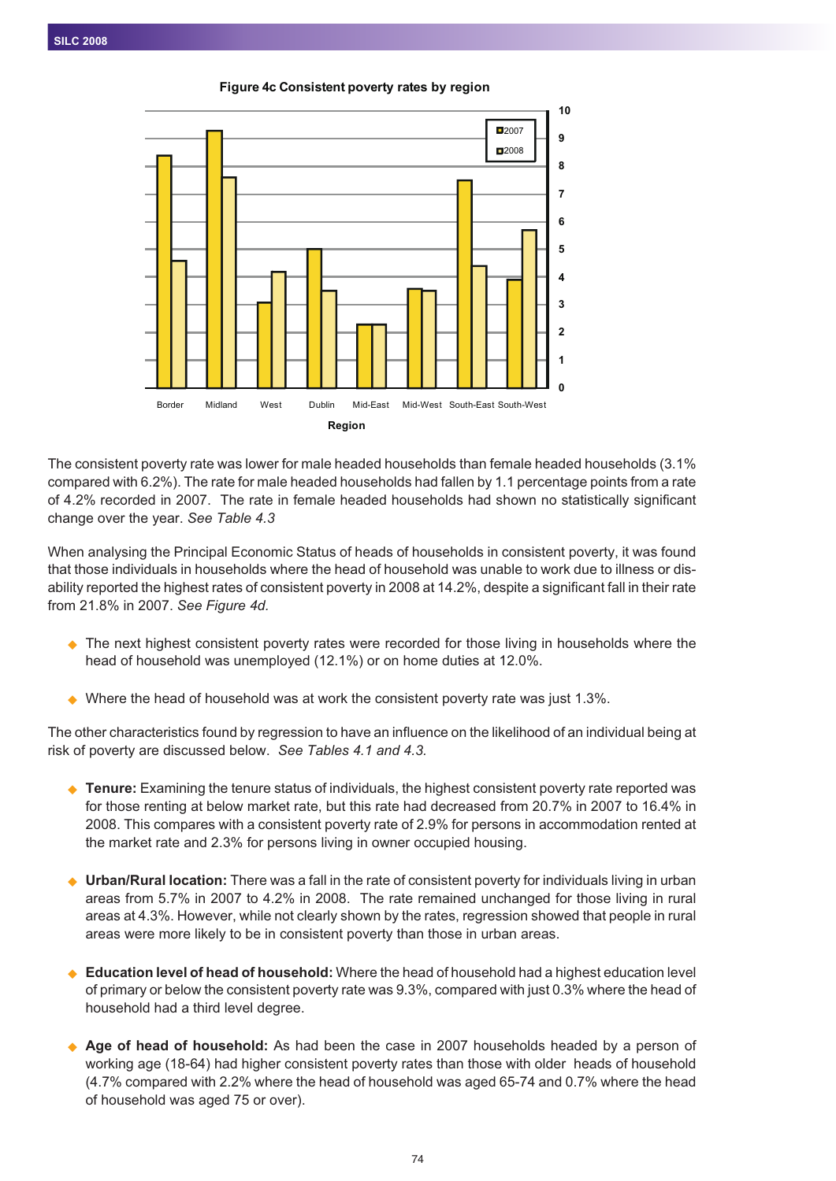**Figure 4c Consistent poverty rates by region**

The consistent poverty rate was lower for male headed households than female headed households (3.1% compared with 6.2%). The rate for male headed households had fallen by 1.1 percentage points from a rate of 4.2% recorded in 2007. The rate in female headed households had shown no statistically significant change over the year. *See Table 4.3*

When analysing the Principal Economic Status of heads of households in consistent poverty, it was found that those individuals in households where the head of household was unable to work due to illness or disability reported the highest rates of consistent poverty in 2008 at 14.2%, despite a significant fall in their rate from 21.8% in 2007. *See Figure 4d.*

- The next highest consistent poverty rates were recorded for those living in households where the head of household was unemployed (12.1%) or on home duties at 12.0%.
- Where the head of household was at work the consistent poverty rate was just 1.3%.

The other characteristics found by regression to have an influence on the likelihood of an individual being at risk of poverty are discussed below. *See Tables 4.1 and 4.3.*

- **Tenure:** Examining the tenure status of individuals, the highest consistent poverty rate reported was for those renting at below market rate, but this rate had decreased from 20.7% in 2007 to 16.4% in 2008. This compares with a consistent poverty rate of 2.9% for persons in accommodation rented at the market rate and 2.3% for persons living in owner occupied housing.
- **Urban/Rural location:** There was a fall in the rate of consistent poverty for individuals living in urban areas from 5.7% in 2007 to 4.2% in 2008. The rate remained unchanged for those living in rural areas at 4.3%. However, while not clearly shown by the rates, regression showed that people in rural areas were more likely to be in consistent poverty than those in urban areas.
- **Education level of head of household:** Where the head of household had a highest education level of primary or below the consistent poverty rate was 9.3%, compared with just 0.3% where the head of household had a third level degree.
- **Age of head of household:** As had been the case in 2007 households headed by a person of working age (18-64) had higher consistent poverty rates than those with older heads of household (4.7% compared with 2.2% where the head of household was aged 65-74 and 0.7% where the head of household was aged 75 or over).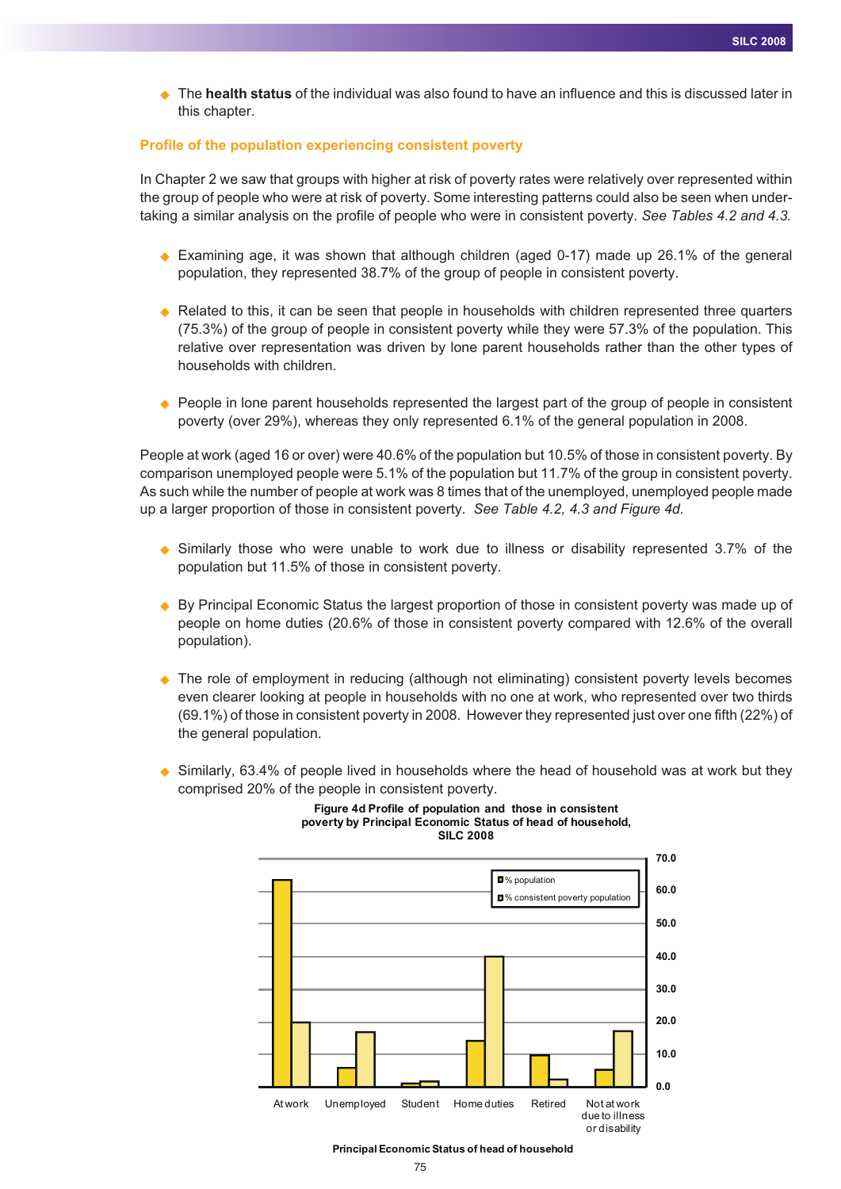- The **health status** of the individual was also found to have an influence and this is discussed later in this chapter.

### Profile of the population experiencing consistent poverty

In Chapter 2 we saw that groups with higher at risk of poverty rates were relatively over represented within the group of people who were at risk of poverty. Some interesting patterns could also be seen when undertaking a similar analysis on the profile of people who were in consistent poverty. *See Tables 4.2 and 4.3.*

- Examining age, it was shown that although children (aged 0-17) made up 26.1% of the general population, they represented 38.7% of the group of people in consistent poverty.

- Related to this, it can be seen that people in households with children represented three quarters (75.3%) of the group of people in consistent poverty while they were 57.3% of the population. This relative over representation was driven by lone parent households rather than the other types of households with children.

- People in lone parent households represented the largest part of the group of people in consistent poverty (over 29%), whereas they only represented 6.1% of the general population in 2008.

People at work (aged 16 or over) were 40.6% of the population but 10.5% of those in consistent poverty. By comparison unemployed people were 5.1% of the population but 11.7% of the group in consistent poverty. As such while the number of people at work was 8 times that of the unemployed, unemployed people made up a larger proportion of those in consistent poverty. *See Table 4.2, 4.3 and Figure 4d.*

- Similarly those who were unable to work due to illness or disability represented 3.7% of the population but 11.5% of those in consistent poverty.

- By Principal Economic Status the largest proportion of those in consistent poverty was made up of people on home duties (20.6% of those in consistent poverty compared with 12.6% of the overall population).

- The role of employment in reducing (although not eliminating) consistent poverty levels becomes even clearer looking at people in households with no one at work, who represented over two thirds (69.1%) of those in consistent poverty in 2008. However they represented just over one fifth (22%) of the general population.

- Similarly, 63.4% of people lived in households where the head of household was at work but they comprised 20% of the people in consistent poverty.

**Figure 4d Profile of population and those in consistent poverty by Principal Economic Status of head of household, SILC 2008**

Legend: % population; % consistent poverty population

X-axis: Principal Economic Status of head of household — At work, Unemployed, Student, Home duties, Retired, Not at work due to illness or disability

Y-axis: 0.0 – 70.0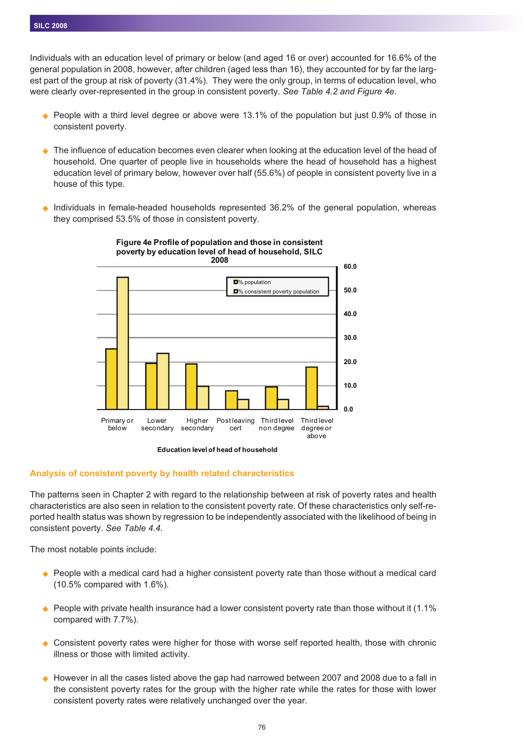Individuals with an education level of primary or below (and aged 16 or over) accounted for 16.6% of the general population in 2008, however, after children (aged less than 16), they accounted for by far the largest part of the group at risk of poverty (31.4%). They were the only group, in terms of education level, who were clearly over-represented in the group in consistent poverty. *See Table 4.2 and Figure 4e.*

- People with a third level degree or above were 13.1% of the population but just 0.9% of those in consistent poverty.
- The influence of education becomes even clearer when looking at the education level of the head of household. One quarter of people live in households where the head of household has a highest education level of primary below, however over half (55.6%) of people in consistent poverty live in a house of this type.
- Individuals in female-headed households represented 36.2% of the general population, whereas they comprised 53.5% of those in consistent poverty.

**Figure 4e Profile of population and those in consistent poverty by education level of head of household, SILC 2008**

Legend: % population; % consistent poverty population

Education level of head of household: Primary or below; Lower secondary; Higher secondary; Post leaving cert; Third level non degree; Third level degree or above

## Analysis of consistent poverty by health related characteristics

The patterns seen in Chapter 2 with regard to the relationship between at risk of poverty rates and health characteristics are also seen in relation to the consistent poverty rate. Of these characteristics only self-reported health status was shown by regression to be independently associated with the likelihood of being in consistent poverty. *See Table 4.4.*

The most notable points include:

- People with a medical card had a higher consistent poverty rate than those without a medical card (10.5% compared with 1.6%).
- People with private health insurance had a lower consistent poverty rate than those without it (1.1% compared with 7.7%).
- Consistent poverty rates were higher for those with worse self reported health, those with chronic illness or those with limited activity.
- However in all the cases listed above the gap had narrowed between 2007 and 2008 due to a fall in the consistent poverty rates for the group with the higher rate while the rates for those with lower consistent poverty rates were relatively unchanged over the year.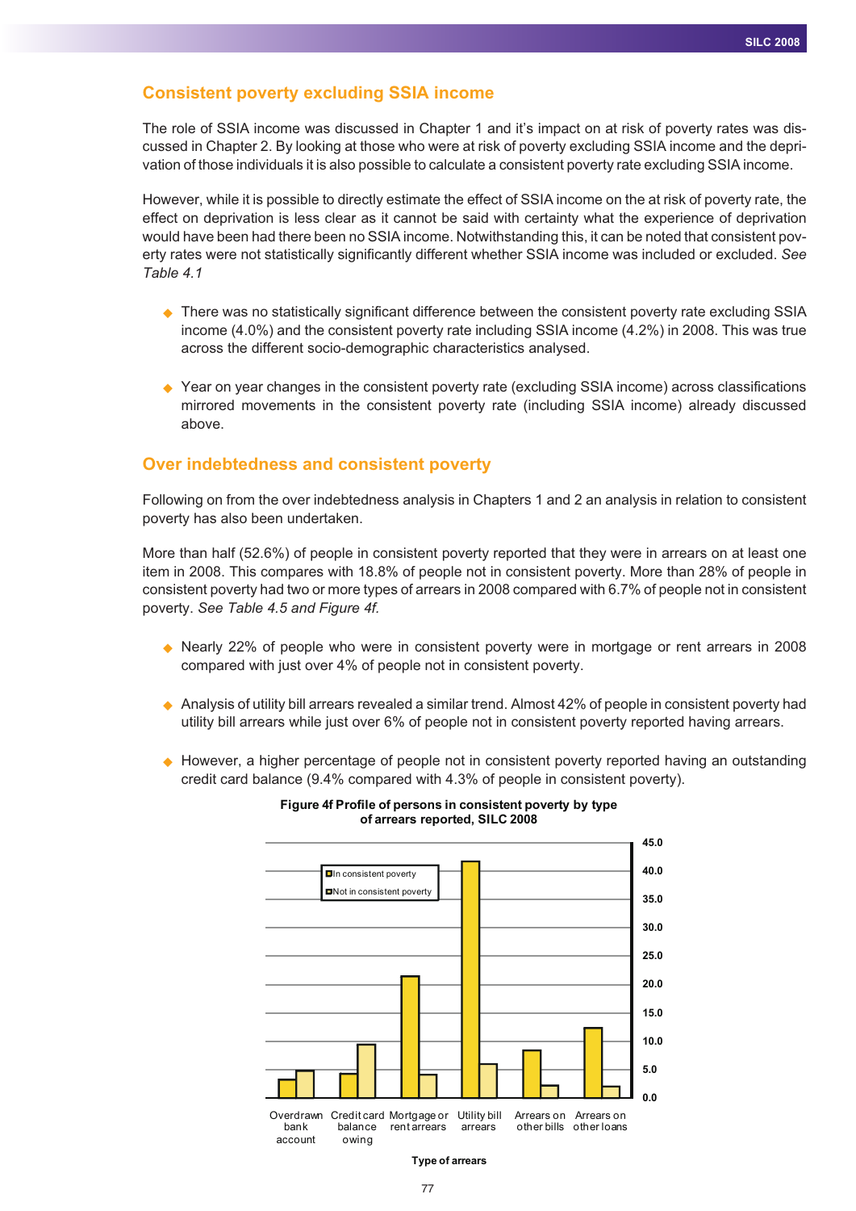## Consistent poverty excluding SSIA income

The role of SSIA income was discussed in Chapter 1 and it's impact on at risk of poverty rates was discussed in Chapter 2. By looking at those who were at risk of poverty excluding SSIA income and the deprivation of those individuals it is also possible to calculate a consistent poverty rate excluding SSIA income.

However, while it is possible to directly estimate the effect of SSIA income on the at risk of poverty rate, the effect on deprivation is less clear as it cannot be said with certainty what the experience of deprivation would have been had there been no SSIA income. Notwithstanding this, it can be noted that consistent poverty rates were not statistically significantly different whether SSIA income was included or excluded. *See Table 4.1*

- There was no statistically significant difference between the consistent poverty rate excluding SSIA income (4.0%) and the consistent poverty rate including SSIA income (4.2%) in 2008. This was true across the different socio-demographic characteristics analysed.
- Year on year changes in the consistent poverty rate (excluding SSIA income) across classifications mirrored movements in the consistent poverty rate (including SSIA income) already discussed above.

## Over indebtedness and consistent poverty

Following on from the over indebtedness analysis in Chapters 1 and 2 an analysis in relation to consistent poverty has also been undertaken.

More than half (52.6%) of people in consistent poverty reported that they were in arrears on at least one item in 2008. This compares with 18.8% of people not in consistent poverty. More than 28% of people in consistent poverty had two or more types of arrears in 2008 compared with 6.7% of people not in consistent poverty. *See Table 4.5 and Figure 4f.*

- Nearly 22% of people who were in consistent poverty were in mortgage or rent arrears in 2008 compared with just over 4% of people not in consistent poverty.
- Analysis of utility bill arrears revealed a similar trend. Almost 42% of people in consistent poverty had utility bill arrears while just over 6% of people not in consistent poverty reported having arrears.
- However, a higher percentage of people not in consistent poverty reported having an outstanding credit card balance (9.4% compared with 4.3% of people in consistent poverty).

**Figure 4f Profile of persons in consistent poverty by type of arrears reported, SILC 2008**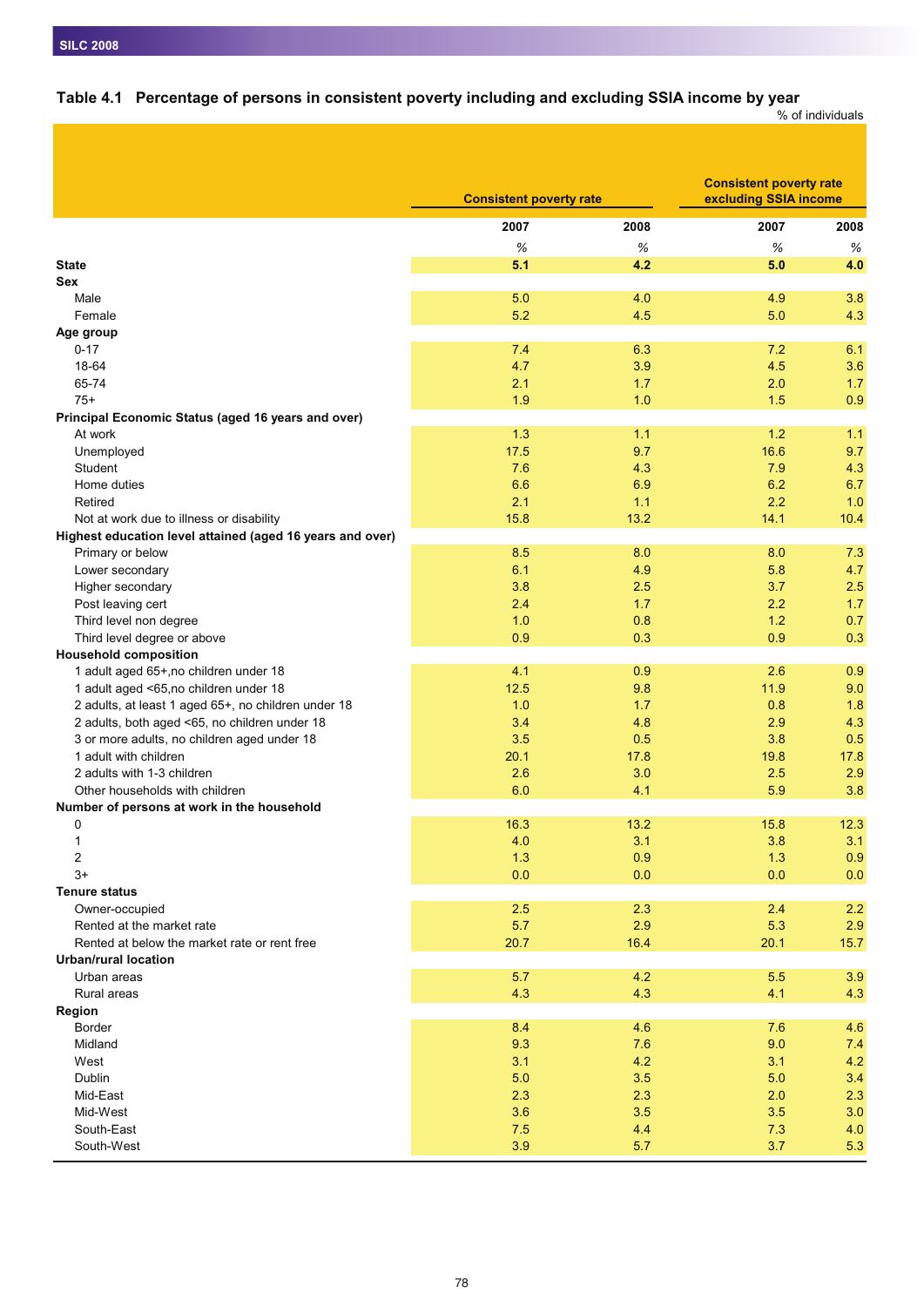## Table 4.1 Percentage of persons in consistent poverty including and excluding SSIA income by year

% of individuals

| | Consistent poverty rate | | Consistent poverty rate excluding SSIA income | |
|---|---|---|---|---|
| | 2007 | 2008 | 2007 | 2008 |
| | % | % | % | % |
| **State** | **5.1** | **4.2** | **5.0** | **4.0** |
| **Sex** | | | | |
| Male | 5.0 | 4.0 | 4.9 | 3.8 |
| Female | 5.2 | 4.5 | 5.0 | 4.3 |
| **Age group** | | | | |
| 0-17 | 7.4 | 6.3 | 7.2 | 6.1 |
| 18-64 | 4.7 | 3.9 | 4.5 | 3.6 |
| 65-74 | 2.1 | 1.7 | 2.0 | 1.7 |
| 75+ | 1.9 | 1.0 | 1.5 | 0.9 |
| **Principal Economic Status (aged 16 years and over)** | | | | |
| At work | 1.3 | 1.1 | 1.2 | 1.1 |
| Unemployed | 17.5 | 9.7 | 16.6 | 9.7 |
| Student | 7.6 | 4.3 | 7.9 | 4.3 |
| Home duties | 6.6 | 6.9 | 6.2 | 6.7 |
| Retired | 2.1 | 1.1 | 2.2 | 1.0 |
| Not at work due to illness or disability | 15.8 | 13.2 | 14.1 | 10.4 |
| **Highest education level attained (aged 16 years and over)** | | | | |
| Primary or below | 8.5 | 8.0 | 8.0 | 7.3 |
| Lower secondary | 6.1 | 4.9 | 5.8 | 4.7 |
| Higher secondary | 3.8 | 2.5 | 3.7 | 2.5 |
| Post leaving cert | 2.4 | 1.7 | 2.2 | 1.7 |
| Third level non degree | 1.0 | 0.8 | 1.2 | 0.7 |
| Third level degree or above | 0.9 | 0.3 | 0.9 | 0.3 |
| **Household composition** | | | | |
| 1 adult aged 65+,no children under 18 | 4.1 | 0.9 | 2.6 | 0.9 |
| 1 adult aged <65,no children under 18 | 12.5 | 9.8 | 11.9 | 9.0 |
| 2 adults, at least 1 aged 65+, no children under 18 | 1.0 | 1.7 | 0.8 | 1.8 |
| 2 adults, both aged <65, no children under 18 | 3.4 | 4.8 | 2.9 | 4.3 |
| 3 or more adults, no children aged under 18 | 3.5 | 0.5 | 3.8 | 0.5 |
| 1 adult with children | 20.1 | 17.8 | 19.8 | 17.8 |
| 2 adults with 1-3 children | 2.6 | 3.0 | 2.5 | 2.9 |
| Other households with children | 6.0 | 4.1 | 5.9 | 3.8 |
| **Number of persons at work in the household** | | | | |
| 0 | 16.3 | 13.2 | 15.8 | 12.3 |
| 1 | 4.0 | 3.1 | 3.8 | 3.1 |
| 2 | 1.3 | 0.9 | 1.3 | 0.9 |
| 3+ | 0.0 | 0.0 | 0.0 | 0.0 |
| **Tenure status** | | | | |
| Owner-occupied | 2.5 | 2.3 | 2.4 | 2.2 |
| Rented at the market rate | 5.7 | 2.9 | 5.3 | 2.9 |
| Rented at below the market rate or rent free | 20.7 | 16.4 | 20.1 | 15.7 |
| **Urban/rural location** | | | | |
| Urban areas | 5.7 | 4.2 | 5.5 | 3.9 |
| Rural areas | 4.3 | 4.3 | 4.1 | 4.3 |
| **Region** | | | | |
| Border | 8.4 | 4.6 | 7.6 | 4.6 |
| Midland | 9.3 | 7.6 | 9.0 | 7.4 |
| West | 3.1 | 4.2 | 3.1 | 4.2 |
| Dublin | 5.0 | 3.5 | 5.0 | 3.4 |
| Mid-East | 2.3 | 2.3 | 2.0 | 2.3 |
| Mid-West | 3.6 | 3.5 | 3.5 | 3.0 |
| South-East | 7.5 | 4.4 | 7.3 | 4.0 |
| South-West | 3.9 | 5.7 | 3.7 | 5.3 |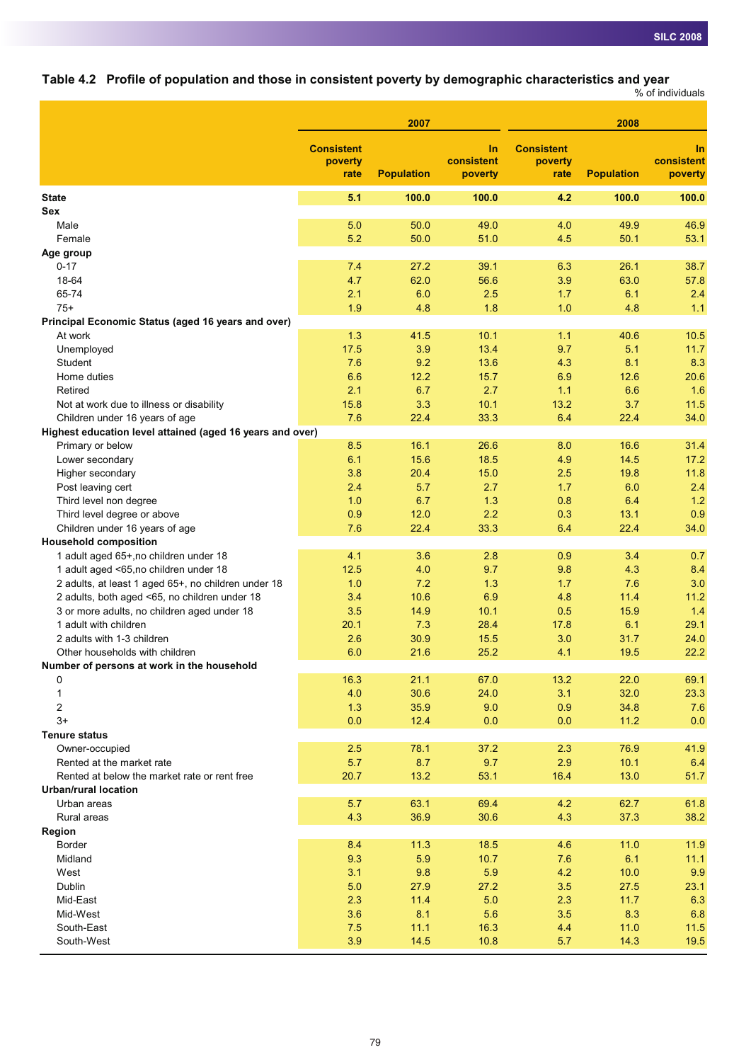## Table 4.2 Profile of population and those in consistent poverty by demographic characteristics and year

% of individuals

| | 2007 | | | 2008 | | |
|---|---|---|---|---|---|---|
| | Consistent poverty rate | Population | In consistent poverty | Consistent poverty rate | Population | In consistent poverty |
| **State** | **5.1** | **100.0** | **100.0** | **4.2** | **100.0** | **100.0** |
| **Sex** | | | | | | |
| Male | 5.0 | 50.0 | 49.0 | 4.0 | 49.9 | 46.9 |
| Female | 5.2 | 50.0 | 51.0 | 4.5 | 50.1 | 53.1 |
| **Age group** | | | | | | |
| 0-17 | 7.4 | 27.2 | 39.1 | 6.3 | 26.1 | 38.7 |
| 18-64 | 4.7 | 62.0 | 56.6 | 3.9 | 63.0 | 57.8 |
| 65-74 | 2.1 | 6.0 | 2.5 | 1.7 | 6.1 | 2.4 |
| 75+ | 1.9 | 4.8 | 1.8 | 1.0 | 4.8 | 1.1 |
| **Principal Economic Status (aged 16 years and over)** | | | | | | |
| At work | 1.3 | 41.5 | 10.1 | 1.1 | 40.6 | 10.5 |
| Unemployed | 17.5 | 3.9 | 13.4 | 9.7 | 5.1 | 11.7 |
| Student | 7.6 | 9.2 | 13.6 | 4.3 | 8.1 | 8.3 |
| Home duties | 6.6 | 12.2 | 15.7 | 6.9 | 12.6 | 20.6 |
| Retired | 2.1 | 6.7 | 2.7 | 1.1 | 6.6 | 1.6 |
| Not at work due to illness or disability | 15.8 | 3.3 | 10.1 | 13.2 | 3.7 | 11.5 |
| Children under 16 years of age | 7.6 | 22.4 | 33.3 | 6.4 | 22.4 | 34.0 |
| **Highest education level attained (aged 16 years and over)** | | | | | | |
| Primary or below | 8.5 | 16.1 | 26.6 | 8.0 | 16.6 | 31.4 |
| Lower secondary | 6.1 | 15.6 | 18.5 | 4.9 | 14.5 | 17.2 |
| Higher secondary | 3.8 | 20.4 | 15.0 | 2.5 | 19.8 | 11.8 |
| Post leaving cert | 2.4 | 5.7 | 2.7 | 1.7 | 6.0 | 2.4 |
| Third level non degree | 1.0 | 6.7 | 1.3 | 0.8 | 6.4 | 1.2 |
| Third level degree or above | 0.9 | 12.0 | 2.2 | 0.3 | 13.1 | 0.9 |
| Children under 16 years of age | 7.6 | 22.4 | 33.3 | 6.4 | 22.4 | 34.0 |
| **Household composition** | | | | | | |
| 1 adult aged 65+,no children under 18 | 4.1 | 3.6 | 2.8 | 0.9 | 3.4 | 0.7 |
| 1 adult aged <65,no children under 18 | 12.5 | 4.0 | 9.7 | 9.8 | 4.3 | 8.4 |
| 2 adults, at least 1 aged 65+, no children under 18 | 1.0 | 7.2 | 1.3 | 1.7 | 7.6 | 3.0 |
| 2 adults, both aged <65, no children under 18 | 3.4 | 10.6 | 6.9 | 4.8 | 11.4 | 11.2 |
| 3 or more adults, no children aged under 18 | 3.5 | 14.9 | 10.1 | 0.5 | 15.9 | 1.4 |
| 1 adult with children | 20.1 | 7.3 | 28.4 | 17.8 | 6.1 | 29.1 |
| 2 adults with 1-3 children | 2.6 | 30.9 | 15.5 | 3.0 | 31.7 | 24.0 |
| Other households with children | 6.0 | 21.6 | 25.2 | 4.1 | 19.5 | 22.2 |
| **Number of persons at work in the household** | | | | | | |
| 0 | 16.3 | 21.1 | 67.0 | 13.2 | 22.0 | 69.1 |
| 1 | 4.0 | 30.6 | 24.0 | 3.1 | 32.0 | 23.3 |
| 2 | 1.3 | 35.9 | 9.0 | 0.9 | 34.8 | 7.6 |
| 3+ | 0.0 | 12.4 | 0.0 | 0.0 | 11.2 | 0.0 |
| **Tenure status** | | | | | | |
| Owner-occupied | 2.5 | 78.1 | 37.2 | 2.3 | 76.9 | 41.9 |
| Rented at the market rate | 5.7 | 8.7 | 9.7 | 2.9 | 10.1 | 6.4 |
| Rented at below the market rate or rent free | 20.7 | 13.2 | 53.1 | 16.4 | 13.0 | 51.7 |
| **Urban/rural location** | | | | | | |
| Urban areas | 5.7 | 63.1 | 69.4 | 4.2 | 62.7 | 61.8 |
| Rural areas | 4.3 | 36.9 | 30.6 | 4.3 | 37.3 | 38.2 |
| **Region** | | | | | | |
| Border | 8.4 | 11.3 | 18.5 | 4.6 | 11.0 | 11.9 |
| Midland | 9.3 | 5.9 | 10.7 | 7.6 | 6.1 | 11.1 |
| West | 3.1 | 9.8 | 5.9 | 4.2 | 10.0 | 9.9 |
| Dublin | 5.0 | 27.9 | 27.2 | 3.5 | 27.5 | 23.1 |
| Mid-East | 2.3 | 11.4 | 5.0 | 2.3 | 11.7 | 6.3 |
| Mid-West | 3.6 | 8.1 | 5.6 | 3.5 | 8.3 | 6.8 |
| South-East | 7.5 | 11.1 | 16.3 | 4.4 | 11.0 | 11.5 |
| South-West | 3.9 | 14.5 | 10.8 | 5.7 | 14.3 | 19.5 |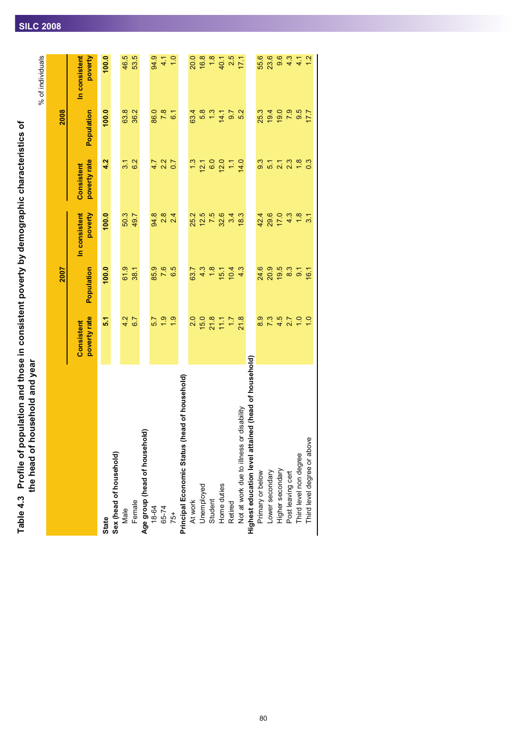# Table 4.3 Profile of population and those in consistent poverty by demographic characteristics of the head of household and year

% of individuals

| | 2007 | | | 2008 | | |
|---|---|---|---|---|---|---|
| | Consistent poverty rate | Population | In consistent poverty | Consistent poverty rate | Population | In consistent poverty |
| **State** | **5.1** | **100.0** | **100.0** | **4.2** | **100.0** | **100.0** |
| **Sex (head of household)** | | | | | | |
| Male | 4.2 | 61.9 | 50.3 | 3.1 | 63.8 | 46.5 |
| Female | 6.7 | 38.1 | 49.7 | 6.2 | 36.2 | 53.5 |
| **Age group (head of household)** | | | | | | |
| 18-64 | 5.7 | 85.9 | 94.8 | 4.7 | 86.0 | 94.9 |
| 65-74 | 1.9 | 7.6 | 2.8 | 2.2 | 7.8 | 4.1 |
| 75+ | 1.9 | 6.5 | 2.4 | 0.7 | 6.1 | 1.0 |
| **Principal Economic Status (head of household)** | | | | | | |
| At work | 2.0 | 63.7 | 25.2 | 1.3 | 63.4 | 20.0 |
| Unemployed | 15.0 | 4.3 | 12.5 | 12.1 | 5.8 | 16.8 |
| Student | 21.8 | 1.8 | 7.5 | 6.0 | 1.3 | 1.8 |
| Home duties | 11.1 | 15.1 | 32.6 | 12.0 | 14.1 | 40.1 |
| Retired | 1.7 | 10.4 | 3.4 | 1.1 | 9.7 | 2.5 |
| Not at work due to illness or disability | 21.8 | 4.3 | 18.3 | 14.0 | 5.2 | 17.1 |
| **Highest education level attained (head of household)** | | | | | | |
| Primary or below | 8.9 | 24.6 | 42.4 | 9.3 | 25.3 | 55.6 |
| Lower secondary | 7.3 | 20.9 | 29.6 | 5.1 | 19.4 | 23.6 |
| Higher secondary | 4.5 | 19.5 | 17.0 | 2.1 | 19.0 | 9.6 |
| Post leaving cert | 2.7 | 8.3 | 4.3 | 2.3 | 7.9 | 4.3 |
| Third level non degree | 1.0 | 9.1 | 1.8 | 1.8 | 9.5 | 4.1 |
| Third level degree or above | 1.0 | 16.1 | 3.1 | 0.3 | 17.7 | 1.2 |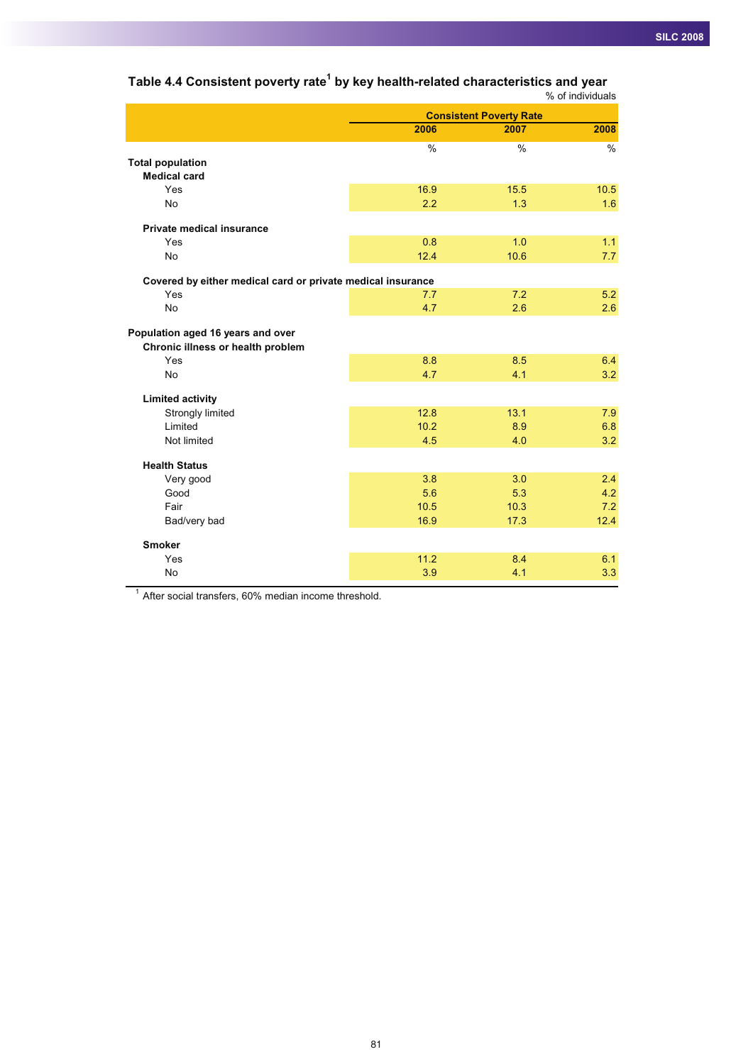## Table 4.4 Consistent poverty rate[1] by key health-related characteristics and year

% of individuals

| | Consistent Poverty Rate | | |
|---|---|---|---|
| | 2006 | 2007 | 2008 |
| | % | % | % |
| **Total population** | | | |
| **Medical card** | | | |
| Yes | 16.9 | 15.5 | 10.5 |
| No | 2.2 | 1.3 | 1.6 |
| **Private medical insurance** | | | |
| Yes | 0.8 | 1.0 | 1.1 |
| No | 12.4 | 10.6 | 7.7 |
| **Covered by either medical card or private medical insurance** | | | |
| Yes | 7.7 | 7.2 | 5.2 |
| No | 4.7 | 2.6 | 2.6 |
| **Population aged 16 years and over** | | | |
| **Chronic illness or health problem** | | | |
| Yes | 8.8 | 8.5 | 6.4 |
| No | 4.7 | 4.1 | 3.2 |
| **Limited activity** | | | |
| Strongly limited | 12.8 | 13.1 | 7.9 |
| Limited | 10.2 | 8.9 | 6.8 |
| Not limited | 4.5 | 4.0 | 3.2 |
| **Health Status** | | | |
| Very good | 3.8 | 3.0 | 2.4 |
| Good | 5.6 | 5.3 | 4.2 |
| Fair | 10.5 | 10.3 | 7.2 |
| Bad/very bad | 16.9 | 17.3 | 12.4 |
| **Smoker** | | | |
| Yes | 11.2 | 8.4 | 6.1 |
| No | 3.9 | 4.1 | 3.3 |

[1] After social transfers, 60% median income threshold.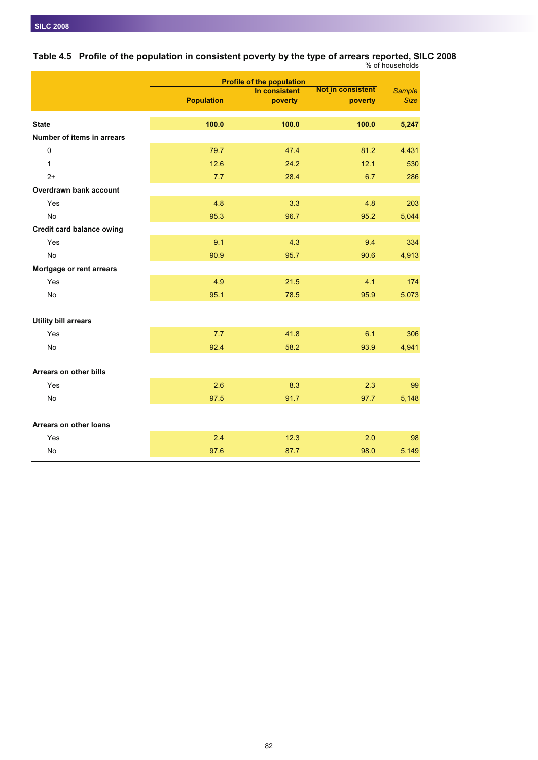### Table 4.5 Profile of the population in consistent poverty by the type of arrears reported, SILC 2008

% of households

| | Profile of the population | | | |
|---|---|---|---|---|
| | Population | In consistent poverty | Not in consistent poverty | *Sample Size* |
| **State** | **100.0** | **100.0** | **100.0** | **5,247** |
| **Number of items in arrears** | | | | |
| 0 | 79.7 | 47.4 | 81.2 | 4,431 |
| 1 | 12.6 | 24.2 | 12.1 | 530 |
| 2+ | 7.7 | 28.4 | 6.7 | 286 |
| **Overdrawn bank account** | | | | |
| Yes | 4.8 | 3.3 | 4.8 | 203 |
| No | 95.3 | 96.7 | 95.2 | 5,044 |
| **Credit card balance owing** | | | | |
| Yes | 9.1 | 4.3 | 9.4 | 334 |
| No | 90.9 | 95.7 | 90.6 | 4,913 |
| **Mortgage or rent arrears** | | | | |
| Yes | 4.9 | 21.5 | 4.1 | 174 |
| No | 95.1 | 78.5 | 95.9 | 5,073 |
| **Utility bill arrears** | | | | |
| Yes | 7.7 | 41.8 | 6.1 | 306 |
| No | 92.4 | 58.2 | 93.9 | 4,941 |
| **Arrears on other bills** | | | | |
| Yes | 2.6 | 8.3 | 2.3 | 99 |
| No | 97.5 | 91.7 | 97.7 | 5,148 |
| **Arrears on other loans** | | | | |
| Yes | 2.4 | 12.3 | 2.0 | 98 |
| No | 97.6 | 87.7 | 98.0 | 5,149 |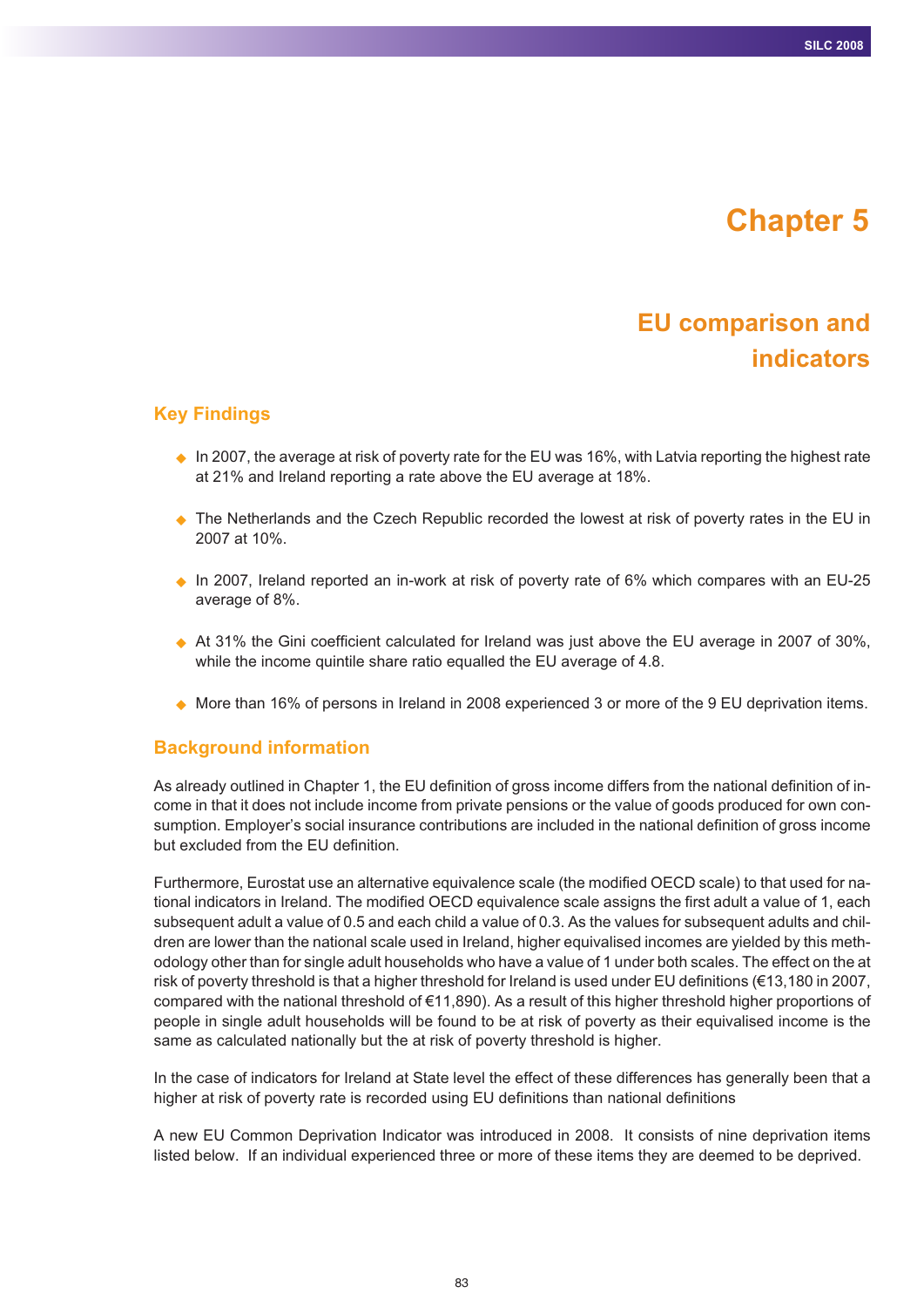# Chapter 5

## EU comparison and indicators

### Key Findings

- In 2007, the average at risk of poverty rate for the EU was 16%, with Latvia reporting the highest rate at 21% and Ireland reporting a rate above the EU average at 18%.
- The Netherlands and the Czech Republic recorded the lowest at risk of poverty rates in the EU in 2007 at 10%.
- In 2007, Ireland reported an in-work at risk of poverty rate of 6% which compares with an EU-25 average of 8%.
- At 31% the Gini coefficient calculated for Ireland was just above the EU average in 2007 of 30%, while the income quintile share ratio equalled the EU average of 4.8.
- More than 16% of persons in Ireland in 2008 experienced 3 or more of the 9 EU deprivation items.

### Background information

As already outlined in Chapter 1, the EU definition of gross income differs from the national definition of income in that it does not include income from private pensions or the value of goods produced for own consumption. Employer's social insurance contributions are included in the national definition of gross income but excluded from the EU definition.

Furthermore, Eurostat use an alternative equivalence scale (the modified OECD scale) to that used for national indicators in Ireland. The modified OECD equivalence scale assigns the first adult a value of 1, each subsequent adult a value of 0.5 and each child a value of 0.3. As the values for subsequent adults and children are lower than the national scale used in Ireland, higher equivalised incomes are yielded by this methodology other than for single adult households who have a value of 1 under both scales. The effect on the at risk of poverty threshold is that a higher threshold for Ireland is used under EU definitions (€13,180 in 2007, compared with the national threshold of €11,890). As a result of this higher threshold higher proportions of people in single adult households will be found to be at risk of poverty as their equivalised income is the same as calculated nationally but the at risk of poverty threshold is higher.

In the case of indicators for Ireland at State level the effect of these differences has generally been that a higher at risk of poverty rate is recorded using EU definitions than national definitions

A new EU Common Deprivation Indicator was introduced in 2008. It consists of nine deprivation items listed below. If an individual experienced three or more of these items they are deemed to be deprived.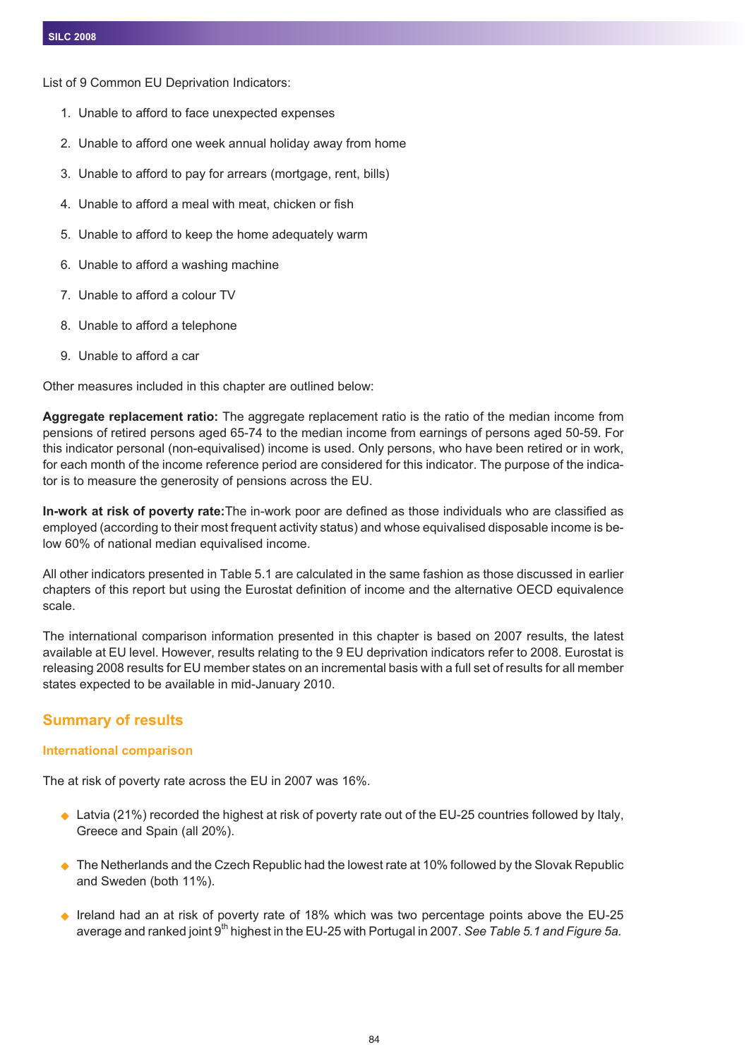List of 9 Common EU Deprivation Indicators:

1. Unable to afford to face unexpected expenses
2. Unable to afford one week annual holiday away from home
3. Unable to afford to pay for arrears (mortgage, rent, bills)
4. Unable to afford a meal with meat, chicken or fish
5. Unable to afford to keep the home adequately warm
6. Unable to afford a washing machine
7. Unable to afford a colour TV
8. Unable to afford a telephone
9. Unable to afford a car

Other measures included in this chapter are outlined below:

**Aggregate replacement ratio:** The aggregate replacement ratio is the ratio of the median income from pensions of retired persons aged 65-74 to the median income from earnings of persons aged 50-59. For this indicator personal (non-equivalised) income is used. Only persons, who have been retired or in work, for each month of the income reference period are considered for this indicator. The purpose of the indicator is to measure the generosity of pensions across the EU.

**In-work at risk of poverty rate:** The in-work poor are defined as those individuals who are classified as employed (according to their most frequent activity status) and whose equivalised disposable income is below 60% of national median equivalised income.

All other indicators presented in Table 5.1 are calculated in the same fashion as those discussed in earlier chapters of this report but using the Eurostat definition of income and the alternative OECD equivalence scale.

The international comparison information presented in this chapter is based on 2007 results, the latest available at EU level. However, results relating to the 9 EU deprivation indicators refer to 2008. Eurostat is releasing 2008 results for EU member states on an incremental basis with a full set of results for all member states expected to be available in mid-January 2010.

## Summary of results

### International comparison

The at risk of poverty rate across the EU in 2007 was 16%.

- Latvia (21%) recorded the highest at risk of poverty rate out of the EU-25 countries followed by Italy, Greece and Spain (all 20%).
- The Netherlands and the Czech Republic had the lowest rate at 10% followed by the Slovak Republic and Sweden (both 11%).
- Ireland had an at risk of poverty rate of 18% which was two percentage points above the EU-25 average and ranked joint 9th highest in the EU-25 with Portugal in 2007. *See Table 5.1 and Figure 5a.*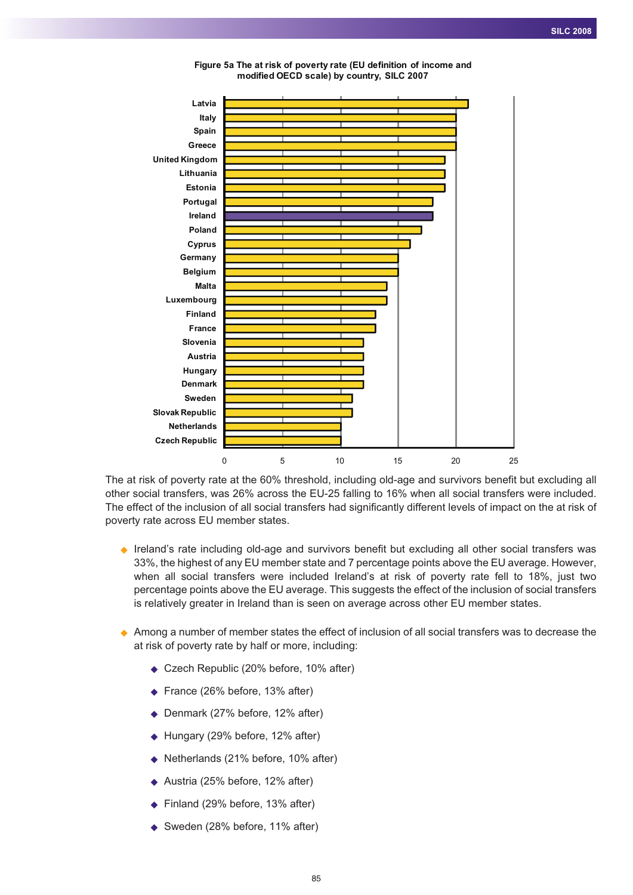**Figure 5a The at risk of poverty rate (EU definition of income and modified OECD scale) by country, SILC 2007**

| Country | At risk of poverty rate (%) |
|---|---|
| Latvia | 21 |
| Italy | 20 |
| Spain | 20 |
| Greece | 20 |
| United Kingdom | 19 |
| Lithuania | 19 |
| Estonia | 19 |
| Portugal | 18 |
| Ireland | 18 |
| Poland | 17 |
| Cyprus | 16 |
| Germany | 15 |
| Belgium | 15 |
| Malta | 14 |
| Luxembourg | 14 |
| Finland | 13 |
| France | 13 |
| Slovenia | 12 |
| Austria | 12 |
| Hungary | 12 |
| Denmark | 12 |
| Sweden | 11 |
| Slovak Republic | 11 |
| Netherlands | 10 |
| Czech Republic | 10 |

The at risk of poverty rate at the 60% threshold, including old-age and survivors benefit but excluding all other social transfers, was 26% across the EU-25 falling to 16% when all social transfers were included. The effect of the inclusion of all social transfers had significantly different levels of impact on the at risk of poverty rate across EU member states.

- Ireland's rate including old-age and survivors benefit but excluding all other social transfers was 33%, the highest of any EU member state and 7 percentage points above the EU average. However, when all social transfers were included Ireland's at risk of poverty rate fell to 18%, just two percentage points above the EU average. This suggests the effect of the inclusion of social transfers is relatively greater in Ireland than is seen on average across other EU member states.

- Among a number of member states the effect of inclusion of all social transfers was to decrease the at risk of poverty rate by half or more, including:
  - Czech Republic (20% before, 10% after)
  - France (26% before, 13% after)
  - Denmark (27% before, 12% after)
  - Hungary (29% before, 12% after)
  - Netherlands (21% before, 10% after)
  - Austria (25% before, 12% after)
  - Finland (29% before, 13% after)
  - Sweden (28% before, 11% after)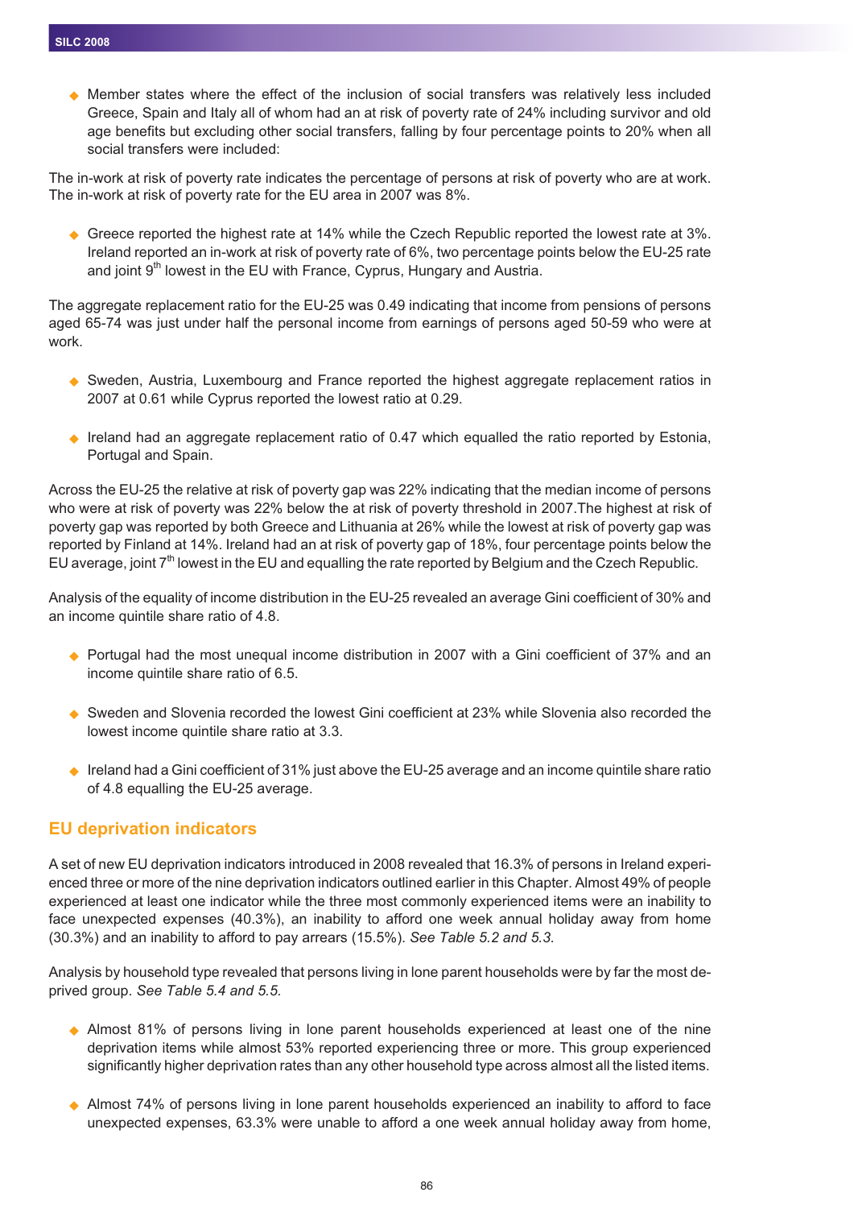- Member states where the effect of the inclusion of social transfers was relatively less included Greece, Spain and Italy all of whom had an at risk of poverty rate of 24% including survivor and old age benefits but excluding other social transfers, falling by four percentage points to 20% when all social transfers were included:

The in-work at risk of poverty rate indicates the percentage of persons at risk of poverty who are at work. The in-work at risk of poverty rate for the EU area in 2007 was 8%.

- Greece reported the highest rate at 14% while the Czech Republic reported the lowest rate at 3%. Ireland reported an in-work at risk of poverty rate of 6%, two percentage points below the EU-25 rate and joint 9th lowest in the EU with France, Cyprus, Hungary and Austria.

The aggregate replacement ratio for the EU-25 was 0.49 indicating that income from pensions of persons aged 65-74 was just under half the personal income from earnings of persons aged 50-59 who were at work.

- Sweden, Austria, Luxembourg and France reported the highest aggregate replacement ratios in 2007 at 0.61 while Cyprus reported the lowest ratio at 0.29.

- Ireland had an aggregate replacement ratio of 0.47 which equalled the ratio reported by Estonia, Portugal and Spain.

Across the EU-25 the relative at risk of poverty gap was 22% indicating that the median income of persons who were at risk of poverty was 22% below the at risk of poverty threshold in 2007.The highest at risk of poverty gap was reported by both Greece and Lithuania at 26% while the lowest at risk of poverty gap was reported by Finland at 14%. Ireland had an at risk of poverty gap of 18%, four percentage points below the EU average, joint 7th lowest in the EU and equalling the rate reported by Belgium and the Czech Republic.

Analysis of the equality of income distribution in the EU-25 revealed an average Gini coefficient of 30% and an income quintile share ratio of 4.8.

- Portugal had the most unequal income distribution in 2007 with a Gini coefficient of 37% and an income quintile share ratio of 6.5.

- Sweden and Slovenia recorded the lowest Gini coefficient at 23% while Slovenia also recorded the lowest income quintile share ratio at 3.3.

- Ireland had a Gini coefficient of 31% just above the EU-25 average and an income quintile share ratio of 4.8 equalling the EU-25 average.

## EU deprivation indicators

A set of new EU deprivation indicators introduced in 2008 revealed that 16.3% of persons in Ireland experienced three or more of the nine deprivation indicators outlined earlier in this Chapter. Almost 49% of people experienced at least one indicator while the three most commonly experienced items were an inability to face unexpected expenses (40.3%), an inability to afford one week annual holiday away from home (30.3%) and an inability to afford to pay arrears (15.5%). *See Table 5.2 and 5.3.*

Analysis by household type revealed that persons living in lone parent households were by far the most deprived group. *See Table 5.4 and 5.5.*

- Almost 81% of persons living in lone parent households experienced at least one of the nine deprivation items while almost 53% reported experiencing three or more. This group experienced significantly higher deprivation rates than any other household type across almost all the listed items.

- Almost 74% of persons living in lone parent households experienced an inability to afford to face unexpected expenses, 63.3% were unable to afford a one week annual holiday away from home,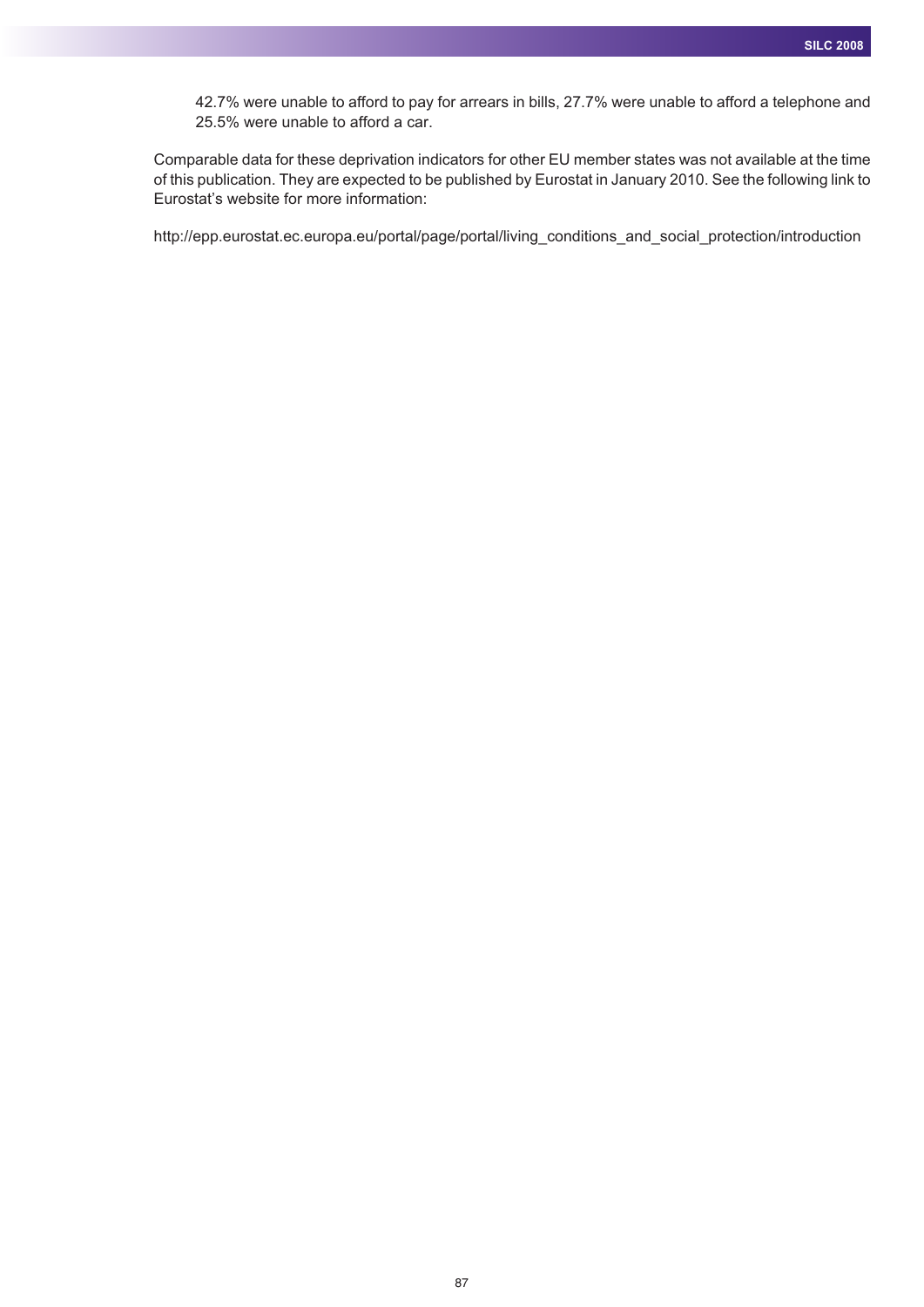42.7% were unable to afford to pay for arrears in bills, 27.7% were unable to afford a telephone and 25.5% were unable to afford a car.

Comparable data for these deprivation indicators for other EU member states was not available at the time of this publication. They are expected to be published by Eurostat in January 2010. See the following link to Eurostat's website for more information:

http://epp.eurostat.ec.europa.eu/portal/page/portal/living_conditions_and_social_protection/introduction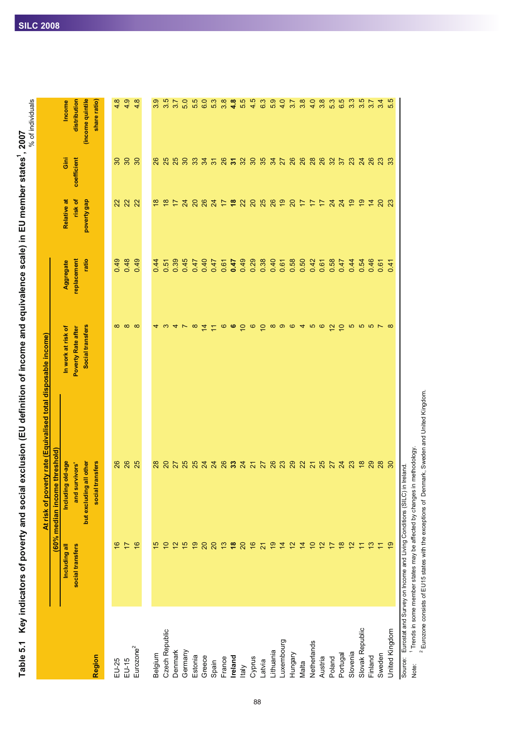# Table 5.1 Key indicators of poverty and social exclusion (EU definition of income and equivalence scale) in EU member states[1], 2007

% of individuals

| Region | At risk of poverty rate (Equivalised total disposable income) (60% median income threshold) Including all social transfers | Including old-age and survivors' but excluding all other social transfers | In work at risk of Poverty Rate after Social transfers | Aggregate replacement ratio | Relative at risk of poverty gap | Gini coefficient | Income distribution (income quintile share ratio) |
|---|---|---|---|---|---|---|---|
| EU-25 | 16 | 26 | 8 | 0.49 | 22 | 30 | 4.8 |
| EU-15 | 17 | 26 | 8 | 0.48 | 22 | 30 | 4.9 |
| Eurozone[2] | 16 | 25 | 8 | 0.49 | 22 | 30 | 4.8 |
| | | | | | | | |
| Belgium | 15 | 28 | 4 | 0.44 | 18 | 26 | 3.9 |
| Czech Republic | 10 | 20 | 3 | 0.51 | 18 | 25 | 3.5 |
| Denmark | 12 | 27 | 4 | 0.39 | 17 | 25 | 3.7 |
| Germany | 15 | 25 | 7 | 0.45 | 24 | 30 | 5.0 |
| Estonia | 19 | 25 | 8 | 0.47 | 20 | 33 | 5.5 |
| Greece | 20 | 24 | 14 | 0.40 | 26 | 34 | 6.0 |
| Spain | 20 | 24 | 11 | 0.47 | 24 | 31 | 5.3 |
| France | 13 | 26 | 6 | 0.61 | 17 | 26 | 3.8 |
| **Ireland** | **18** | **33** | **6** | **0.47** | **18** | **31** | **4.8** |
| Italy | 20 | 24 | 10 | 0.49 | 22 | 32 | 5.5 |
| Cyprus | 16 | 21 | 6 | 0.29 | 20 | 30 | 4.5 |
| Latvia | 21 | 27 | 10 | 0.38 | 25 | 35 | 6.3 |
| Lithuania | 19 | 26 | 8 | 0.40 | 26 | 34 | 5.9 |
| Luxembourg | 14 | 23 | 9 | 0.61 | 19 | 27 | 4.0 |
| Hungary | 12 | 29 | 6 | 0.58 | 20 | 26 | 3.7 |
| Malta | 14 | 22 | 4 | 0.50 | 17 | 26 | 3.8 |
| Netherlands | 10 | 21 | 5 | 0.42 | 17 | 28 | 4.0 |
| Austria | 12 | 25 | 6 | 0.61 | 17 | 26 | 3.8 |
| Poland | 17 | 27 | 12 | 0.58 | 24 | 32 | 5.3 |
| Portugal | 18 | 24 | 10 | 0.47 | 24 | 37 | 6.5 |
| Slovenia | 12 | 23 | 5 | 0.44 | 19 | 23 | 3.3 |
| Slovak Republic | 11 | 18 | 5 | 0.54 | 19 | 24 | 3.5 |
| Finland | 13 | 29 | 5 | 0.46 | 14 | 26 | 3.7 |
| Sweden | 11 | 28 | 7 | 0.61 | 20 | 23 | 3.4 |
| United Kingdom | 19 | 30 | 8 | 0.41 | 23 | 33 | 5.5 |

Source: Eurostat and Survey on Income and Living Conditions (SILC) in Ireland.

Note: [1] Trends in some member states may be affected by changes in methodology.

[2] Eurozone consists of EU15 states with the exceptions of Denmark, Sweden and United Kingdom.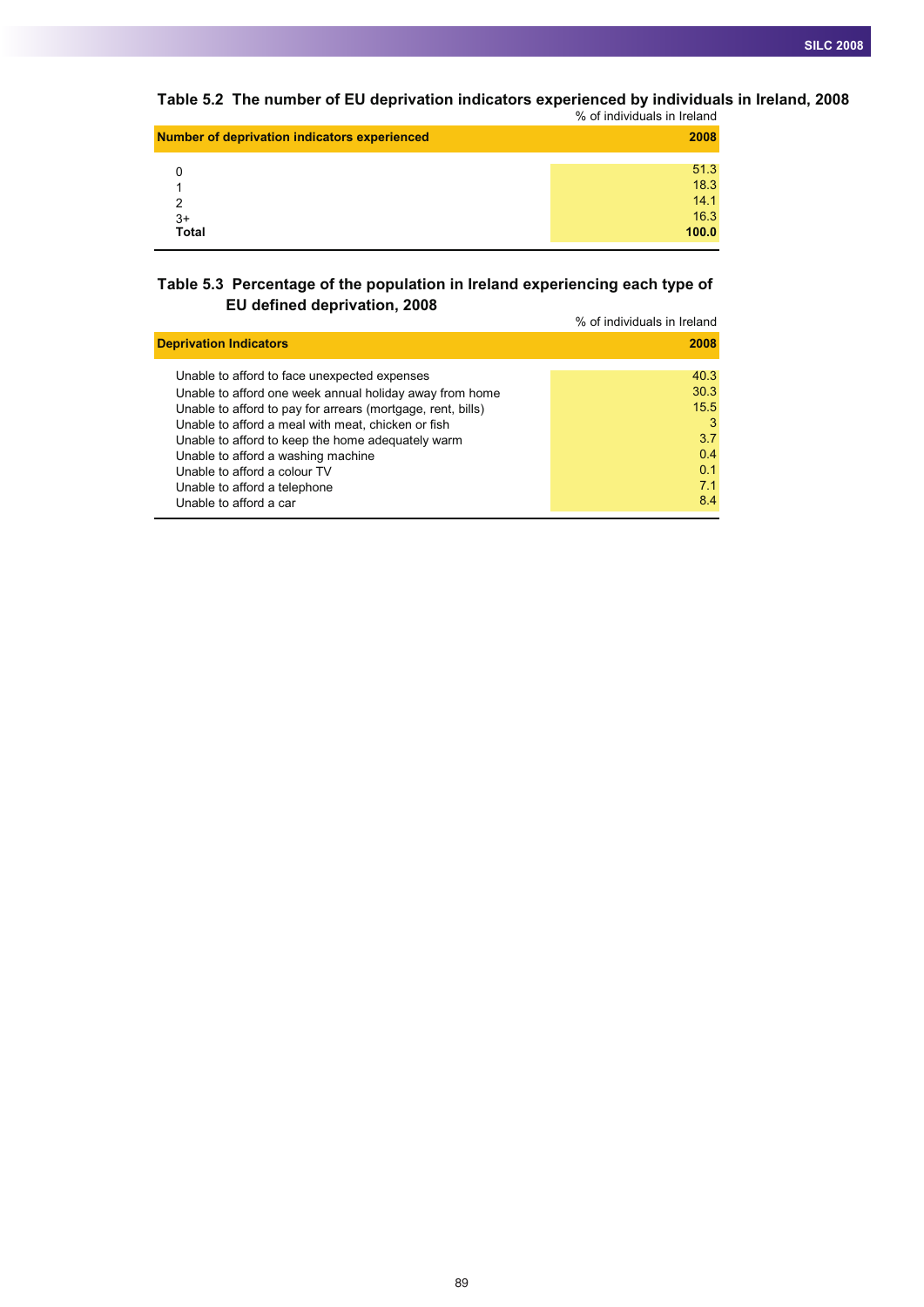**Table 5.2 The number of EU deprivation indicators experienced by individuals in Ireland, 2008**

% of individuals in Ireland

| Number of deprivation indicators experienced | 2008 |
|---|---|
| 0 | 51.3 |
| 1 | 18.3 |
| 2 | 14.1 |
| 3+ | 16.3 |
| **Total** | **100.0** |

**Table 5.3 Percentage of the population in Ireland experiencing each type of EU defined deprivation, 2008**

% of individuals in Ireland

| Deprivation Indicators | 2008 |
|---|---|
| Unable to afford to face unexpected expenses | 40.3 |
| Unable to afford one week annual holiday away from home | 30.3 |
| Unable to afford to pay for arrears (mortgage, rent, bills) | 15.5 |
| Unable to afford a meal with meat, chicken or fish | 3 |
| Unable to afford to keep the home adequately warm | 3.7 |
| Unable to afford a washing machine | 0.4 |
| Unable to afford a colour TV | 0.1 |
| Unable to afford a telephone | 7.1 |
| Unable to afford a car | 8.4 |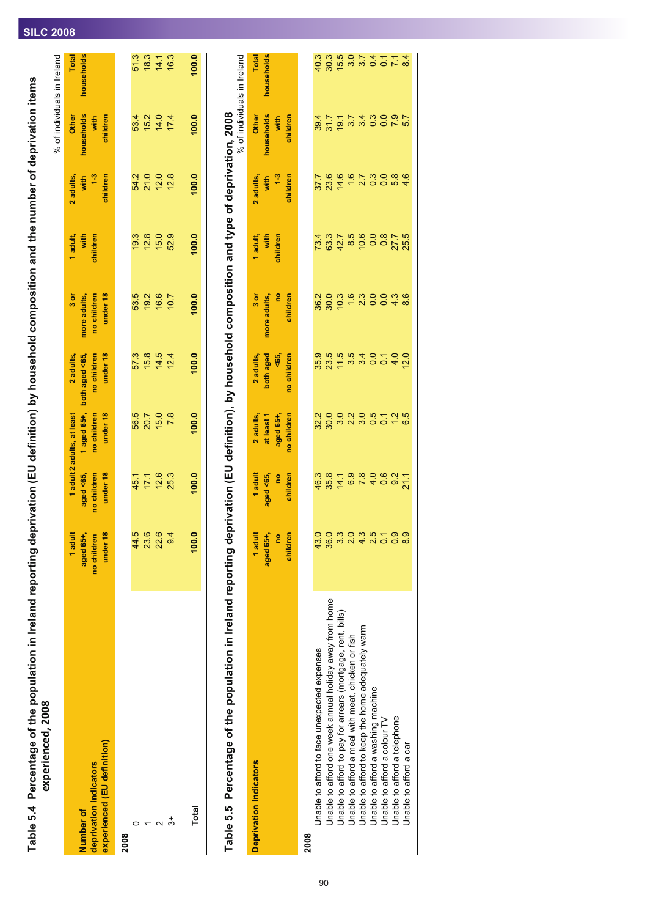## Table 5.4 Percentage of the population in Ireland reporting deprivation (EU definition) by household composition and the number of deprivation items experienced, 2008

% of individuals in Ireland

| Number of deprivation indicators experienced (EU definition) | 1 adult aged 65+, no children under 18 | 1 adult aged <65, no children under 18 | 2 adults, at least 1 aged 65+, no children under 18 | 2 adults, both aged <65, no children under 18 | 3 or more adults, no children under 18 | 1 adult, with children | 2 adults, with 1-3 children | Other households with children | Total households |
|---|---|---|---|---|---|---|---|---|---|
| **2008** | | | | | | | | | |
| 0 | 44.5 | 45.1 | 56.5 | 57.3 | 53.5 | 19.3 | 54.2 | 53.4 | 51.3 |
| 1 | 23.6 | 17.1 | 20.7 | 15.8 | 19.2 | 12.8 | 21.0 | 15.2 | 18.3 |
| 2 | 22.6 | 12.6 | 15.0 | 14.5 | 16.6 | 15.0 | 12.0 | 14.0 | 14.1 |
| 3+ | 9.4 | 25.3 | 7.8 | 12.4 | 10.7 | 52.9 | 12.8 | 17.4 | 16.3 |
| **Total** | **100.0** | **100.0** | **100.0** | **100.0** | **100.0** | **100.0** | **100.0** | **100.0** | **100.0** |

## Table 5.5 Percentage of the population in Ireland reporting deprivation (EU definition), by household composition and type of deprivation, 2008

% of individuals in Ireland

| Deprivation Indicators | 1 adult aged 65+, no children | 1 adult aged <65, no children | 2 adults, at least 1 aged 65+, no children | 2 adults, both aged <65, no children | 3 or more adults, no children | 1 adult, with children | 2 adults, with 1-3 children | Other households with children | Total households |
|---|---|---|---|---|---|---|---|---|---|
| **2008** | | | | | | | | | |
| Unable to afford to face unexpected expenses | 43.0 | 46.3 | 32.2 | 35.9 | 36.2 | 73.4 | 37.7 | 39.4 | 40.3 |
| Unable to afford one week annual holiday away from home | 36.0 | 35.8 | 30.0 | 23.5 | 30.0 | 63.3 | 23.6 | 31.7 | 30.3 |
| Unable to afford to pay for arrears (mortgage, rent, bills) | 3.3 | 14.1 | 3.0 | 11.5 | 10.3 | 42.7 | 14.6 | 19.1 | 15.5 |
| Unable to afford a meal with meat, chicken or fish | 2.0 | 6.9 | 2.2 | 3.5 | 1.6 | 8.5 | 1.6 | 3.7 | 3.0 |
| Unable to afford to keep the home adequately warm | 4.3 | 7.8 | 3.0 | 3.4 | 2.3 | 10.6 | 2.7 | 3.4 | 3.7 |
| Unable to afford a washing machine | 2.5 | 4.0 | 0.5 | 0.0 | 0.0 | 0.0 | 0.3 | 0.3 | 0.4 |
| Unable to afford a colour TV | 0.1 | 0.6 | 0.1 | 0.1 | 0.0 | 0.8 | 0.0 | 0.0 | 0.1 |
| Unable to afford a telephone | 0.9 | 9.2 | 1.2 | 4.0 | 4.3 | 27.7 | 5.8 | 7.9 | 7.1 |
| Unable to afford a car | 8.9 | 21.1 | 6.5 | 12.0 | 8.6 | 25.5 | 4.6 | 5.7 | 8.4 |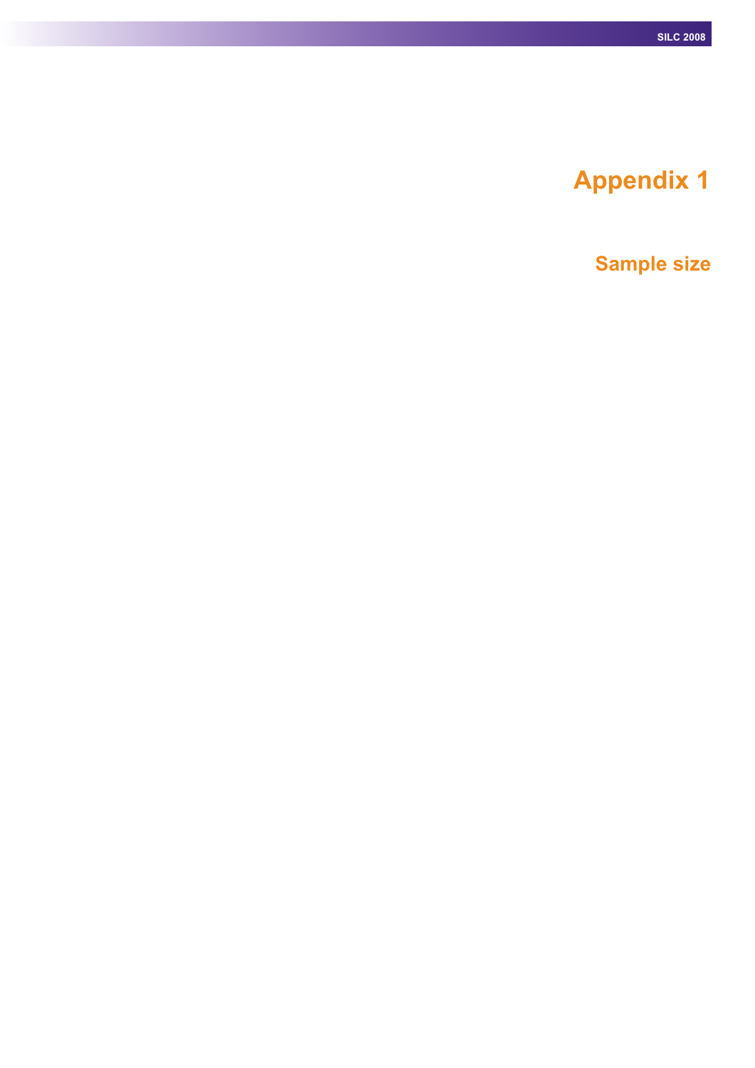# Appendix 1

## Sample size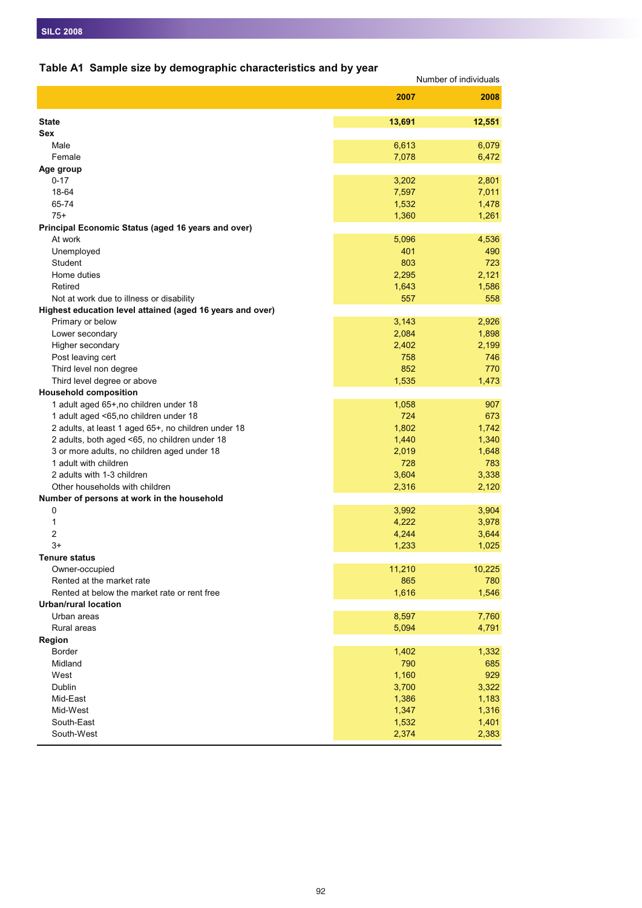## Table A1 Sample size by demographic characteristics and by year

Number of individuals

| | 2007 | 2008 |
|---|---|---|
| **State** | **13,691** | **12,551** |
| **Sex** | | |
| Male | 6,613 | 6,079 |
| Female | 7,078 | 6,472 |
| **Age group** | | |
| 0-17 | 3,202 | 2,801 |
| 18-64 | 7,597 | 7,011 |
| 65-74 | 1,532 | 1,478 |
| 75+ | 1,360 | 1,261 |
| **Principal Economic Status (aged 16 years and over)** | | |
| At work | 5,096 | 4,536 |
| Unemployed | 401 | 490 |
| Student | 803 | 723 |
| Home duties | 2,295 | 2,121 |
| Retired | 1,643 | 1,586 |
| Not at work due to illness or disability | 557 | 558 |
| **Highest education level attained (aged 16 years and over)** | | |
| Primary or below | 3,143 | 2,926 |
| Lower secondary | 2,084 | 1,898 |
| Higher secondary | 2,402 | 2,199 |
| Post leaving cert | 758 | 746 |
| Third level non degree | 852 | 770 |
| Third level degree or above | 1,535 | 1,473 |
| **Household composition** | | |
| 1 adult aged 65+,no children under 18 | 1,058 | 907 |
| 1 adult aged <65,no children under 18 | 724 | 673 |
| 2 adults, at least 1 aged 65+, no children under 18 | 1,802 | 1,742 |
| 2 adults, both aged <65, no children under 18 | 1,440 | 1,340 |
| 3 or more adults, no children aged under 18 | 2,019 | 1,648 |
| 1 adult with children | 728 | 783 |
| 2 adults with 1-3 children | 3,604 | 3,338 |
| Other households with children | 2,316 | 2,120 |
| **Number of persons at work in the household** | | |
| 0 | 3,992 | 3,904 |
| 1 | 4,222 | 3,978 |
| 2 | 4,244 | 3,644 |
| 3+ | 1,233 | 1,025 |
| **Tenure status** | | |
| Owner-occupied | 11,210 | 10,225 |
| Rented at the market rate | 865 | 780 |
| Rented at below the market rate or rent free | 1,616 | 1,546 |
| **Urban/rural location** | | |
| Urban areas | 8,597 | 7,760 |
| Rural areas | 5,094 | 4,791 |
| **Region** | | |
| Border | 1,402 | 1,332 |
| Midland | 790 | 685 |
| West | 1,160 | 929 |
| Dublin | 3,700 | 3,322 |
| Mid-East | 1,386 | 1,183 |
| Mid-West | 1,347 | 1,316 |
| South-East | 1,532 | 1,401 |
| South-West | 2,374 | 2,383 |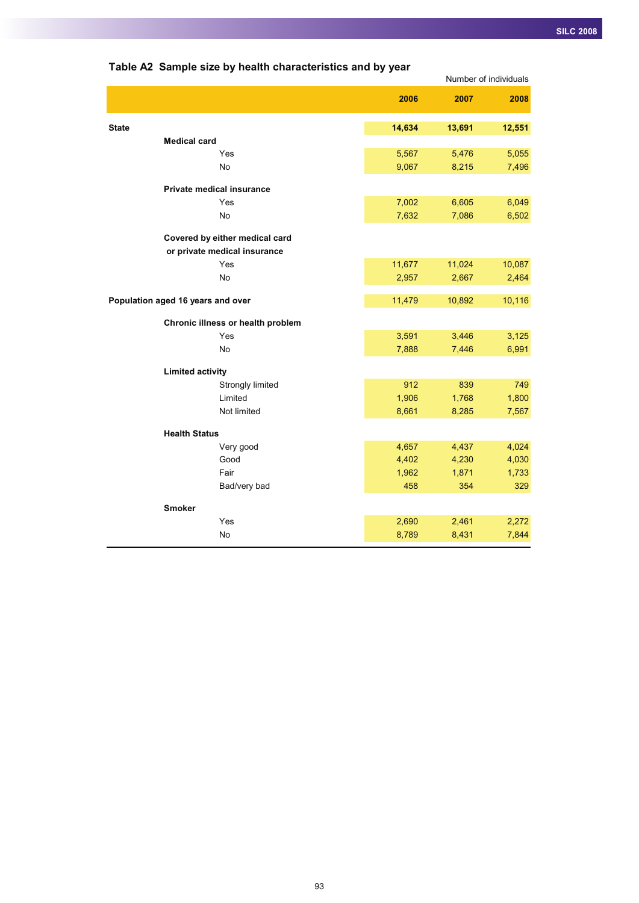## Table A2 Sample size by health characteristics and by year

Number of individuals

| | 2006 | 2007 | 2008 |
|---|---|---|---|
| **State** | **14,634** | **13,691** | **12,551** |
| **Medical card** | | | |
| Yes | 5,567 | 5,476 | 5,055 |
| No | 9,067 | 8,215 | 7,496 |
| **Private medical insurance** | | | |
| Yes | 7,002 | 6,605 | 6,049 |
| No | 7,632 | 7,086 | 6,502 |
| **Covered by either medical card or private medical insurance** | | | |
| Yes | 11,677 | 11,024 | 10,087 |
| No | 2,957 | 2,667 | 2,464 |
| **Population aged 16 years and over** | 11,479 | 10,892 | 10,116 |
| **Chronic illness or health problem** | | | |
| Yes | 3,591 | 3,446 | 3,125 |
| No | 7,888 | 7,446 | 6,991 |
| **Limited activity** | | | |
| Strongly limited | 912 | 839 | 749 |
| Limited | 1,906 | 1,768 | 1,800 |
| Not limited | 8,661 | 8,285 | 7,567 |
| **Health Status** | | | |
| Very good | 4,657 | 4,437 | 4,024 |
| Good | 4,402 | 4,230 | 4,030 |
| Fair | 1,962 | 1,871 | 1,733 |
| Bad/very bad | 458 | 354 | 329 |
| **Smoker** | | | |
| Yes | 2,690 | 2,461 | 2,272 |
| No | 8,789 | 8,431 | 7,844 |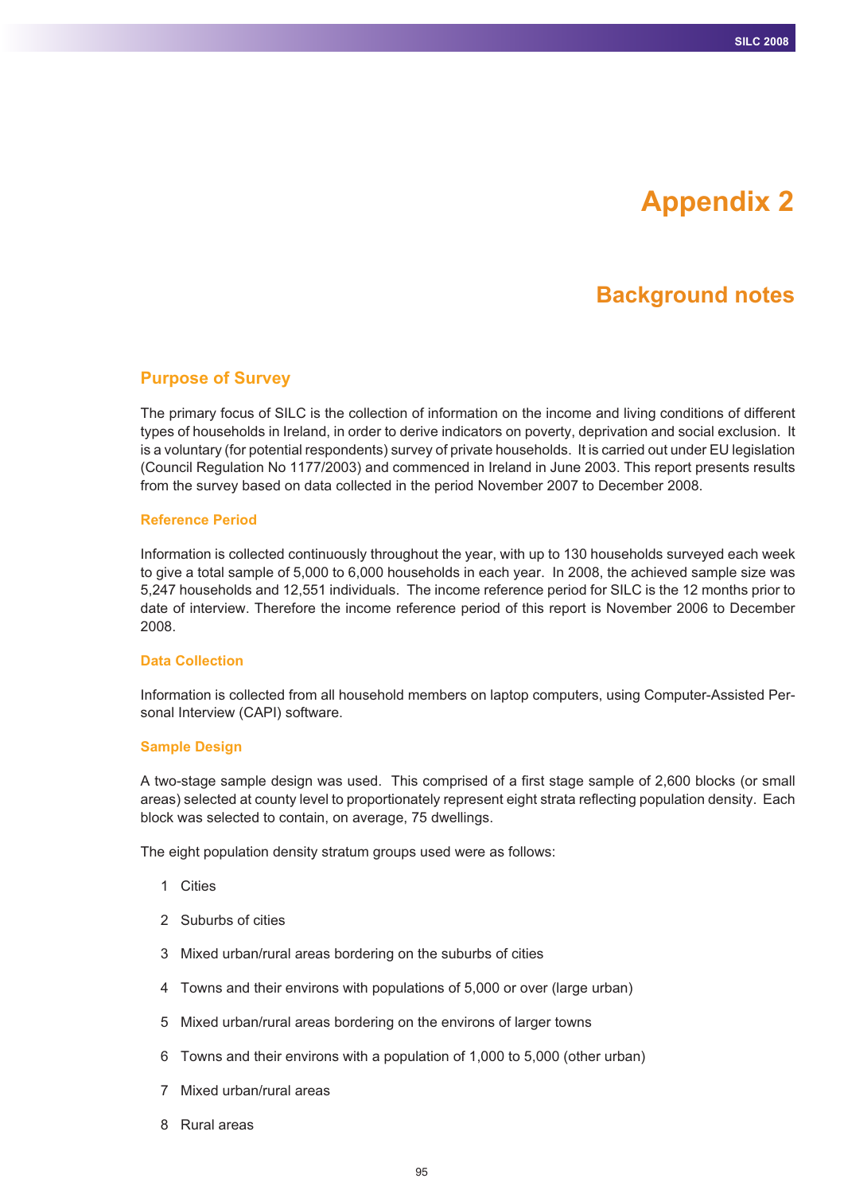# Appendix 2

## Background notes

### Purpose of Survey

The primary focus of SILC is the collection of information on the income and living conditions of different types of households in Ireland, in order to derive indicators on poverty, deprivation and social exclusion. It is a voluntary (for potential respondents) survey of private households. It is carried out under EU legislation (Council Regulation No 1177/2003) and commenced in Ireland in June 2003. This report presents results from the survey based on data collected in the period November 2007 to December 2008.

#### Reference Period

Information is collected continuously throughout the year, with up to 130 households surveyed each week to give a total sample of 5,000 to 6,000 households in each year. In 2008, the achieved sample size was 5,247 households and 12,551 individuals. The income reference period for SILC is the 12 months prior to date of interview. Therefore the income reference period of this report is November 2006 to December 2008.

#### Data Collection

Information is collected from all household members on laptop computers, using Computer-Assisted Personal Interview (CAPI) software.

#### Sample Design

A two-stage sample design was used. This comprised of a first stage sample of 2,600 blocks (or small areas) selected at county level to proportionately represent eight strata reflecting population density. Each block was selected to contain, on average, 75 dwellings.

The eight population density stratum groups used were as follows:

1. Cities
2. Suburbs of cities
3. Mixed urban/rural areas bordering on the suburbs of cities
4. Towns and their environs with populations of 5,000 or over (large urban)
5. Mixed urban/rural areas bordering on the environs of larger towns
6. Towns and their environs with a population of 1,000 to 5,000 (other urban)
7. Mixed urban/rural areas
8. Rural areas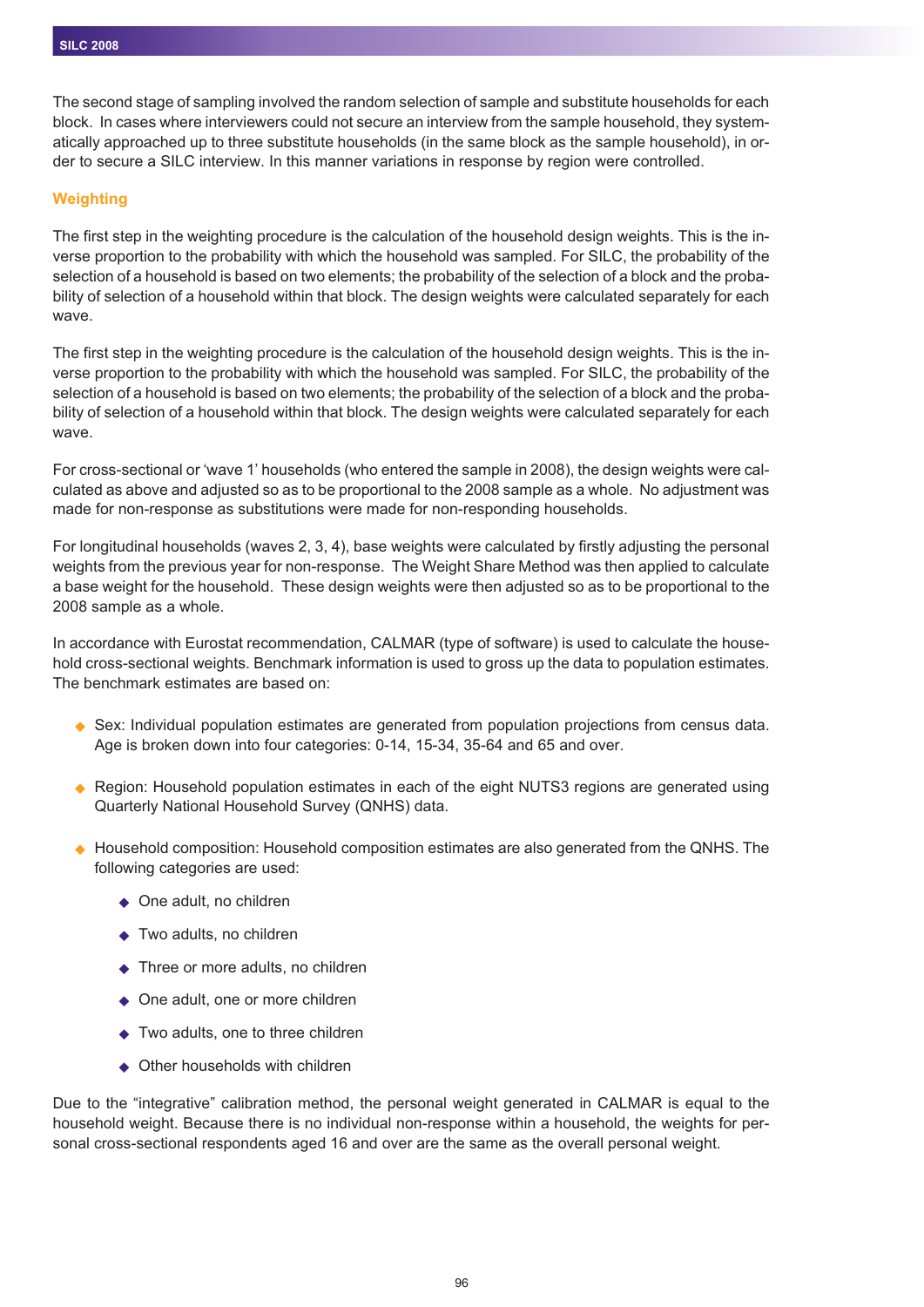The second stage of sampling involved the random selection of sample and substitute households for each block. In cases where interviewers could not secure an interview from the sample household, they systematically approached up to three substitute households (in the same block as the sample household), in order to secure a SILC interview. In this manner variations in response by region were controlled.

## Weighting

The first step in the weighting procedure is the calculation of the household design weights. This is the inverse proportion to the probability with which the household was sampled. For SILC, the probability of the selection of a household is based on two elements; the probability of the selection of a block and the probability of selection of a household within that block. The design weights were calculated separately for each wave.

The first step in the weighting procedure is the calculation of the household design weights. This is the inverse proportion to the probability with which the household was sampled. For SILC, the probability of the selection of a household is based on two elements; the probability of the selection of a block and the probability of selection of a household within that block. The design weights were calculated separately for each wave.

For cross-sectional or 'wave 1' households (who entered the sample in 2008), the design weights were calculated as above and adjusted so as to be proportional to the 2008 sample as a whole. No adjustment was made for non-response as substitutions were made for non-responding households.

For longitudinal households (waves 2, 3, 4), base weights were calculated by firstly adjusting the personal weights from the previous year for non-response. The Weight Share Method was then applied to calculate a base weight for the household. These design weights were then adjusted so as to be proportional to the 2008 sample as a whole.

In accordance with Eurostat recommendation, CALMAR (type of software) is used to calculate the household cross-sectional weights. Benchmark information is used to gross up the data to population estimates. The benchmark estimates are based on:

- Sex: Individual population estimates are generated from population projections from census data. Age is broken down into four categories: 0-14, 15-34, 35-64 and 65 and over.
- Region: Household population estimates in each of the eight NUTS3 regions are generated using Quarterly National Household Survey (QNHS) data.
- Household composition: Household composition estimates are also generated from the QNHS. The following categories are used:
    - One adult, no children
    - Two adults, no children
    - Three or more adults, no children
    - One adult, one or more children
    - Two adults, one to three children
    - Other households with children

Due to the "integrative" calibration method, the personal weight generated in CALMAR is equal to the household weight. Because there is no individual non-response within a household, the weights for personal cross-sectional respondents aged 16 and over are the same as the overall personal weight.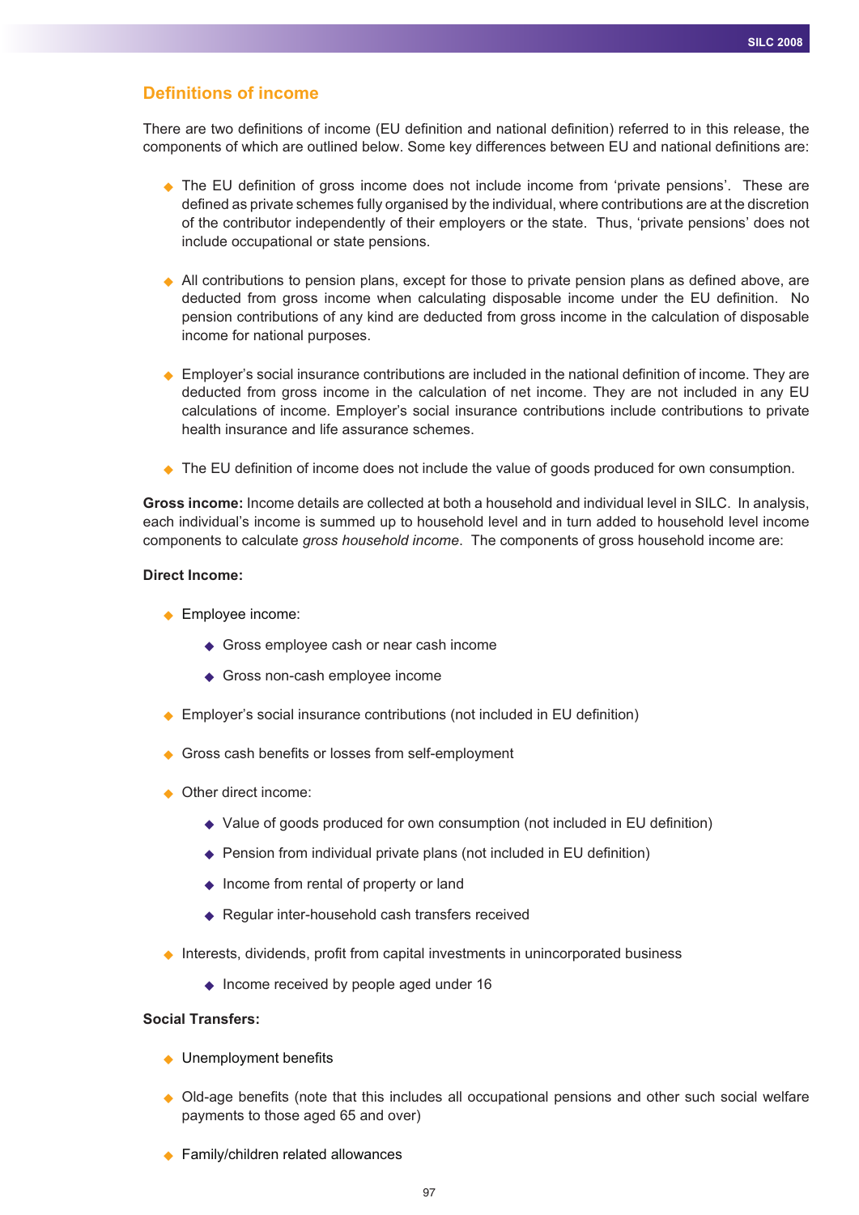## Definitions of income

There are two definitions of income (EU definition and national definition) referred to in this release, the components of which are outlined below. Some key differences between EU and national definitions are:

- The EU definition of gross income does not include income from 'private pensions'. These are defined as private schemes fully organised by the individual, where contributions are at the discretion of the contributor independently of their employers or the state. Thus, 'private pensions' does not include occupational or state pensions.

- All contributions to pension plans, except for those to private pension plans as defined above, are deducted from gross income when calculating disposable income under the EU definition. No pension contributions of any kind are deducted from gross income in the calculation of disposable income for national purposes.

- Employer's social insurance contributions are included in the national definition of income. They are deducted from gross income in the calculation of net income. They are not included in any EU calculations of income. Employer's social insurance contributions include contributions to private health insurance and life assurance schemes.

- The EU definition of income does not include the value of goods produced for own consumption.

**Gross income:** Income details are collected at both a household and individual level in SILC. In analysis, each individual's income is summed up to household level and in turn added to household level income components to calculate *gross household income*. The components of gross household income are:

**Direct Income:**

- Employee income:
  - Gross employee cash or near cash income
  - Gross non-cash employee income
- Employer's social insurance contributions (not included in EU definition)
- Gross cash benefits or losses from self-employment
- Other direct income:
  - Value of goods produced for own consumption (not included in EU definition)
  - Pension from individual private plans (not included in EU definition)
  - Income from rental of property or land
  - Regular inter-household cash transfers received
- Interests, dividends, profit from capital investments in unincorporated business
  - Income received by people aged under 16

**Social Transfers:**

- Unemployment benefits
- Old-age benefits (note that this includes all occupational pensions and other such social welfare payments to those aged 65 and over)
- Family/children related allowances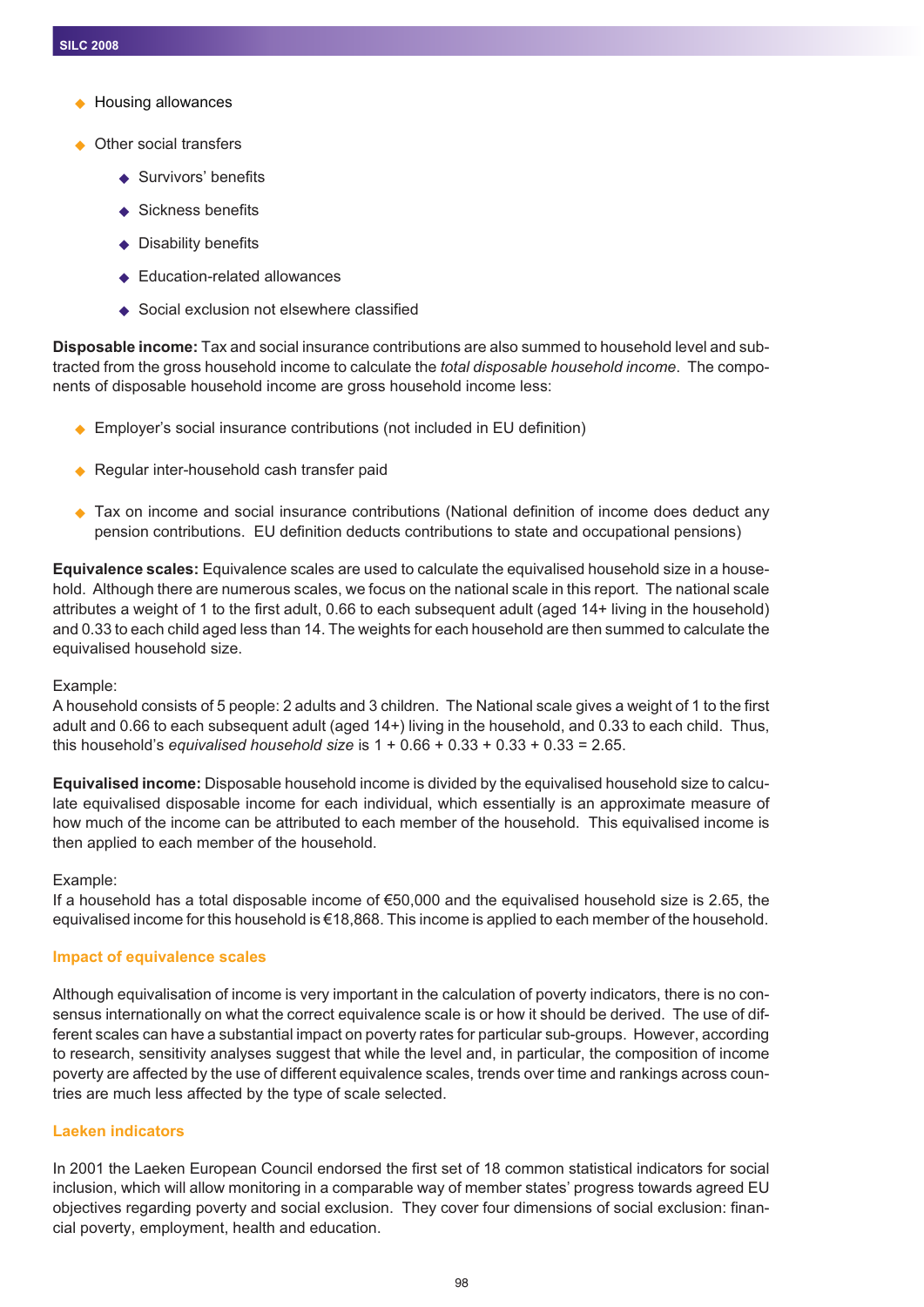- Housing allowances
- Other social transfers
    - Survivors' benefits
    - Sickness benefits
    - Disability benefits
    - Education-related allowances
    - Social exclusion not elsewhere classified

**Disposable income:** Tax and social insurance contributions are also summed to household level and subtracted from the gross household income to calculate the *total disposable household income*. The components of disposable household income are gross household income less:

- Employer's social insurance contributions (not included in EU definition)
- Regular inter-household cash transfer paid
- Tax on income and social insurance contributions (National definition of income does deduct any pension contributions. EU definition deducts contributions to state and occupational pensions)

**Equivalence scales:** Equivalence scales are used to calculate the equivalised household size in a household. Although there are numerous scales, we focus on the national scale in this report. The national scale attributes a weight of 1 to the first adult, 0.66 to each subsequent adult (aged 14+ living in the household) and 0.33 to each child aged less than 14. The weights for each household are then summed to calculate the equivalised household size.

Example:
A household consists of 5 people: 2 adults and 3 children. The National scale gives a weight of 1 to the first adult and 0.66 to each subsequent adult (aged 14+) living in the household, and 0.33 to each child. Thus, this household's *equivalised household size* is 1 + 0.66 + 0.33 + 0.33 + 0.33 = 2.65.

**Equivalised income:** Disposable household income is divided by the equivalised household size to calculate equivalised disposable income for each individual, which essentially is an approximate measure of how much of the income can be attributed to each member of the household. This equivalised income is then applied to each member of the household.

Example:
If a household has a total disposable income of €50,000 and the equivalised household size is 2.65, the equivalised income for this household is €18,868. This income is applied to each member of the household.

## Impact of equivalence scales

Although equivalisation of income is very important in the calculation of poverty indicators, there is no consensus internationally on what the correct equivalence scale is or how it should be derived. The use of different scales can have a substantial impact on poverty rates for particular sub-groups. However, according to research, sensitivity analyses suggest that while the level and, in particular, the composition of income poverty are affected by the use of different equivalence scales, trends over time and rankings across countries are much less affected by the type of scale selected.

## Laeken indicators

In 2001 the Laeken European Council endorsed the first set of 18 common statistical indicators for social inclusion, which will allow monitoring in a comparable way of member states' progress towards agreed EU objectives regarding poverty and social exclusion. They cover four dimensions of social exclusion: financial poverty, employment, health and education.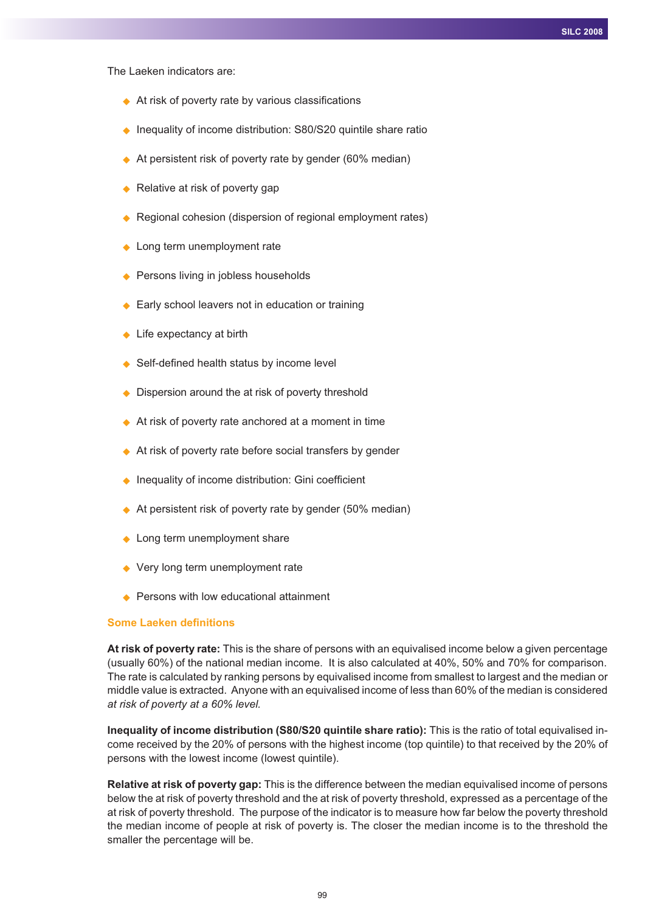The Laeken indicators are:

- At risk of poverty rate by various classifications
- Inequality of income distribution: S80/S20 quintile share ratio
- At persistent risk of poverty rate by gender (60% median)
- Relative at risk of poverty gap
- Regional cohesion (dispersion of regional employment rates)
- Long term unemployment rate
- Persons living in jobless households
- Early school leavers not in education or training
- Life expectancy at birth
- Self-defined health status by income level
- Dispersion around the at risk of poverty threshold
- At risk of poverty rate anchored at a moment in time
- At risk of poverty rate before social transfers by gender
- Inequality of income distribution: Gini coefficient
- At persistent risk of poverty rate by gender (50% median)
- Long term unemployment share
- Very long term unemployment rate
- Persons with low educational attainment

### Some Laeken definitions

**At risk of poverty rate:** This is the share of persons with an equivalised income below a given percentage (usually 60%) of the national median income. It is also calculated at 40%, 50% and 70% for comparison. The rate is calculated by ranking persons by equivalised income from smallest to largest and the median or middle value is extracted. Anyone with an equivalised income of less than 60% of the median is considered *at risk of poverty at a 60% level.*

**Inequality of income distribution (S80/S20 quintile share ratio):** This is the ratio of total equivalised income received by the 20% of persons with the highest income (top quintile) to that received by the 20% of persons with the lowest income (lowest quintile).

**Relative at risk of poverty gap:** This is the difference between the median equivalised income of persons below the at risk of poverty threshold and the at risk of poverty threshold, expressed as a percentage of the at risk of poverty threshold. The purpose of the indicator is to measure how far below the poverty threshold the median income of people at risk of poverty is. The closer the median income is to the threshold the smaller the percentage will be.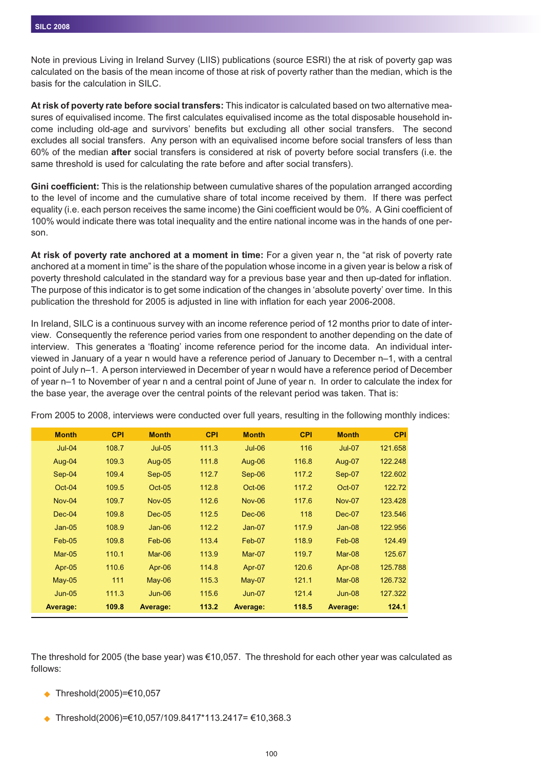Note in previous Living in Ireland Survey (LIIS) publications (source ESRI) the at risk of poverty gap was calculated on the basis of the mean income of those at risk of poverty rather than the median, which is the basis for the calculation in SILC.

**At risk of poverty rate before social transfers:** This indicator is calculated based on two alternative measures of equivalised income. The first calculates equivalised income as the total disposable household income including old-age and survivors' benefits but excluding all other social transfers. The second excludes all social transfers. Any person with an equivalised income before social transfers of less than 60% of the median **after** social transfers is considered at risk of poverty before social transfers (i.e. the same threshold is used for calculating the rate before and after social transfers).

**Gini coefficient:** This is the relationship between cumulative shares of the population arranged according to the level of income and the cumulative share of total income received by them. If there was perfect equality (i.e. each person receives the same income) the Gini coefficient would be 0%. A Gini coefficient of 100% would indicate there was total inequality and the entire national income was in the hands of one person.

**At risk of poverty rate anchored at a moment in time:** For a given year n, the "at risk of poverty rate anchored at a moment in time" is the share of the population whose income in a given year is below a risk of poverty threshold calculated in the standard way for a previous base year and then up-dated for inflation. The purpose of this indicator is to get some indication of the changes in 'absolute poverty' over time. In this publication the threshold for 2005 is adjusted in line with inflation for each year 2006-2008.

In Ireland, SILC is a continuous survey with an income reference period of 12 months prior to date of interview. Consequently the reference period varies from one respondent to another depending on the date of interview. This generates a 'floating' income reference period for the income data. An individual interviewed in January of a year n would have a reference period of January to December n–1, with a central point of July n–1. A person interviewed in December of year n would have a reference period of December of year n–1 to November of year n and a central point of June of year n. In order to calculate the index for the base year, the average over the central points of the relevant period was taken. That is:

From 2005 to 2008, interviews were conducted over full years, resulting in the following monthly indices:

| Month | CPI | Month | CPI | Month | CPI | Month | CPI |
|---|---|---|---|---|---|---|---|
| Jul-04 | 108.7 | Jul-05 | 111.3 | Jul-06 | 116 | Jul-07 | 121.658 |
| Aug-04 | 109.3 | Aug-05 | 111.8 | Aug-06 | 116.8 | Aug-07 | 122.248 |
| Sep-04 | 109.4 | Sep-05 | 112.7 | Sep-06 | 117.2 | Sep-07 | 122.602 |
| Oct-04 | 109.5 | Oct-05 | 112.8 | Oct-06 | 117.2 | Oct-07 | 122.72 |
| Nov-04 | 109.7 | Nov-05 | 112.6 | Nov-06 | 117.6 | Nov-07 | 123.428 |
| Dec-04 | 109.8 | Dec-05 | 112.5 | Dec-06 | 118 | Dec-07 | 123.546 |
| Jan-05 | 108.9 | Jan-06 | 112.2 | Jan-07 | 117.9 | Jan-08 | 122.956 |
| Feb-05 | 109.8 | Feb-06 | 113.4 | Feb-07 | 118.9 | Feb-08 | 124.49 |
| Mar-05 | 110.1 | Mar-06 | 113.9 | Mar-07 | 119.7 | Mar-08 | 125.67 |
| Apr-05 | 110.6 | Apr-06 | 114.8 | Apr-07 | 120.6 | Apr-08 | 125.788 |
| May-05 | 111 | May-06 | 115.3 | May-07 | 121.1 | Mar-08 | 126.732 |
| Jun-05 | 111.3 | Jun-06 | 115.6 | Jun-07 | 121.4 | Jun-08 | 127.322 |
| **Average:** | **109.8** | **Average:** | **113.2** | **Average:** | **118.5** | **Average:** | **124.1** |

The threshold for 2005 (the base year) was €10,057. The threshold for each other year was calculated as follows:

- Threshold(2005)=€10,057
- Threshold(2006)=€10,057/109.8417*113.2417= €10,368.3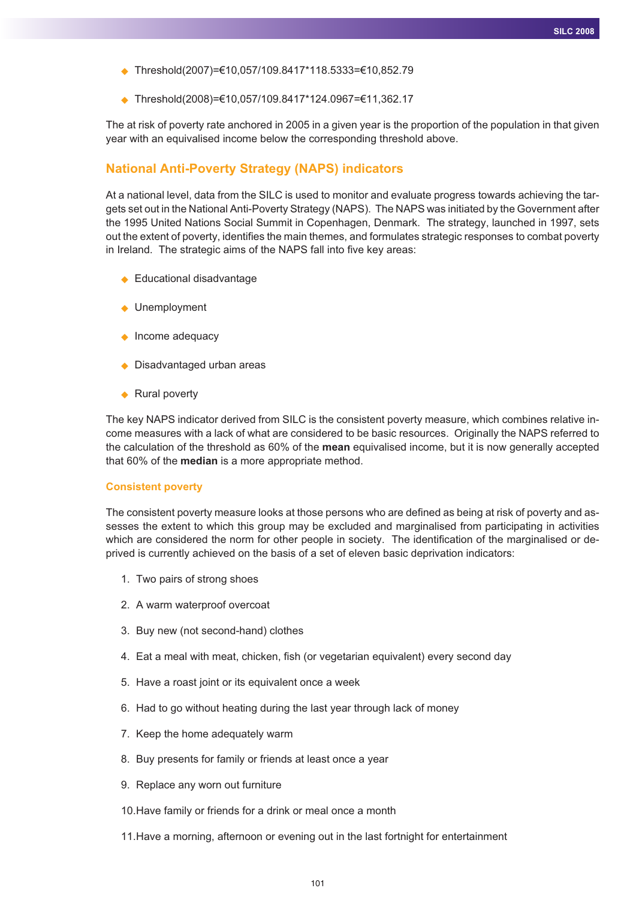- Threshold(2007)=€10,057/109.8417*118.5333=€10,852.79
- Threshold(2008)=€10,057/109.8417*124.0967=€11,362.17

The at risk of poverty rate anchored in 2005 in a given year is the proportion of the population in that given year with an equivalised income below the corresponding threshold above.

## National Anti-Poverty Strategy (NAPS) indicators

At a national level, data from the SILC is used to monitor and evaluate progress towards achieving the targets set out in the National Anti-Poverty Strategy (NAPS). The NAPS was initiated by the Government after the 1995 United Nations Social Summit in Copenhagen, Denmark. The strategy, launched in 1997, sets out the extent of poverty, identifies the main themes, and formulates strategic responses to combat poverty in Ireland. The strategic aims of the NAPS fall into five key areas:

- Educational disadvantage
- Unemployment
- Income adequacy
- Disadvantaged urban areas
- Rural poverty

The key NAPS indicator derived from SILC is the consistent poverty measure, which combines relative income measures with a lack of what are considered to be basic resources. Originally the NAPS referred to the calculation of the threshold as 60% of the **mean** equivalised income, but it is now generally accepted that 60% of the **median** is a more appropriate method.

### Consistent poverty

The consistent poverty measure looks at those persons who are defined as being at risk of poverty and assesses the extent to which this group may be excluded and marginalised from participating in activities which are considered the norm for other people in society. The identification of the marginalised or deprived is currently achieved on the basis of a set of eleven basic deprivation indicators:

1. Two pairs of strong shoes
2. A warm waterproof overcoat
3. Buy new (not second-hand) clothes
4. Eat a meal with meat, chicken, fish (or vegetarian equivalent) every second day
5. Have a roast joint or its equivalent once a week
6. Had to go without heating during the last year through lack of money
7. Keep the home adequately warm
8. Buy presents for family or friends at least once a year
9. Replace any worn out furniture
10. Have family or friends for a drink or meal once a month
11. Have a morning, afternoon or evening out in the last fortnight for entertainment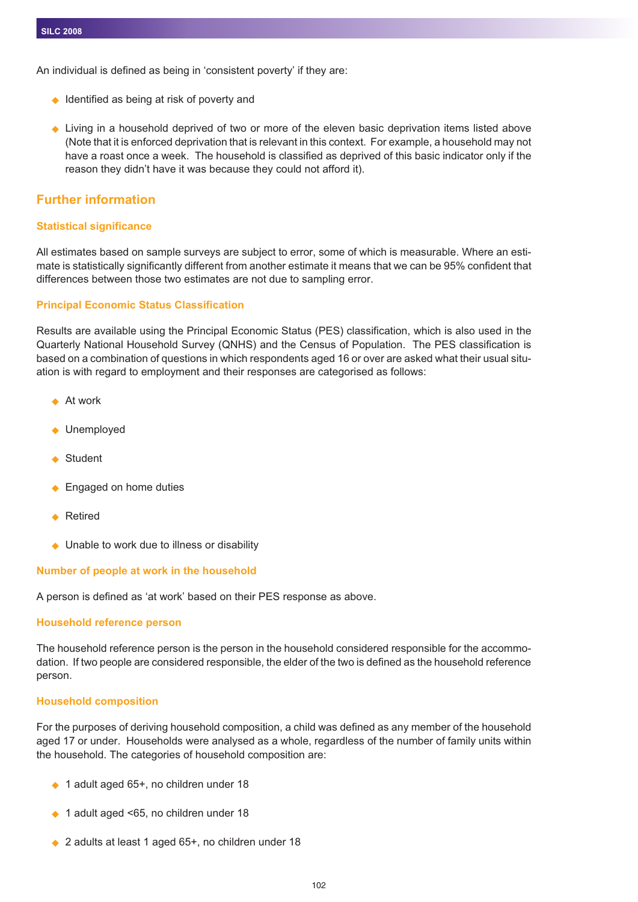An individual is defined as being in 'consistent poverty' if they are:

- Identified as being at risk of poverty and
- Living in a household deprived of two or more of the eleven basic deprivation items listed above (Note that it is enforced deprivation that is relevant in this context. For example, a household may not have a roast once a week. The household is classified as deprived of this basic indicator only if the reason they didn't have it was because they could not afford it).

## Further information

### Statistical significance

All estimates based on sample surveys are subject to error, some of which is measurable. Where an estimate is statistically significantly different from another estimate it means that we can be 95% confident that differences between those two estimates are not due to sampling error.

### Principal Economic Status Classification

Results are available using the Principal Economic Status (PES) classification, which is also used in the Quarterly National Household Survey (QNHS) and the Census of Population. The PES classification is based on a combination of questions in which respondents aged 16 or over are asked what their usual situation is with regard to employment and their responses are categorised as follows:

- At work
- Unemployed
- Student
- Engaged on home duties
- Retired
- Unable to work due to illness or disability

### Number of people at work in the household

A person is defined as 'at work' based on their PES response as above.

### Household reference person

The household reference person is the person in the household considered responsible for the accommodation. If two people are considered responsible, the elder of the two is defined as the household reference person.

### Household composition

For the purposes of deriving household composition, a child was defined as any member of the household aged 17 or under. Households were analysed as a whole, regardless of the number of family units within the household. The categories of household composition are:

- 1 adult aged 65+, no children under 18
- 1 adult aged <65, no children under 18
- 2 adults at least 1 aged 65+, no children under 18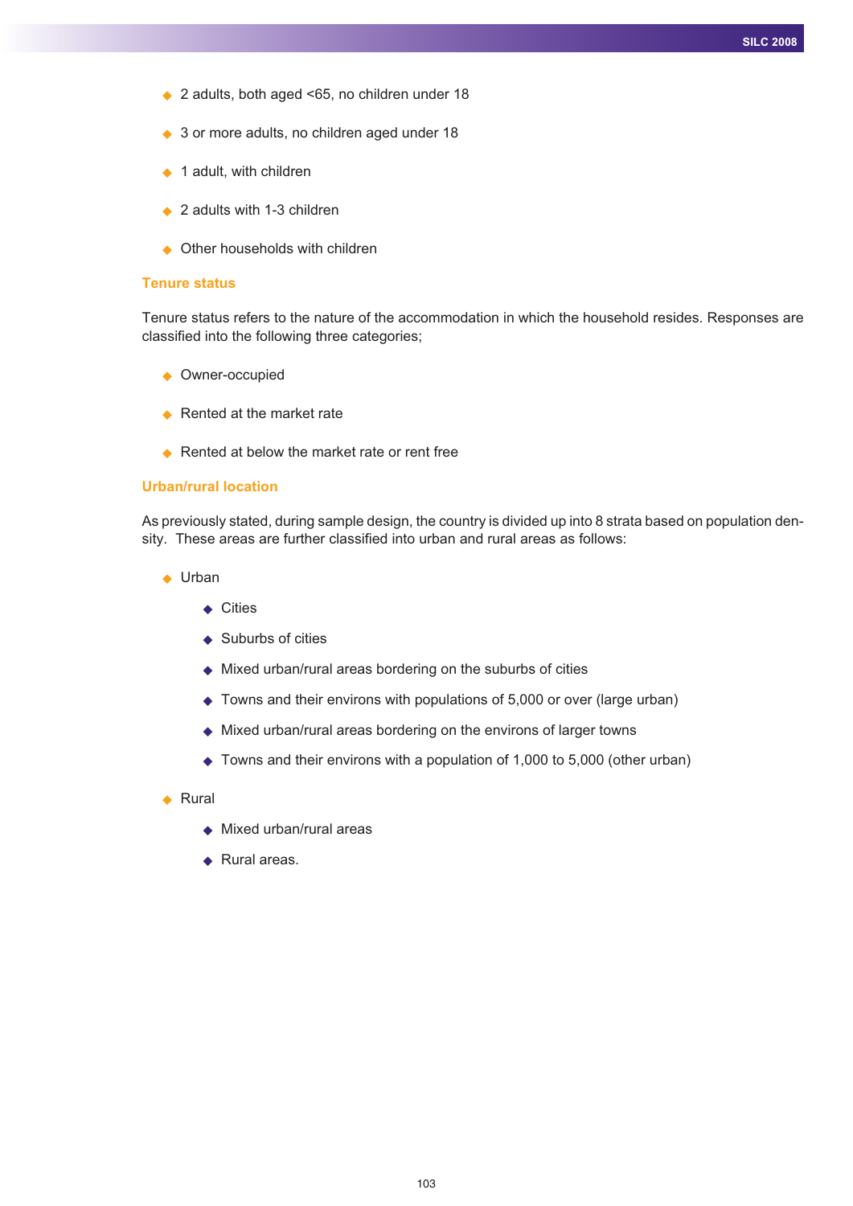- 2 adults, both aged <65, no children under 18
- 3 or more adults, no children aged under 18
- 1 adult, with children
- 2 adults with 1-3 children
- Other households with children

### Tenure status

Tenure status refers to the nature of the accommodation in which the household resides. Responses are classified into the following three categories;

- Owner-occupied
- Rented at the market rate
- Rented at below the market rate or rent free

### Urban/rural location

As previously stated, during sample design, the country is divided up into 8 strata based on population density. These areas are further classified into urban and rural areas as follows:

- Urban
    - Cities
    - Suburbs of cities
    - Mixed urban/rural areas bordering on the suburbs of cities
    - Towns and their environs with populations of 5,000 or over (large urban)
    - Mixed urban/rural areas bordering on the environs of larger towns
    - Towns and their environs with a population of 1,000 to 5,000 (other urban)
- Rural
    - Mixed urban/rural areas
    - Rural areas.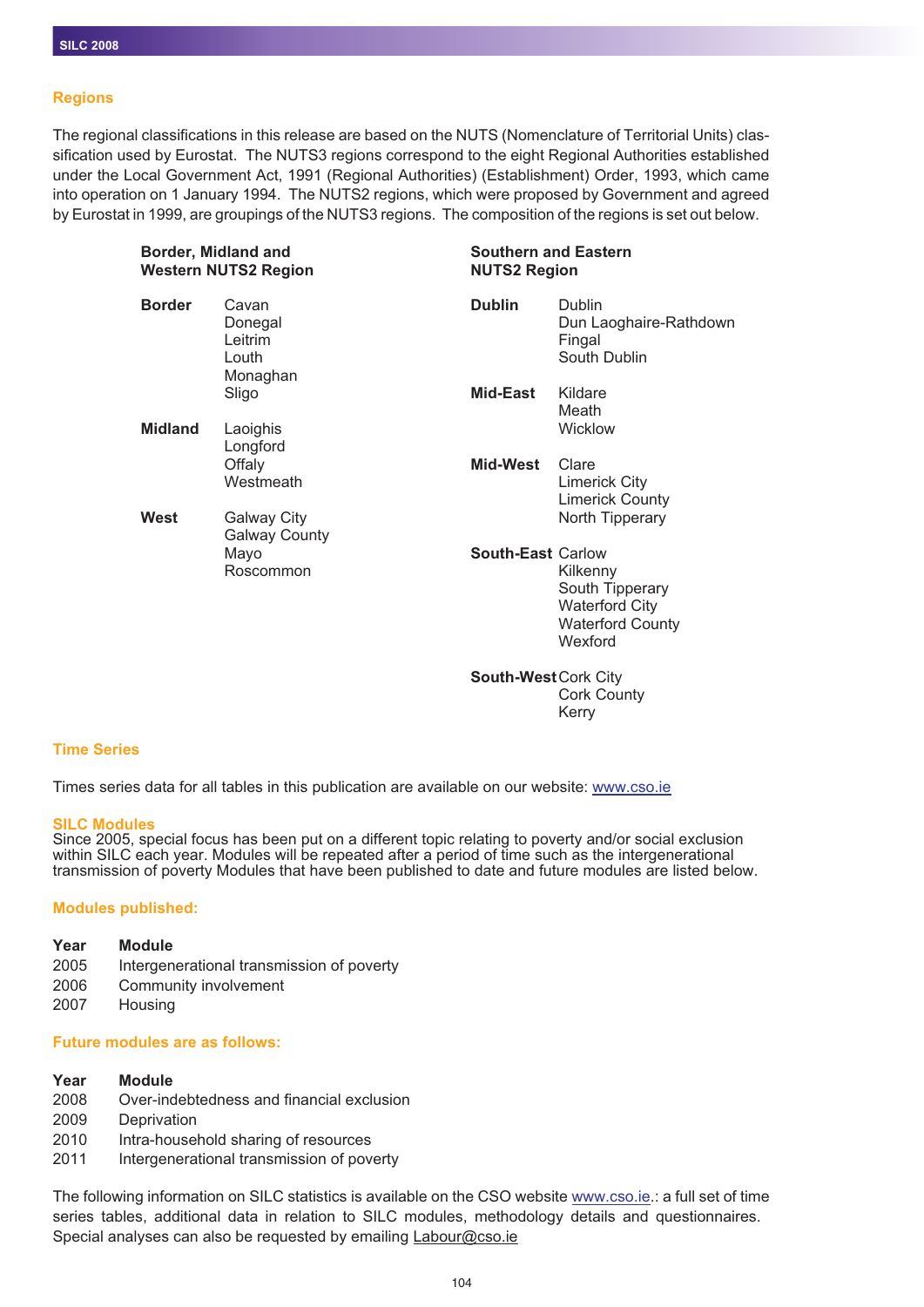## Regions

The regional classifications in this release are based on the NUTS (Nomenclature of Territorial Units) classification used by Eurostat. The NUTS3 regions correspond to the eight Regional Authorities established under the Local Government Act, 1991 (Regional Authorities) (Establishment) Order, 1993, which came into operation on 1 January 1994. The NUTS2 regions, which were proposed by Government and agreed by Eurostat in 1999, are groupings of the NUTS3 regions. The composition of the regions is set out below.

**Border, Midland and Western NUTS2 Region**

| | |
|---|---|
| **Border** | Cavan<br>Donegal<br>Leitrim<br>Louth<br>Monaghan<br>Sligo |
| **Midland** | Laoighis<br>Longford<br>Offaly<br>Westmeath |
| **West** | Galway City<br>Galway County<br>Mayo<br>Roscommon |

**Southern and Eastern NUTS2 Region**

| | |
|---|---|
| **Dublin** | Dublin<br>Dun Laoghaire-Rathdown<br>Fingal<br>South Dublin |
| **Mid-East** | Kildare<br>Meath<br>Wicklow |
| **Mid-West** | Clare<br>Limerick City<br>Limerick County<br>North Tipperary |
| **South-East** | Carlow<br>Kilkenny<br>South Tipperary<br>Waterford City<br>Waterford County<br>Wexford |
| **South-West** | Cork City<br>Cork County<br>Kerry |

## Time Series

Times series data for all tables in this publication are available on our website: www.cso.ie

## SILC Modules

Since 2005, special focus has been put on a different topic relating to poverty and/or social exclusion within SILC each year. Modules will be repeated after a period of time such as the intergenerational transmission of poverty Modules that have been published to date and future modules are listed below.

### Modules published:

| Year | Module |
|---|---|
| 2005 | Intergenerational transmission of poverty |
| 2006 | Community involvement |
| 2007 | Housing |

### Future modules are as follows:

| Year | Module |
|---|---|
| 2008 | Over-indebtedness and financial exclusion |
| 2009 | Deprivation |
| 2010 | Intra-household sharing of resources |
| 2011 | Intergenerational transmission of poverty |

The following information on SILC statistics is available on the CSO website www.cso.ie.: a full set of time series tables, additional data in relation to SILC modules, methodology details and questionnaires. Special analyses can also be requested by emailing Labour@cso.ie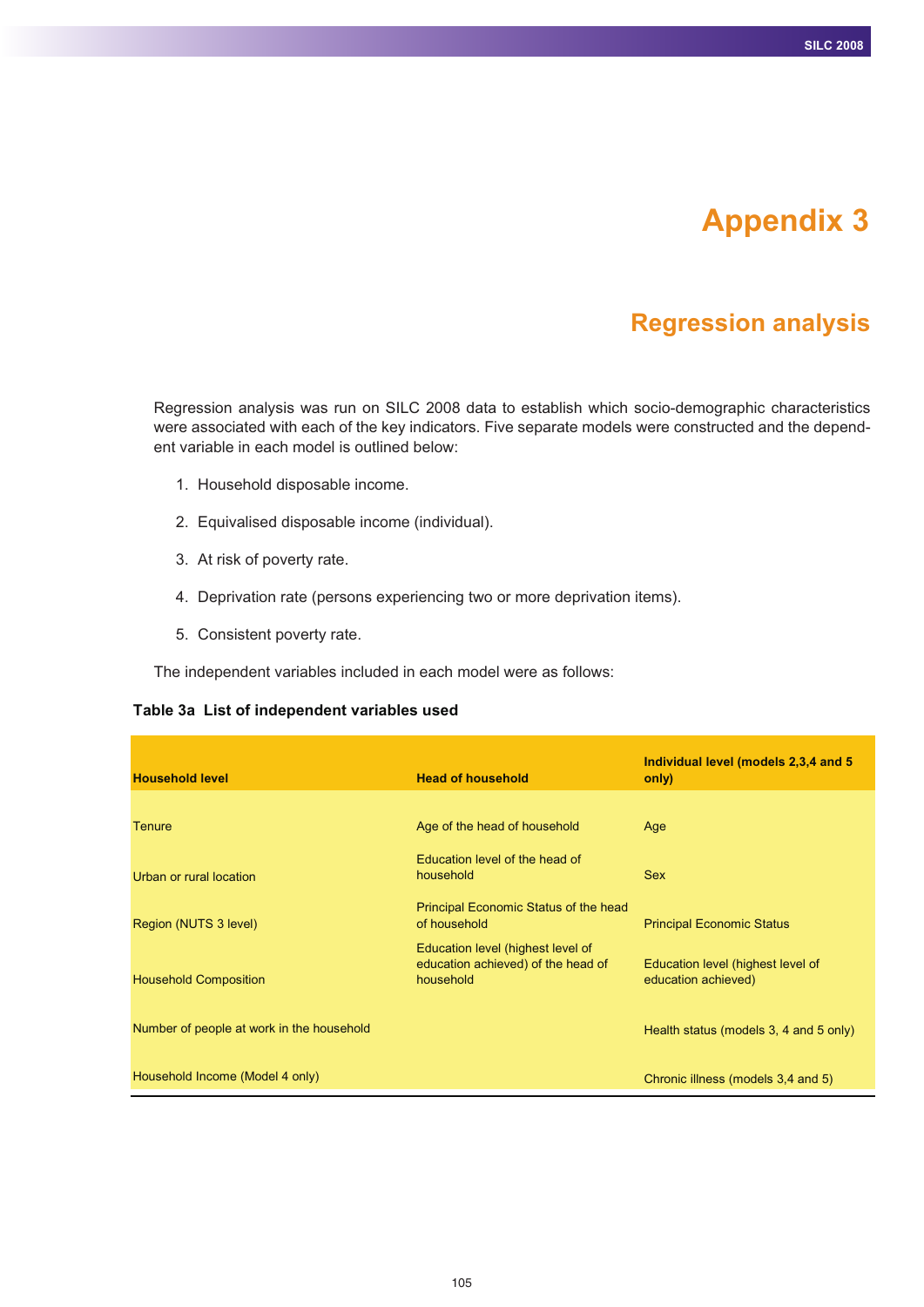# Appendix 3

## Regression analysis

Regression analysis was run on SILC 2008 data to establish which socio-demographic characteristics were associated with each of the key indicators. Five separate models were constructed and the dependent variable in each model is outlined below:

1. Household disposable income.
2. Equivalised disposable income (individual).
3. At risk of poverty rate.
4. Deprivation rate (persons experiencing two or more deprivation items).
5. Consistent poverty rate.

The independent variables included in each model were as follows:

**Table 3a List of independent variables used**

| Household level | Head of household | Individual level (models 2,3,4 and 5 only) |
|---|---|---|
| Tenure | Age of the head of household | Age |
| Urban or rural location | Education level of the head of household | Sex |
| Region (NUTS 3 level) | Principal Economic Status of the head of household | Principal Economic Status |
| Household Composition | Education level (highest level of education achieved) of the head of household | Education level (highest level of education achieved) |
| Number of people at work in the household | | Health status (models 3, 4 and 5 only) |
| Household Income (Model 4 only) | | Chronic illness (models 3,4 and 5) |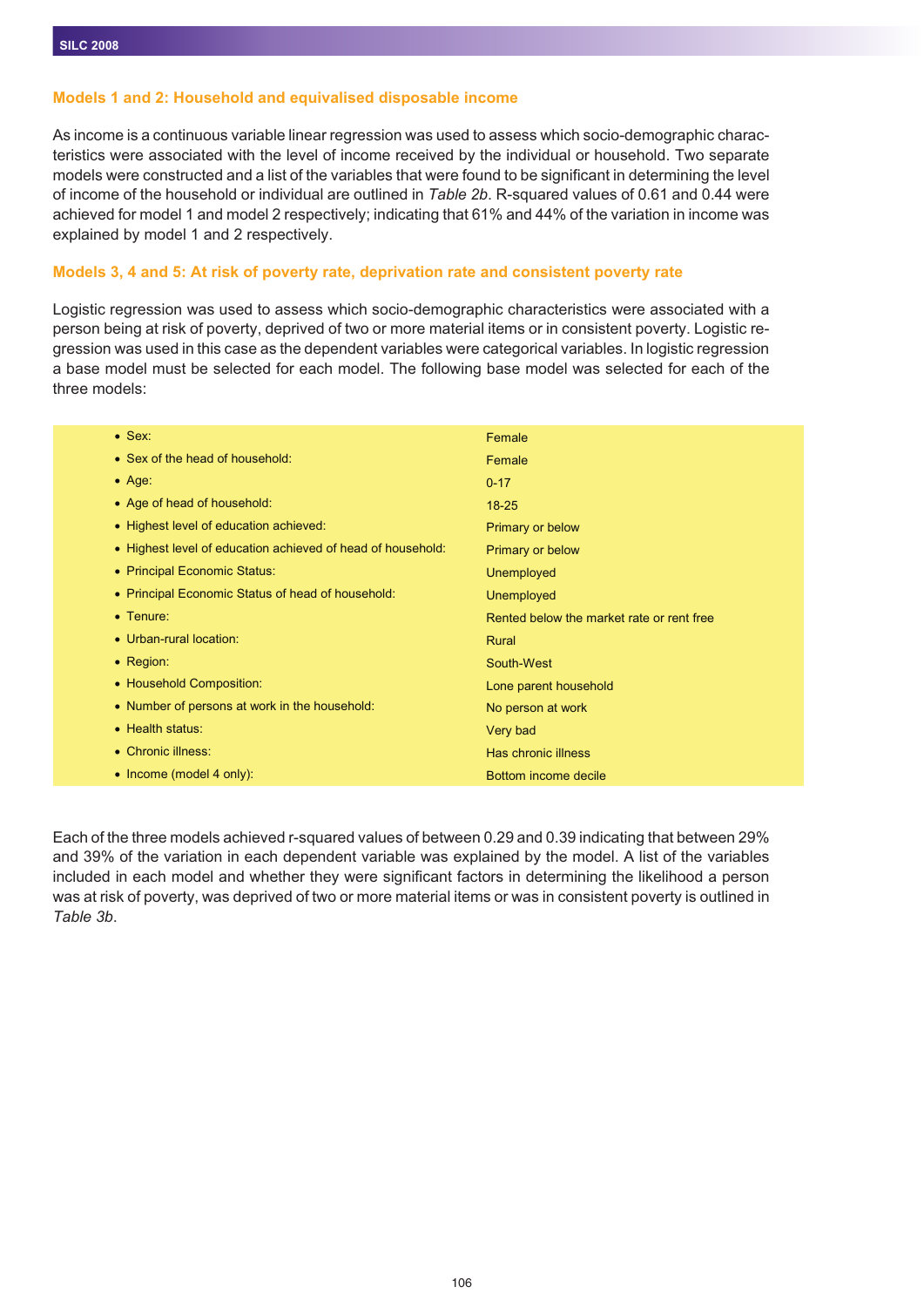### Models 1 and 2: Household and equivalised disposable income

As income is a continuous variable linear regression was used to assess which socio-demographic characteristics were associated with the level of income received by the individual or household. Two separate models were constructed and a list of the variables that were found to be significant in determining the level of income of the household or individual are outlined in *Table 2b*. R-squared values of 0.61 and 0.44 were achieved for model 1 and model 2 respectively; indicating that 61% and 44% of the variation in income was explained by model 1 and 2 respectively.

### Models 3, 4 and 5: At risk of poverty rate, deprivation rate and consistent poverty rate

Logistic regression was used to assess which socio-demographic characteristics were associated with a person being at risk of poverty, deprived of two or more material items or in consistent poverty. Logistic regression was used in this case as the dependent variables were categorical variables. In logistic regression a base model must be selected for each model. The following base model was selected for each of the three models:

| | |
|---|---|
| • Sex: | Female |
| • Sex of the head of household: | Female |
| • Age: | 0-17 |
| • Age of head of household: | 18-25 |
| • Highest level of education achieved: | Primary or below |
| • Highest level of education achieved of head of household: | Primary or below |
| • Principal Economic Status: | Unemployed |
| • Principal Economic Status of head of household: | Unemployed |
| • Tenure: | Rented below the market rate or rent free |
| • Urban-rural location: | Rural |
| • Region: | South-West |
| • Household Composition: | Lone parent household |
| • Number of persons at work in the household: | No person at work |
| • Health status: | Very bad |
| • Chronic illness: | Has chronic illness |
| • Income (model 4 only): | Bottom income decile |

Each of the three models achieved r-squared values of between 0.29 and 0.39 indicating that between 29% and 39% of the variation in each dependent variable was explained by the model. A list of the variables included in each model and whether they were significant factors in determining the likelihood a person was at risk of poverty, was deprived of two or more material items or was in consistent poverty is outlined in *Table 3b*.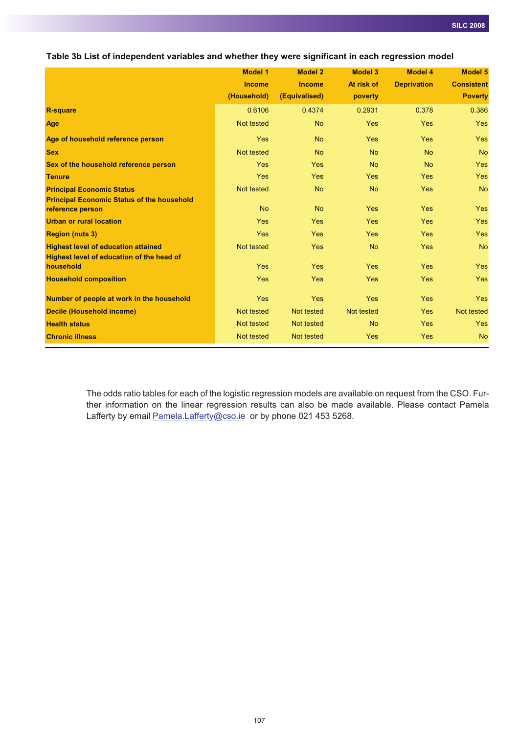**Table 3b List of independent variables and whether they were significant in each regression model**

| | Model 1 Income (Household) | Model 2 Income (Equivalised) | Model 3 At risk of poverty | Model 4 Deprivation | Model 5 Consistent Poverty |
|---|---|---|---|---|---|
| **R-square** | 0.6106 | 0.4374 | 0.2931 | 0.378 | 0.386 |
| **Age** | Not tested | No | Yes | Yes | Yes |
| **Age of household reference person** | Yes | No | Yes | Yes | Yes |
| **Sex** | Not tested | No | No | No | No |
| **Sex of the household reference person** | Yes | Yes | No | No | Yes |
| **Tenure** | Yes | Yes | Yes | Yes | Yes |
| **Principal Economic Status** | Not tested | No | No | Yes | No |
| **Principal Economic Status of the household reference person** | No | No | Yes | Yes | Yes |
| **Urban or rural location** | Yes | Yes | Yes | Yes | Yes |
| **Region (nuts 3)** | Yes | Yes | Yes | Yes | Yes |
| **Highest level of education attained** | Not tested | Yes | No | Yes | No |
| **Highest level of education of the head of household** | Yes | Yes | Yes | Yes | Yes |
| **Household composition** | Yes | Yes | Yes | Yes | Yes |
| **Number of people at work in the household** | Yes | Yes | Yes | Yes | Yes |
| **Decile (Household income)** | Not tested | Not tested | Not tested | Yes | Not tested |
| **Health status** | Not tested | Not tested | No | Yes | Yes |
| **Chronic illness** | Not tested | Not tested | Yes | Yes | No |

The odds ratio tables for each of the logistic regression models are available on request from the CSO. Further information on the linear regression results can also be made available. Please contact Pamela Lafferty by email Pamela.Lafferty@cso.ie or by phone 021 453 5268.